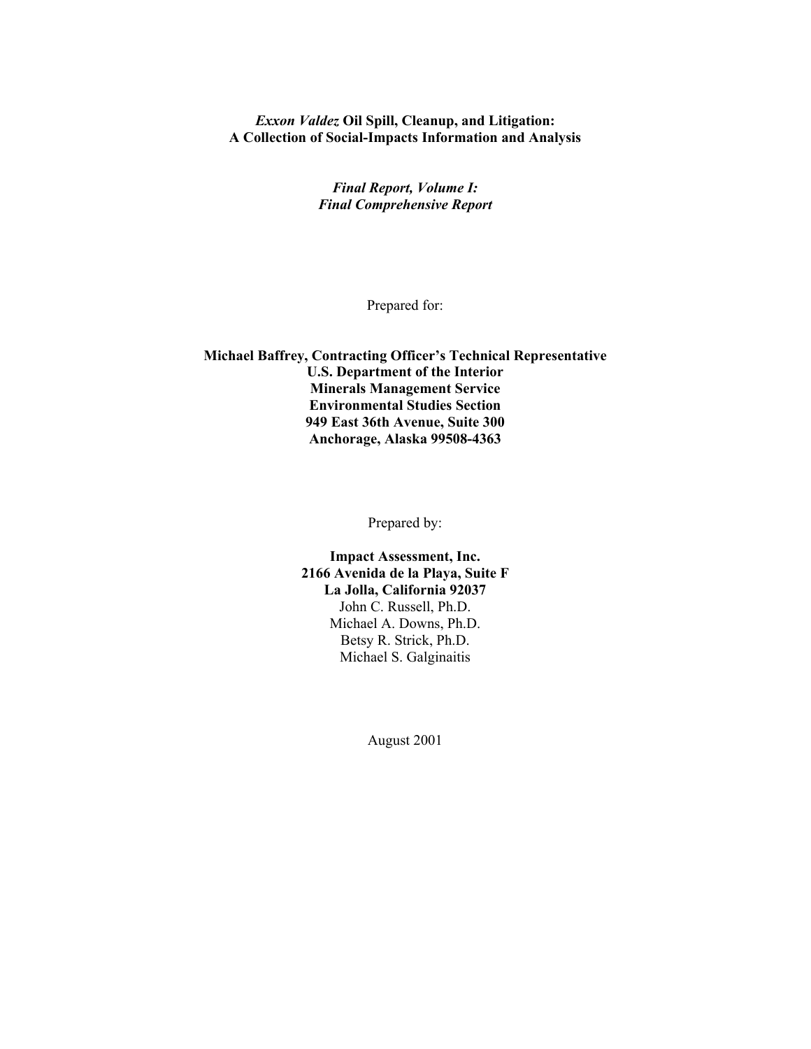# *Exxon Valdez* Oil Spill, Cleanup, and Litigation: A Collection of Social-Impacts Information and Analysis

## *Final Report, Volume I: Final Comprehensive Report*

Prepared for:

**Michael Baffrey, Contracting Officer's Technical Representative**
**U.S. Department of the Interior**
**Minerals Management Service**
**Environmental Studies Section**
**949 East 36th Avenue, Suite 300**
**Anchorage, Alaska 99508-4363**

Prepared by:

**Impact Assessment, Inc.**
**2166 Avenida de la Playa, Suite F**
**La Jolla, California 92037**
John C. Russell, Ph.D.
Michael A. Downs, Ph.D.
Betsy R. Strick, Ph.D.
Michael S. Galginaitis

August 2001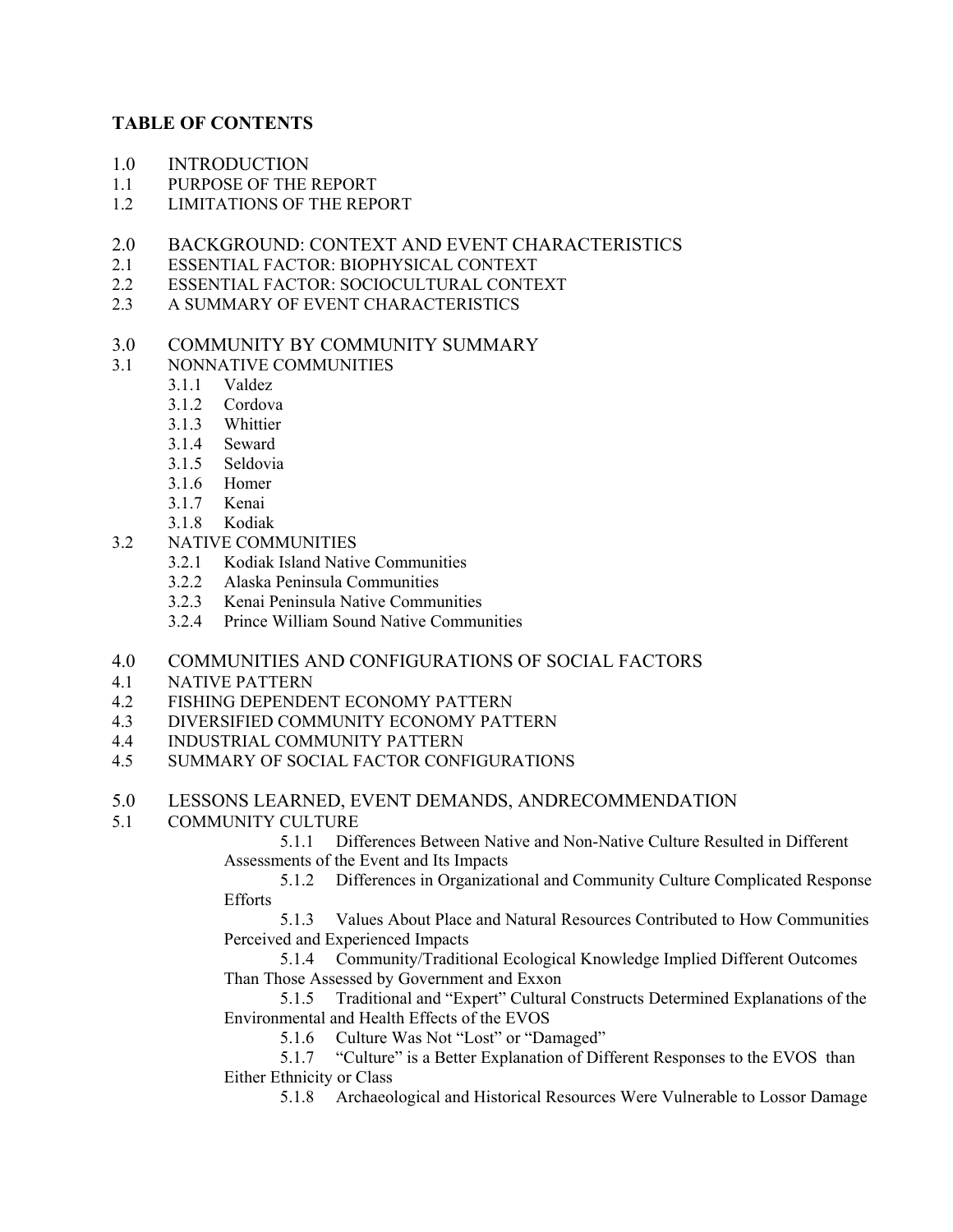## TABLE OF CONTENTS

1.0 INTRODUCTION
1.1 PURPOSE OF THE REPORT
1.2 LIMITATIONS OF THE REPORT

2.0 BACKGROUND: CONTEXT AND EVENT CHARACTERISTICS
2.1 ESSENTIAL FACTOR: BIOPHYSICAL CONTEXT
2.2 ESSENTIAL FACTOR: SOCIOCULTURAL CONTEXT
2.3 A SUMMARY OF EVENT CHARACTERISTICS

3.0 COMMUNITY BY COMMUNITY SUMMARY
3.1 NONNATIVE COMMUNITIES
- 3.1.1 Valdez
- 3.1.2 Cordova
- 3.1.3 Whittier
- 3.1.4 Seward
- 3.1.5 Seldovia
- 3.1.6 Homer
- 3.1.7 Kenai
- 3.1.8 Kodiak

3.2 NATIVE COMMUNITIES
- 3.2.1 Kodiak Island Native Communities
- 3.2.2 Alaska Peninsula Communities
- 3.2.3 Kenai Peninsula Native Communities
- 3.2.4 Prince William Sound Native Communities

4.0 COMMUNITIES AND CONFIGURATIONS OF SOCIAL FACTORS
4.1 NATIVE PATTERN
4.2 FISHING DEPENDENT ECONOMY PATTERN
4.3 DIVERSIFIED COMMUNITY ECONOMY PATTERN
4.4 INDUSTRIAL COMMUNITY PATTERN
4.5 SUMMARY OF SOCIAL FACTOR CONFIGURATIONS

5.0 LESSONS LEARNED, EVENT DEMANDS, ANDRECOMMENDATION
5.1 COMMUNITY CULTURE
- 5.1.1 Differences Between Native and Non-Native Culture Resulted in Different Assessments of the Event and Its Impacts
- 5.1.2 Differences in Organizational and Community Culture Complicated Response Efforts
- 5.1.3 Values About Place and Natural Resources Contributed to How Communities Perceived and Experienced Impacts
- 5.1.4 Community/Traditional Ecological Knowledge Implied Different Outcomes Than Those Assessed by Government and Exxon
- 5.1.5 Traditional and "Expert" Cultural Constructs Determined Explanations of the Environmental and Health Effects of the EVOS
- 5.1.6 Culture Was Not "Lost" or "Damaged"
- 5.1.7 "Culture" is a Better Explanation of Different Responses to the EVOS than Either Ethnicity or Class
- 5.1.8 Archaeological and Historical Resources Were Vulnerable to Lossor Damage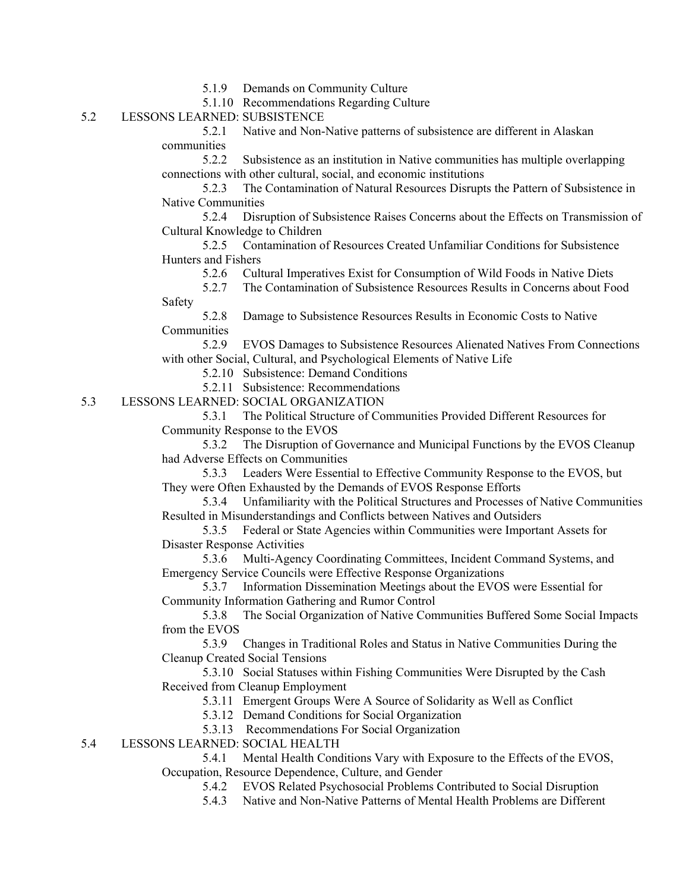5.1.9 Demands on Community Culture

5.1.10 Recommendations Regarding Culture

5.2 LESSONS LEARNED: SUBSISTENCE

5.2.1 Native and Non-Native patterns of subsistence are different in Alaskan communities

5.2.2 Subsistence as an institution in Native communities has multiple overlapping connections with other cultural, social, and economic institutions

5.2.3 The Contamination of Natural Resources Disrupts the Pattern of Subsistence in Native Communities

5.2.4 Disruption of Subsistence Raises Concerns about the Effects on Transmission of Cultural Knowledge to Children

5.2.5 Contamination of Resources Created Unfamiliar Conditions for Subsistence Hunters and Fishers

5.2.6 Cultural Imperatives Exist for Consumption of Wild Foods in Native Diets

5.2.7 The Contamination of Subsistence Resources Results in Concerns about Food Safety

5.2.8 Damage to Subsistence Resources Results in Economic Costs to Native Communities

5.2.9 EVOS Damages to Subsistence Resources Alienated Natives From Connections with other Social, Cultural, and Psychological Elements of Native Life

5.2.10 Subsistence: Demand Conditions

5.2.11 Subsistence: Recommendations

5.3 LESSONS LEARNED: SOCIAL ORGANIZATION

5.3.1 The Political Structure of Communities Provided Different Resources for Community Response to the EVOS

5.3.2 The Disruption of Governance and Municipal Functions by the EVOS Cleanup had Adverse Effects on Communities

5.3.3 Leaders Were Essential to Effective Community Response to the EVOS, but They were Often Exhausted by the Demands of EVOS Response Efforts

5.3.4 Unfamiliarity with the Political Structures and Processes of Native Communities Resulted in Misunderstandings and Conflicts between Natives and Outsiders

5.3.5 Federal or State Agencies within Communities were Important Assets for Disaster Response Activities

5.3.6 Multi-Agency Coordinating Committees, Incident Command Systems, and Emergency Service Councils were Effective Response Organizations

5.3.7 Information Dissemination Meetings about the EVOS were Essential for Community Information Gathering and Rumor Control

5.3.8 The Social Organization of Native Communities Buffered Some Social Impacts from the EVOS

5.3.9 Changes in Traditional Roles and Status in Native Communities During the Cleanup Created Social Tensions

5.3.10 Social Statuses within Fishing Communities Were Disrupted by the Cash Received from Cleanup Employment

5.3.11 Emergent Groups Were A Source of Solidarity as Well as Conflict

5.3.12 Demand Conditions for Social Organization

5.3.13 Recommendations For Social Organization

5.4 LESSONS LEARNED: SOCIAL HEALTH

5.4.1 Mental Health Conditions Vary with Exposure to the Effects of the EVOS, Occupation, Resource Dependence, Culture, and Gender

5.4.2 EVOS Related Psychosocial Problems Contributed to Social Disruption

5.4.3 Native and Non-Native Patterns of Mental Health Problems are Different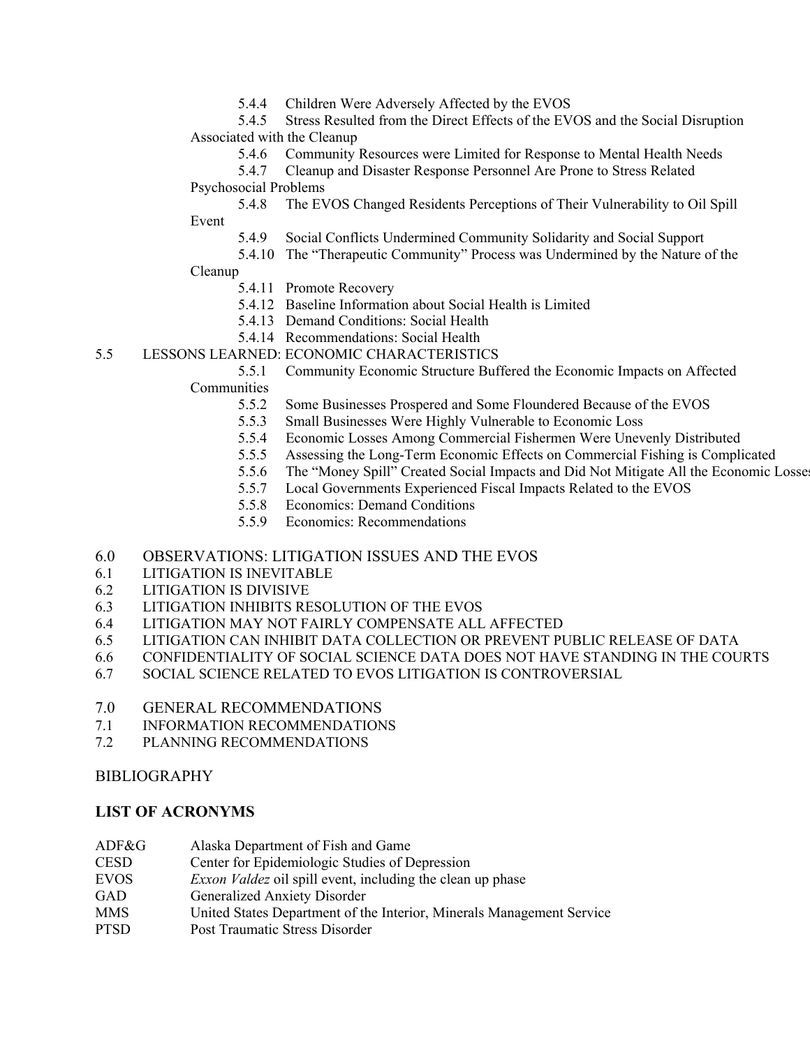5.4.4 Children Were Adversely Affected by the EVOS
5.4.5 Stress Resulted from the Direct Effects of the EVOS and the Social Disruption Associated with the Cleanup
5.4.6 Community Resources were Limited for Response to Mental Health Needs
5.4.7 Cleanup and Disaster Response Personnel Are Prone to Stress Related Psychosocial Problems
5.4.8 The EVOS Changed Residents Perceptions of Their Vulnerability to Oil Spill Event
5.4.9 Social Conflicts Undermined Community Solidarity and Social Support
5.4.10 The "Therapeutic Community" Process was Undermined by the Nature of the Cleanup
5.4.11 Promote Recovery
5.4.12 Baseline Information about Social Health is Limited
5.4.13 Demand Conditions: Social Health
5.4.14 Recommendations: Social Health

5.5 LESSONS LEARNED: ECONOMIC CHARACTERISTICS

5.5.1 Community Economic Structure Buffered the Economic Impacts on Affected Communities
5.5.2 Some Businesses Prospered and Some Floundered Because of the EVOS
5.5.3 Small Businesses Were Highly Vulnerable to Economic Loss
5.5.4 Economic Losses Among Commercial Fishermen Were Unevenly Distributed
5.5.5 Assessing the Long-Term Economic Effects on Commercial Fishing is Complicated
5.5.6 The "Money Spill" Created Social Impacts and Did Not Mitigate All the Economic Losses
5.5.7 Local Governments Experienced Fiscal Impacts Related to the EVOS
5.5.8 Economics: Demand Conditions
5.5.9 Economics: Recommendations

6.0 OBSERVATIONS: LITIGATION ISSUES AND THE EVOS
6.1 LITIGATION IS INEVITABLE
6.2 LITIGATION IS DIVISIVE
6.3 LITIGATION INHIBITS RESOLUTION OF THE EVOS
6.4 LITIGATION MAY NOT FAIRLY COMPENSATE ALL AFFECTED
6.5 LITIGATION CAN INHIBIT DATA COLLECTION OR PREVENT PUBLIC RELEASE OF DATA
6.6 CONFIDENTIALITY OF SOCIAL SCIENCE DATA DOES NOT HAVE STANDING IN THE COURTS
6.7 SOCIAL SCIENCE RELATED TO EVOS LITIGATION IS CONTROVERSIAL

7.0 GENERAL RECOMMENDATIONS
7.1 INFORMATION RECOMMENDATIONS
7.2 PLANNING RECOMMENDATIONS

BIBLIOGRAPHY

## LIST OF ACRONYMS

| | |
|---|---|
| ADF&G | Alaska Department of Fish and Game |
| CESD | Center for Epidemiologic Studies of Depression |
| EVOS | *Exxon Valdez* oil spill event, including the clean up phase |
| GAD | Generalized Anxiety Disorder |
| MMS | United States Department of the Interior, Minerals Management Service |
| PTSD | Post Traumatic Stress Disorder |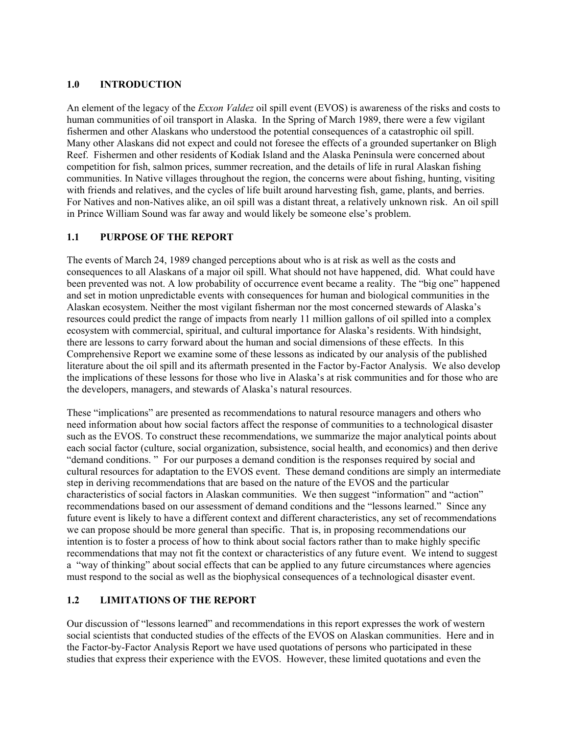## 1.0 INTRODUCTION

An element of the legacy of the *Exxon Valdez* oil spill event (EVOS) is awareness of the risks and costs to human communities of oil transport in Alaska. In the Spring of March 1989, there were a few vigilant fishermen and other Alaskans who understood the potential consequences of a catastrophic oil spill. Many other Alaskans did not expect and could not foresee the effects of a grounded supertanker on Bligh Reef. Fishermen and other residents of Kodiak Island and the Alaska Peninsula were concerned about competition for fish, salmon prices, summer recreation, and the details of life in rural Alaskan fishing communities. In Native villages throughout the region, the concerns were about fishing, hunting, visiting with friends and relatives, and the cycles of life built around harvesting fish, game, plants, and berries. For Natives and non-Natives alike, an oil spill was a distant threat, a relatively unknown risk. An oil spill in Prince William Sound was far away and would likely be someone else's problem.

## 1.1 PURPOSE OF THE REPORT

The events of March 24, 1989 changed perceptions about who is at risk as well as the costs and consequences to all Alaskans of a major oil spill. What should not have happened, did. What could have been prevented was not. A low probability of occurrence event became a reality. The "big one" happened and set in motion unpredictable events with consequences for human and biological communities in the Alaskan ecosystem. Neither the most vigilant fisherman nor the most concerned stewards of Alaska's resources could predict the range of impacts from nearly 11 million gallons of oil spilled into a complex ecosystem with commercial, spiritual, and cultural importance for Alaska's residents. With hindsight, there are lessons to carry forward about the human and social dimensions of these effects. In this Comprehensive Report we examine some of these lessons as indicated by our analysis of the published literature about the oil spill and its aftermath presented in the Factor by-Factor Analysis. We also develop the implications of these lessons for those who live in Alaska's at risk communities and for those who are the developers, managers, and stewards of Alaska's natural resources.

These "implications" are presented as recommendations to natural resource managers and others who need information about how social factors affect the response of communities to a technological disaster such as the EVOS. To construct these recommendations, we summarize the major analytical points about each social factor (culture, social organization, subsistence, social health, and economics) and then derive "demand conditions. " For our purposes a demand condition is the responses required by social and cultural resources for adaptation to the EVOS event. These demand conditions are simply an intermediate step in deriving recommendations that are based on the nature of the EVOS and the particular characteristics of social factors in Alaskan communities. We then suggest "information" and "action" recommendations based on our assessment of demand conditions and the "lessons learned." Since any future event is likely to have a different context and different characteristics, any set of recommendations we can propose should be more general than specific. That is, in proposing recommendations our intention is to foster a process of how to think about social factors rather than to make highly specific recommendations that may not fit the context or characteristics of any future event. We intend to suggest a "way of thinking" about social effects that can be applied to any future circumstances where agencies must respond to the social as well as the biophysical consequences of a technological disaster event.

## 1.2 LIMITATIONS OF THE REPORT

Our discussion of "lessons learned" and recommendations in this report expresses the work of western social scientists that conducted studies of the effects of the EVOS on Alaskan communities. Here and in the Factor-by-Factor Analysis Report we have used quotations of persons who participated in these studies that express their experience with the EVOS. However, these limited quotations and even the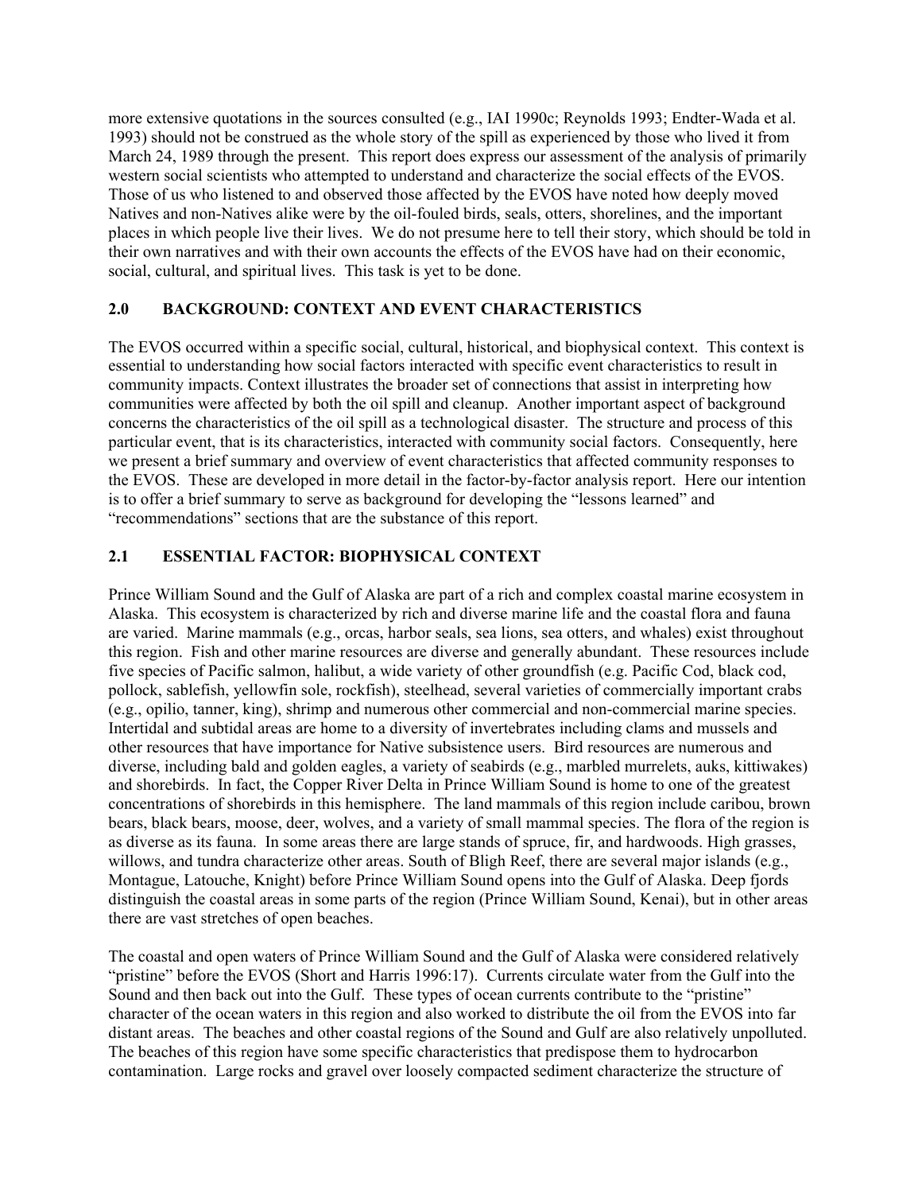more extensive quotations in the sources consulted (e.g., IAI 1990c; Reynolds 1993; Endter-Wada et al. 1993) should not be construed as the whole story of the spill as experienced by those who lived it from March 24, 1989 through the present. This report does express our assessment of the analysis of primarily western social scientists who attempted to understand and characterize the social effects of the EVOS. Those of us who listened to and observed those affected by the EVOS have noted how deeply moved Natives and non-Natives alike were by the oil-fouled birds, seals, otters, shorelines, and the important places in which people live their lives. We do not presume here to tell their story, which should be told in their own narratives and with their own accounts the effects of the EVOS have had on their economic, social, cultural, and spiritual lives. This task is yet to be done.

## 2.0 BACKGROUND: CONTEXT AND EVENT CHARACTERISTICS

The EVOS occurred within a specific social, cultural, historical, and biophysical context. This context is essential to understanding how social factors interacted with specific event characteristics to result in community impacts. Context illustrates the broader set of connections that assist in interpreting how communities were affected by both the oil spill and cleanup. Another important aspect of background concerns the characteristics of the oil spill as a technological disaster. The structure and process of this particular event, that is its characteristics, interacted with community social factors. Consequently, here we present a brief summary and overview of event characteristics that affected community responses to the EVOS. These are developed in more detail in the factor-by-factor analysis report. Here our intention is to offer a brief summary to serve as background for developing the "lessons learned" and "recommendations" sections that are the substance of this report.

## 2.1 ESSENTIAL FACTOR: BIOPHYSICAL CONTEXT

Prince William Sound and the Gulf of Alaska are part of a rich and complex coastal marine ecosystem in Alaska. This ecosystem is characterized by rich and diverse marine life and the coastal flora and fauna are varied. Marine mammals (e.g., orcas, harbor seals, sea lions, sea otters, and whales) exist throughout this region. Fish and other marine resources are diverse and generally abundant. These resources include five species of Pacific salmon, halibut, a wide variety of other groundfish (e.g. Pacific Cod, black cod, pollock, sablefish, yellowfin sole, rockfish), steelhead, several varieties of commercially important crabs (e.g., opilio, tanner, king), shrimp and numerous other commercial and non-commercial marine species. Intertidal and subtidal areas are home to a diversity of invertebrates including clams and mussels and other resources that have importance for Native subsistence users. Bird resources are numerous and diverse, including bald and golden eagles, a variety of seabirds (e.g., marbled murrelets, auks, kittiwakes) and shorebirds. In fact, the Copper River Delta in Prince William Sound is home to one of the greatest concentrations of shorebirds in this hemisphere. The land mammals of this region include caribou, brown bears, black bears, moose, deer, wolves, and a variety of small mammal species. The flora of the region is as diverse as its fauna. In some areas there are large stands of spruce, fir, and hardwoods. High grasses, willows, and tundra characterize other areas. South of Bligh Reef, there are several major islands (e.g., Montague, Latouche, Knight) before Prince William Sound opens into the Gulf of Alaska. Deep fjords distinguish the coastal areas in some parts of the region (Prince William Sound, Kenai), but in other areas there are vast stretches of open beaches.

The coastal and open waters of Prince William Sound and the Gulf of Alaska were considered relatively "pristine" before the EVOS (Short and Harris 1996:17). Currents circulate water from the Gulf into the Sound and then back out into the Gulf. These types of ocean currents contribute to the "pristine" character of the ocean waters in this region and also worked to distribute the oil from the EVOS into far distant areas. The beaches and other coastal regions of the Sound and Gulf are also relatively unpolluted. The beaches of this region have some specific characteristics that predispose them to hydrocarbon contamination. Large rocks and gravel over loosely compacted sediment characterize the structure of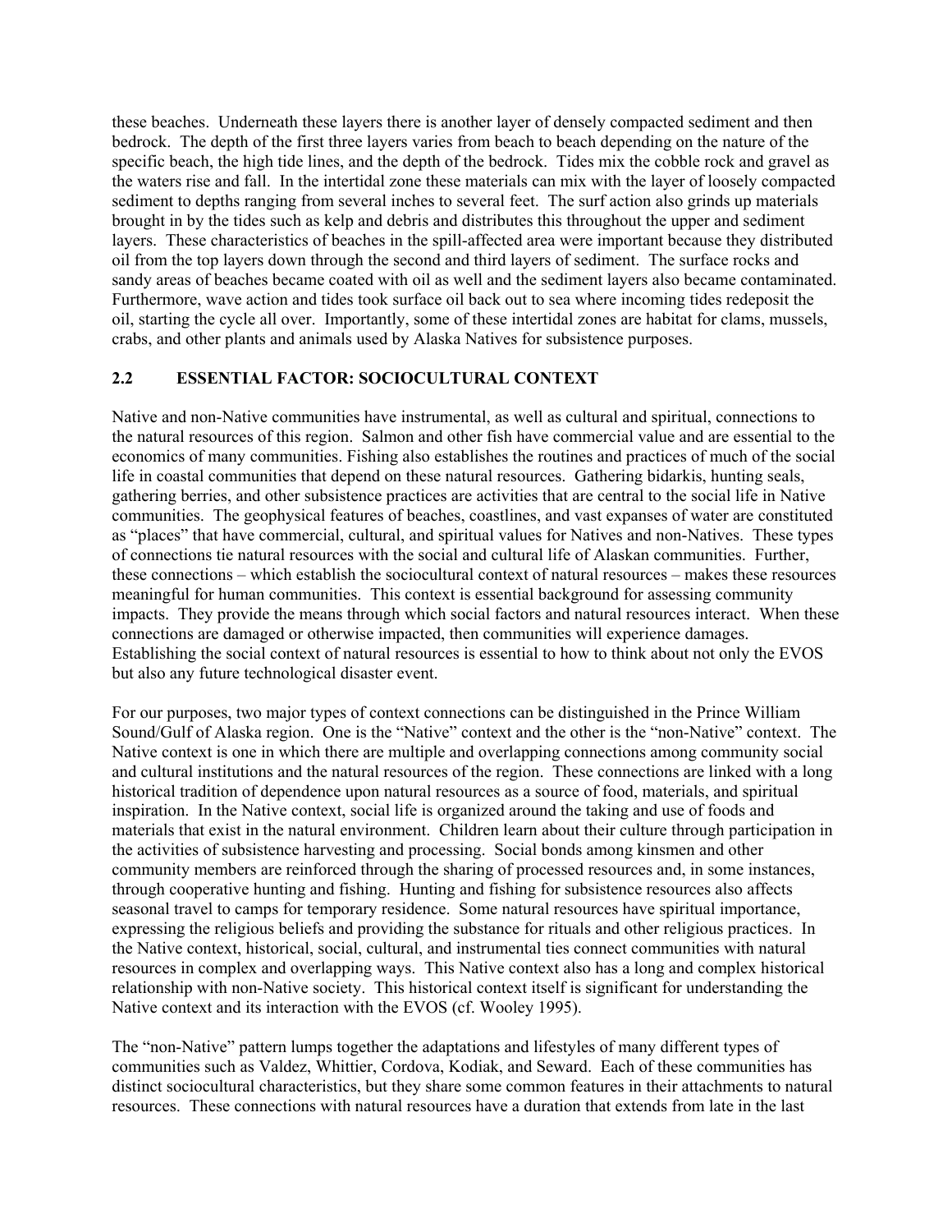these beaches. Underneath these layers there is another layer of densely compacted sediment and then bedrock. The depth of the first three layers varies from beach to beach depending on the nature of the specific beach, the high tide lines, and the depth of the bedrock. Tides mix the cobble rock and gravel as the waters rise and fall. In the intertidal zone these materials can mix with the layer of loosely compacted sediment to depths ranging from several inches to several feet. The surf action also grinds up materials brought in by the tides such as kelp and debris and distributes this throughout the upper and sediment layers. These characteristics of beaches in the spill-affected area were important because they distributed oil from the top layers down through the second and third layers of sediment. The surface rocks and sandy areas of beaches became coated with oil as well and the sediment layers also became contaminated. Furthermore, wave action and tides took surface oil back out to sea where incoming tides redeposit the oil, starting the cycle all over. Importantly, some of these intertidal zones are habitat for clams, mussels, crabs, and other plants and animals used by Alaska Natives for subsistence purposes.

## 2.2 ESSENTIAL FACTOR: SOCIOCULTURAL CONTEXT

Native and non-Native communities have instrumental, as well as cultural and spiritual, connections to the natural resources of this region. Salmon and other fish have commercial value and are essential to the economics of many communities. Fishing also establishes the routines and practices of much of the social life in coastal communities that depend on these natural resources. Gathering bidarkis, hunting seals, gathering berries, and other subsistence practices are activities that are central to the social life in Native communities. The geophysical features of beaches, coastlines, and vast expanses of water are constituted as "places" that have commercial, cultural, and spiritual values for Natives and non-Natives. These types of connections tie natural resources with the social and cultural life of Alaskan communities. Further, these connections – which establish the sociocultural context of natural resources – makes these resources meaningful for human communities. This context is essential background for assessing community impacts. They provide the means through which social factors and natural resources interact. When these connections are damaged or otherwise impacted, then communities will experience damages. Establishing the social context of natural resources is essential to how to think about not only the EVOS but also any future technological disaster event.

For our purposes, two major types of context connections can be distinguished in the Prince William Sound/Gulf of Alaska region. One is the "Native" context and the other is the "non-Native" context. The Native context is one in which there are multiple and overlapping connections among community social and cultural institutions and the natural resources of the region. These connections are linked with a long historical tradition of dependence upon natural resources as a source of food, materials, and spiritual inspiration. In the Native context, social life is organized around the taking and use of foods and materials that exist in the natural environment. Children learn about their culture through participation in the activities of subsistence harvesting and processing. Social bonds among kinsmen and other community members are reinforced through the sharing of processed resources and, in some instances, through cooperative hunting and fishing. Hunting and fishing for subsistence resources also affects seasonal travel to camps for temporary residence. Some natural resources have spiritual importance, expressing the religious beliefs and providing the substance for rituals and other religious practices. In the Native context, historical, social, cultural, and instrumental ties connect communities with natural resources in complex and overlapping ways. This Native context also has a long and complex historical relationship with non-Native society. This historical context itself is significant for understanding the Native context and its interaction with the EVOS (cf. Wooley 1995).

The "non-Native" pattern lumps together the adaptations and lifestyles of many different types of communities such as Valdez, Whittier, Cordova, Kodiak, and Seward. Each of these communities has distinct sociocultural characteristics, but they share some common features in their attachments to natural resources. These connections with natural resources have a duration that extends from late in the last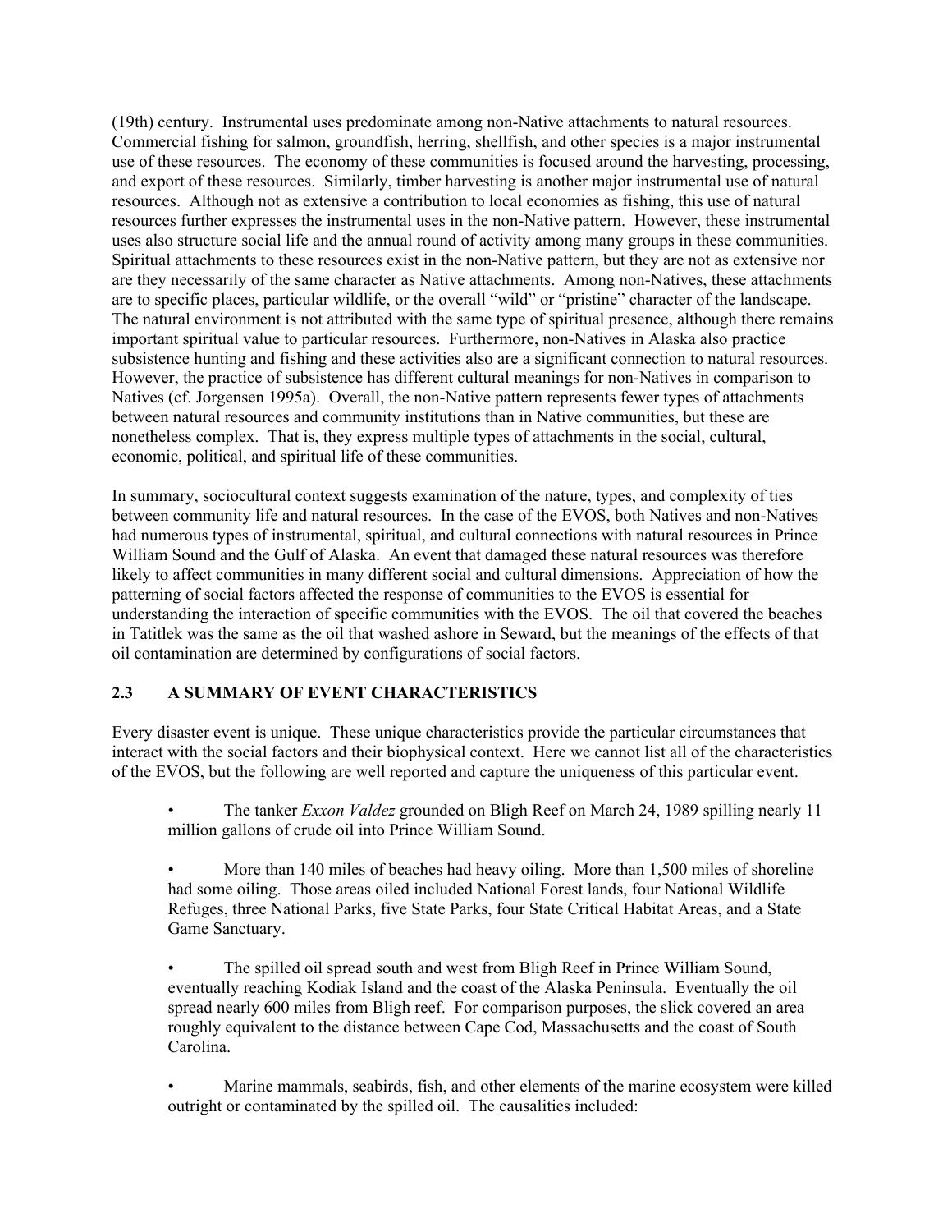(19th) century. Instrumental uses predominate among non-Native attachments to natural resources. Commercial fishing for salmon, groundfish, herring, shellfish, and other species is a major instrumental use of these resources. The economy of these communities is focused around the harvesting, processing, and export of these resources. Similarly, timber harvesting is another major instrumental use of natural resources. Although not as extensive a contribution to local economies as fishing, this use of natural resources further expresses the instrumental uses in the non-Native pattern. However, these instrumental uses also structure social life and the annual round of activity among many groups in these communities. Spiritual attachments to these resources exist in the non-Native pattern, but they are not as extensive nor are they necessarily of the same character as Native attachments. Among non-Natives, these attachments are to specific places, particular wildlife, or the overall "wild" or "pristine" character of the landscape. The natural environment is not attributed with the same type of spiritual presence, although there remains important spiritual value to particular resources. Furthermore, non-Natives in Alaska also practice subsistence hunting and fishing and these activities also are a significant connection to natural resources. However, the practice of subsistence has different cultural meanings for non-Natives in comparison to Natives (cf. Jorgensen 1995a). Overall, the non-Native pattern represents fewer types of attachments between natural resources and community institutions than in Native communities, but these are nonetheless complex. That is, they express multiple types of attachments in the social, cultural, economic, political, and spiritual life of these communities.

In summary, sociocultural context suggests examination of the nature, types, and complexity of ties between community life and natural resources. In the case of the EVOS, both Natives and non-Natives had numerous types of instrumental, spiritual, and cultural connections with natural resources in Prince William Sound and the Gulf of Alaska. An event that damaged these natural resources was therefore likely to affect communities in many different social and cultural dimensions. Appreciation of how the patterning of social factors affected the response of communities to the EVOS is essential for understanding the interaction of specific communities with the EVOS. The oil that covered the beaches in Tatitlek was the same as the oil that washed ashore in Seward, but the meanings of the effects of that oil contamination are determined by configurations of social factors.

## 2.3 A SUMMARY OF EVENT CHARACTERISTICS

Every disaster event is unique. These unique characteristics provide the particular circumstances that interact with the social factors and their biophysical context. Here we cannot list all of the characteristics of the EVOS, but the following are well reported and capture the uniqueness of this particular event.

- The tanker *Exxon Valdez* grounded on Bligh Reef on March 24, 1989 spilling nearly 11 million gallons of crude oil into Prince William Sound.

- More than 140 miles of beaches had heavy oiling. More than 1,500 miles of shoreline had some oiling. Those areas oiled included National Forest lands, four National Wildlife Refuges, three National Parks, five State Parks, four State Critical Habitat Areas, and a State Game Sanctuary.

- The spilled oil spread south and west from Bligh Reef in Prince William Sound, eventually reaching Kodiak Island and the coast of the Alaska Peninsula. Eventually the oil spread nearly 600 miles from Bligh reef. For comparison purposes, the slick covered an area roughly equivalent to the distance between Cape Cod, Massachusetts and the coast of South Carolina.

- Marine mammals, seabirds, fish, and other elements of the marine ecosystem were killed outright or contaminated by the spilled oil. The causalities included: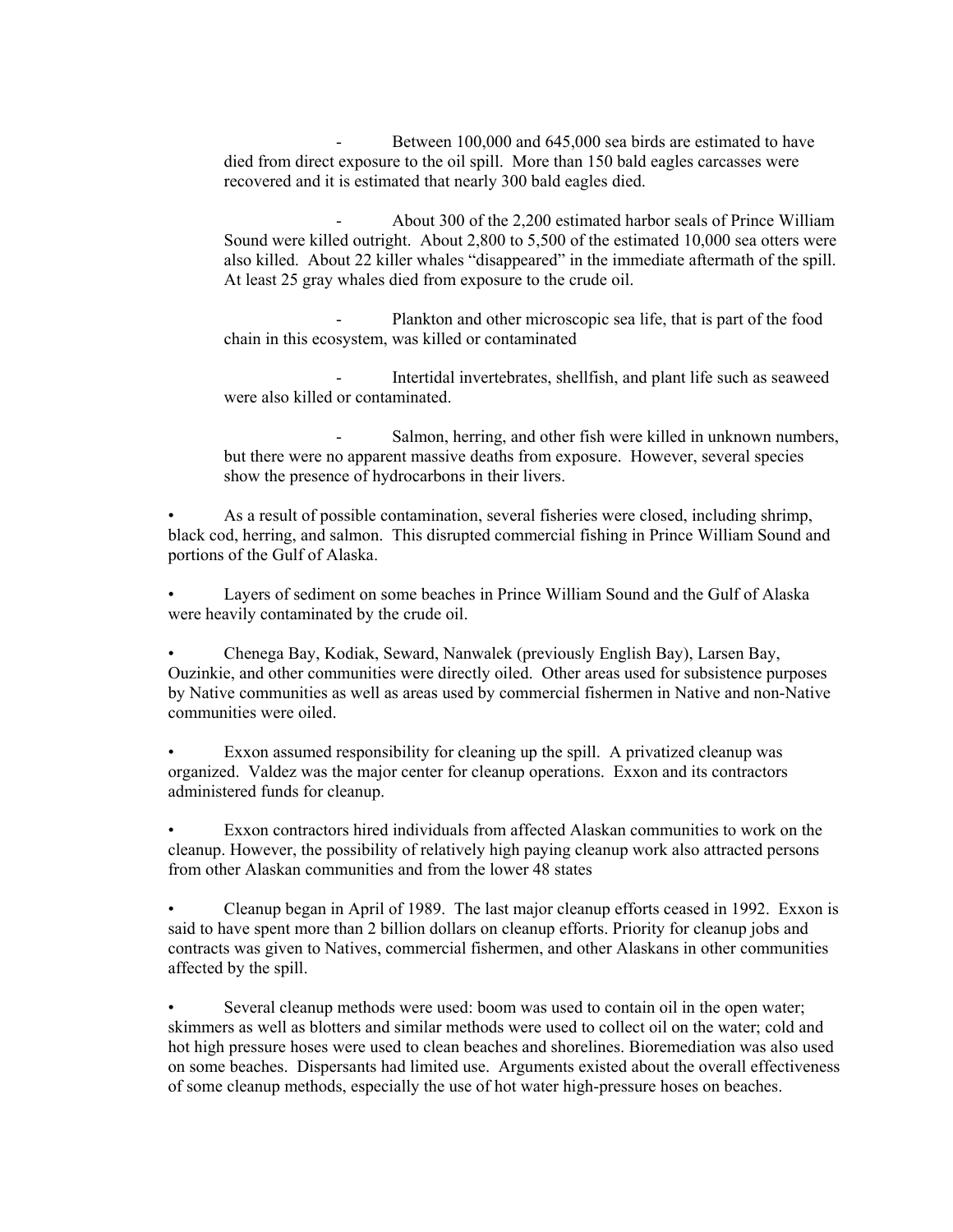- Between 100,000 and 645,000 sea birds are estimated to have died from direct exposure to the oil spill. More than 150 bald eagles carcasses were recovered and it is estimated that nearly 300 bald eagles died.

- About 300 of the 2,200 estimated harbor seals of Prince William Sound were killed outright. About 2,800 to 5,500 of the estimated 10,000 sea otters were also killed. About 22 killer whales "disappeared" in the immediate aftermath of the spill. At least 25 gray whales died from exposure to the crude oil.

- Plankton and other microscopic sea life, that is part of the food chain in this ecosystem, was killed or contaminated

- Intertidal invertebrates, shellfish, and plant life such as seaweed were also killed or contaminated.

- Salmon, herring, and other fish were killed in unknown numbers, but there were no apparent massive deaths from exposure. However, several species show the presence of hydrocarbons in their livers.

- As a result of possible contamination, several fisheries were closed, including shrimp, black cod, herring, and salmon. This disrupted commercial fishing in Prince William Sound and portions of the Gulf of Alaska.

- Layers of sediment on some beaches in Prince William Sound and the Gulf of Alaska were heavily contaminated by the crude oil.

- Chenega Bay, Kodiak, Seward, Nanwalek (previously English Bay), Larsen Bay, Ouzinkie, and other communities were directly oiled. Other areas used for subsistence purposes by Native communities as well as areas used by commercial fishermen in Native and non-Native communities were oiled.

- Exxon assumed responsibility for cleaning up the spill. A privatized cleanup was organized. Valdez was the major center for cleanup operations. Exxon and its contractors administered funds for cleanup.

- Exxon contractors hired individuals from affected Alaskan communities to work on the cleanup. However, the possibility of relatively high paying cleanup work also attracted persons from other Alaskan communities and from the lower 48 states

- Cleanup began in April of 1989. The last major cleanup efforts ceased in 1992. Exxon is said to have spent more than 2 billion dollars on cleanup efforts. Priority for cleanup jobs and contracts was given to Natives, commercial fishermen, and other Alaskans in other communities affected by the spill.

- Several cleanup methods were used: boom was used to contain oil in the open water; skimmers as well as blotters and similar methods were used to collect oil on the water; cold and hot high pressure hoses were used to clean beaches and shorelines. Bioremediation was also used on some beaches. Dispersants had limited use. Arguments existed about the overall effectiveness of some cleanup methods, especially the use of hot water high-pressure hoses on beaches.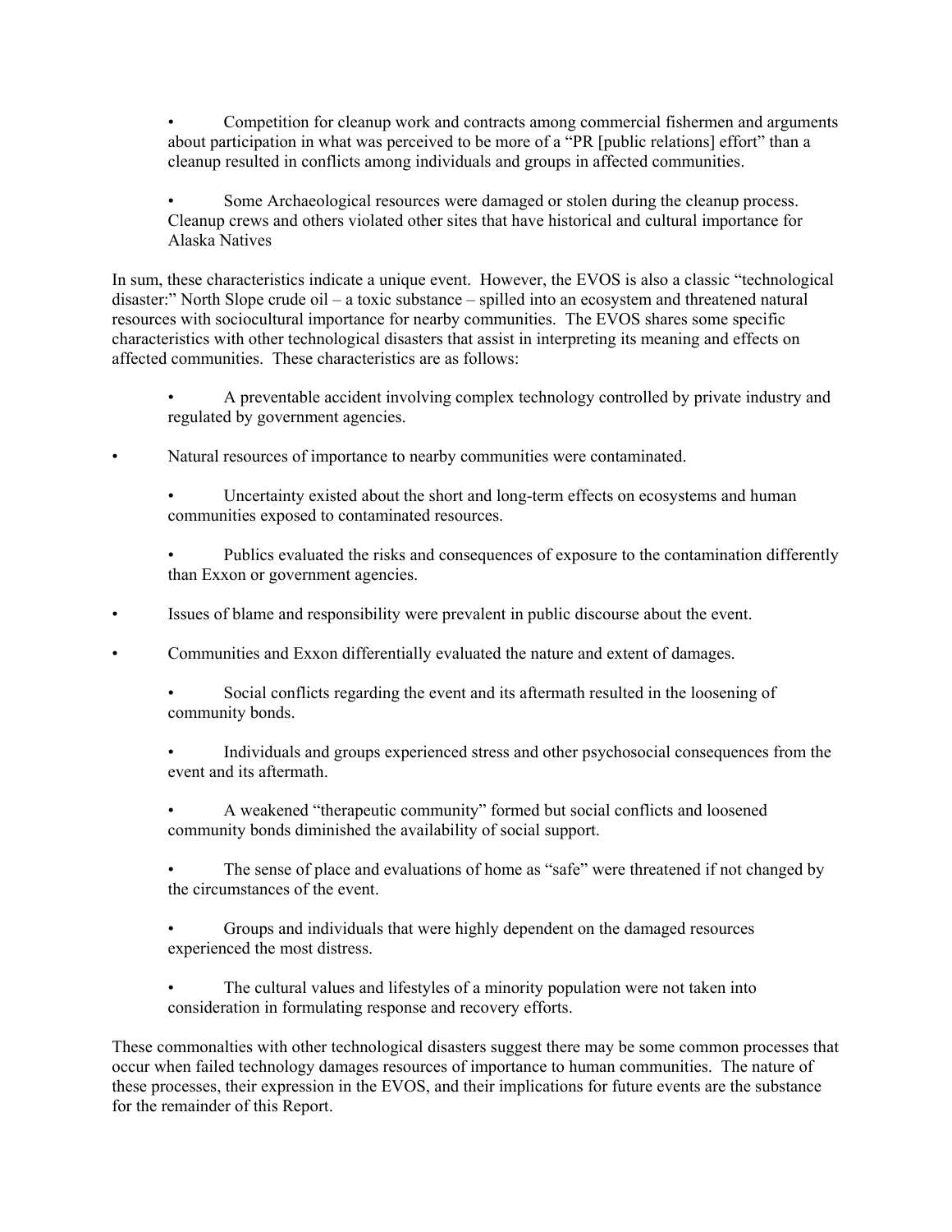- Competition for cleanup work and contracts among commercial fishermen and arguments about participation in what was perceived to be more of a "PR [public relations] effort" than a cleanup resulted in conflicts among individuals and groups in affected communities.

- Some Archaeological resources were damaged or stolen during the cleanup process. Cleanup crews and others violated other sites that have historical and cultural importance for Alaska Natives

In sum, these characteristics indicate a unique event. However, the EVOS is also a classic "technological disaster:" North Slope crude oil – a toxic substance – spilled into an ecosystem and threatened natural resources with sociocultural importance for nearby communities. The EVOS shares some specific characteristics with other technological disasters that assist in interpreting its meaning and effects on affected communities. These characteristics are as follows:

- A preventable accident involving complex technology controlled by private industry and regulated by government agencies.
- Natural resources of importance to nearby communities were contaminated.
- Uncertainty existed about the short and long-term effects on ecosystems and human communities exposed to contaminated resources.
- Publics evaluated the risks and consequences of exposure to the contamination differently than Exxon or government agencies.
- Issues of blame and responsibility were prevalent in public discourse about the event.
- Communities and Exxon differentially evaluated the nature and extent of damages.
- Social conflicts regarding the event and its aftermath resulted in the loosening of community bonds.
- Individuals and groups experienced stress and other psychosocial consequences from the event and its aftermath.
- A weakened "therapeutic community" formed but social conflicts and loosened community bonds diminished the availability of social support.
- The sense of place and evaluations of home as "safe" were threatened if not changed by the circumstances of the event.
- Groups and individuals that were highly dependent on the damaged resources experienced the most distress.
- The cultural values and lifestyles of a minority population were not taken into consideration in formulating response and recovery efforts.

These commonalties with other technological disasters suggest there may be some common processes that occur when failed technology damages resources of importance to human communities. The nature of these processes, their expression in the EVOS, and their implications for future events are the substance for the remainder of this Report.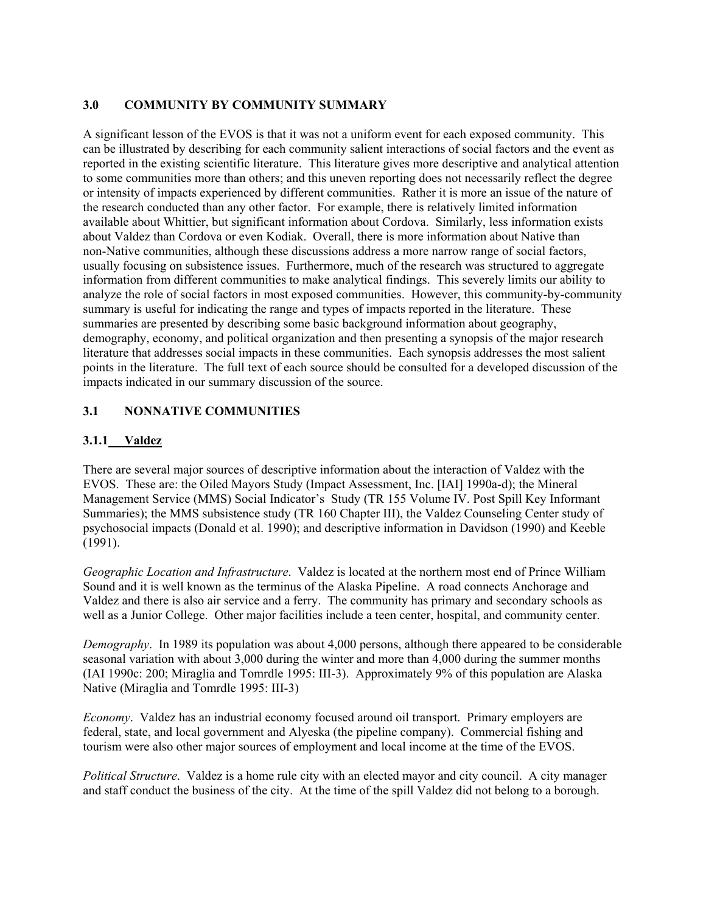## 3.0 COMMUNITY BY COMMUNITY SUMMARY

A significant lesson of the EVOS is that it was not a uniform event for each exposed community. This can be illustrated by describing for each community salient interactions of social factors and the event as reported in the existing scientific literature. This literature gives more descriptive and analytical attention to some communities more than others; and this uneven reporting does not necessarily reflect the degree or intensity of impacts experienced by different communities. Rather it is more an issue of the nature of the research conducted than any other factor. For example, there is relatively limited information available about Whittier, but significant information about Cordova. Similarly, less information exists about Valdez than Cordova or even Kodiak. Overall, there is more information about Native than non-Native communities, although these discussions address a more narrow range of social factors, usually focusing on subsistence issues. Furthermore, much of the research was structured to aggregate information from different communities to make analytical findings. This severely limits our ability to analyze the role of social factors in most exposed communities. However, this community-by-community summary is useful for indicating the range and types of impacts reported in the literature. These summaries are presented by describing some basic background information about geography, demography, economy, and political organization and then presenting a synopsis of the major research literature that addresses social impacts in these communities. Each synopsis addresses the most salient points in the literature. The full text of each source should be consulted for a developed discussion of the impacts indicated in our summary discussion of the source.

### 3.1 NONNATIVE COMMUNITIES

#### 3.1.1 Valdez

There are several major sources of descriptive information about the interaction of Valdez with the EVOS. These are: the Oiled Mayors Study (Impact Assessment, Inc. [IAI] 1990a-d); the Mineral Management Service (MMS) Social Indicator's Study (TR 155 Volume IV. Post Spill Key Informant Summaries); the MMS subsistence study (TR 160 Chapter III), the Valdez Counseling Center study of psychosocial impacts (Donald et al. 1990); and descriptive information in Davidson (1990) and Keeble (1991).

*Geographic Location and Infrastructure*. Valdez is located at the northern most end of Prince William Sound and it is well known as the terminus of the Alaska Pipeline. A road connects Anchorage and Valdez and there is also air service and a ferry. The community has primary and secondary schools as well as a Junior College. Other major facilities include a teen center, hospital, and community center.

*Demography*. In 1989 its population was about 4,000 persons, although there appeared to be considerable seasonal variation with about 3,000 during the winter and more than 4,000 during the summer months (IAI 1990c: 200; Miraglia and Tomrdle 1995: III-3). Approximately 9% of this population are Alaska Native (Miraglia and Tomrdle 1995: III-3)

*Economy*. Valdez has an industrial economy focused around oil transport. Primary employers are federal, state, and local government and Alyeska (the pipeline company). Commercial fishing and tourism were also other major sources of employment and local income at the time of the EVOS.

*Political Structure*. Valdez is a home rule city with an elected mayor and city council. A city manager and staff conduct the business of the city. At the time of the spill Valdez did not belong to a borough.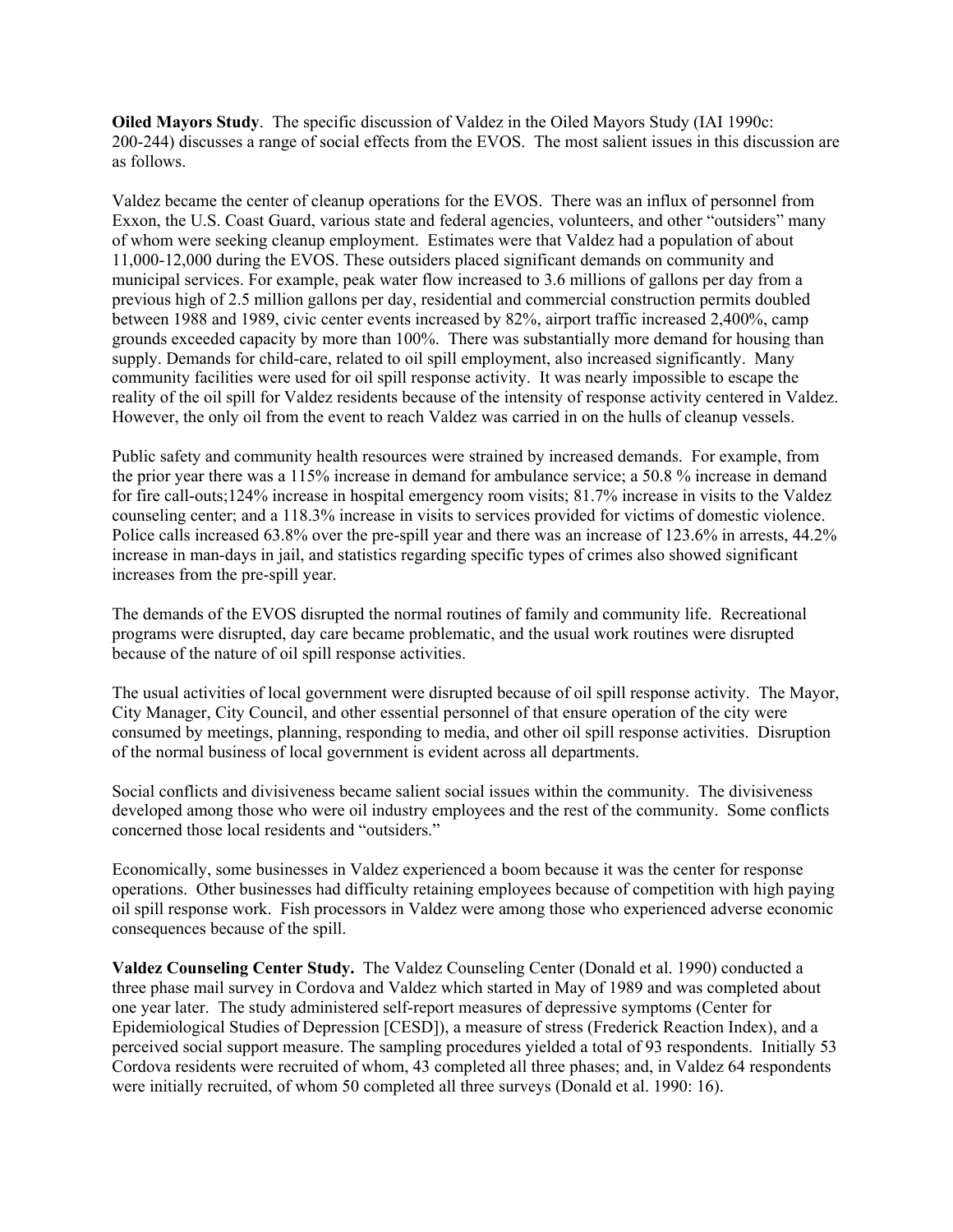**Oiled Mayors Study**. The specific discussion of Valdez in the Oiled Mayors Study (IAI 1990c: 200-244) discusses a range of social effects from the EVOS. The most salient issues in this discussion are as follows.

Valdez became the center of cleanup operations for the EVOS. There was an influx of personnel from Exxon, the U.S. Coast Guard, various state and federal agencies, volunteers, and other "outsiders" many of whom were seeking cleanup employment. Estimates were that Valdez had a population of about 11,000-12,000 during the EVOS. These outsiders placed significant demands on community and municipal services. For example, peak water flow increased to 3.6 millions of gallons per day from a previous high of 2.5 million gallons per day, residential and commercial construction permits doubled between 1988 and 1989, civic center events increased by 82%, airport traffic increased 2,400%, camp grounds exceeded capacity by more than 100%. There was substantially more demand for housing than supply. Demands for child-care, related to oil spill employment, also increased significantly. Many community facilities were used for oil spill response activity. It was nearly impossible to escape the reality of the oil spill for Valdez residents because of the intensity of response activity centered in Valdez. However, the only oil from the event to reach Valdez was carried in on the hulls of cleanup vessels.

Public safety and community health resources were strained by increased demands. For example, from the prior year there was a 115% increase in demand for ambulance service; a 50.8 % increase in demand for fire call-outs;124% increase in hospital emergency room visits; 81.7% increase in visits to the Valdez counseling center; and a 118.3% increase in visits to services provided for victims of domestic violence. Police calls increased 63.8% over the pre-spill year and there was an increase of 123.6% in arrests, 44.2% increase in man-days in jail, and statistics regarding specific types of crimes also showed significant increases from the pre-spill year.

The demands of the EVOS disrupted the normal routines of family and community life. Recreational programs were disrupted, day care became problematic, and the usual work routines were disrupted because of the nature of oil spill response activities.

The usual activities of local government were disrupted because of oil spill response activity. The Mayor, City Manager, City Council, and other essential personnel of that ensure operation of the city were consumed by meetings, planning, responding to media, and other oil spill response activities. Disruption of the normal business of local government is evident across all departments.

Social conflicts and divisiveness became salient social issues within the community. The divisiveness developed among those who were oil industry employees and the rest of the community. Some conflicts concerned those local residents and "outsiders."

Economically, some businesses in Valdez experienced a boom because it was the center for response operations. Other businesses had difficulty retaining employees because of competition with high paying oil spill response work. Fish processors in Valdez were among those who experienced adverse economic consequences because of the spill.

**Valdez Counseling Center Study.** The Valdez Counseling Center (Donald et al. 1990) conducted a three phase mail survey in Cordova and Valdez which started in May of 1989 and was completed about one year later. The study administered self-report measures of depressive symptoms (Center for Epidemiological Studies of Depression [CESD]), a measure of stress (Frederick Reaction Index), and a perceived social support measure. The sampling procedures yielded a total of 93 respondents. Initially 53 Cordova residents were recruited of whom, 43 completed all three phases; and, in Valdez 64 respondents were initially recruited, of whom 50 completed all three surveys (Donald et al. 1990: 16).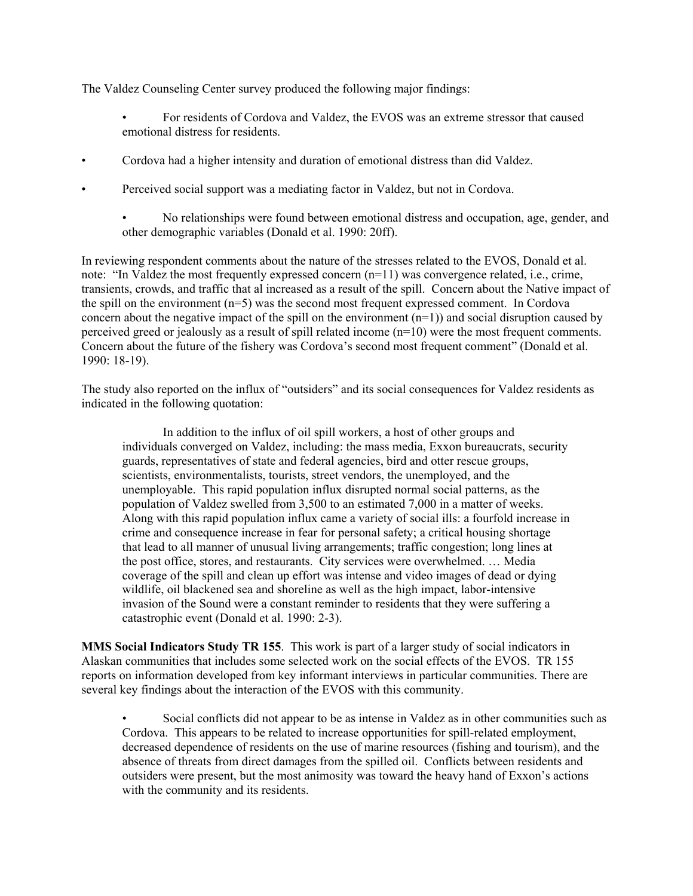The Valdez Counseling Center survey produced the following major findings:

- For residents of Cordova and Valdez, the EVOS was an extreme stressor that caused emotional distress for residents.
- Cordova had a higher intensity and duration of emotional distress than did Valdez.
- Perceived social support was a mediating factor in Valdez, but not in Cordova.
- No relationships were found between emotional distress and occupation, age, gender, and other demographic variables (Donald et al. 1990: 20ff).

In reviewing respondent comments about the nature of the stresses related to the EVOS, Donald et al. note: "In Valdez the most frequently expressed concern (n=11) was convergence related, i.e., crime, transients, crowds, and traffic that al increased as a result of the spill. Concern about the Native impact of the spill on the environment (n=5) was the second most frequent expressed comment. In Cordova concern about the negative impact of the spill on the environment (n=1)) and social disruption caused by perceived greed or jealously as a result of spill related income (n=10) were the most frequent comments. Concern about the future of the fishery was Cordova's second most frequent comment" (Donald et al. 1990: 18-19).

The study also reported on the influx of "outsiders" and its social consequences for Valdez residents as indicated in the following quotation:

> In addition to the influx of oil spill workers, a host of other groups and individuals converged on Valdez, including: the mass media, Exxon bureaucrats, security guards, representatives of state and federal agencies, bird and otter rescue groups, scientists, environmentalists, tourists, street vendors, the unemployed, and the unemployable. This rapid population influx disrupted normal social patterns, as the population of Valdez swelled from 3,500 to an estimated 7,000 in a matter of weeks. Along with this rapid population influx came a variety of social ills: a fourfold increase in crime and consequence increase in fear for personal safety; a critical housing shortage that lead to all manner of unusual living arrangements; traffic congestion; long lines at the post office, stores, and restaurants. City services were overwhelmed. … Media coverage of the spill and clean up effort was intense and video images of dead or dying wildlife, oil blackened sea and shoreline as well as the high impact, labor-intensive invasion of the Sound were a constant reminder to residents that they were suffering a catastrophic event (Donald et al. 1990: 2-3).

**MMS Social Indicators Study TR 155**. This work is part of a larger study of social indicators in Alaskan communities that includes some selected work on the social effects of the EVOS. TR 155 reports on information developed from key informant interviews in particular communities. There are several key findings about the interaction of the EVOS with this community.

- Social conflicts did not appear to be as intense in Valdez as in other communities such as Cordova. This appears to be related to increase opportunities for spill-related employment, decreased dependence of residents on the use of marine resources (fishing and tourism), and the absence of threats from direct damages from the spilled oil. Conflicts between residents and outsiders were present, but the most animosity was toward the heavy hand of Exxon's actions with the community and its residents.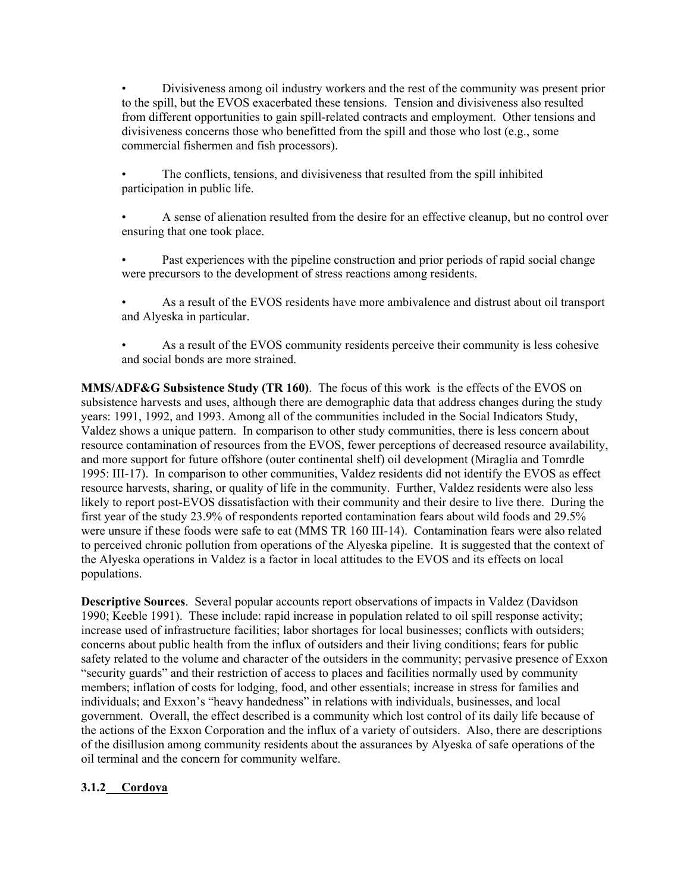- Divisiveness among oil industry workers and the rest of the community was present prior to the spill, but the EVOS exacerbated these tensions. Tension and divisiveness also resulted from different opportunities to gain spill-related contracts and employment. Other tensions and divisiveness concerns those who benefitted from the spill and those who lost (e.g., some commercial fishermen and fish processors).

- The conflicts, tensions, and divisiveness that resulted from the spill inhibited participation in public life.

- A sense of alienation resulted from the desire for an effective cleanup, but no control over ensuring that one took place.

- Past experiences with the pipeline construction and prior periods of rapid social change were precursors to the development of stress reactions among residents.

- As a result of the EVOS residents have more ambivalence and distrust about oil transport and Alyeska in particular.

- As a result of the EVOS community residents perceive their community is less cohesive and social bonds are more strained.

**MMS/ADF&G Subsistence Study (TR 160)**. The focus of this work is the effects of the EVOS on subsistence harvests and uses, although there are demographic data that address changes during the study years: 1991, 1992, and 1993. Among all of the communities included in the Social Indicators Study, Valdez shows a unique pattern. In comparison to other study communities, there is less concern about resource contamination of resources from the EVOS, fewer perceptions of decreased resource availability, and more support for future offshore (outer continental shelf) oil development (Miraglia and Tomrdle 1995: III-17). In comparison to other communities, Valdez residents did not identify the EVOS as effect resource harvests, sharing, or quality of life in the community. Further, Valdez residents were also less likely to report post-EVOS dissatisfaction with their community and their desire to live there. During the first year of the study 23.9% of respondents reported contamination fears about wild foods and 29.5% were unsure if these foods were safe to eat (MMS TR 160 III-14). Contamination fears were also related to perceived chronic pollution from operations of the Alyeska pipeline. It is suggested that the context of the Alyeska operations in Valdez is a factor in local attitudes to the EVOS and its effects on local populations.

**Descriptive Sources**. Several popular accounts report observations of impacts in Valdez (Davidson 1990; Keeble 1991). These include: rapid increase in population related to oil spill response activity; increase used of infrastructure facilities; labor shortages for local businesses; conflicts with outsiders; concerns about public health from the influx of outsiders and their living conditions; fears for public safety related to the volume and character of the outsiders in the community; pervasive presence of Exxon "security guards" and their restriction of access to places and facilities normally used by community members; inflation of costs for lodging, food, and other essentials; increase in stress for families and individuals; and Exxon's "heavy handedness" in relations with individuals, businesses, and local government. Overall, the effect described is a community which lost control of its daily life because of the actions of the Exxon Corporation and the influx of a variety of outsiders. Also, there are descriptions of the disillusion among community residents about the assurances by Alyeska of safe operations of the oil terminal and the concern for community welfare.

### 3.1.2 Cordova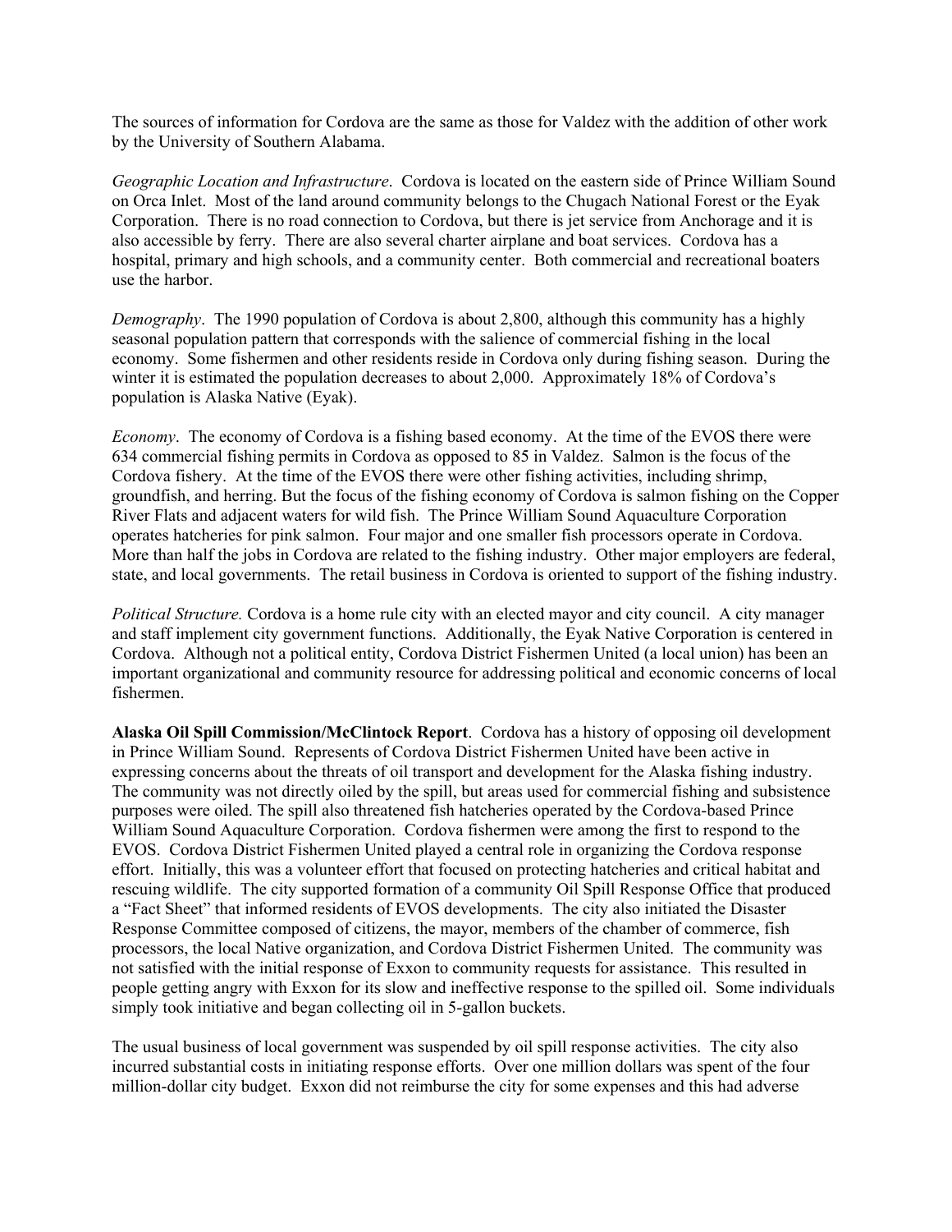The sources of information for Cordova are the same as those for Valdez with the addition of other work by the University of Southern Alabama.

*Geographic Location and Infrastructure*. Cordova is located on the eastern side of Prince William Sound on Orca Inlet. Most of the land around community belongs to the Chugach National Forest or the Eyak Corporation. There is no road connection to Cordova, but there is jet service from Anchorage and it is also accessible by ferry. There are also several charter airplane and boat services. Cordova has a hospital, primary and high schools, and a community center. Both commercial and recreational boaters use the harbor.

*Demography*. The 1990 population of Cordova is about 2,800, although this community has a highly seasonal population pattern that corresponds with the salience of commercial fishing in the local economy. Some fishermen and other residents reside in Cordova only during fishing season. During the winter it is estimated the population decreases to about 2,000. Approximately 18% of Cordova's population is Alaska Native (Eyak).

*Economy*. The economy of Cordova is a fishing based economy. At the time of the EVOS there were 634 commercial fishing permits in Cordova as opposed to 85 in Valdez. Salmon is the focus of the Cordova fishery. At the time of the EVOS there were other fishing activities, including shrimp, groundfish, and herring. But the focus of the fishing economy of Cordova is salmon fishing on the Copper River Flats and adjacent waters for wild fish. The Prince William Sound Aquaculture Corporation operates hatcheries for pink salmon. Four major and one smaller fish processors operate in Cordova. More than half the jobs in Cordova are related to the fishing industry. Other major employers are federal, state, and local governments. The retail business in Cordova is oriented to support of the fishing industry.

*Political Structure.* Cordova is a home rule city with an elected mayor and city council. A city manager and staff implement city government functions. Additionally, the Eyak Native Corporation is centered in Cordova. Although not a political entity, Cordova District Fishermen United (a local union) has been an important organizational and community resource for addressing political and economic concerns of local fishermen.

**Alaska Oil Spill Commission/McClintock Report**. Cordova has a history of opposing oil development in Prince William Sound. Represents of Cordova District Fishermen United have been active in expressing concerns about the threats of oil transport and development for the Alaska fishing industry. The community was not directly oiled by the spill, but areas used for commercial fishing and subsistence purposes were oiled. The spill also threatened fish hatcheries operated by the Cordova-based Prince William Sound Aquaculture Corporation. Cordova fishermen were among the first to respond to the EVOS. Cordova District Fishermen United played a central role in organizing the Cordova response effort. Initially, this was a volunteer effort that focused on protecting hatcheries and critical habitat and rescuing wildlife. The city supported formation of a community Oil Spill Response Office that produced a "Fact Sheet" that informed residents of EVOS developments. The city also initiated the Disaster Response Committee composed of citizens, the mayor, members of the chamber of commerce, fish processors, the local Native organization, and Cordova District Fishermen United. The community was not satisfied with the initial response of Exxon to community requests for assistance. This resulted in people getting angry with Exxon for its slow and ineffective response to the spilled oil. Some individuals simply took initiative and began collecting oil in 5-gallon buckets.

The usual business of local government was suspended by oil spill response activities. The city also incurred substantial costs in initiating response efforts. Over one million dollars was spent of the four million-dollar city budget. Exxon did not reimburse the city for some expenses and this had adverse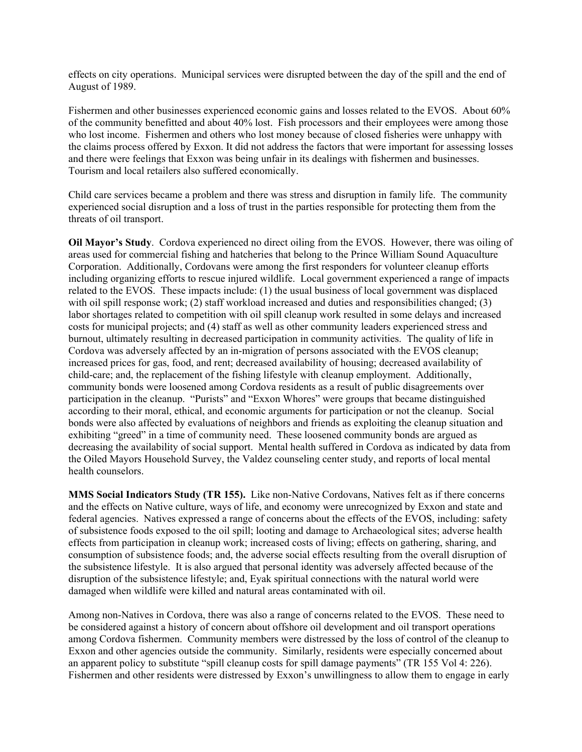effects on city operations. Municipal services were disrupted between the day of the spill and the end of August of 1989.

Fishermen and other businesses experienced economic gains and losses related to the EVOS. About 60% of the community benefitted and about 40% lost. Fish processors and their employees were among those who lost income. Fishermen and others who lost money because of closed fisheries were unhappy with the claims process offered by Exxon. It did not address the factors that were important for assessing losses and there were feelings that Exxon was being unfair in its dealings with fishermen and businesses. Tourism and local retailers also suffered economically.

Child care services became a problem and there was stress and disruption in family life. The community experienced social disruption and a loss of trust in the parties responsible for protecting them from the threats of oil transport.

**Oil Mayor's Study**. Cordova experienced no direct oiling from the EVOS. However, there was oiling of areas used for commercial fishing and hatcheries that belong to the Prince William Sound Aquaculture Corporation. Additionally, Cordovans were among the first responders for volunteer cleanup efforts including organizing efforts to rescue injured wildlife. Local government experienced a range of impacts related to the EVOS. These impacts include: (1) the usual business of local government was displaced with oil spill response work; (2) staff workload increased and duties and responsibilities changed; (3) labor shortages related to competition with oil spill cleanup work resulted in some delays and increased costs for municipal projects; and (4) staff as well as other community leaders experienced stress and burnout, ultimately resulting in decreased participation in community activities. The quality of life in Cordova was adversely affected by an in-migration of persons associated with the EVOS cleanup; increased prices for gas, food, and rent; decreased availability of housing; decreased availability of child-care; and, the replacement of the fishing lifestyle with cleanup employment. Additionally, community bonds were loosened among Cordova residents as a result of public disagreements over participation in the cleanup. "Purists" and "Exxon Whores" were groups that became distinguished according to their moral, ethical, and economic arguments for participation or not the cleanup. Social bonds were also affected by evaluations of neighbors and friends as exploiting the cleanup situation and exhibiting "greed" in a time of community need. These loosened community bonds are argued as decreasing the availability of social support. Mental health suffered in Cordova as indicated by data from the Oiled Mayors Household Survey, the Valdez counseling center study, and reports of local mental health counselors.

**MMS Social Indicators Study (TR 155).** Like non-Native Cordovans, Natives felt as if there concerns and the effects on Native culture, ways of life, and economy were unrecognized by Exxon and state and federal agencies. Natives expressed a range of concerns about the effects of the EVOS, including: safety of subsistence foods exposed to the oil spill; looting and damage to Archaeological sites; adverse health effects from participation in cleanup work; increased costs of living; effects on gathering, sharing, and consumption of subsistence foods; and, the adverse social effects resulting from the overall disruption of the subsistence lifestyle. It is also argued that personal identity was adversely affected because of the disruption of the subsistence lifestyle; and, Eyak spiritual connections with the natural world were damaged when wildlife were killed and natural areas contaminated with oil.

Among non-Natives in Cordova, there was also a range of concerns related to the EVOS. These need to be considered against a history of concern about offshore oil development and oil transport operations among Cordova fishermen. Community members were distressed by the loss of control of the cleanup to Exxon and other agencies outside the community. Similarly, residents were especially concerned about an apparent policy to substitute "spill cleanup costs for spill damage payments" (TR 155 Vol 4: 226). Fishermen and other residents were distressed by Exxon's unwillingness to allow them to engage in early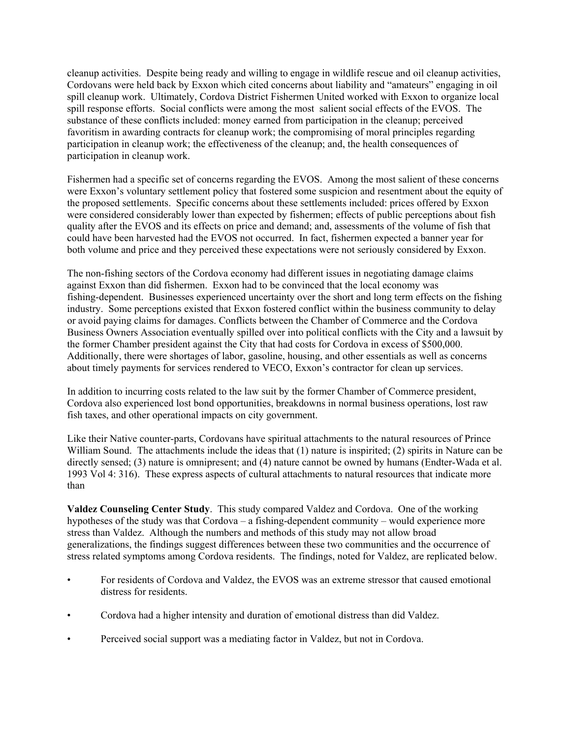cleanup activities. Despite being ready and willing to engage in wildlife rescue and oil cleanup activities, Cordovans were held back by Exxon which cited concerns about liability and "amateurs" engaging in oil spill cleanup work. Ultimately, Cordova District Fishermen United worked with Exxon to organize local spill response efforts. Social conflicts were among the most salient social effects of the EVOS. The substance of these conflicts included: money earned from participation in the cleanup; perceived favoritism in awarding contracts for cleanup work; the compromising of moral principles regarding participation in cleanup work; the effectiveness of the cleanup; and, the health consequences of participation in cleanup work.

Fishermen had a specific set of concerns regarding the EVOS. Among the most salient of these concerns were Exxon's voluntary settlement policy that fostered some suspicion and resentment about the equity of the proposed settlements. Specific concerns about these settlements included: prices offered by Exxon were considered considerably lower than expected by fishermen; effects of public perceptions about fish quality after the EVOS and its effects on price and demand; and, assessments of the volume of fish that could have been harvested had the EVOS not occurred. In fact, fishermen expected a banner year for both volume and price and they perceived these expectations were not seriously considered by Exxon.

The non-fishing sectors of the Cordova economy had different issues in negotiating damage claims against Exxon than did fishermen. Exxon had to be convinced that the local economy was fishing-dependent. Businesses experienced uncertainty over the short and long term effects on the fishing industry. Some perceptions existed that Exxon fostered conflict within the business community to delay or avoid paying claims for damages. Conflicts between the Chamber of Commerce and the Cordova Business Owners Association eventually spilled over into political conflicts with the City and a lawsuit by the former Chamber president against the City that had costs for Cordova in excess of $500,000. Additionally, there were shortages of labor, gasoline, housing, and other essentials as well as concerns about timely payments for services rendered to VECO, Exxon's contractor for clean up services.

In addition to incurring costs related to the law suit by the former Chamber of Commerce president, Cordova also experienced lost bond opportunities, breakdowns in normal business operations, lost raw fish taxes, and other operational impacts on city government.

Like their Native counter-parts, Cordovans have spiritual attachments to the natural resources of Prince William Sound. The attachments include the ideas that (1) nature is inspirited; (2) spirits in Nature can be directly sensed; (3) nature is omnipresent; and (4) nature cannot be owned by humans (Endter-Wada et al. 1993 Vol 4: 316). These express aspects of cultural attachments to natural resources that indicate more than

**Valdez Counseling Center Study**. This study compared Valdez and Cordova. One of the working hypotheses of the study was that Cordova – a fishing-dependent community – would experience more stress than Valdez. Although the numbers and methods of this study may not allow broad generalizations, the findings suggest differences between these two communities and the occurrence of stress related symptoms among Cordova residents. The findings, noted for Valdez, are replicated below.

- For residents of Cordova and Valdez, the EVOS was an extreme stressor that caused emotional distress for residents.
- Cordova had a higher intensity and duration of emotional distress than did Valdez.
- Perceived social support was a mediating factor in Valdez, but not in Cordova.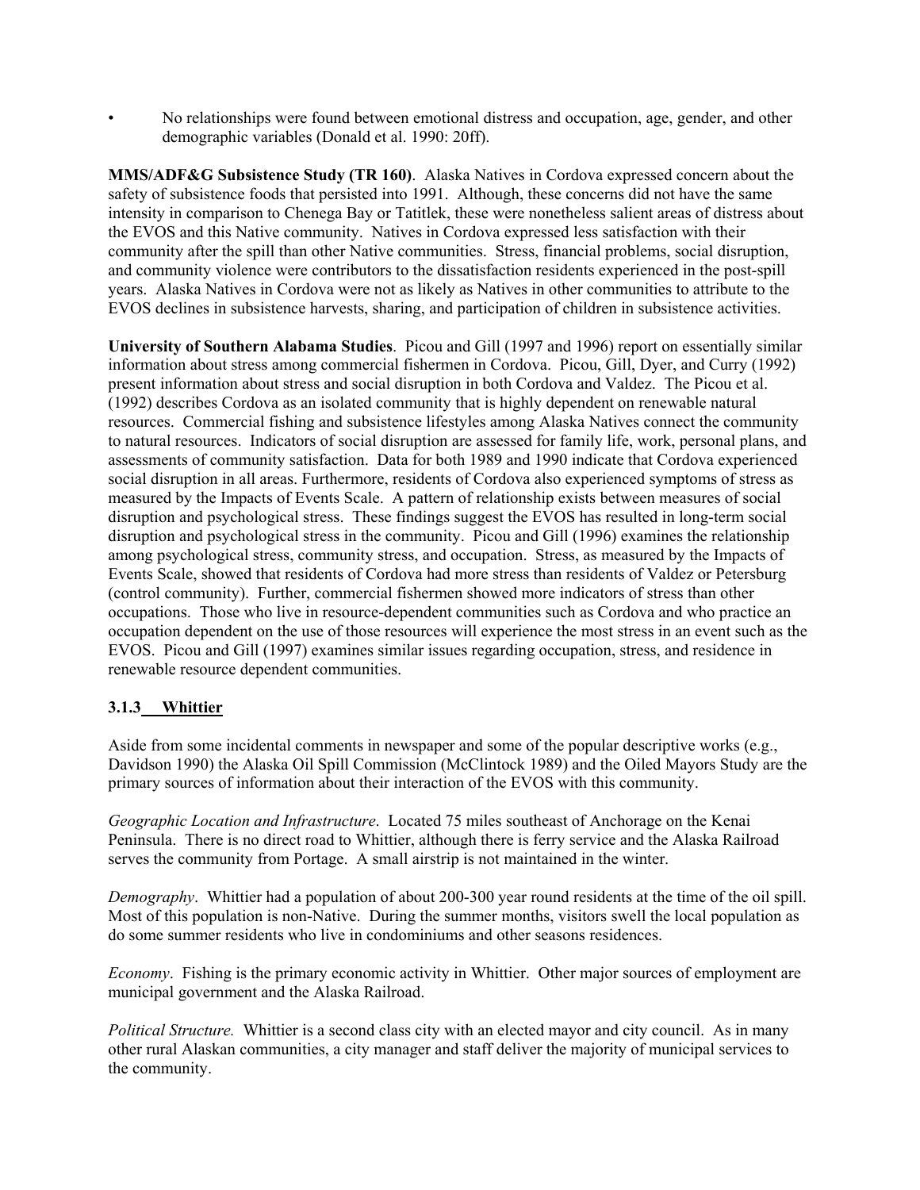- No relationships were found between emotional distress and occupation, age, gender, and other demographic variables (Donald et al. 1990: 20ff).

**MMS/ADF&G Subsistence Study (TR 160)**. Alaska Natives in Cordova expressed concern about the safety of subsistence foods that persisted into 1991. Although, these concerns did not have the same intensity in comparison to Chenega Bay or Tatitlek, these were nonetheless salient areas of distress about the EVOS and this Native community. Natives in Cordova expressed less satisfaction with their community after the spill than other Native communities. Stress, financial problems, social disruption, and community violence were contributors to the dissatisfaction residents experienced in the post-spill years. Alaska Natives in Cordova were not as likely as Natives in other communities to attribute to the EVOS declines in subsistence harvests, sharing, and participation of children in subsistence activities.

**University of Southern Alabama Studies**. Picou and Gill (1997 and 1996) report on essentially similar information about stress among commercial fishermen in Cordova. Picou, Gill, Dyer, and Curry (1992) present information about stress and social disruption in both Cordova and Valdez. The Picou et al. (1992) describes Cordova as an isolated community that is highly dependent on renewable natural resources. Commercial fishing and subsistence lifestyles among Alaska Natives connect the community to natural resources. Indicators of social disruption are assessed for family life, work, personal plans, and assessments of community satisfaction. Data for both 1989 and 1990 indicate that Cordova experienced social disruption in all areas. Furthermore, residents of Cordova also experienced symptoms of stress as measured by the Impacts of Events Scale. A pattern of relationship exists between measures of social disruption and psychological stress. These findings suggest the EVOS has resulted in long-term social disruption and psychological stress in the community. Picou and Gill (1996) examines the relationship among psychological stress, community stress, and occupation. Stress, as measured by the Impacts of Events Scale, showed that residents of Cordova had more stress than residents of Valdez or Petersburg (control community). Further, commercial fishermen showed more indicators of stress than other occupations. Those who live in resource-dependent communities such as Cordova and who practice an occupation dependent on the use of those resources will experience the most stress in an event such as the EVOS. Picou and Gill (1997) examines similar issues regarding occupation, stress, and residence in renewable resource dependent communities.

### 3.1.3 Whittier

Aside from some incidental comments in newspaper and some of the popular descriptive works (e.g., Davidson 1990) the Alaska Oil Spill Commission (McClintock 1989) and the Oiled Mayors Study are the primary sources of information about their interaction of the EVOS with this community.

*Geographic Location and Infrastructure*. Located 75 miles southeast of Anchorage on the Kenai Peninsula. There is no direct road to Whittier, although there is ferry service and the Alaska Railroad serves the community from Portage. A small airstrip is not maintained in the winter.

*Demography*. Whittier had a population of about 200-300 year round residents at the time of the oil spill. Most of this population is non-Native. During the summer months, visitors swell the local population as do some summer residents who live in condominiums and other seasons residences.

*Economy*. Fishing is the primary economic activity in Whittier. Other major sources of employment are municipal government and the Alaska Railroad.

*Political Structure.* Whittier is a second class city with an elected mayor and city council. As in many other rural Alaskan communities, a city manager and staff deliver the majority of municipal services to the community.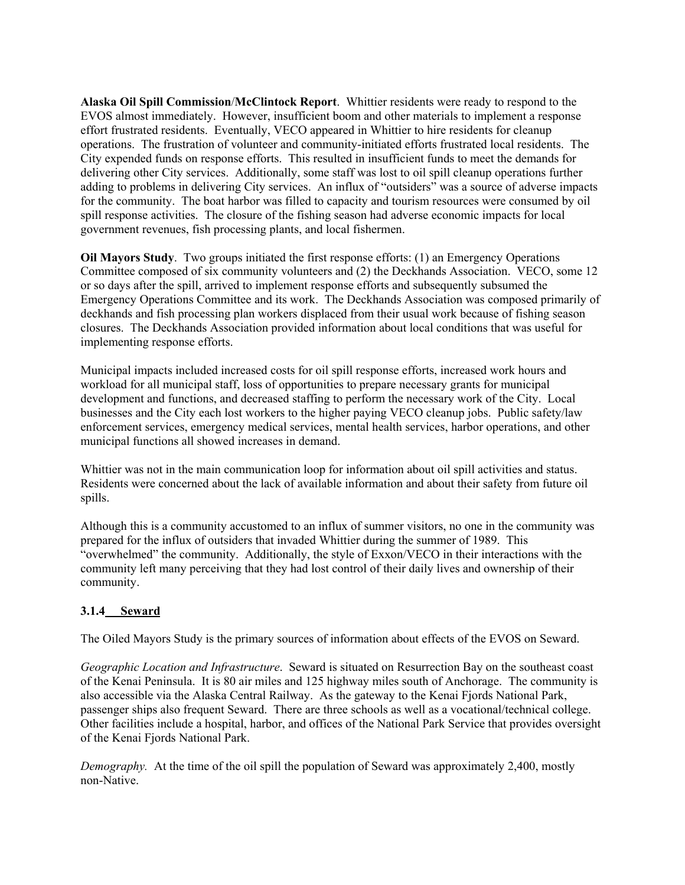**Alaska Oil Spill Commission**/**McClintock Report**. Whittier residents were ready to respond to the EVOS almost immediately. However, insufficient boom and other materials to implement a response effort frustrated residents. Eventually, VECO appeared in Whittier to hire residents for cleanup operations. The frustration of volunteer and community-initiated efforts frustrated local residents. The City expended funds on response efforts. This resulted in insufficient funds to meet the demands for delivering other City services. Additionally, some staff was lost to oil spill cleanup operations further adding to problems in delivering City services. An influx of "outsiders" was a source of adverse impacts for the community. The boat harbor was filled to capacity and tourism resources were consumed by oil spill response activities. The closure of the fishing season had adverse economic impacts for local government revenues, fish processing plants, and local fishermen.

**Oil Mayors Study**. Two groups initiated the first response efforts: (1) an Emergency Operations Committee composed of six community volunteers and (2) the Deckhands Association. VECO, some 12 or so days after the spill, arrived to implement response efforts and subsequently subsumed the Emergency Operations Committee and its work. The Deckhands Association was composed primarily of deckhands and fish processing plan workers displaced from their usual work because of fishing season closures. The Deckhands Association provided information about local conditions that was useful for implementing response efforts.

Municipal impacts included increased costs for oil spill response efforts, increased work hours and workload for all municipal staff, loss of opportunities to prepare necessary grants for municipal development and functions, and decreased staffing to perform the necessary work of the City. Local businesses and the City each lost workers to the higher paying VECO cleanup jobs. Public safety/law enforcement services, emergency medical services, mental health services, harbor operations, and other municipal functions all showed increases in demand.

Whittier was not in the main communication loop for information about oil spill activities and status. Residents were concerned about the lack of available information and about their safety from future oil spills.

Although this is a community accustomed to an influx of summer visitors, no one in the community was prepared for the influx of outsiders that invaded Whittier during the summer of 1989. This "overwhelmed" the community. Additionally, the style of Exxon/VECO in their interactions with the community left many perceiving that they had lost control of their daily lives and ownership of their community.

### 3.1.4 Seward

The Oiled Mayors Study is the primary sources of information about effects of the EVOS on Seward.

*Geographic Location and Infrastructure*. Seward is situated on Resurrection Bay on the southeast coast of the Kenai Peninsula. It is 80 air miles and 125 highway miles south of Anchorage. The community is also accessible via the Alaska Central Railway. As the gateway to the Kenai Fjords National Park, passenger ships also frequent Seward. There are three schools as well as a vocational/technical college. Other facilities include a hospital, harbor, and offices of the National Park Service that provides oversight of the Kenai Fjords National Park.

*Demography.* At the time of the oil spill the population of Seward was approximately 2,400, mostly non-Native.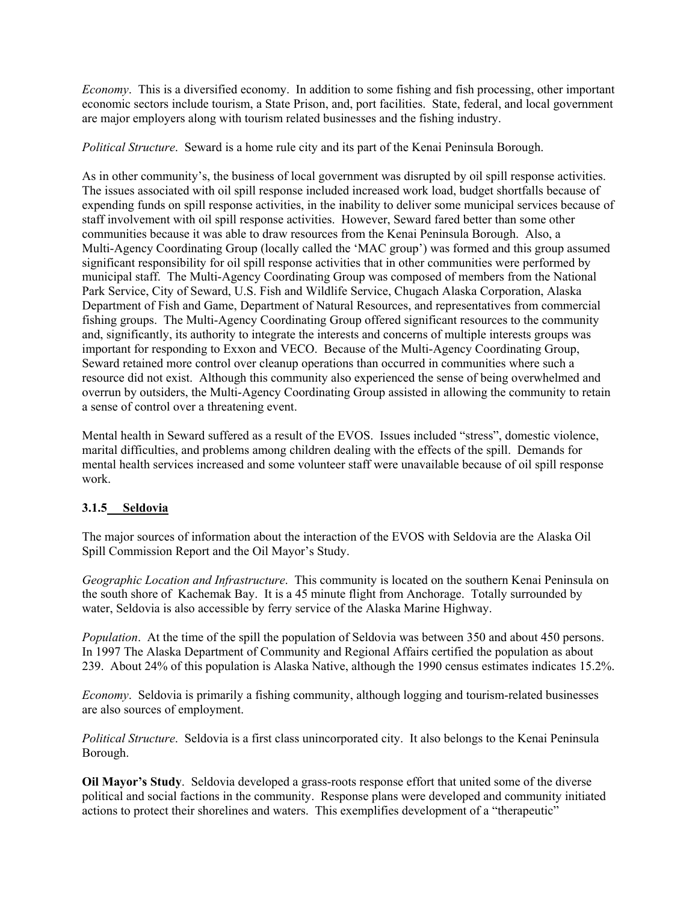*Economy*. This is a diversified economy. In addition to some fishing and fish processing, other important economic sectors include tourism, a State Prison, and, port facilities. State, federal, and local government are major employers along with tourism related businesses and the fishing industry.

*Political Structure*. Seward is a home rule city and its part of the Kenai Peninsula Borough.

As in other community's, the business of local government was disrupted by oil spill response activities. The issues associated with oil spill response included increased work load, budget shortfalls because of expending funds on spill response activities, in the inability to deliver some municipal services because of staff involvement with oil spill response activities. However, Seward fared better than some other communities because it was able to draw resources from the Kenai Peninsula Borough. Also, a Multi-Agency Coordinating Group (locally called the 'MAC group') was formed and this group assumed significant responsibility for oil spill response activities that in other communities were performed by municipal staff. The Multi-Agency Coordinating Group was composed of members from the National Park Service, City of Seward, U.S. Fish and Wildlife Service, Chugach Alaska Corporation, Alaska Department of Fish and Game, Department of Natural Resources, and representatives from commercial fishing groups. The Multi-Agency Coordinating Group offered significant resources to the community and, significantly, its authority to integrate the interests and concerns of multiple interests groups was important for responding to Exxon and VECO. Because of the Multi-Agency Coordinating Group, Seward retained more control over cleanup operations than occurred in communities where such a resource did not exist. Although this community also experienced the sense of being overwhelmed and overrun by outsiders, the Multi-Agency Coordinating Group assisted in allowing the community to retain a sense of control over a threatening event.

Mental health in Seward suffered as a result of the EVOS. Issues included "stress", domestic violence, marital difficulties, and problems among children dealing with the effects of the spill. Demands for mental health services increased and some volunteer staff were unavailable because of oil spill response work.

### 3.1.5 Seldovia

The major sources of information about the interaction of the EVOS with Seldovia are the Alaska Oil Spill Commission Report and the Oil Mayor's Study.

*Geographic Location and Infrastructure*. This community is located on the southern Kenai Peninsula on the south shore of Kachemak Bay. It is a 45 minute flight from Anchorage. Totally surrounded by water, Seldovia is also accessible by ferry service of the Alaska Marine Highway.

*Population*. At the time of the spill the population of Seldovia was between 350 and about 450 persons. In 1997 The Alaska Department of Community and Regional Affairs certified the population as about 239. About 24% of this population is Alaska Native, although the 1990 census estimates indicates 15.2%.

*Economy*. Seldovia is primarily a fishing community, although logging and tourism-related businesses are also sources of employment.

*Political Structure*. Seldovia is a first class unincorporated city. It also belongs to the Kenai Peninsula Borough.

**Oil Mayor's Study**. Seldovia developed a grass-roots response effort that united some of the diverse political and social factions in the community. Response plans were developed and community initiated actions to protect their shorelines and waters. This exemplifies development of a "therapeutic"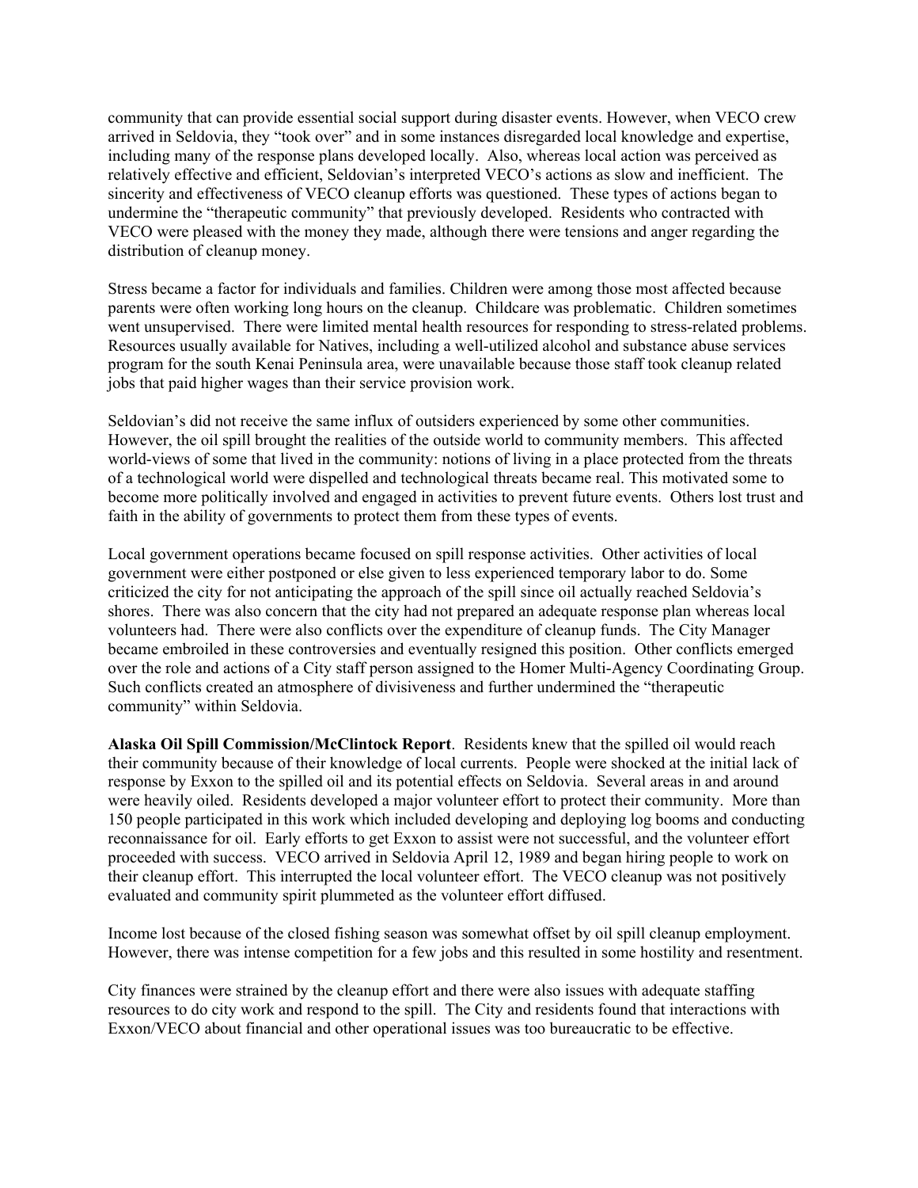community that can provide essential social support during disaster events. However, when VECO crew arrived in Seldovia, they "took over" and in some instances disregarded local knowledge and expertise, including many of the response plans developed locally. Also, whereas local action was perceived as relatively effective and efficient, Seldovian's interpreted VECO's actions as slow and inefficient. The sincerity and effectiveness of VECO cleanup efforts was questioned. These types of actions began to undermine the "therapeutic community" that previously developed. Residents who contracted with VECO were pleased with the money they made, although there were tensions and anger regarding the distribution of cleanup money.

Stress became a factor for individuals and families. Children were among those most affected because parents were often working long hours on the cleanup. Childcare was problematic. Children sometimes went unsupervised. There were limited mental health resources for responding to stress-related problems. Resources usually available for Natives, including a well-utilized alcohol and substance abuse services program for the south Kenai Peninsula area, were unavailable because those staff took cleanup related jobs that paid higher wages than their service provision work.

Seldovian's did not receive the same influx of outsiders experienced by some other communities. However, the oil spill brought the realities of the outside world to community members. This affected world-views of some that lived in the community: notions of living in a place protected from the threats of a technological world were dispelled and technological threats became real. This motivated some to become more politically involved and engaged in activities to prevent future events. Others lost trust and faith in the ability of governments to protect them from these types of events.

Local government operations became focused on spill response activities. Other activities of local government were either postponed or else given to less experienced temporary labor to do. Some criticized the city for not anticipating the approach of the spill since oil actually reached Seldovia's shores. There was also concern that the city had not prepared an adequate response plan whereas local volunteers had. There were also conflicts over the expenditure of cleanup funds. The City Manager became embroiled in these controversies and eventually resigned this position. Other conflicts emerged over the role and actions of a City staff person assigned to the Homer Multi-Agency Coordinating Group. Such conflicts created an atmosphere of divisiveness and further undermined the "therapeutic community" within Seldovia.

**Alaska Oil Spill Commission/McClintock Report**. Residents knew that the spilled oil would reach their community because of their knowledge of local currents. People were shocked at the initial lack of response by Exxon to the spilled oil and its potential effects on Seldovia. Several areas in and around were heavily oiled. Residents developed a major volunteer effort to protect their community. More than 150 people participated in this work which included developing and deploying log booms and conducting reconnaissance for oil. Early efforts to get Exxon to assist were not successful, and the volunteer effort proceeded with success. VECO arrived in Seldovia April 12, 1989 and began hiring people to work on their cleanup effort. This interrupted the local volunteer effort. The VECO cleanup was not positively evaluated and community spirit plummeted as the volunteer effort diffused.

Income lost because of the closed fishing season was somewhat offset by oil spill cleanup employment. However, there was intense competition for a few jobs and this resulted in some hostility and resentment.

City finances were strained by the cleanup effort and there were also issues with adequate staffing resources to do city work and respond to the spill. The City and residents found that interactions with Exxon/VECO about financial and other operational issues was too bureaucratic to be effective.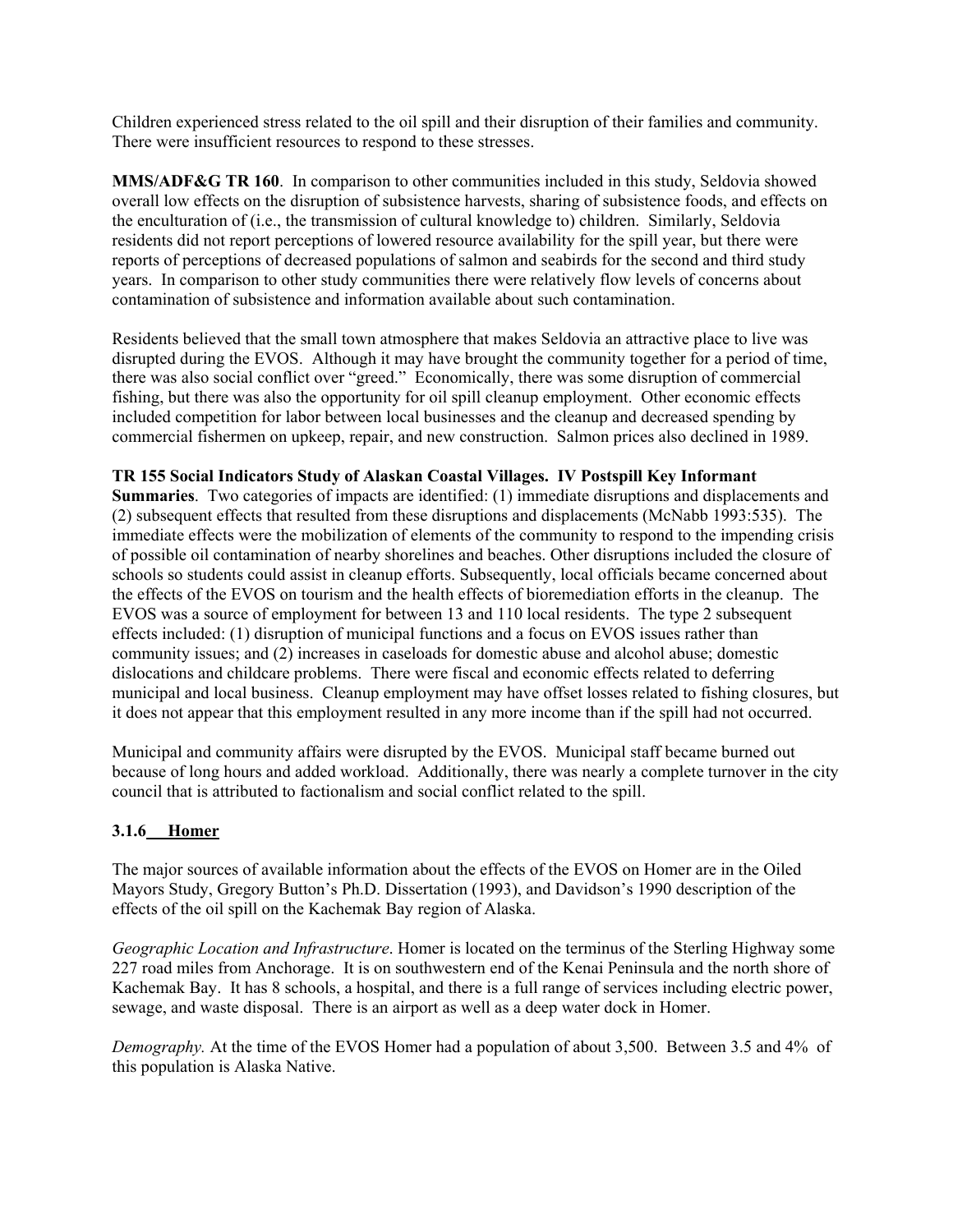Children experienced stress related to the oil spill and their disruption of their families and community. There were insufficient resources to respond to these stresses.

**MMS/ADF&G TR 160**. In comparison to other communities included in this study, Seldovia showed overall low effects on the disruption of subsistence harvests, sharing of subsistence foods, and effects on the enculturation of (i.e., the transmission of cultural knowledge to) children. Similarly, Seldovia residents did not report perceptions of lowered resource availability for the spill year, but there were reports of perceptions of decreased populations of salmon and seabirds for the second and third study years. In comparison to other study communities there were relatively flow levels of concerns about contamination of subsistence and information available about such contamination.

Residents believed that the small town atmosphere that makes Seldovia an attractive place to live was disrupted during the EVOS. Although it may have brought the community together for a period of time, there was also social conflict over "greed." Economically, there was some disruption of commercial fishing, but there was also the opportunity for oil spill cleanup employment. Other economic effects included competition for labor between local businesses and the cleanup and decreased spending by commercial fishermen on upkeep, repair, and new construction. Salmon prices also declined in 1989.

**TR 155 Social Indicators Study of Alaskan Coastal Villages. IV Postspill Key Informant Summaries**. Two categories of impacts are identified: (1) immediate disruptions and displacements and (2) subsequent effects that resulted from these disruptions and displacements (McNabb 1993:535). The immediate effects were the mobilization of elements of the community to respond to the impending crisis of possible oil contamination of nearby shorelines and beaches. Other disruptions included the closure of schools so students could assist in cleanup efforts. Subsequently, local officials became concerned about the effects of the EVOS on tourism and the health effects of bioremediation efforts in the cleanup. The EVOS was a source of employment for between 13 and 110 local residents. The type 2 subsequent effects included: (1) disruption of municipal functions and a focus on EVOS issues rather than community issues; and (2) increases in caseloads for domestic abuse and alcohol abuse; domestic dislocations and childcare problems. There were fiscal and economic effects related to deferring municipal and local business. Cleanup employment may have offset losses related to fishing closures, but it does not appear that this employment resulted in any more income than if the spill had not occurred.

Municipal and community affairs were disrupted by the EVOS. Municipal staff became burned out because of long hours and added workload. Additionally, there was nearly a complete turnover in the city council that is attributed to factionalism and social conflict related to the spill.

### 3.1.6 Homer

The major sources of available information about the effects of the EVOS on Homer are in the Oiled Mayors Study, Gregory Button's Ph.D. Dissertation (1993), and Davidson's 1990 description of the effects of the oil spill on the Kachemak Bay region of Alaska.

*Geographic Location and Infrastructure*. Homer is located on the terminus of the Sterling Highway some 227 road miles from Anchorage. It is on southwestern end of the Kenai Peninsula and the north shore of Kachemak Bay. It has 8 schools, a hospital, and there is a full range of services including electric power, sewage, and waste disposal. There is an airport as well as a deep water dock in Homer.

*Demography.* At the time of the EVOS Homer had a population of about 3,500. Between 3.5 and 4% of this population is Alaska Native.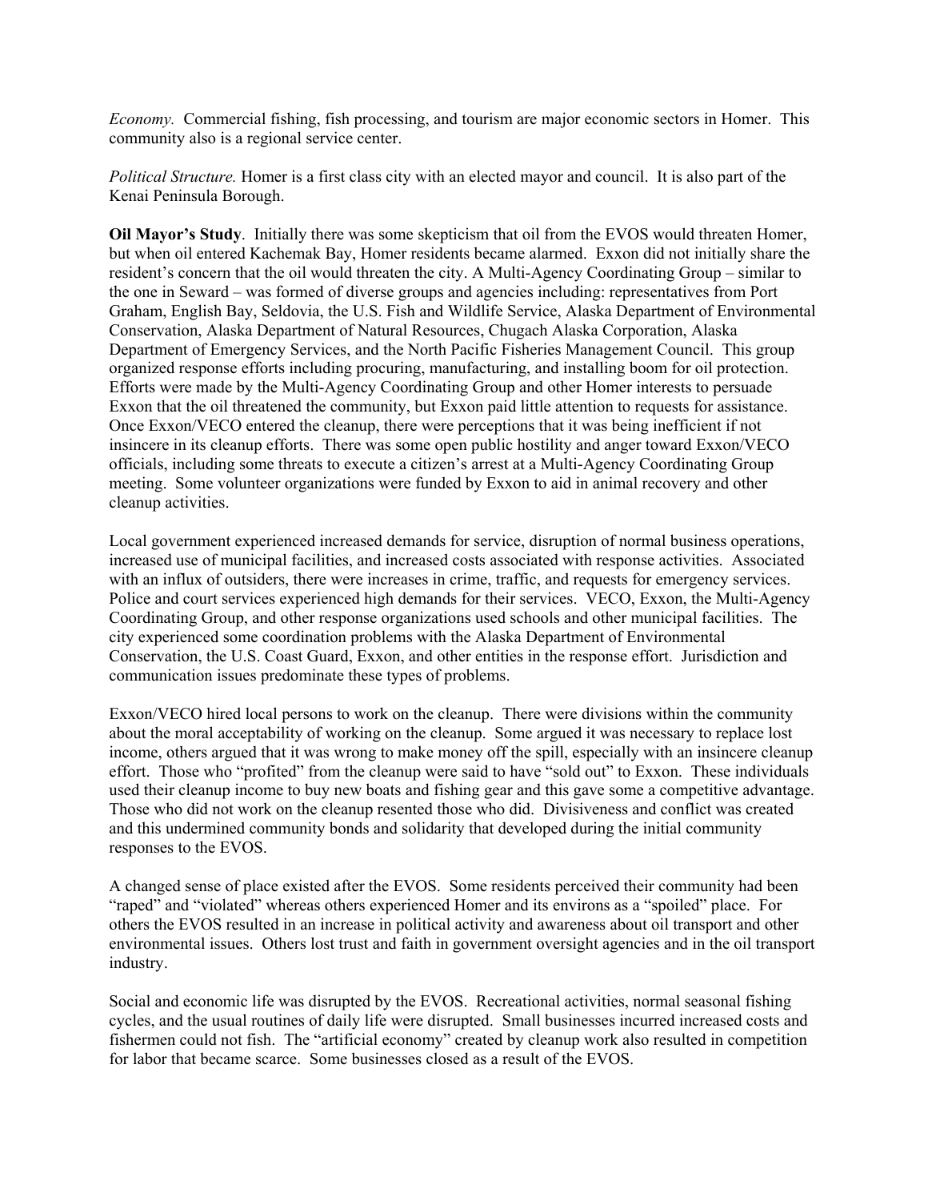*Economy.* Commercial fishing, fish processing, and tourism are major economic sectors in Homer. This community also is a regional service center.

*Political Structure.* Homer is a first class city with an elected mayor and council. It is also part of the Kenai Peninsula Borough.

**Oil Mayor's Study**. Initially there was some skepticism that oil from the EVOS would threaten Homer, but when oil entered Kachemak Bay, Homer residents became alarmed. Exxon did not initially share the resident's concern that the oil would threaten the city. A Multi-Agency Coordinating Group – similar to the one in Seward – was formed of diverse groups and agencies including: representatives from Port Graham, English Bay, Seldovia, the U.S. Fish and Wildlife Service, Alaska Department of Environmental Conservation, Alaska Department of Natural Resources, Chugach Alaska Corporation, Alaska Department of Emergency Services, and the North Pacific Fisheries Management Council. This group organized response efforts including procuring, manufacturing, and installing boom for oil protection. Efforts were made by the Multi-Agency Coordinating Group and other Homer interests to persuade Exxon that the oil threatened the community, but Exxon paid little attention to requests for assistance. Once Exxon/VECO entered the cleanup, there were perceptions that it was being inefficient if not insincere in its cleanup efforts. There was some open public hostility and anger toward Exxon/VECO officials, including some threats to execute a citizen's arrest at a Multi-Agency Coordinating Group meeting. Some volunteer organizations were funded by Exxon to aid in animal recovery and other cleanup activities.

Local government experienced increased demands for service, disruption of normal business operations, increased use of municipal facilities, and increased costs associated with response activities. Associated with an influx of outsiders, there were increases in crime, traffic, and requests for emergency services. Police and court services experienced high demands for their services. VECO, Exxon, the Multi-Agency Coordinating Group, and other response organizations used schools and other municipal facilities. The city experienced some coordination problems with the Alaska Department of Environmental Conservation, the U.S. Coast Guard, Exxon, and other entities in the response effort. Jurisdiction and communication issues predominate these types of problems.

Exxon/VECO hired local persons to work on the cleanup. There were divisions within the community about the moral acceptability of working on the cleanup. Some argued it was necessary to replace lost income, others argued that it was wrong to make money off the spill, especially with an insincere cleanup effort. Those who "profited" from the cleanup were said to have "sold out" to Exxon. These individuals used their cleanup income to buy new boats and fishing gear and this gave some a competitive advantage. Those who did not work on the cleanup resented those who did. Divisiveness and conflict was created and this undermined community bonds and solidarity that developed during the initial community responses to the EVOS.

A changed sense of place existed after the EVOS. Some residents perceived their community had been "raped" and "violated" whereas others experienced Homer and its environs as a "spoiled" place. For others the EVOS resulted in an increase in political activity and awareness about oil transport and other environmental issues. Others lost trust and faith in government oversight agencies and in the oil transport industry.

Social and economic life was disrupted by the EVOS. Recreational activities, normal seasonal fishing cycles, and the usual routines of daily life were disrupted. Small businesses incurred increased costs and fishermen could not fish. The "artificial economy" created by cleanup work also resulted in competition for labor that became scarce. Some businesses closed as a result of the EVOS.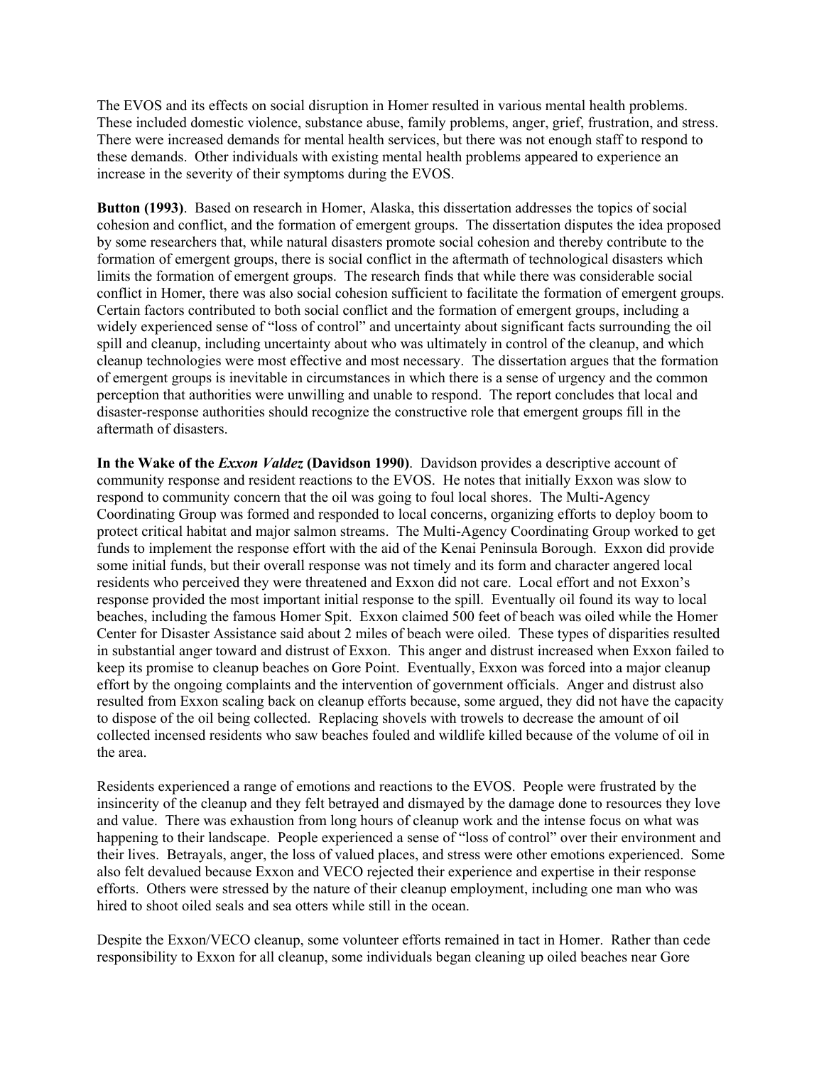The EVOS and its effects on social disruption in Homer resulted in various mental health problems. These included domestic violence, substance abuse, family problems, anger, grief, frustration, and stress. There were increased demands for mental health services, but there was not enough staff to respond to these demands. Other individuals with existing mental health problems appeared to experience an increase in the severity of their symptoms during the EVOS.

**Button (1993)**. Based on research in Homer, Alaska, this dissertation addresses the topics of social cohesion and conflict, and the formation of emergent groups. The dissertation disputes the idea proposed by some researchers that, while natural disasters promote social cohesion and thereby contribute to the formation of emergent groups, there is social conflict in the aftermath of technological disasters which limits the formation of emergent groups. The research finds that while there was considerable social conflict in Homer, there was also social cohesion sufficient to facilitate the formation of emergent groups. Certain factors contributed to both social conflict and the formation of emergent groups, including a widely experienced sense of "loss of control" and uncertainty about significant facts surrounding the oil spill and cleanup, including uncertainty about who was ultimately in control of the cleanup, and which cleanup technologies were most effective and most necessary. The dissertation argues that the formation of emergent groups is inevitable in circumstances in which there is a sense of urgency and the common perception that authorities were unwilling and unable to respond. The report concludes that local and disaster-response authorities should recognize the constructive role that emergent groups fill in the aftermath of disasters.

**In the Wake of the *Exxon Valdez* (Davidson 1990)**. Davidson provides a descriptive account of community response and resident reactions to the EVOS. He notes that initially Exxon was slow to respond to community concern that the oil was going to foul local shores. The Multi-Agency Coordinating Group was formed and responded to local concerns, organizing efforts to deploy boom to protect critical habitat and major salmon streams. The Multi-Agency Coordinating Group worked to get funds to implement the response effort with the aid of the Kenai Peninsula Borough. Exxon did provide some initial funds, but their overall response was not timely and its form and character angered local residents who perceived they were threatened and Exxon did not care. Local effort and not Exxon's response provided the most important initial response to the spill. Eventually oil found its way to local beaches, including the famous Homer Spit. Exxon claimed 500 feet of beach was oiled while the Homer Center for Disaster Assistance said about 2 miles of beach were oiled. These types of disparities resulted in substantial anger toward and distrust of Exxon. This anger and distrust increased when Exxon failed to keep its promise to cleanup beaches on Gore Point. Eventually, Exxon was forced into a major cleanup effort by the ongoing complaints and the intervention of government officials. Anger and distrust also resulted from Exxon scaling back on cleanup efforts because, some argued, they did not have the capacity to dispose of the oil being collected. Replacing shovels with trowels to decrease the amount of oil collected incensed residents who saw beaches fouled and wildlife killed because of the volume of oil in the area.

Residents experienced a range of emotions and reactions to the EVOS. People were frustrated by the insincerity of the cleanup and they felt betrayed and dismayed by the damage done to resources they love and value. There was exhaustion from long hours of cleanup work and the intense focus on what was happening to their landscape. People experienced a sense of "loss of control" over their environment and their lives. Betrayals, anger, the loss of valued places, and stress were other emotions experienced. Some also felt devalued because Exxon and VECO rejected their experience and expertise in their response efforts. Others were stressed by the nature of their cleanup employment, including one man who was hired to shoot oiled seals and sea otters while still in the ocean.

Despite the Exxon/VECO cleanup, some volunteer efforts remained in tact in Homer. Rather than cede responsibility to Exxon for all cleanup, some individuals began cleaning up oiled beaches near Gore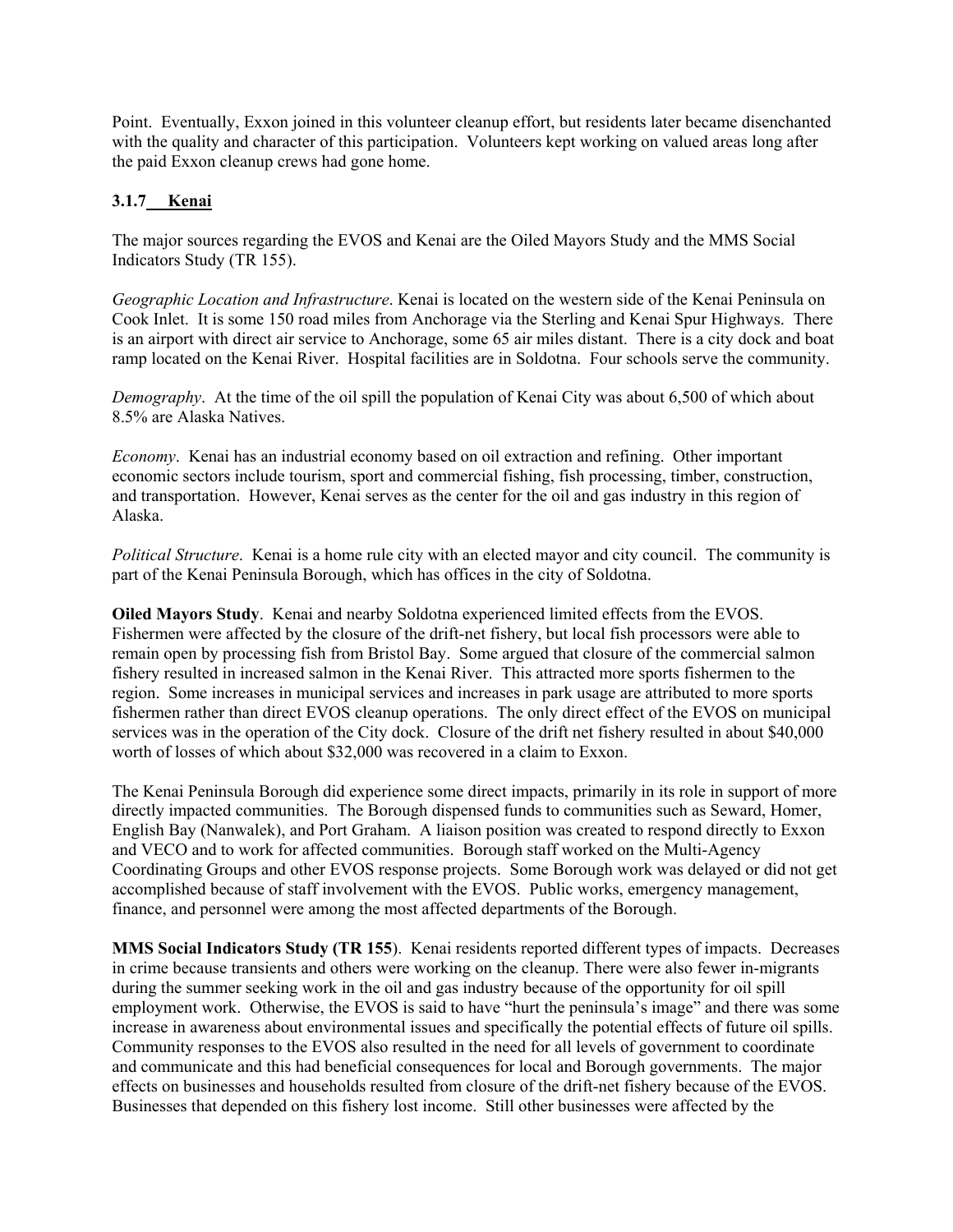Point. Eventually, Exxon joined in this volunteer cleanup effort, but residents later became disenchanted with the quality and character of this participation. Volunteers kept working on valued areas long after the paid Exxon cleanup crews had gone home.

### 3.1.7 Kenai

The major sources regarding the EVOS and Kenai are the Oiled Mayors Study and the MMS Social Indicators Study (TR 155).

*Geographic Location and Infrastructure*. Kenai is located on the western side of the Kenai Peninsula on Cook Inlet. It is some 150 road miles from Anchorage via the Sterling and Kenai Spur Highways. There is an airport with direct air service to Anchorage, some 65 air miles distant. There is a city dock and boat ramp located on the Kenai River. Hospital facilities are in Soldotna. Four schools serve the community.

*Demography*. At the time of the oil spill the population of Kenai City was about 6,500 of which about 8.5% are Alaska Natives.

*Economy*. Kenai has an industrial economy based on oil extraction and refining. Other important economic sectors include tourism, sport and commercial fishing, fish processing, timber, construction, and transportation. However, Kenai serves as the center for the oil and gas industry in this region of Alaska.

*Political Structure*. Kenai is a home rule city with an elected mayor and city council. The community is part of the Kenai Peninsula Borough, which has offices in the city of Soldotna.

**Oiled Mayors Study**. Kenai and nearby Soldotna experienced limited effects from the EVOS. Fishermen were affected by the closure of the drift-net fishery, but local fish processors were able to remain open by processing fish from Bristol Bay. Some argued that closure of the commercial salmon fishery resulted in increased salmon in the Kenai River. This attracted more sports fishermen to the region. Some increases in municipal services and increases in park usage are attributed to more sports fishermen rather than direct EVOS cleanup operations. The only direct effect of the EVOS on municipal services was in the operation of the City dock. Closure of the drift net fishery resulted in about $40,000 worth of losses of which about $32,000 was recovered in a claim to Exxon.

The Kenai Peninsula Borough did experience some direct impacts, primarily in its role in support of more directly impacted communities. The Borough dispensed funds to communities such as Seward, Homer, English Bay (Nanwalek), and Port Graham. A liaison position was created to respond directly to Exxon and VECO and to work for affected communities. Borough staff worked on the Multi-Agency Coordinating Groups and other EVOS response projects. Some Borough work was delayed or did not get accomplished because of staff involvement with the EVOS. Public works, emergency management, finance, and personnel were among the most affected departments of the Borough.

**MMS Social Indicators Study (TR 155)**. Kenai residents reported different types of impacts. Decreases in crime because transients and others were working on the cleanup. There were also fewer in-migrants during the summer seeking work in the oil and gas industry because of the opportunity for oil spill employment work. Otherwise, the EVOS is said to have "hurt the peninsula's image" and there was some increase in awareness about environmental issues and specifically the potential effects of future oil spills. Community responses to the EVOS also resulted in the need for all levels of government to coordinate and communicate and this had beneficial consequences for local and Borough governments. The major effects on businesses and households resulted from closure of the drift-net fishery because of the EVOS. Businesses that depended on this fishery lost income. Still other businesses were affected by the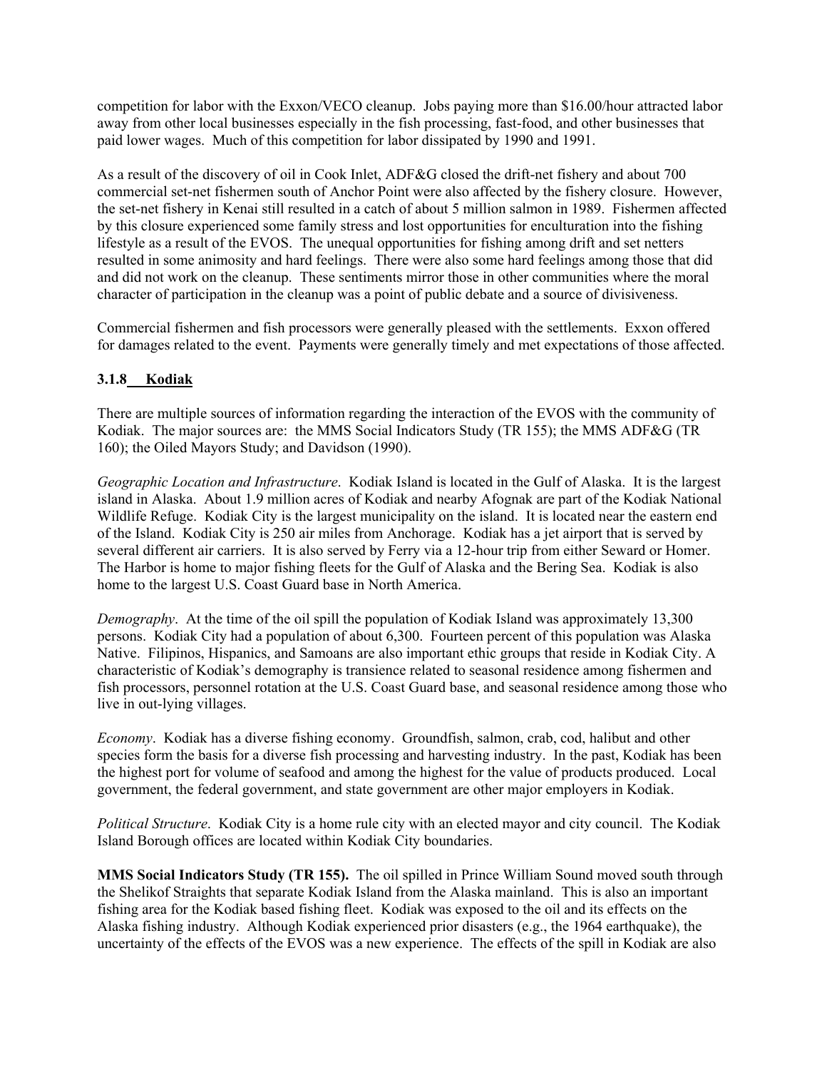competition for labor with the Exxon/VECO cleanup. Jobs paying more than $16.00/hour attracted labor away from other local businesses especially in the fish processing, fast-food, and other businesses that paid lower wages. Much of this competition for labor dissipated by 1990 and 1991.

As a result of the discovery of oil in Cook Inlet, ADF&G closed the drift-net fishery and about 700 commercial set-net fishermen south of Anchor Point were also affected by the fishery closure. However, the set-net fishery in Kenai still resulted in a catch of about 5 million salmon in 1989. Fishermen affected by this closure experienced some family stress and lost opportunities for enculturation into the fishing lifestyle as a result of the EVOS. The unequal opportunities for fishing among drift and set netters resulted in some animosity and hard feelings. There were also some hard feelings among those that did and did not work on the cleanup. These sentiments mirror those in other communities where the moral character of participation in the cleanup was a point of public debate and a source of divisiveness.

Commercial fishermen and fish processors were generally pleased with the settlements. Exxon offered for damages related to the event. Payments were generally timely and met expectations of those affected.

### 3.1.8 Kodiak

There are multiple sources of information regarding the interaction of the EVOS with the community of Kodiak. The major sources are: the MMS Social Indicators Study (TR 155); the MMS ADF&G (TR 160); the Oiled Mayors Study; and Davidson (1990).

*Geographic Location and Infrastructure*. Kodiak Island is located in the Gulf of Alaska. It is the largest island in Alaska. About 1.9 million acres of Kodiak and nearby Afognak are part of the Kodiak National Wildlife Refuge. Kodiak City is the largest municipality on the island. It is located near the eastern end of the Island. Kodiak City is 250 air miles from Anchorage. Kodiak has a jet airport that is served by several different air carriers. It is also served by Ferry via a 12-hour trip from either Seward or Homer. The Harbor is home to major fishing fleets for the Gulf of Alaska and the Bering Sea. Kodiak is also home to the largest U.S. Coast Guard base in North America.

*Demography*. At the time of the oil spill the population of Kodiak Island was approximately 13,300 persons. Kodiak City had a population of about 6,300. Fourteen percent of this population was Alaska Native. Filipinos, Hispanics, and Samoans are also important ethic groups that reside in Kodiak City. A characteristic of Kodiak's demography is transience related to seasonal residence among fishermen and fish processors, personnel rotation at the U.S. Coast Guard base, and seasonal residence among those who live in out-lying villages.

*Economy*. Kodiak has a diverse fishing economy. Groundfish, salmon, crab, cod, halibut and other species form the basis for a diverse fish processing and harvesting industry. In the past, Kodiak has been the highest port for volume of seafood and among the highest for the value of products produced. Local government, the federal government, and state government are other major employers in Kodiak.

*Political Structure*. Kodiak City is a home rule city with an elected mayor and city council. The Kodiak Island Borough offices are located within Kodiak City boundaries.

**MMS Social Indicators Study (TR 155).** The oil spilled in Prince William Sound moved south through the Shelikof Straights that separate Kodiak Island from the Alaska mainland. This is also an important fishing area for the Kodiak based fishing fleet. Kodiak was exposed to the oil and its effects on the Alaska fishing industry. Although Kodiak experienced prior disasters (e.g., the 1964 earthquake), the uncertainty of the effects of the EVOS was a new experience. The effects of the spill in Kodiak are also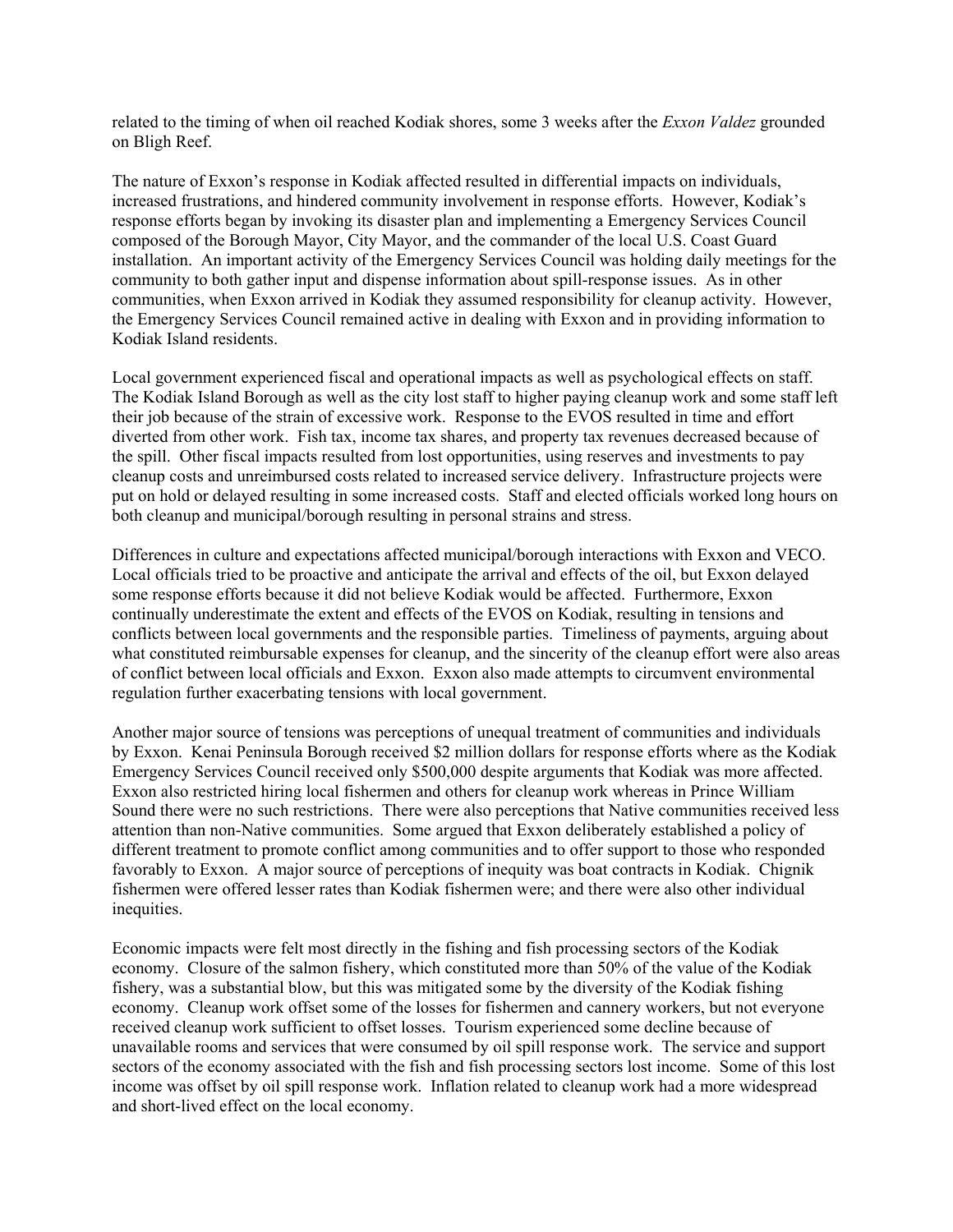related to the timing of when oil reached Kodiak shores, some 3 weeks after the *Exxon Valdez* grounded on Bligh Reef.

The nature of Exxon's response in Kodiak affected resulted in differential impacts on individuals, increased frustrations, and hindered community involvement in response efforts. However, Kodiak's response efforts began by invoking its disaster plan and implementing a Emergency Services Council composed of the Borough Mayor, City Mayor, and the commander of the local U.S. Coast Guard installation. An important activity of the Emergency Services Council was holding daily meetings for the community to both gather input and dispense information about spill-response issues. As in other communities, when Exxon arrived in Kodiak they assumed responsibility for cleanup activity. However, the Emergency Services Council remained active in dealing with Exxon and in providing information to Kodiak Island residents.

Local government experienced fiscal and operational impacts as well as psychological effects on staff. The Kodiak Island Borough as well as the city lost staff to higher paying cleanup work and some staff left their job because of the strain of excessive work. Response to the EVOS resulted in time and effort diverted from other work. Fish tax, income tax shares, and property tax revenues decreased because of the spill. Other fiscal impacts resulted from lost opportunities, using reserves and investments to pay cleanup costs and unreimbursed costs related to increased service delivery. Infrastructure projects were put on hold or delayed resulting in some increased costs. Staff and elected officials worked long hours on both cleanup and municipal/borough resulting in personal strains and stress.

Differences in culture and expectations affected municipal/borough interactions with Exxon and VECO. Local officials tried to be proactive and anticipate the arrival and effects of the oil, but Exxon delayed some response efforts because it did not believe Kodiak would be affected. Furthermore, Exxon continually underestimate the extent and effects of the EVOS on Kodiak, resulting in tensions and conflicts between local governments and the responsible parties. Timeliness of payments, arguing about what constituted reimbursable expenses for cleanup, and the sincerity of the cleanup effort were also areas of conflict between local officials and Exxon. Exxon also made attempts to circumvent environmental regulation further exacerbating tensions with local government.

Another major source of tensions was perceptions of unequal treatment of communities and individuals by Exxon. Kenai Peninsula Borough received $2 million dollars for response efforts where as the Kodiak Emergency Services Council received only $500,000 despite arguments that Kodiak was more affected. Exxon also restricted hiring local fishermen and others for cleanup work whereas in Prince William Sound there were no such restrictions. There were also perceptions that Native communities received less attention than non-Native communities. Some argued that Exxon deliberately established a policy of different treatment to promote conflict among communities and to offer support to those who responded favorably to Exxon. A major source of perceptions of inequity was boat contracts in Kodiak. Chignik fishermen were offered lesser rates than Kodiak fishermen were; and there were also other individual inequities.

Economic impacts were felt most directly in the fishing and fish processing sectors of the Kodiak economy. Closure of the salmon fishery, which constituted more than 50% of the value of the Kodiak fishery, was a substantial blow, but this was mitigated some by the diversity of the Kodiak fishing economy. Cleanup work offset some of the losses for fishermen and cannery workers, but not everyone received cleanup work sufficient to offset losses. Tourism experienced some decline because of unavailable rooms and services that were consumed by oil spill response work. The service and support sectors of the economy associated with the fish and fish processing sectors lost income. Some of this lost income was offset by oil spill response work. Inflation related to cleanup work had a more widespread and short-lived effect on the local economy.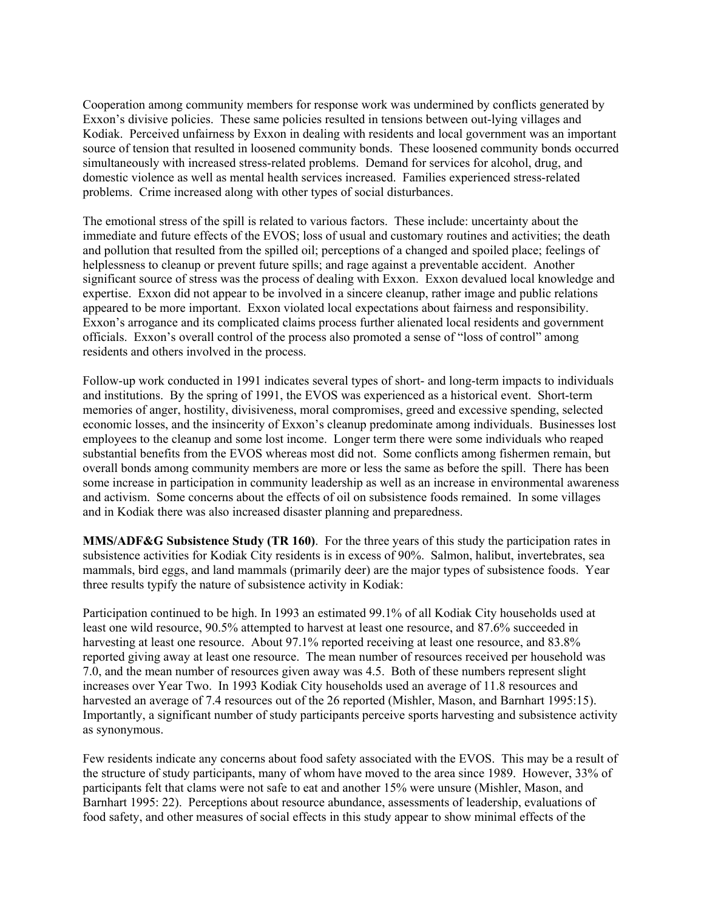Cooperation among community members for response work was undermined by conflicts generated by Exxon's divisive policies. These same policies resulted in tensions between out-lying villages and Kodiak. Perceived unfairness by Exxon in dealing with residents and local government was an important source of tension that resulted in loosened community bonds. These loosened community bonds occurred simultaneously with increased stress-related problems. Demand for services for alcohol, drug, and domestic violence as well as mental health services increased. Families experienced stress-related problems. Crime increased along with other types of social disturbances.

The emotional stress of the spill is related to various factors. These include: uncertainty about the immediate and future effects of the EVOS; loss of usual and customary routines and activities; the death and pollution that resulted from the spilled oil; perceptions of a changed and spoiled place; feelings of helplessness to cleanup or prevent future spills; and rage against a preventable accident. Another significant source of stress was the process of dealing with Exxon. Exxon devalued local knowledge and expertise. Exxon did not appear to be involved in a sincere cleanup, rather image and public relations appeared to be more important. Exxon violated local expectations about fairness and responsibility. Exxon's arrogance and its complicated claims process further alienated local residents and government officials. Exxon's overall control of the process also promoted a sense of "loss of control" among residents and others involved in the process.

Follow-up work conducted in 1991 indicates several types of short- and long-term impacts to individuals and institutions. By the spring of 1991, the EVOS was experienced as a historical event. Short-term memories of anger, hostility, divisiveness, moral compromises, greed and excessive spending, selected economic losses, and the insincerity of Exxon's cleanup predominate among individuals. Businesses lost employees to the cleanup and some lost income. Longer term there were some individuals who reaped substantial benefits from the EVOS whereas most did not. Some conflicts among fishermen remain, but overall bonds among community members are more or less the same as before the spill. There has been some increase in participation in community leadership as well as an increase in environmental awareness and activism. Some concerns about the effects of oil on subsistence foods remained. In some villages and in Kodiak there was also increased disaster planning and preparedness.

**MMS/ADF&G Subsistence Study (TR 160)**. For the three years of this study the participation rates in subsistence activities for Kodiak City residents is in excess of 90%. Salmon, halibut, invertebrates, sea mammals, bird eggs, and land mammals (primarily deer) are the major types of subsistence foods. Year three results typify the nature of subsistence activity in Kodiak:

Participation continued to be high. In 1993 an estimated 99.1% of all Kodiak City households used at least one wild resource, 90.5% attempted to harvest at least one resource, and 87.6% succeeded in harvesting at least one resource. About 97.1% reported receiving at least one resource, and 83.8% reported giving away at least one resource. The mean number of resources received per household was 7.0, and the mean number of resources given away was 4.5. Both of these numbers represent slight increases over Year Two. In 1993 Kodiak City households used an average of 11.8 resources and harvested an average of 7.4 resources out of the 26 reported (Mishler, Mason, and Barnhart 1995:15). Importantly, a significant number of study participants perceive sports harvesting and subsistence activity as synonymous.

Few residents indicate any concerns about food safety associated with the EVOS. This may be a result of the structure of study participants, many of whom have moved to the area since 1989. However, 33% of participants felt that clams were not safe to eat and another 15% were unsure (Mishler, Mason, and Barnhart 1995: 22). Perceptions about resource abundance, assessments of leadership, evaluations of food safety, and other measures of social effects in this study appear to show minimal effects of the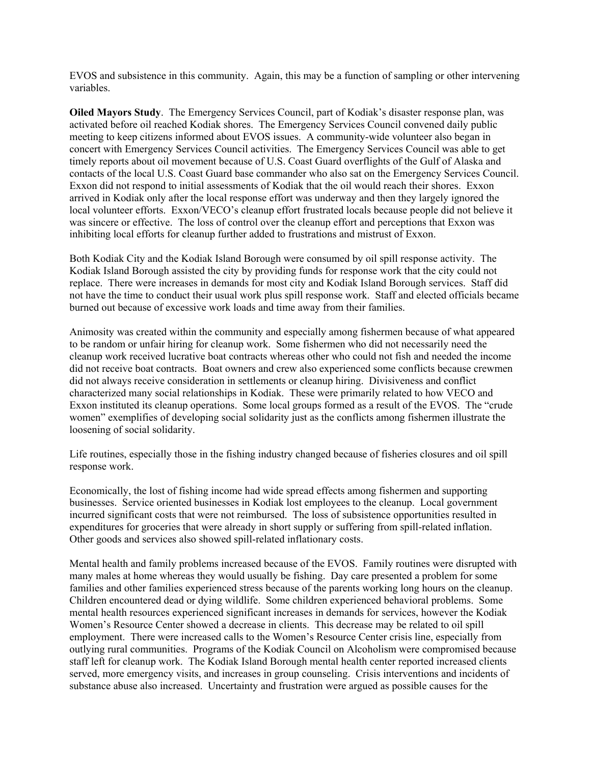EVOS and subsistence in this community. Again, this may be a function of sampling or other intervening variables.

**Oiled Mayors Study**. The Emergency Services Council, part of Kodiak's disaster response plan, was activated before oil reached Kodiak shores. The Emergency Services Council convened daily public meeting to keep citizens informed about EVOS issues. A community-wide volunteer also began in concert with Emergency Services Council activities. The Emergency Services Council was able to get timely reports about oil movement because of U.S. Coast Guard overflights of the Gulf of Alaska and contacts of the local U.S. Coast Guard base commander who also sat on the Emergency Services Council. Exxon did not respond to initial assessments of Kodiak that the oil would reach their shores. Exxon arrived in Kodiak only after the local response effort was underway and then they largely ignored the local volunteer efforts. Exxon/VECO's cleanup effort frustrated locals because people did not believe it was sincere or effective. The loss of control over the cleanup effort and perceptions that Exxon was inhibiting local efforts for cleanup further added to frustrations and mistrust of Exxon.

Both Kodiak City and the Kodiak Island Borough were consumed by oil spill response activity. The Kodiak Island Borough assisted the city by providing funds for response work that the city could not replace. There were increases in demands for most city and Kodiak Island Borough services. Staff did not have the time to conduct their usual work plus spill response work. Staff and elected officials became burned out because of excessive work loads and time away from their families.

Animosity was created within the community and especially among fishermen because of what appeared to be random or unfair hiring for cleanup work. Some fishermen who did not necessarily need the cleanup work received lucrative boat contracts whereas other who could not fish and needed the income did not receive boat contracts. Boat owners and crew also experienced some conflicts because crewmen did not always receive consideration in settlements or cleanup hiring. Divisiveness and conflict characterized many social relationships in Kodiak. These were primarily related to how VECO and Exxon instituted its cleanup operations. Some local groups formed as a result of the EVOS. The "crude women" exemplifies of developing social solidarity just as the conflicts among fishermen illustrate the loosening of social solidarity.

Life routines, especially those in the fishing industry changed because of fisheries closures and oil spill response work.

Economically, the lost of fishing income had wide spread effects among fishermen and supporting businesses. Service oriented businesses in Kodiak lost employees to the cleanup. Local government incurred significant costs that were not reimbursed. The loss of subsistence opportunities resulted in expenditures for groceries that were already in short supply or suffering from spill-related inflation. Other goods and services also showed spill-related inflationary costs.

Mental health and family problems increased because of the EVOS. Family routines were disrupted with many males at home whereas they would usually be fishing. Day care presented a problem for some families and other families experienced stress because of the parents working long hours on the cleanup. Children encountered dead or dying wildlife. Some children experienced behavioral problems. Some mental health resources experienced significant increases in demands for services, however the Kodiak Women's Resource Center showed a decrease in clients. This decrease may be related to oil spill employment. There were increased calls to the Women's Resource Center crisis line, especially from outlying rural communities. Programs of the Kodiak Council on Alcoholism were compromised because staff left for cleanup work. The Kodiak Island Borough mental health center reported increased clients served, more emergency visits, and increases in group counseling. Crisis interventions and incidents of substance abuse also increased. Uncertainty and frustration were argued as possible causes for the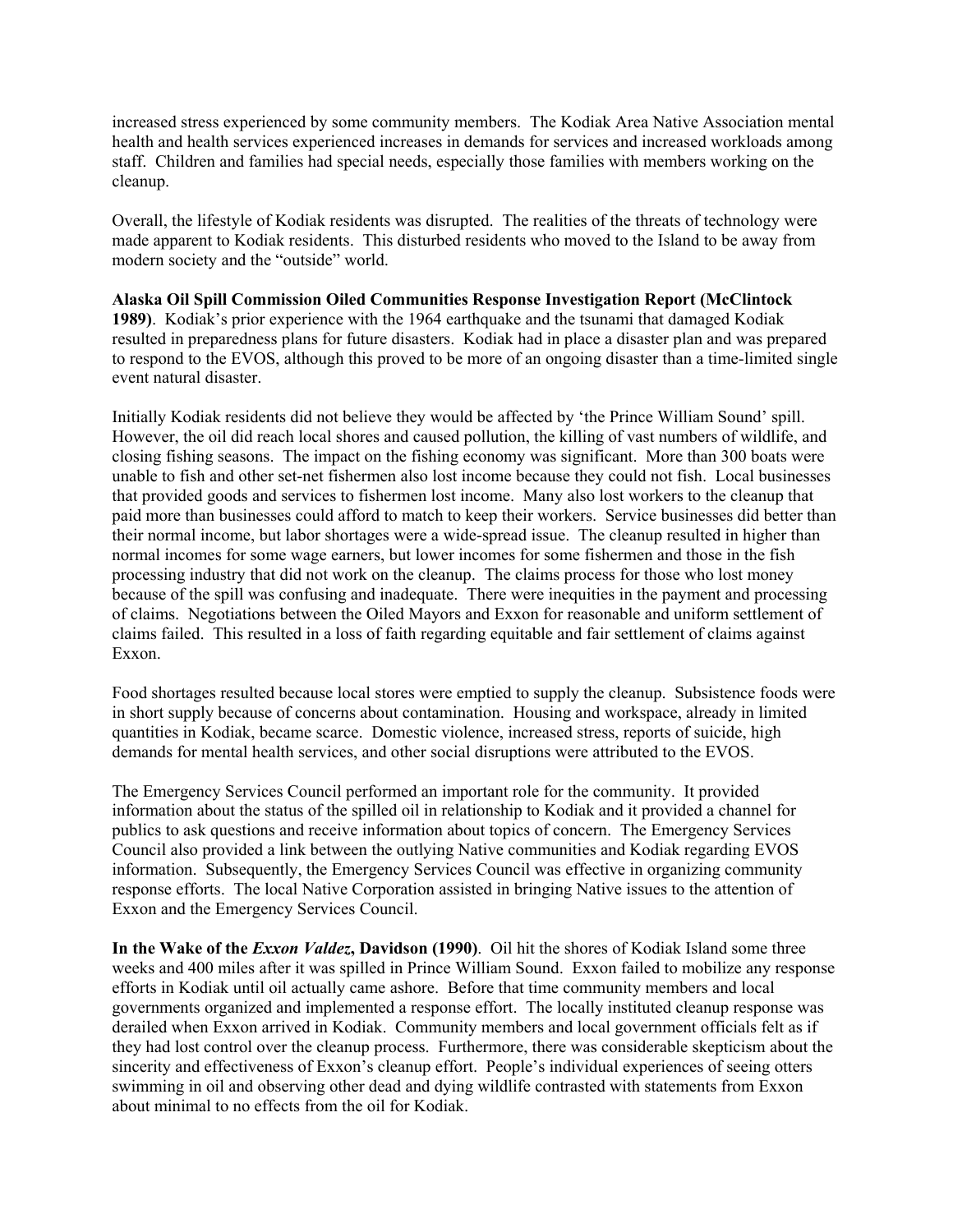increased stress experienced by some community members. The Kodiak Area Native Association mental health and health services experienced increases in demands for services and increased workloads among staff. Children and families had special needs, especially those families with members working on the cleanup.

Overall, the lifestyle of Kodiak residents was disrupted. The realities of the threats of technology were made apparent to Kodiak residents. This disturbed residents who moved to the Island to be away from modern society and the "outside" world.

**Alaska Oil Spill Commission Oiled Communities Response Investigation Report (McClintock 1989)**. Kodiak's prior experience with the 1964 earthquake and the tsunami that damaged Kodiak resulted in preparedness plans for future disasters. Kodiak had in place a disaster plan and was prepared to respond to the EVOS, although this proved to be more of an ongoing disaster than a time-limited single event natural disaster.

Initially Kodiak residents did not believe they would be affected by 'the Prince William Sound' spill. However, the oil did reach local shores and caused pollution, the killing of vast numbers of wildlife, and closing fishing seasons. The impact on the fishing economy was significant. More than 300 boats were unable to fish and other set-net fishermen also lost income because they could not fish. Local businesses that provided goods and services to fishermen lost income. Many also lost workers to the cleanup that paid more than businesses could afford to match to keep their workers. Service businesses did better than their normal income, but labor shortages were a wide-spread issue. The cleanup resulted in higher than normal incomes for some wage earners, but lower incomes for some fishermen and those in the fish processing industry that did not work on the cleanup. The claims process for those who lost money because of the spill was confusing and inadequate. There were inequities in the payment and processing of claims. Negotiations between the Oiled Mayors and Exxon for reasonable and uniform settlement of claims failed. This resulted in a loss of faith regarding equitable and fair settlement of claims against Exxon.

Food shortages resulted because local stores were emptied to supply the cleanup. Subsistence foods were in short supply because of concerns about contamination. Housing and workspace, already in limited quantities in Kodiak, became scarce. Domestic violence, increased stress, reports of suicide, high demands for mental health services, and other social disruptions were attributed to the EVOS.

The Emergency Services Council performed an important role for the community. It provided information about the status of the spilled oil in relationship to Kodiak and it provided a channel for publics to ask questions and receive information about topics of concern. The Emergency Services Council also provided a link between the outlying Native communities and Kodiak regarding EVOS information. Subsequently, the Emergency Services Council was effective in organizing community response efforts. The local Native Corporation assisted in bringing Native issues to the attention of Exxon and the Emergency Services Council.

**In the Wake of the *Exxon Valdez*, Davidson (1990)**. Oil hit the shores of Kodiak Island some three weeks and 400 miles after it was spilled in Prince William Sound. Exxon failed to mobilize any response efforts in Kodiak until oil actually came ashore. Before that time community members and local governments organized and implemented a response effort. The locally instituted cleanup response was derailed when Exxon arrived in Kodiak. Community members and local government officials felt as if they had lost control over the cleanup process. Furthermore, there was considerable skepticism about the sincerity and effectiveness of Exxon's cleanup effort. People's individual experiences of seeing otters swimming in oil and observing other dead and dying wildlife contrasted with statements from Exxon about minimal to no effects from the oil for Kodiak.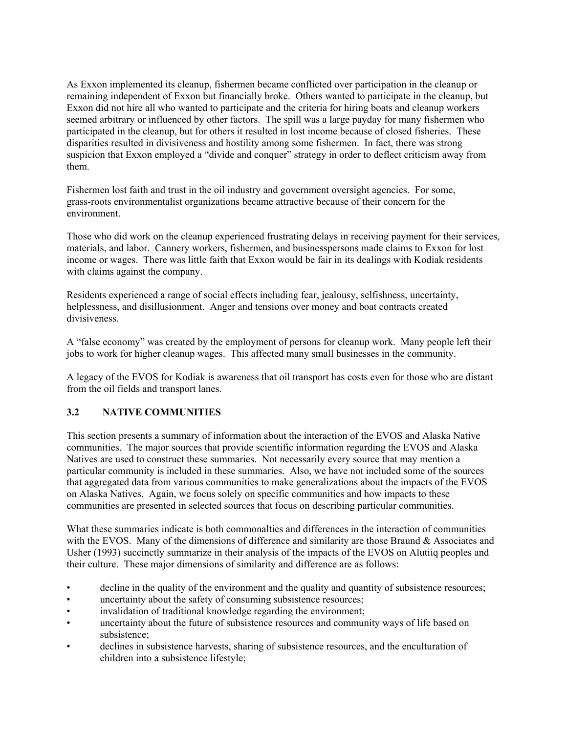As Exxon implemented its cleanup, fishermen became conflicted over participation in the cleanup or remaining independent of Exxon but financially broke. Others wanted to participate in the cleanup, but Exxon did not hire all who wanted to participate and the criteria for hiring boats and cleanup workers seemed arbitrary or influenced by other factors. The spill was a large payday for many fishermen who participated in the cleanup, but for others it resulted in lost income because of closed fisheries. These disparities resulted in divisiveness and hostility among some fishermen. In fact, there was strong suspicion that Exxon employed a "divide and conquer" strategy in order to deflect criticism away from them.

Fishermen lost faith and trust in the oil industry and government oversight agencies. For some, grass-roots environmentalist organizations became attractive because of their concern for the environment.

Those who did work on the cleanup experienced frustrating delays in receiving payment for their services, materials, and labor. Cannery workers, fishermen, and businesspersons made claims to Exxon for lost income or wages. There was little faith that Exxon would be fair in its dealings with Kodiak residents with claims against the company.

Residents experienced a range of social effects including fear, jealousy, selfishness, uncertainty, helplessness, and disillusionment. Anger and tensions over money and boat contracts created divisiveness.

A "false economy" was created by the employment of persons for cleanup work. Many people left their jobs to work for higher cleanup wages. This affected many small businesses in the community.

A legacy of the EVOS for Kodiak is awareness that oil transport has costs even for those who are distant from the oil fields and transport lanes.

## 3.2 NATIVE COMMUNITIES

This section presents a summary of information about the interaction of the EVOS and Alaska Native communities. The major sources that provide scientific information regarding the EVOS and Alaska Natives are used to construct these summaries. Not necessarily every source that may mention a particular community is included in these summaries. Also, we have not included some of the sources that aggregated data from various communities to make generalizations about the impacts of the EVOS on Alaska Natives. Again, we focus solely on specific communities and how impacts to these communities are presented in selected sources that focus on describing particular communities.

What these summaries indicate is both commonalties and differences in the interaction of communities with the EVOS. Many of the dimensions of difference and similarity are those Braund & Associates and Usher (1993) succinctly summarize in their analysis of the impacts of the EVOS on Alutiiq peoples and their culture. These major dimensions of similarity and difference are as follows:

- decline in the quality of the environment and the quality and quantity of subsistence resources;
- uncertainty about the safety of consuming subsistence resources;
- invalidation of traditional knowledge regarding the environment;
- uncertainty about the future of subsistence resources and community ways of life based on subsistence;
- declines in subsistence harvests, sharing of subsistence resources, and the enculturation of children into a subsistence lifestyle;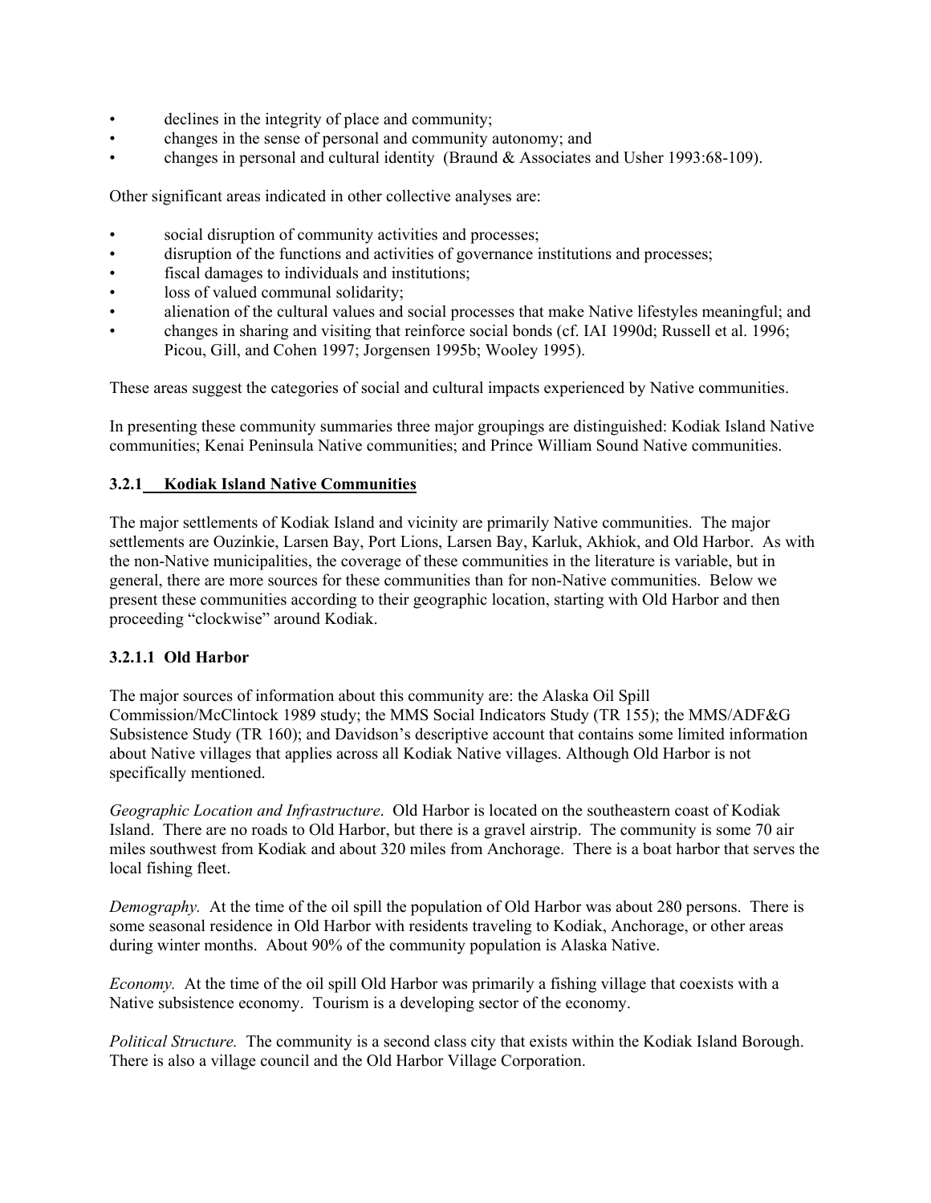- declines in the integrity of place and community;
- changes in the sense of personal and community autonomy; and
- changes in personal and cultural identity (Braund & Associates and Usher 1993:68-109).

Other significant areas indicated in other collective analyses are:

- social disruption of community activities and processes;
- disruption of the functions and activities of governance institutions and processes;
- fiscal damages to individuals and institutions;
- loss of valued communal solidarity;
- alienation of the cultural values and social processes that make Native lifestyles meaningful; and
- changes in sharing and visiting that reinforce social bonds (cf. IAI 1990d; Russell et al. 1996; Picou, Gill, and Cohen 1997; Jorgensen 1995b; Wooley 1995).

These areas suggest the categories of social and cultural impacts experienced by Native communities.

In presenting these community summaries three major groupings are distinguished: Kodiak Island Native communities; Kenai Peninsula Native communities; and Prince William Sound Native communities.

### 3.2.1 Kodiak Island Native Communities

The major settlements of Kodiak Island and vicinity are primarily Native communities. The major settlements are Ouzinkie, Larsen Bay, Port Lions, Larsen Bay, Karluk, Akhiok, and Old Harbor. As with the non-Native municipalities, the coverage of these communities in the literature is variable, but in general, there are more sources for these communities than for non-Native communities. Below we present these communities according to their geographic location, starting with Old Harbor and then proceeding "clockwise" around Kodiak.

#### 3.2.1.1 Old Harbor

The major sources of information about this community are: the Alaska Oil Spill Commission/McClintock 1989 study; the MMS Social Indicators Study (TR 155); the MMS/ADF&G Subsistence Study (TR 160); and Davidson's descriptive account that contains some limited information about Native villages that applies across all Kodiak Native villages. Although Old Harbor is not specifically mentioned.

*Geographic Location and Infrastructure*. Old Harbor is located on the southeastern coast of Kodiak Island. There are no roads to Old Harbor, but there is a gravel airstrip. The community is some 70 air miles southwest from Kodiak and about 320 miles from Anchorage. There is a boat harbor that serves the local fishing fleet.

*Demography.* At the time of the oil spill the population of Old Harbor was about 280 persons. There is some seasonal residence in Old Harbor with residents traveling to Kodiak, Anchorage, or other areas during winter months. About 90% of the community population is Alaska Native.

*Economy.* At the time of the oil spill Old Harbor was primarily a fishing village that coexists with a Native subsistence economy. Tourism is a developing sector of the economy.

*Political Structure.* The community is a second class city that exists within the Kodiak Island Borough. There is also a village council and the Old Harbor Village Corporation.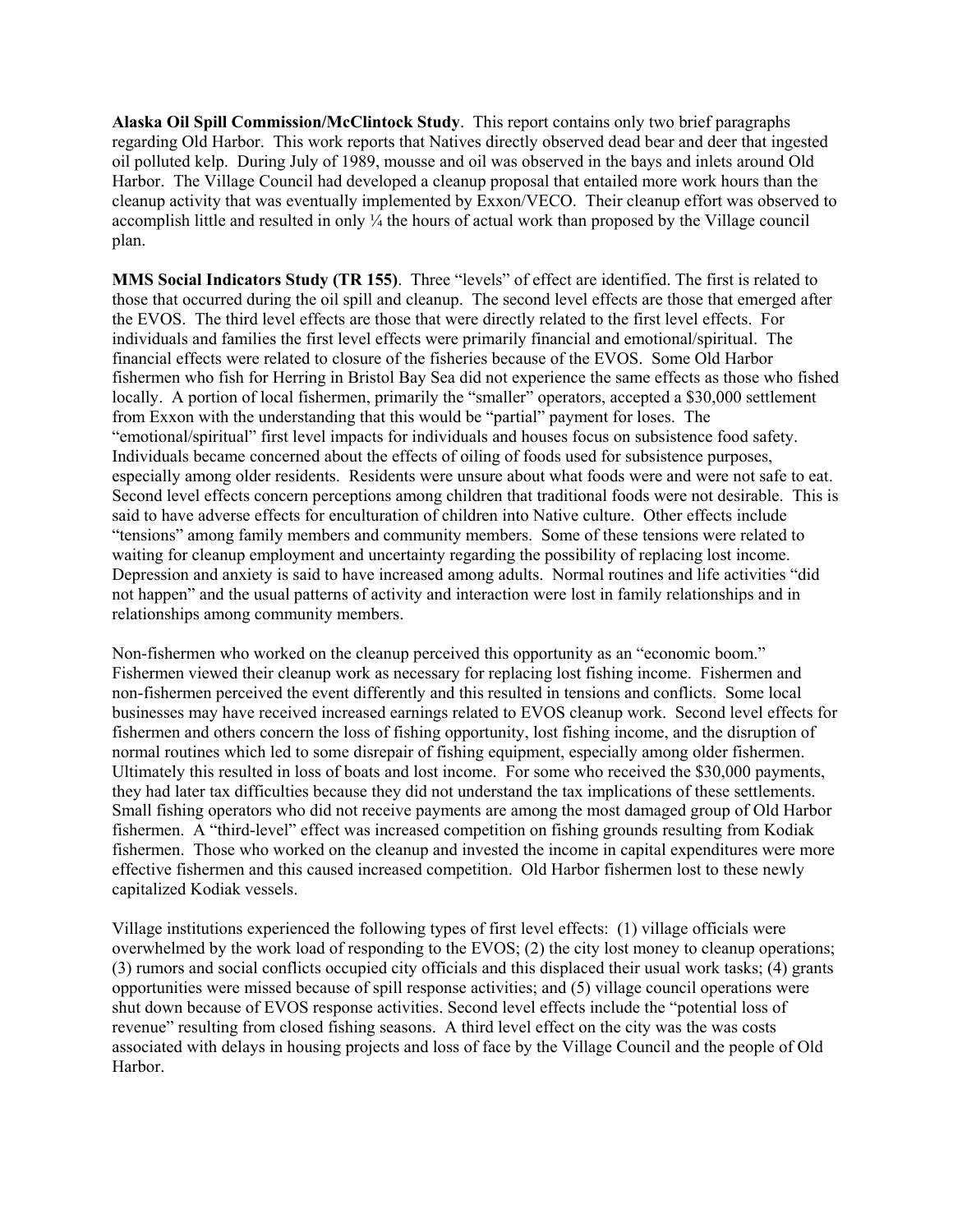**Alaska Oil Spill Commission/McClintock Study**. This report contains only two brief paragraphs regarding Old Harbor. This work reports that Natives directly observed dead bear and deer that ingested oil polluted kelp. During July of 1989, mousse and oil was observed in the bays and inlets around Old Harbor. The Village Council had developed a cleanup proposal that entailed more work hours than the cleanup activity that was eventually implemented by Exxon/VECO. Their cleanup effort was observed to accomplish little and resulted in only ¼ the hours of actual work than proposed by the Village council plan.

**MMS Social Indicators Study (TR 155)**. Three "levels" of effect are identified. The first is related to those that occurred during the oil spill and cleanup. The second level effects are those that emerged after the EVOS. The third level effects are those that were directly related to the first level effects. For individuals and families the first level effects were primarily financial and emotional/spiritual. The financial effects were related to closure of the fisheries because of the EVOS. Some Old Harbor fishermen who fish for Herring in Bristol Bay Sea did not experience the same effects as those who fished locally. A portion of local fishermen, primarily the "smaller" operators, accepted a $30,000 settlement from Exxon with the understanding that this would be "partial" payment for loses. The "emotional/spiritual" first level impacts for individuals and houses focus on subsistence food safety. Individuals became concerned about the effects of oiling of foods used for subsistence purposes, especially among older residents. Residents were unsure about what foods were and were not safe to eat. Second level effects concern perceptions among children that traditional foods were not desirable. This is said to have adverse effects for enculturation of children into Native culture. Other effects include "tensions" among family members and community members. Some of these tensions were related to waiting for cleanup employment and uncertainty regarding the possibility of replacing lost income. Depression and anxiety is said to have increased among adults. Normal routines and life activities "did not happen" and the usual patterns of activity and interaction were lost in family relationships and in relationships among community members.

Non-fishermen who worked on the cleanup perceived this opportunity as an "economic boom." Fishermen viewed their cleanup work as necessary for replacing lost fishing income. Fishermen and non-fishermen perceived the event differently and this resulted in tensions and conflicts. Some local businesses may have received increased earnings related to EVOS cleanup work. Second level effects for fishermen and others concern the loss of fishing opportunity, lost fishing income, and the disruption of normal routines which led to some disrepair of fishing equipment, especially among older fishermen. Ultimately this resulted in loss of boats and lost income. For some who received the $30,000 payments, they had later tax difficulties because they did not understand the tax implications of these settlements. Small fishing operators who did not receive payments are among the most damaged group of Old Harbor fishermen. A "third-level" effect was increased competition on fishing grounds resulting from Kodiak fishermen. Those who worked on the cleanup and invested the income in capital expenditures were more effective fishermen and this caused increased competition. Old Harbor fishermen lost to these newly capitalized Kodiak vessels.

Village institutions experienced the following types of first level effects: (1) village officials were overwhelmed by the work load of responding to the EVOS; (2) the city lost money to cleanup operations; (3) rumors and social conflicts occupied city officials and this displaced their usual work tasks; (4) grants opportunities were missed because of spill response activities; and (5) village council operations were shut down because of EVOS response activities. Second level effects include the "potential loss of revenue" resulting from closed fishing seasons. A third level effect on the city was the was costs associated with delays in housing projects and loss of face by the Village Council and the people of Old Harbor.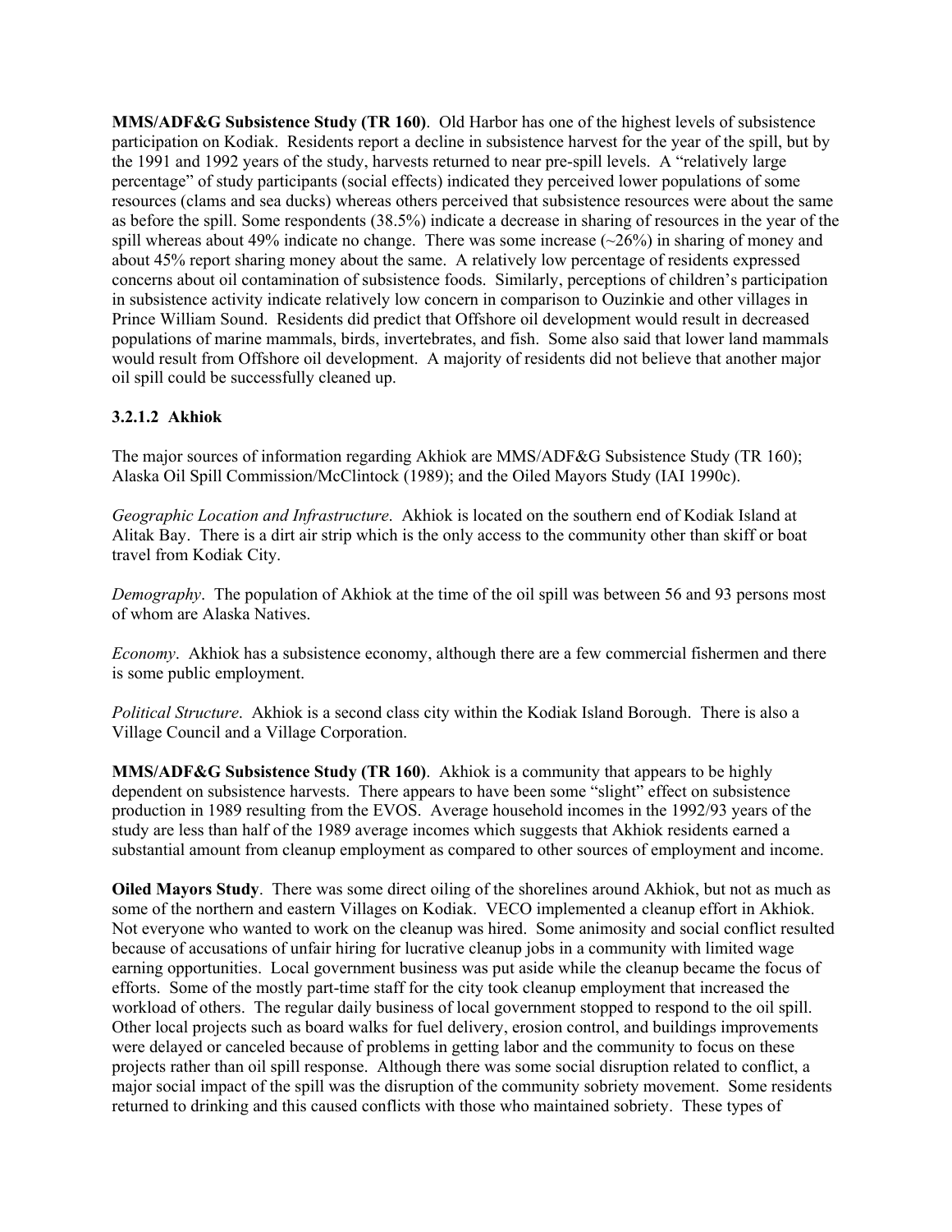**MMS/ADF&G Subsistence Study (TR 160)**. Old Harbor has one of the highest levels of subsistence participation on Kodiak. Residents report a decline in subsistence harvest for the year of the spill, but by the 1991 and 1992 years of the study, harvests returned to near pre-spill levels. A "relatively large percentage" of study participants (social effects) indicated they perceived lower populations of some resources (clams and sea ducks) whereas others perceived that subsistence resources were about the same as before the spill. Some respondents (38.5%) indicate a decrease in sharing of resources in the year of the spill whereas about 49% indicate no change. There was some increase (~26%) in sharing of money and about 45% report sharing money about the same. A relatively low percentage of residents expressed concerns about oil contamination of subsistence foods. Similarly, perceptions of children's participation in subsistence activity indicate relatively low concern in comparison to Ouzinkie and other villages in Prince William Sound. Residents did predict that Offshore oil development would result in decreased populations of marine mammals, birds, invertebrates, and fish. Some also said that lower land mammals would result from Offshore oil development. A majority of residents did not believe that another major oil spill could be successfully cleaned up.

#### 3.2.1.2 Akhiok

The major sources of information regarding Akhiok are MMS/ADF&G Subsistence Study (TR 160); Alaska Oil Spill Commission/McClintock (1989); and the Oiled Mayors Study (IAI 1990c).

*Geographic Location and Infrastructure*. Akhiok is located on the southern end of Kodiak Island at Alitak Bay. There is a dirt air strip which is the only access to the community other than skiff or boat travel from Kodiak City.

*Demography*. The population of Akhiok at the time of the oil spill was between 56 and 93 persons most of whom are Alaska Natives.

*Economy*. Akhiok has a subsistence economy, although there are a few commercial fishermen and there is some public employment.

*Political Structure*. Akhiok is a second class city within the Kodiak Island Borough. There is also a Village Council and a Village Corporation.

**MMS/ADF&G Subsistence Study (TR 160)**. Akhiok is a community that appears to be highly dependent on subsistence harvests. There appears to have been some "slight" effect on subsistence production in 1989 resulting from the EVOS. Average household incomes in the 1992/93 years of the study are less than half of the 1989 average incomes which suggests that Akhiok residents earned a substantial amount from cleanup employment as compared to other sources of employment and income.

**Oiled Mayors Study**. There was some direct oiling of the shorelines around Akhiok, but not as much as some of the northern and eastern Villages on Kodiak. VECO implemented a cleanup effort in Akhiok. Not everyone who wanted to work on the cleanup was hired. Some animosity and social conflict resulted because of accusations of unfair hiring for lucrative cleanup jobs in a community with limited wage earning opportunities. Local government business was put aside while the cleanup became the focus of efforts. Some of the mostly part-time staff for the city took cleanup employment that increased the workload of others. The regular daily business of local government stopped to respond to the oil spill. Other local projects such as board walks for fuel delivery, erosion control, and buildings improvements were delayed or canceled because of problems in getting labor and the community to focus on these projects rather than oil spill response. Although there was some social disruption related to conflict, a major social impact of the spill was the disruption of the community sobriety movement. Some residents returned to drinking and this caused conflicts with those who maintained sobriety. These types of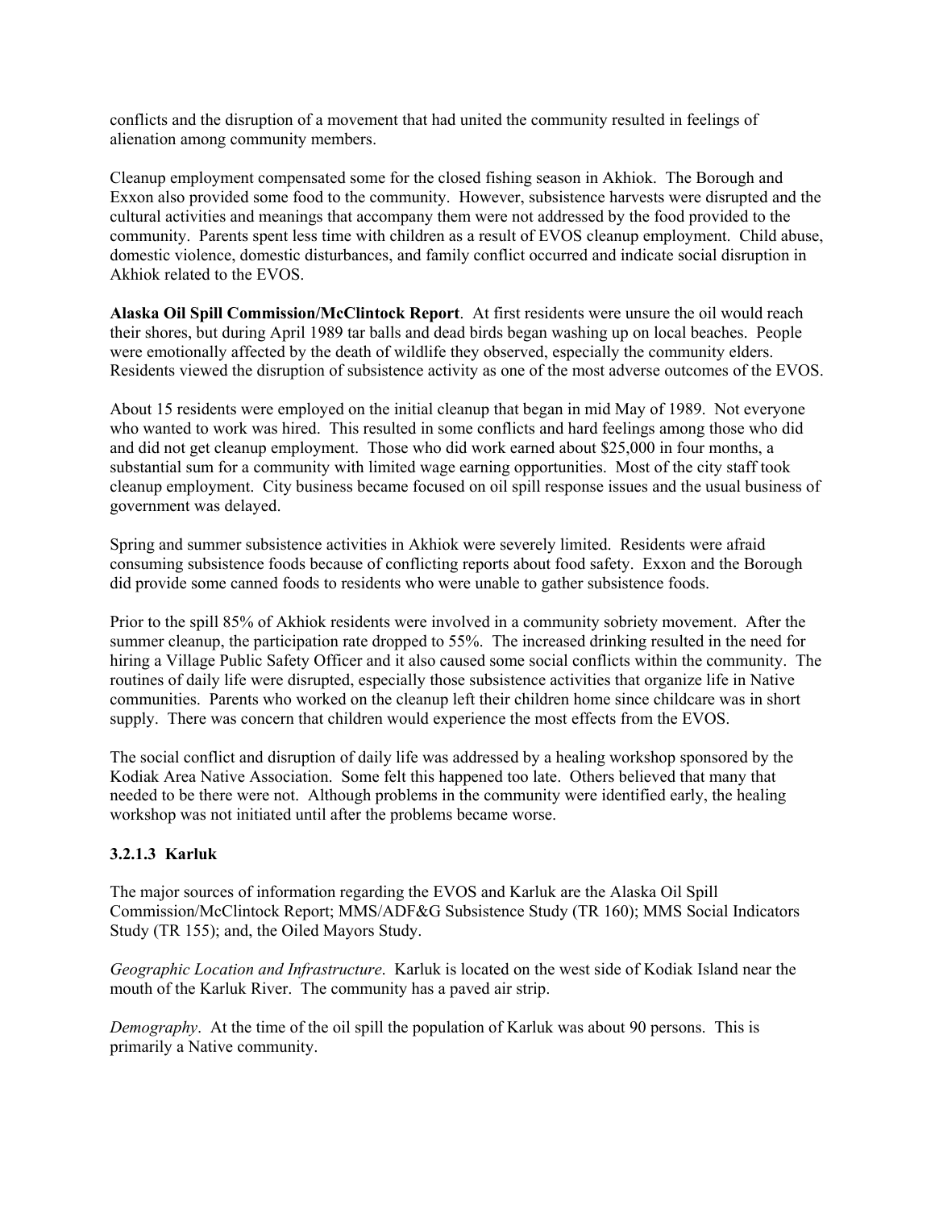conflicts and the disruption of a movement that had united the community resulted in feelings of alienation among community members.

Cleanup employment compensated some for the closed fishing season in Akhiok. The Borough and Exxon also provided some food to the community. However, subsistence harvests were disrupted and the cultural activities and meanings that accompany them were not addressed by the food provided to the community. Parents spent less time with children as a result of EVOS cleanup employment. Child abuse, domestic violence, domestic disturbances, and family conflict occurred and indicate social disruption in Akhiok related to the EVOS.

**Alaska Oil Spill Commission/McClintock Report**. At first residents were unsure the oil would reach their shores, but during April 1989 tar balls and dead birds began washing up on local beaches. People were emotionally affected by the death of wildlife they observed, especially the community elders. Residents viewed the disruption of subsistence activity as one of the most adverse outcomes of the EVOS.

About 15 residents were employed on the initial cleanup that began in mid May of 1989. Not everyone who wanted to work was hired. This resulted in some conflicts and hard feelings among those who did and did not get cleanup employment. Those who did work earned about $25,000 in four months, a substantial sum for a community with limited wage earning opportunities. Most of the city staff took cleanup employment. City business became focused on oil spill response issues and the usual business of government was delayed.

Spring and summer subsistence activities in Akhiok were severely limited. Residents were afraid consuming subsistence foods because of conflicting reports about food safety. Exxon and the Borough did provide some canned foods to residents who were unable to gather subsistence foods.

Prior to the spill 85% of Akhiok residents were involved in a community sobriety movement. After the summer cleanup, the participation rate dropped to 55%. The increased drinking resulted in the need for hiring a Village Public Safety Officer and it also caused some social conflicts within the community. The routines of daily life were disrupted, especially those subsistence activities that organize life in Native communities. Parents who worked on the cleanup left their children home since childcare was in short supply. There was concern that children would experience the most effects from the EVOS.

The social conflict and disruption of daily life was addressed by a healing workshop sponsored by the Kodiak Area Native Association. Some felt this happened too late. Others believed that many that needed to be there were not. Although problems in the community were identified early, the healing workshop was not initiated until after the problems became worse.

### 3.2.1.3 Karluk

The major sources of information regarding the EVOS and Karluk are the Alaska Oil Spill Commission/McClintock Report; MMS/ADF&G Subsistence Study (TR 160); MMS Social Indicators Study (TR 155); and, the Oiled Mayors Study.

*Geographic Location and Infrastructure*. Karluk is located on the west side of Kodiak Island near the mouth of the Karluk River. The community has a paved air strip.

*Demography*. At the time of the oil spill the population of Karluk was about 90 persons. This is primarily a Native community.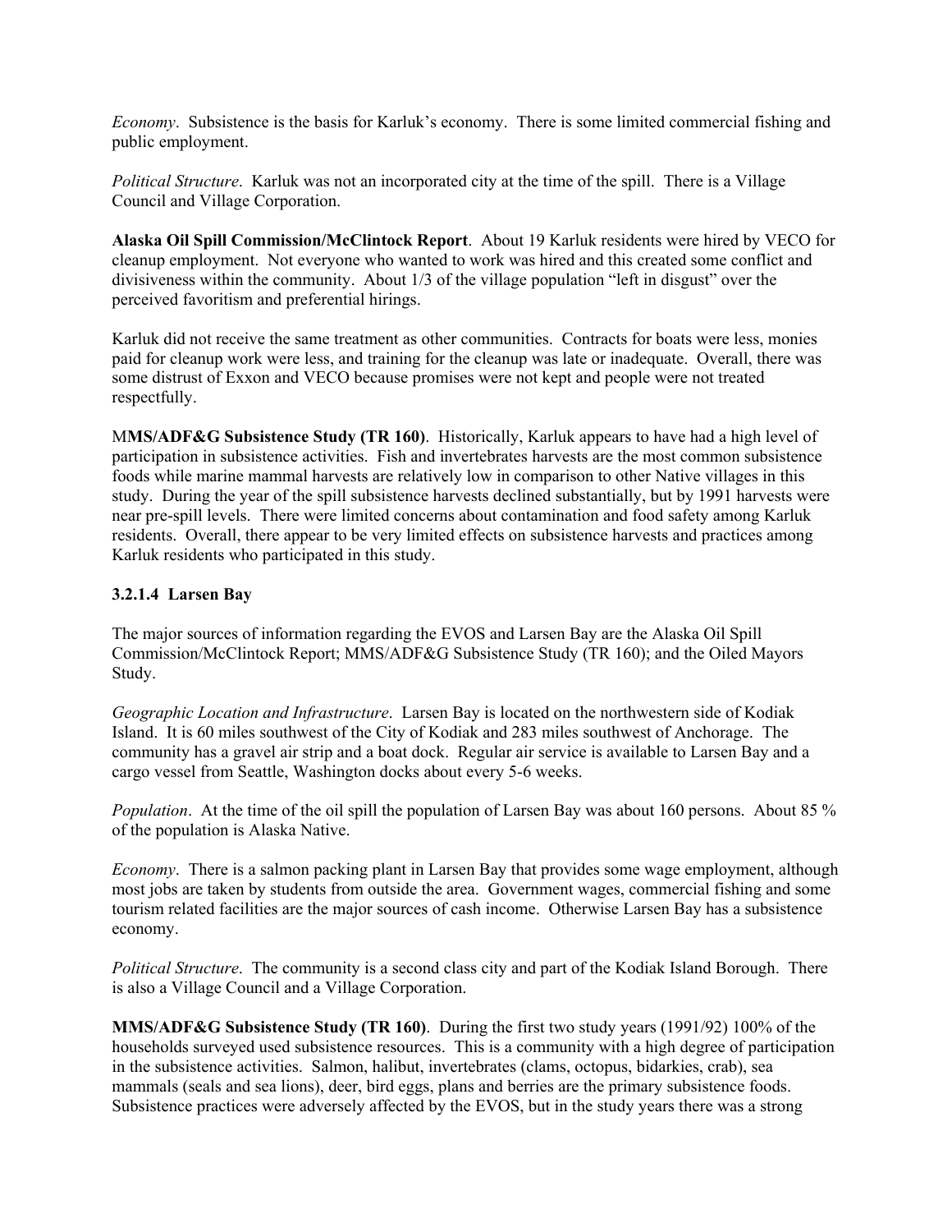*Economy*. Subsistence is the basis for Karluk's economy. There is some limited commercial fishing and public employment.

*Political Structure*. Karluk was not an incorporated city at the time of the spill. There is a Village Council and Village Corporation.

**Alaska Oil Spill Commission/McClintock Report**. About 19 Karluk residents were hired by VECO for cleanup employment. Not everyone who wanted to work was hired and this created some conflict and divisiveness within the community. About 1/3 of the village population "left in disgust" over the perceived favoritism and preferential hirings.

Karluk did not receive the same treatment as other communities. Contracts for boats were less, monies paid for cleanup work were less, and training for the cleanup was late or inadequate. Overall, there was some distrust of Exxon and VECO because promises were not kept and people were not treated respectfully.

M**MS/ADF&G Subsistence Study (TR 160)**. Historically, Karluk appears to have had a high level of participation in subsistence activities. Fish and invertebrates harvests are the most common subsistence foods while marine mammal harvests are relatively low in comparison to other Native villages in this study. During the year of the spill subsistence harvests declined substantially, but by 1991 harvests were near pre-spill levels. There were limited concerns about contamination and food safety among Karluk residents. Overall, there appear to be very limited effects on subsistence harvests and practices among Karluk residents who participated in this study.

#### 3.2.1.4 Larsen Bay

The major sources of information regarding the EVOS and Larsen Bay are the Alaska Oil Spill Commission/McClintock Report; MMS/ADF&G Subsistence Study (TR 160); and the Oiled Mayors Study.

*Geographic Location and Infrastructure*. Larsen Bay is located on the northwestern side of Kodiak Island. It is 60 miles southwest of the City of Kodiak and 283 miles southwest of Anchorage. The community has a gravel air strip and a boat dock. Regular air service is available to Larsen Bay and a cargo vessel from Seattle, Washington docks about every 5-6 weeks.

*Population*. At the time of the oil spill the population of Larsen Bay was about 160 persons. About 85 % of the population is Alaska Native.

*Economy*. There is a salmon packing plant in Larsen Bay that provides some wage employment, although most jobs are taken by students from outside the area. Government wages, commercial fishing and some tourism related facilities are the major sources of cash income. Otherwise Larsen Bay has a subsistence economy.

*Political Structure*. The community is a second class city and part of the Kodiak Island Borough. There is also a Village Council and a Village Corporation.

**MMS/ADF&G Subsistence Study (TR 160)**. During the first two study years (1991/92) 100% of the households surveyed used subsistence resources. This is a community with a high degree of participation in the subsistence activities. Salmon, halibut, invertebrates (clams, octopus, bidarkies, crab), sea mammals (seals and sea lions), deer, bird eggs, plans and berries are the primary subsistence foods. Subsistence practices were adversely affected by the EVOS, but in the study years there was a strong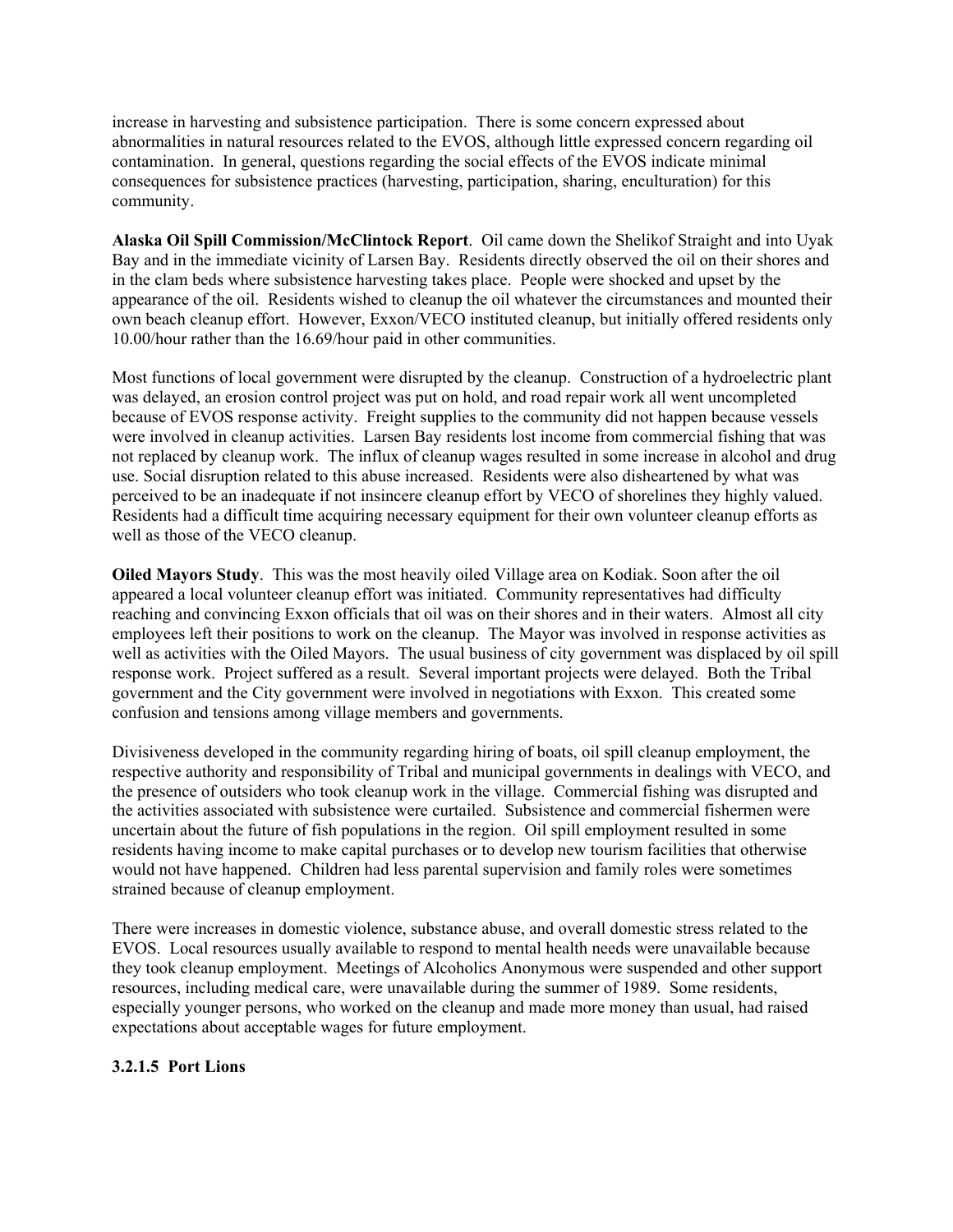increase in harvesting and subsistence participation. There is some concern expressed about abnormalities in natural resources related to the EVOS, although little expressed concern regarding oil contamination. In general, questions regarding the social effects of the EVOS indicate minimal consequences for subsistence practices (harvesting, participation, sharing, enculturation) for this community.

**Alaska Oil Spill Commission/McClintock Report**. Oil came down the Shelikof Straight and into Uyak Bay and in the immediate vicinity of Larsen Bay. Residents directly observed the oil on their shores and in the clam beds where subsistence harvesting takes place. People were shocked and upset by the appearance of the oil. Residents wished to cleanup the oil whatever the circumstances and mounted their own beach cleanup effort. However, Exxon/VECO instituted cleanup, but initially offered residents only 10.00/hour rather than the 16.69/hour paid in other communities.

Most functions of local government were disrupted by the cleanup. Construction of a hydroelectric plant was delayed, an erosion control project was put on hold, and road repair work all went uncompleted because of EVOS response activity. Freight supplies to the community did not happen because vessels were involved in cleanup activities. Larsen Bay residents lost income from commercial fishing that was not replaced by cleanup work. The influx of cleanup wages resulted in some increase in alcohol and drug use. Social disruption related to this abuse increased. Residents were also disheartened by what was perceived to be an inadequate if not insincere cleanup effort by VECO of shorelines they highly valued. Residents had a difficult time acquiring necessary equipment for their own volunteer cleanup efforts as well as those of the VECO cleanup.

**Oiled Mayors Study**. This was the most heavily oiled Village area on Kodiak. Soon after the oil appeared a local volunteer cleanup effort was initiated. Community representatives had difficulty reaching and convincing Exxon officials that oil was on their shores and in their waters. Almost all city employees left their positions to work on the cleanup. The Mayor was involved in response activities as well as activities with the Oiled Mayors. The usual business of city government was displaced by oil spill response work. Project suffered as a result. Several important projects were delayed. Both the Tribal government and the City government were involved in negotiations with Exxon. This created some confusion and tensions among village members and governments.

Divisiveness developed in the community regarding hiring of boats, oil spill cleanup employment, the respective authority and responsibility of Tribal and municipal governments in dealings with VECO, and the presence of outsiders who took cleanup work in the village. Commercial fishing was disrupted and the activities associated with subsistence were curtailed. Subsistence and commercial fishermen were uncertain about the future of fish populations in the region. Oil spill employment resulted in some residents having income to make capital purchases or to develop new tourism facilities that otherwise would not have happened. Children had less parental supervision and family roles were sometimes strained because of cleanup employment.

There were increases in domestic violence, substance abuse, and overall domestic stress related to the EVOS. Local resources usually available to respond to mental health needs were unavailable because they took cleanup employment. Meetings of Alcoholics Anonymous were suspended and other support resources, including medical care, were unavailable during the summer of 1989. Some residents, especially younger persons, who worked on the cleanup and made more money than usual, had raised expectations about acceptable wages for future employment.

#### 3.2.1.5 Port Lions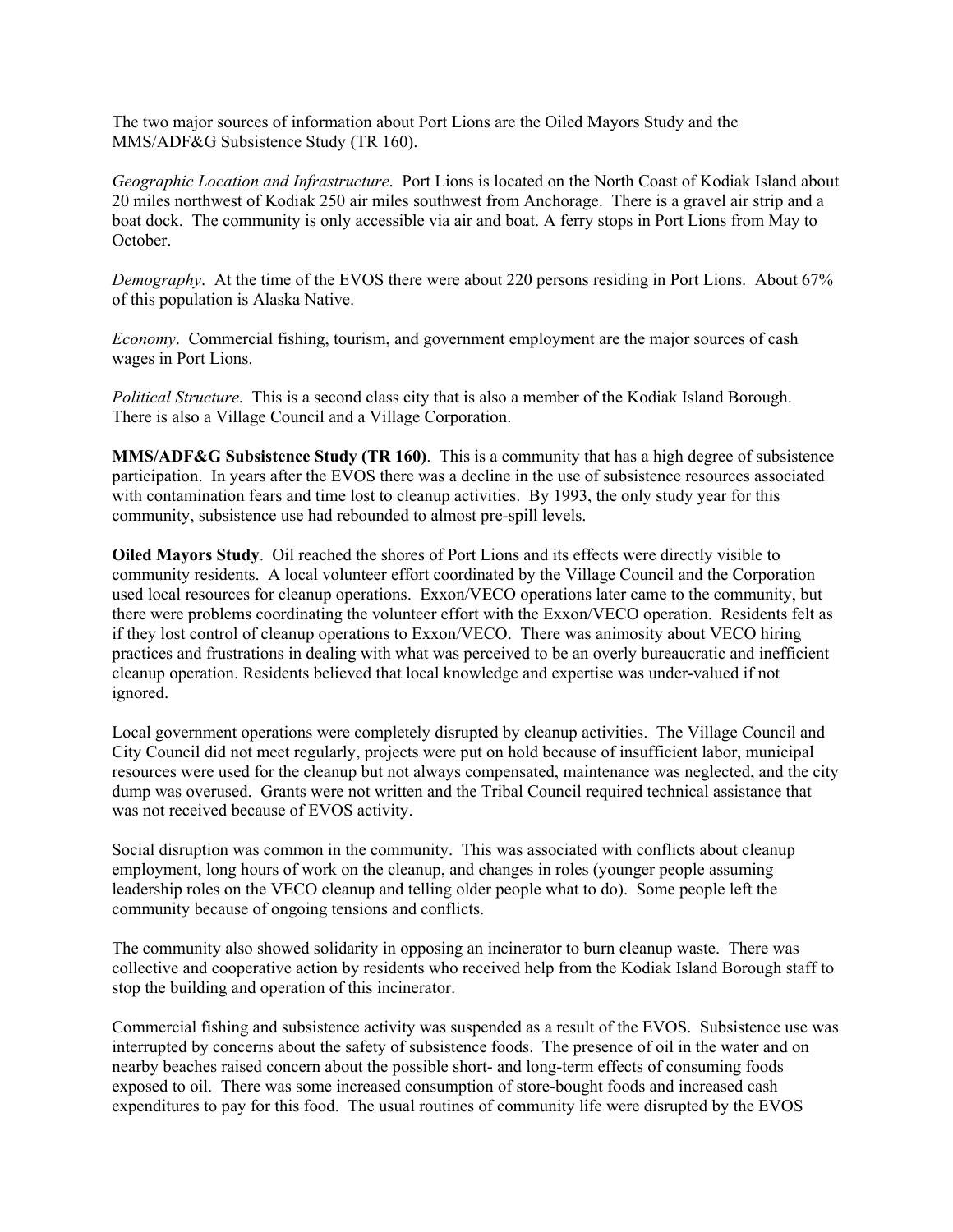The two major sources of information about Port Lions are the Oiled Mayors Study and the MMS/ADF&G Subsistence Study (TR 160).

*Geographic Location and Infrastructure*. Port Lions is located on the North Coast of Kodiak Island about 20 miles northwest of Kodiak 250 air miles southwest from Anchorage. There is a gravel air strip and a boat dock. The community is only accessible via air and boat. A ferry stops in Port Lions from May to October.

*Demography*. At the time of the EVOS there were about 220 persons residing in Port Lions. About 67% of this population is Alaska Native.

*Economy*. Commercial fishing, tourism, and government employment are the major sources of cash wages in Port Lions.

*Political Structure*. This is a second class city that is also a member of the Kodiak Island Borough. There is also a Village Council and a Village Corporation.

**MMS/ADF&G Subsistence Study (TR 160)**. This is a community that has a high degree of subsistence participation. In years after the EVOS there was a decline in the use of subsistence resources associated with contamination fears and time lost to cleanup activities. By 1993, the only study year for this community, subsistence use had rebounded to almost pre-spill levels.

**Oiled Mayors Study**. Oil reached the shores of Port Lions and its effects were directly visible to community residents. A local volunteer effort coordinated by the Village Council and the Corporation used local resources for cleanup operations. Exxon/VECO operations later came to the community, but there were problems coordinating the volunteer effort with the Exxon/VECO operation. Residents felt as if they lost control of cleanup operations to Exxon/VECO. There was animosity about VECO hiring practices and frustrations in dealing with what was perceived to be an overly bureaucratic and inefficient cleanup operation. Residents believed that local knowledge and expertise was under-valued if not ignored.

Local government operations were completely disrupted by cleanup activities. The Village Council and City Council did not meet regularly, projects were put on hold because of insufficient labor, municipal resources were used for the cleanup but not always compensated, maintenance was neglected, and the city dump was overused. Grants were not written and the Tribal Council required technical assistance that was not received because of EVOS activity.

Social disruption was common in the community. This was associated with conflicts about cleanup employment, long hours of work on the cleanup, and changes in roles (younger people assuming leadership roles on the VECO cleanup and telling older people what to do). Some people left the community because of ongoing tensions and conflicts.

The community also showed solidarity in opposing an incinerator to burn cleanup waste. There was collective and cooperative action by residents who received help from the Kodiak Island Borough staff to stop the building and operation of this incinerator.

Commercial fishing and subsistence activity was suspended as a result of the EVOS. Subsistence use was interrupted by concerns about the safety of subsistence foods. The presence of oil in the water and on nearby beaches raised concern about the possible short- and long-term effects of consuming foods exposed to oil. There was some increased consumption of store-bought foods and increased cash expenditures to pay for this food. The usual routines of community life were disrupted by the EVOS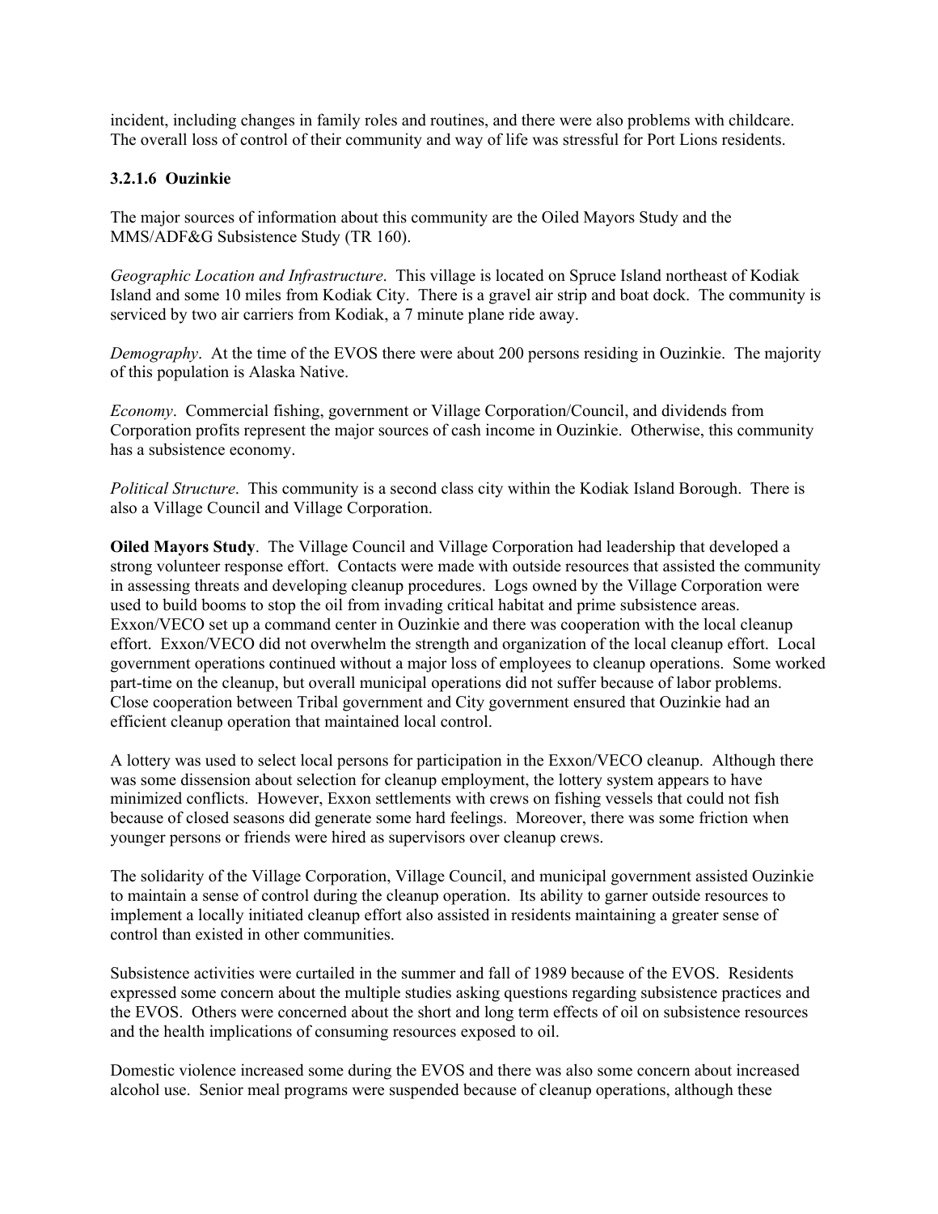incident, including changes in family roles and routines, and there were also problems with childcare. The overall loss of control of their community and way of life was stressful for Port Lions residents.

#### 3.2.1.6 Ouzinkie

The major sources of information about this community are the Oiled Mayors Study and the MMS/ADF&G Subsistence Study (TR 160).

*Geographic Location and Infrastructure*. This village is located on Spruce Island northeast of Kodiak Island and some 10 miles from Kodiak City. There is a gravel air strip and boat dock. The community is serviced by two air carriers from Kodiak, a 7 minute plane ride away.

*Demography*. At the time of the EVOS there were about 200 persons residing in Ouzinkie. The majority of this population is Alaska Native.

*Economy*. Commercial fishing, government or Village Corporation/Council, and dividends from Corporation profits represent the major sources of cash income in Ouzinkie. Otherwise, this community has a subsistence economy.

*Political Structure*. This community is a second class city within the Kodiak Island Borough. There is also a Village Council and Village Corporation.

**Oiled Mayors Study**. The Village Council and Village Corporation had leadership that developed a strong volunteer response effort. Contacts were made with outside resources that assisted the community in assessing threats and developing cleanup procedures. Logs owned by the Village Corporation were used to build booms to stop the oil from invading critical habitat and prime subsistence areas. Exxon/VECO set up a command center in Ouzinkie and there was cooperation with the local cleanup effort. Exxon/VECO did not overwhelm the strength and organization of the local cleanup effort. Local government operations continued without a major loss of employees to cleanup operations. Some worked part-time on the cleanup, but overall municipal operations did not suffer because of labor problems. Close cooperation between Tribal government and City government ensured that Ouzinkie had an efficient cleanup operation that maintained local control.

A lottery was used to select local persons for participation in the Exxon/VECO cleanup. Although there was some dissension about selection for cleanup employment, the lottery system appears to have minimized conflicts. However, Exxon settlements with crews on fishing vessels that could not fish because of closed seasons did generate some hard feelings. Moreover, there was some friction when younger persons or friends were hired as supervisors over cleanup crews.

The solidarity of the Village Corporation, Village Council, and municipal government assisted Ouzinkie to maintain a sense of control during the cleanup operation. Its ability to garner outside resources to implement a locally initiated cleanup effort also assisted in residents maintaining a greater sense of control than existed in other communities.

Subsistence activities were curtailed in the summer and fall of 1989 because of the EVOS. Residents expressed some concern about the multiple studies asking questions regarding subsistence practices and the EVOS. Others were concerned about the short and long term effects of oil on subsistence resources and the health implications of consuming resources exposed to oil.

Domestic violence increased some during the EVOS and there was also some concern about increased alcohol use. Senior meal programs were suspended because of cleanup operations, although these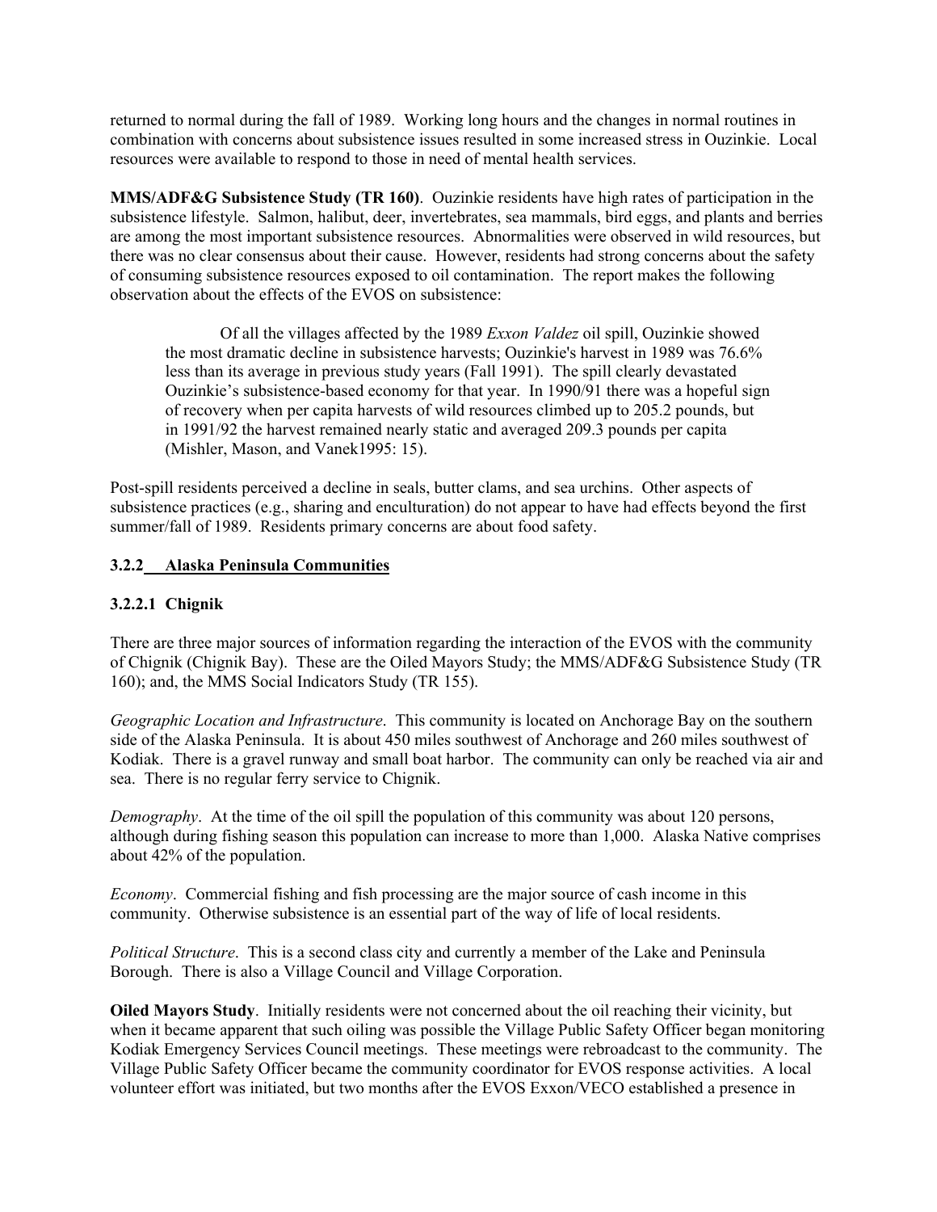returned to normal during the fall of 1989. Working long hours and the changes in normal routines in combination with concerns about subsistence issues resulted in some increased stress in Ouzinkie. Local resources were available to respond to those in need of mental health services.

**MMS/ADF&G Subsistence Study (TR 160)**. Ouzinkie residents have high rates of participation in the subsistence lifestyle. Salmon, halibut, deer, invertebrates, sea mammals, bird eggs, and plants and berries are among the most important subsistence resources. Abnormalities were observed in wild resources, but there was no clear consensus about their cause. However, residents had strong concerns about the safety of consuming subsistence resources exposed to oil contamination. The report makes the following observation about the effects of the EVOS on subsistence:

> Of all the villages affected by the 1989 *Exxon Valdez* oil spill, Ouzinkie showed the most dramatic decline in subsistence harvests; Ouzinkie's harvest in 1989 was 76.6% less than its average in previous study years (Fall 1991). The spill clearly devastated Ouzinkie's subsistence-based economy for that year. In 1990/91 there was a hopeful sign of recovery when per capita harvests of wild resources climbed up to 205.2 pounds, but in 1991/92 the harvest remained nearly static and averaged 209.3 pounds per capita (Mishler, Mason, and Vanek1995: 15).

Post-spill residents perceived a decline in seals, butter clams, and sea urchins. Other aspects of subsistence practices (e.g., sharing and enculturation) do not appear to have had effects beyond the first summer/fall of 1989. Residents primary concerns are about food safety.

### 3.2.2 Alaska Peninsula Communities

#### 3.2.2.1 Chignik

There are three major sources of information regarding the interaction of the EVOS with the community of Chignik (Chignik Bay). These are the Oiled Mayors Study; the MMS/ADF&G Subsistence Study (TR 160); and, the MMS Social Indicators Study (TR 155).

*Geographic Location and Infrastructure*. This community is located on Anchorage Bay on the southern side of the Alaska Peninsula. It is about 450 miles southwest of Anchorage and 260 miles southwest of Kodiak. There is a gravel runway and small boat harbor. The community can only be reached via air and sea. There is no regular ferry service to Chignik.

*Demography*. At the time of the oil spill the population of this community was about 120 persons, although during fishing season this population can increase to more than 1,000. Alaska Native comprises about 42% of the population.

*Economy*. Commercial fishing and fish processing are the major source of cash income in this community. Otherwise subsistence is an essential part of the way of life of local residents.

*Political Structure*. This is a second class city and currently a member of the Lake and Peninsula Borough. There is also a Village Council and Village Corporation.

**Oiled Mayors Study**. Initially residents were not concerned about the oil reaching their vicinity, but when it became apparent that such oiling was possible the Village Public Safety Officer began monitoring Kodiak Emergency Services Council meetings. These meetings were rebroadcast to the community. The Village Public Safety Officer became the community coordinator for EVOS response activities. A local volunteer effort was initiated, but two months after the EVOS Exxon/VECO established a presence in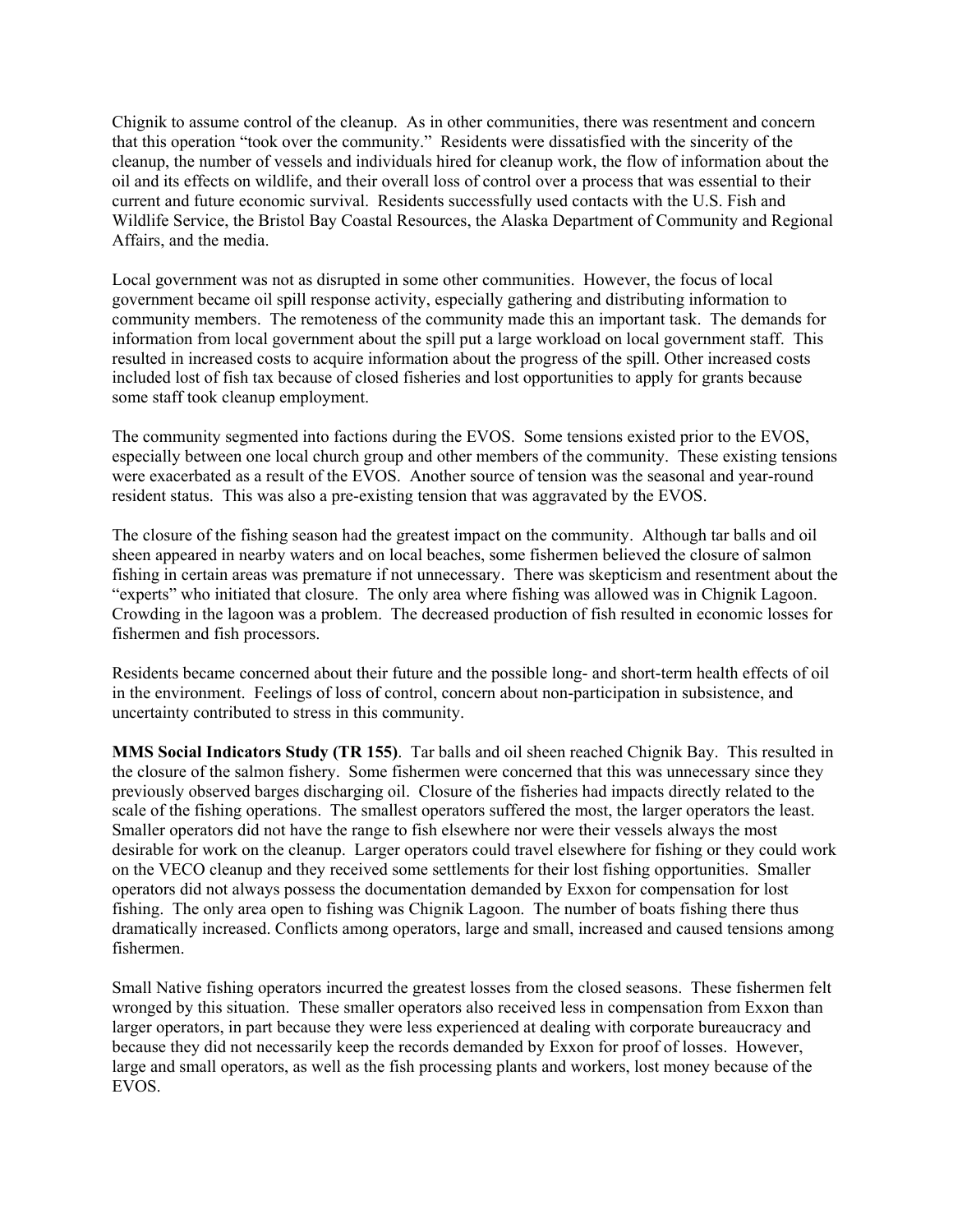Chignik to assume control of the cleanup. As in other communities, there was resentment and concern that this operation "took over the community." Residents were dissatisfied with the sincerity of the cleanup, the number of vessels and individuals hired for cleanup work, the flow of information about the oil and its effects on wildlife, and their overall loss of control over a process that was essential to their current and future economic survival. Residents successfully used contacts with the U.S. Fish and Wildlife Service, the Bristol Bay Coastal Resources, the Alaska Department of Community and Regional Affairs, and the media.

Local government was not as disrupted in some other communities. However, the focus of local government became oil spill response activity, especially gathering and distributing information to community members. The remoteness of the community made this an important task. The demands for information from local government about the spill put a large workload on local government staff. This resulted in increased costs to acquire information about the progress of the spill. Other increased costs included lost of fish tax because of closed fisheries and lost opportunities to apply for grants because some staff took cleanup employment.

The community segmented into factions during the EVOS. Some tensions existed prior to the EVOS, especially between one local church group and other members of the community. These existing tensions were exacerbated as a result of the EVOS. Another source of tension was the seasonal and year-round resident status. This was also a pre-existing tension that was aggravated by the EVOS.

The closure of the fishing season had the greatest impact on the community. Although tar balls and oil sheen appeared in nearby waters and on local beaches, some fishermen believed the closure of salmon fishing in certain areas was premature if not unnecessary. There was skepticism and resentment about the "experts" who initiated that closure. The only area where fishing was allowed was in Chignik Lagoon. Crowding in the lagoon was a problem. The decreased production of fish resulted in economic losses for fishermen and fish processors.

Residents became concerned about their future and the possible long- and short-term health effects of oil in the environment. Feelings of loss of control, concern about non-participation in subsistence, and uncertainty contributed to stress in this community.

**MMS Social Indicators Study (TR 155)**. Tar balls and oil sheen reached Chignik Bay. This resulted in the closure of the salmon fishery. Some fishermen were concerned that this was unnecessary since they previously observed barges discharging oil. Closure of the fisheries had impacts directly related to the scale of the fishing operations. The smallest operators suffered the most, the larger operators the least. Smaller operators did not have the range to fish elsewhere nor were their vessels always the most desirable for work on the cleanup. Larger operators could travel elsewhere for fishing or they could work on the VECO cleanup and they received some settlements for their lost fishing opportunities. Smaller operators did not always possess the documentation demanded by Exxon for compensation for lost fishing. The only area open to fishing was Chignik Lagoon. The number of boats fishing there thus dramatically increased. Conflicts among operators, large and small, increased and caused tensions among fishermen.

Small Native fishing operators incurred the greatest losses from the closed seasons. These fishermen felt wronged by this situation. These smaller operators also received less in compensation from Exxon than larger operators, in part because they were less experienced at dealing with corporate bureaucracy and because they did not necessarily keep the records demanded by Exxon for proof of losses. However, large and small operators, as well as the fish processing plants and workers, lost money because of the EVOS.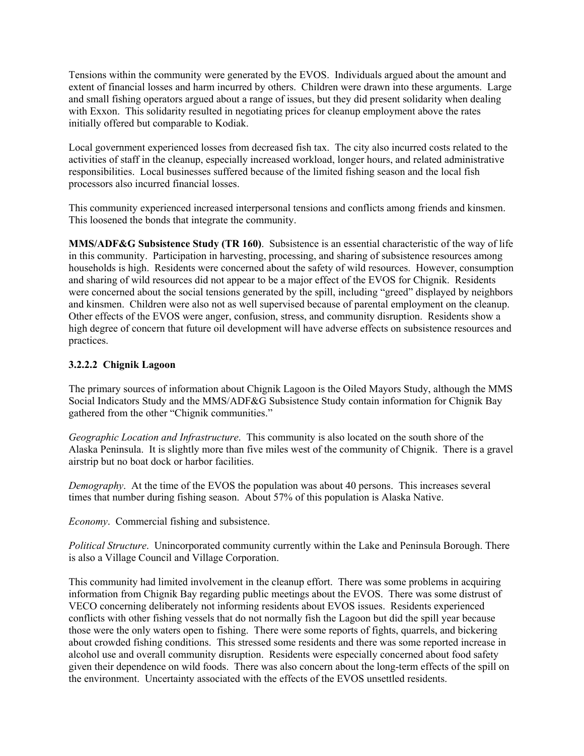Tensions within the community were generated by the EVOS. Individuals argued about the amount and extent of financial losses and harm incurred by others. Children were drawn into these arguments. Large and small fishing operators argued about a range of issues, but they did present solidarity when dealing with Exxon. This solidarity resulted in negotiating prices for cleanup employment above the rates initially offered but comparable to Kodiak.

Local government experienced losses from decreased fish tax. The city also incurred costs related to the activities of staff in the cleanup, especially increased workload, longer hours, and related administrative responsibilities. Local businesses suffered because of the limited fishing season and the local fish processors also incurred financial losses.

This community experienced increased interpersonal tensions and conflicts among friends and kinsmen. This loosened the bonds that integrate the community.

**MMS/ADF&G Subsistence Study (TR 160)**. Subsistence is an essential characteristic of the way of life in this community. Participation in harvesting, processing, and sharing of subsistence resources among households is high. Residents were concerned about the safety of wild resources. However, consumption and sharing of wild resources did not appear to be a major effect of the EVOS for Chignik. Residents were concerned about the social tensions generated by the spill, including "greed" displayed by neighbors and kinsmen. Children were also not as well supervised because of parental employment on the cleanup. Other effects of the EVOS were anger, confusion, stress, and community disruption. Residents show a high degree of concern that future oil development will have adverse effects on subsistence resources and practices.

### 3.2.2.2 Chignik Lagoon

The primary sources of information about Chignik Lagoon is the Oiled Mayors Study, although the MMS Social Indicators Study and the MMS/ADF&G Subsistence Study contain information for Chignik Bay gathered from the other "Chignik communities."

*Geographic Location and Infrastructure*. This community is also located on the south shore of the Alaska Peninsula. It is slightly more than five miles west of the community of Chignik. There is a gravel airstrip but no boat dock or harbor facilities.

*Demography*. At the time of the EVOS the population was about 40 persons. This increases several times that number during fishing season. About 57% of this population is Alaska Native.

*Economy*. Commercial fishing and subsistence.

*Political Structure*. Unincorporated community currently within the Lake and Peninsula Borough. There is also a Village Council and Village Corporation.

This community had limited involvement in the cleanup effort. There was some problems in acquiring information from Chignik Bay regarding public meetings about the EVOS. There was some distrust of VECO concerning deliberately not informing residents about EVOS issues. Residents experienced conflicts with other fishing vessels that do not normally fish the Lagoon but did the spill year because those were the only waters open to fishing. There were some reports of fights, quarrels, and bickering about crowded fishing conditions. This stressed some residents and there was some reported increase in alcohol use and overall community disruption. Residents were especially concerned about food safety given their dependence on wild foods. There was also concern about the long-term effects of the spill on the environment. Uncertainty associated with the effects of the EVOS unsettled residents.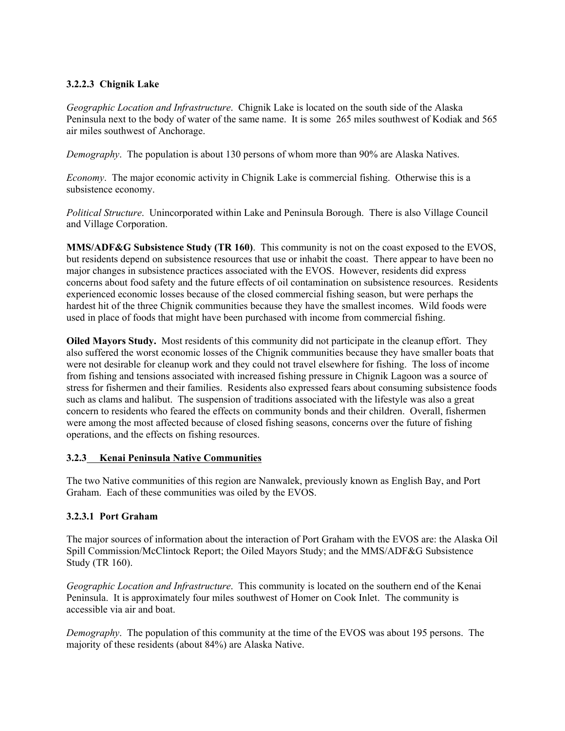#### 3.2.2.3 Chignik Lake

*Geographic Location and Infrastructure*. Chignik Lake is located on the south side of the Alaska Peninsula next to the body of water of the same name. It is some 265 miles southwest of Kodiak and 565 air miles southwest of Anchorage.

*Demography*. The population is about 130 persons of whom more than 90% are Alaska Natives.

*Economy*. The major economic activity in Chignik Lake is commercial fishing. Otherwise this is a subsistence economy.

*Political Structure*. Unincorporated within Lake and Peninsula Borough. There is also Village Council and Village Corporation.

**MMS/ADF&G Subsistence Study (TR 160)**. This community is not on the coast exposed to the EVOS, but residents depend on subsistence resources that use or inhabit the coast. There appear to have been no major changes in subsistence practices associated with the EVOS. However, residents did express concerns about food safety and the future effects of oil contamination on subsistence resources. Residents experienced economic losses because of the closed commercial fishing season, but were perhaps the hardest hit of the three Chignik communities because they have the smallest incomes. Wild foods were used in place of foods that might have been purchased with income from commercial fishing.

**Oiled Mayors Study.** Most residents of this community did not participate in the cleanup effort. They also suffered the worst economic losses of the Chignik communities because they have smaller boats that were not desirable for cleanup work and they could not travel elsewhere for fishing. The loss of income from fishing and tensions associated with increased fishing pressure in Chignik Lagoon was a source of stress for fishermen and their families. Residents also expressed fears about consuming subsistence foods such as clams and halibut. The suspension of traditions associated with the lifestyle was also a great concern to residents who feared the effects on community bonds and their children. Overall, fishermen were among the most affected because of closed fishing seasons, concerns over the future of fishing operations, and the effects on fishing resources.

### 3.2.3 Kenai Peninsula Native Communities

The two Native communities of this region are Nanwalek, previously known as English Bay, and Port Graham. Each of these communities was oiled by the EVOS.

#### 3.2.3.1 Port Graham

The major sources of information about the interaction of Port Graham with the EVOS are: the Alaska Oil Spill Commission/McClintock Report; the Oiled Mayors Study; and the MMS/ADF&G Subsistence Study (TR 160).

*Geographic Location and Infrastructure*. This community is located on the southern end of the Kenai Peninsula. It is approximately four miles southwest of Homer on Cook Inlet. The community is accessible via air and boat.

*Demography*. The population of this community at the time of the EVOS was about 195 persons. The majority of these residents (about 84%) are Alaska Native.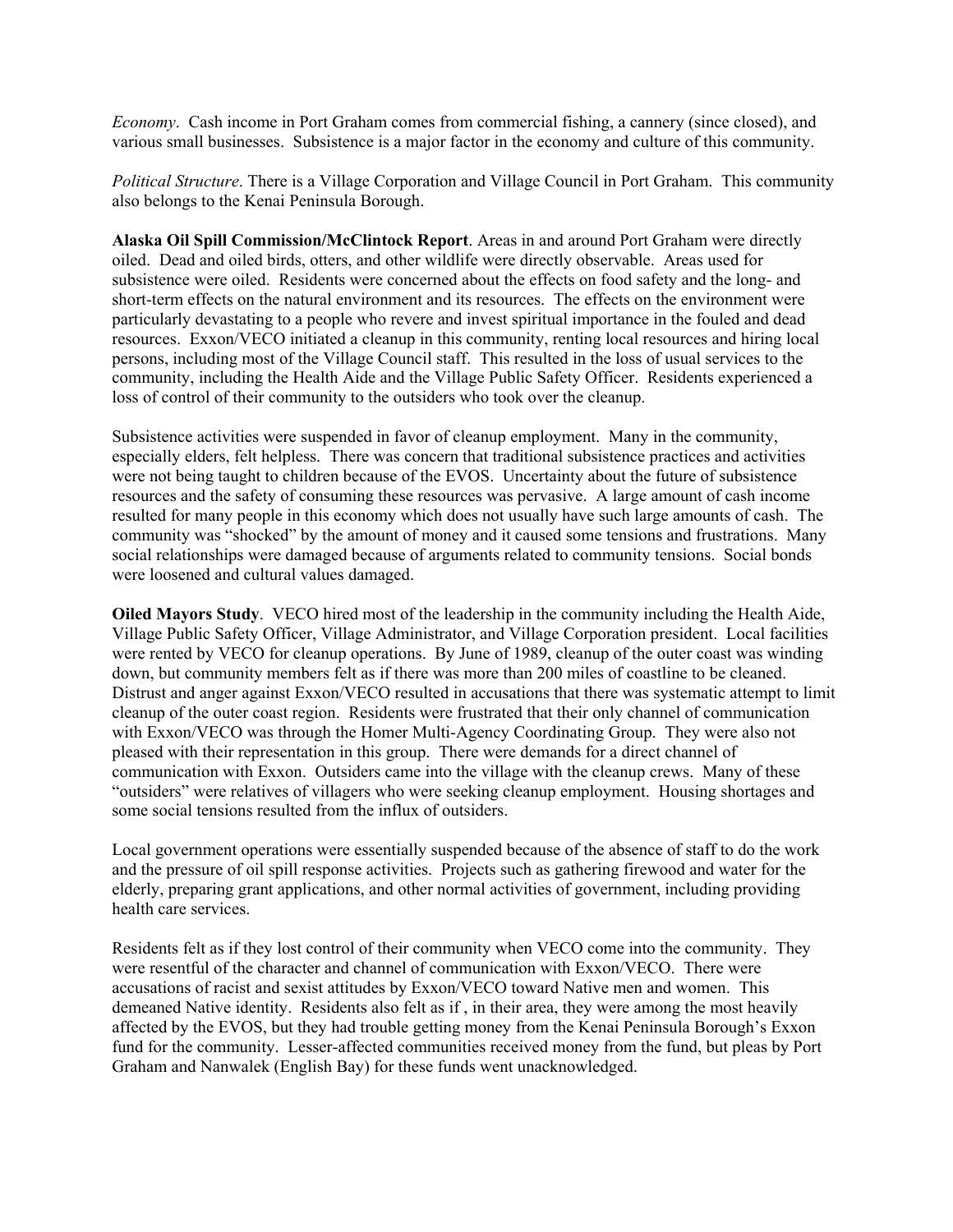*Economy*. Cash income in Port Graham comes from commercial fishing, a cannery (since closed), and various small businesses. Subsistence is a major factor in the economy and culture of this community.

*Political Structure*. There is a Village Corporation and Village Council in Port Graham. This community also belongs to the Kenai Peninsula Borough.

**Alaska Oil Spill Commission/McClintock Report**. Areas in and around Port Graham were directly oiled. Dead and oiled birds, otters, and other wildlife were directly observable. Areas used for subsistence were oiled. Residents were concerned about the effects on food safety and the long- and short-term effects on the natural environment and its resources. The effects on the environment were particularly devastating to a people who revere and invest spiritual importance in the fouled and dead resources. Exxon/VECO initiated a cleanup in this community, renting local resources and hiring local persons, including most of the Village Council staff. This resulted in the loss of usual services to the community, including the Health Aide and the Village Public Safety Officer. Residents experienced a loss of control of their community to the outsiders who took over the cleanup.

Subsistence activities were suspended in favor of cleanup employment. Many in the community, especially elders, felt helpless. There was concern that traditional subsistence practices and activities were not being taught to children because of the EVOS. Uncertainty about the future of subsistence resources and the safety of consuming these resources was pervasive. A large amount of cash income resulted for many people in this economy which does not usually have such large amounts of cash. The community was "shocked" by the amount of money and it caused some tensions and frustrations. Many social relationships were damaged because of arguments related to community tensions. Social bonds were loosened and cultural values damaged.

**Oiled Mayors Study**. VECO hired most of the leadership in the community including the Health Aide, Village Public Safety Officer, Village Administrator, and Village Corporation president. Local facilities were rented by VECO for cleanup operations. By June of 1989, cleanup of the outer coast was winding down, but community members felt as if there was more than 200 miles of coastline to be cleaned. Distrust and anger against Exxon/VECO resulted in accusations that there was systematic attempt to limit cleanup of the outer coast region. Residents were frustrated that their only channel of communication with Exxon/VECO was through the Homer Multi-Agency Coordinating Group. They were also not pleased with their representation in this group. There were demands for a direct channel of communication with Exxon. Outsiders came into the village with the cleanup crews. Many of these "outsiders" were relatives of villagers who were seeking cleanup employment. Housing shortages and some social tensions resulted from the influx of outsiders.

Local government operations were essentially suspended because of the absence of staff to do the work and the pressure of oil spill response activities. Projects such as gathering firewood and water for the elderly, preparing grant applications, and other normal activities of government, including providing health care services.

Residents felt as if they lost control of their community when VECO come into the community. They were resentful of the character and channel of communication with Exxon/VECO. There were accusations of racist and sexist attitudes by Exxon/VECO toward Native men and women. This demeaned Native identity. Residents also felt as if , in their area, they were among the most heavily affected by the EVOS, but they had trouble getting money from the Kenai Peninsula Borough's Exxon fund for the community. Lesser-affected communities received money from the fund, but pleas by Port Graham and Nanwalek (English Bay) for these funds went unacknowledged.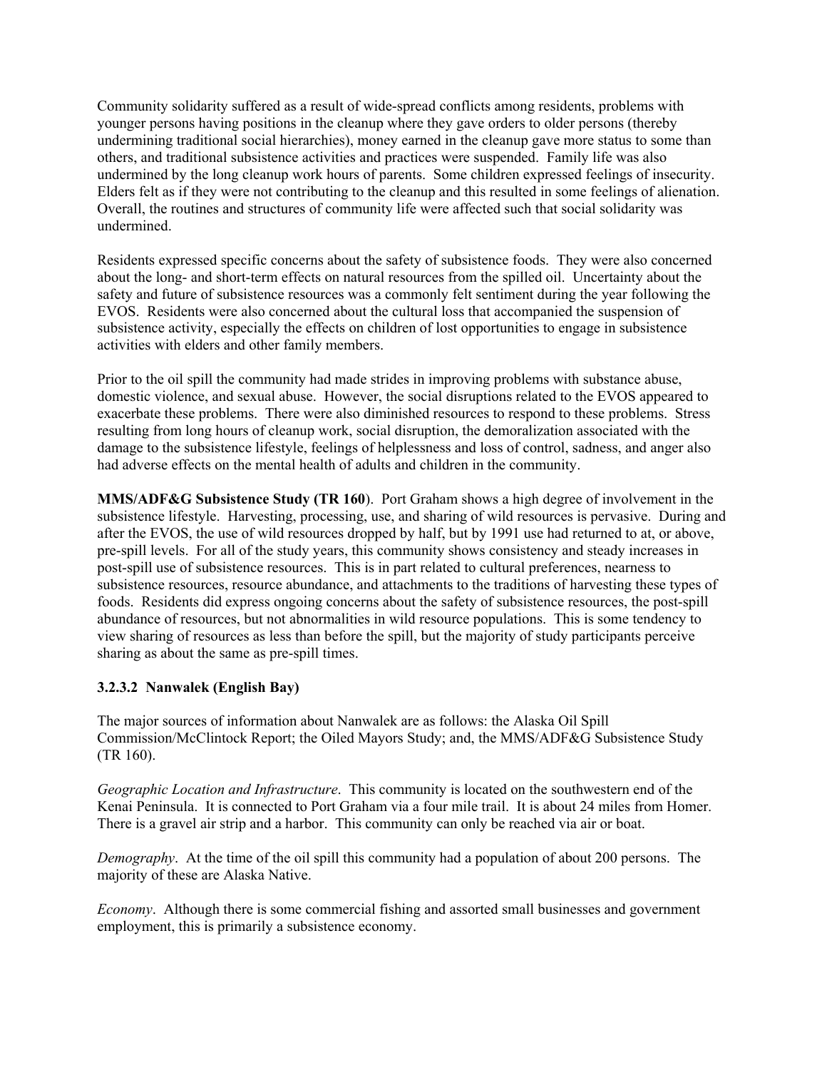Community solidarity suffered as a result of wide-spread conflicts among residents, problems with younger persons having positions in the cleanup where they gave orders to older persons (thereby undermining traditional social hierarchies), money earned in the cleanup gave more status to some than others, and traditional subsistence activities and practices were suspended. Family life was also undermined by the long cleanup work hours of parents. Some children expressed feelings of insecurity. Elders felt as if they were not contributing to the cleanup and this resulted in some feelings of alienation. Overall, the routines and structures of community life were affected such that social solidarity was undermined.

Residents expressed specific concerns about the safety of subsistence foods. They were also concerned about the long- and short-term effects on natural resources from the spilled oil. Uncertainty about the safety and future of subsistence resources was a commonly felt sentiment during the year following the EVOS. Residents were also concerned about the cultural loss that accompanied the suspension of subsistence activity, especially the effects on children of lost opportunities to engage in subsistence activities with elders and other family members.

Prior to the oil spill the community had made strides in improving problems with substance abuse, domestic violence, and sexual abuse. However, the social disruptions related to the EVOS appeared to exacerbate these problems. There were also diminished resources to respond to these problems. Stress resulting from long hours of cleanup work, social disruption, the demoralization associated with the damage to the subsistence lifestyle, feelings of helplessness and loss of control, sadness, and anger also had adverse effects on the mental health of adults and children in the community.

**MMS/ADF&G Subsistence Study (TR 160)**. Port Graham shows a high degree of involvement in the subsistence lifestyle. Harvesting, processing, use, and sharing of wild resources is pervasive. During and after the EVOS, the use of wild resources dropped by half, but by 1991 use had returned to at, or above, pre-spill levels. For all of the study years, this community shows consistency and steady increases in post-spill use of subsistence resources. This is in part related to cultural preferences, nearness to subsistence resources, resource abundance, and attachments to the traditions of harvesting these types of foods. Residents did express ongoing concerns about the safety of subsistence resources, the post-spill abundance of resources, but not abnormalities in wild resource populations. This is some tendency to view sharing of resources as less than before the spill, but the majority of study participants perceive sharing as about the same as pre-spill times.

### 3.2.3.2 Nanwalek (English Bay)

The major sources of information about Nanwalek are as follows: the Alaska Oil Spill Commission/McClintock Report; the Oiled Mayors Study; and, the MMS/ADF&G Subsistence Study (TR 160).

*Geographic Location and Infrastructure*. This community is located on the southwestern end of the Kenai Peninsula. It is connected to Port Graham via a four mile trail. It is about 24 miles from Homer. There is a gravel air strip and a harbor. This community can only be reached via air or boat.

*Demography*. At the time of the oil spill this community had a population of about 200 persons. The majority of these are Alaska Native.

*Economy*. Although there is some commercial fishing and assorted small businesses and government employment, this is primarily a subsistence economy.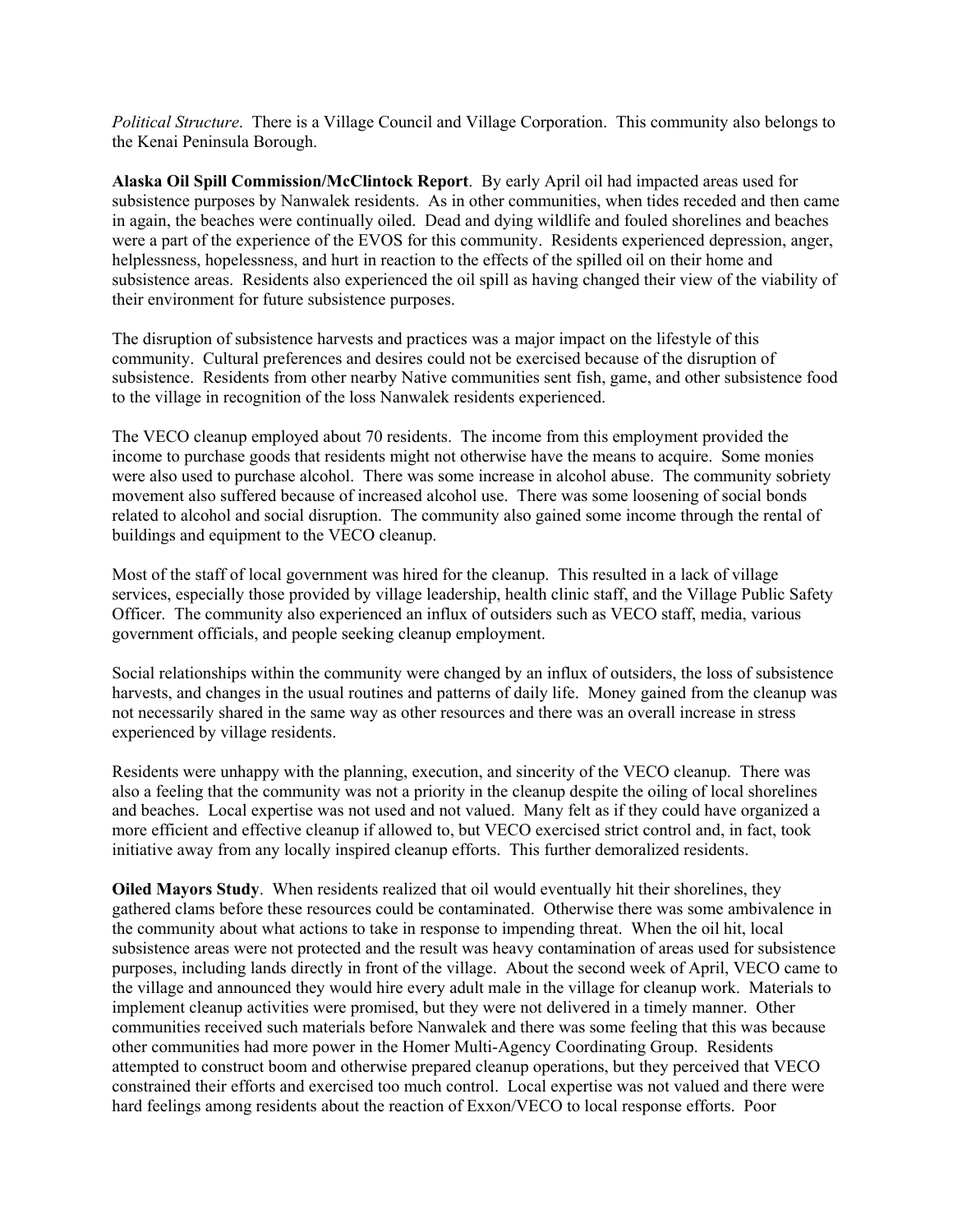*Political Structure*. There is a Village Council and Village Corporation. This community also belongs to the Kenai Peninsula Borough.

**Alaska Oil Spill Commission/McClintock Report**. By early April oil had impacted areas used for subsistence purposes by Nanwalek residents. As in other communities, when tides receded and then came in again, the beaches were continually oiled. Dead and dying wildlife and fouled shorelines and beaches were a part of the experience of the EVOS for this community. Residents experienced depression, anger, helplessness, hopelessness, and hurt in reaction to the effects of the spilled oil on their home and subsistence areas. Residents also experienced the oil spill as having changed their view of the viability of their environment for future subsistence purposes.

The disruption of subsistence harvests and practices was a major impact on the lifestyle of this community. Cultural preferences and desires could not be exercised because of the disruption of subsistence. Residents from other nearby Native communities sent fish, game, and other subsistence food to the village in recognition of the loss Nanwalek residents experienced.

The VECO cleanup employed about 70 residents. The income from this employment provided the income to purchase goods that residents might not otherwise have the means to acquire. Some monies were also used to purchase alcohol. There was some increase in alcohol abuse. The community sobriety movement also suffered because of increased alcohol use. There was some loosening of social bonds related to alcohol and social disruption. The community also gained some income through the rental of buildings and equipment to the VECO cleanup.

Most of the staff of local government was hired for the cleanup. This resulted in a lack of village services, especially those provided by village leadership, health clinic staff, and the Village Public Safety Officer. The community also experienced an influx of outsiders such as VECO staff, media, various government officials, and people seeking cleanup employment.

Social relationships within the community were changed by an influx of outsiders, the loss of subsistence harvests, and changes in the usual routines and patterns of daily life. Money gained from the cleanup was not necessarily shared in the same way as other resources and there was an overall increase in stress experienced by village residents.

Residents were unhappy with the planning, execution, and sincerity of the VECO cleanup. There was also a feeling that the community was not a priority in the cleanup despite the oiling of local shorelines and beaches. Local expertise was not used and not valued. Many felt as if they could have organized a more efficient and effective cleanup if allowed to, but VECO exercised strict control and, in fact, took initiative away from any locally inspired cleanup efforts. This further demoralized residents.

**Oiled Mayors Study**. When residents realized that oil would eventually hit their shorelines, they gathered clams before these resources could be contaminated. Otherwise there was some ambivalence in the community about what actions to take in response to impending threat. When the oil hit, local subsistence areas were not protected and the result was heavy contamination of areas used for subsistence purposes, including lands directly in front of the village. About the second week of April, VECO came to the village and announced they would hire every adult male in the village for cleanup work. Materials to implement cleanup activities were promised, but they were not delivered in a timely manner. Other communities received such materials before Nanwalek and there was some feeling that this was because other communities had more power in the Homer Multi-Agency Coordinating Group. Residents attempted to construct boom and otherwise prepared cleanup operations, but they perceived that VECO constrained their efforts and exercised too much control. Local expertise was not valued and there were hard feelings among residents about the reaction of Exxon/VECO to local response efforts. Poor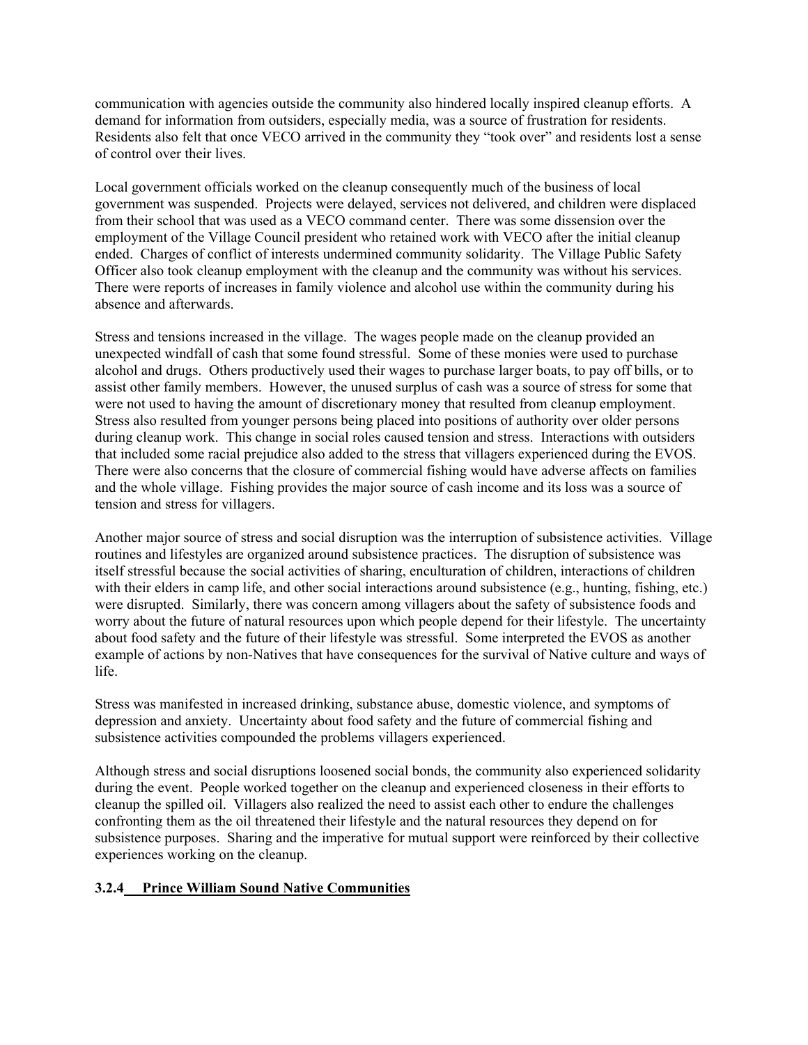communication with agencies outside the community also hindered locally inspired cleanup efforts. A demand for information from outsiders, especially media, was a source of frustration for residents. Residents also felt that once VECO arrived in the community they "took over" and residents lost a sense of control over their lives.

Local government officials worked on the cleanup consequently much of the business of local government was suspended. Projects were delayed, services not delivered, and children were displaced from their school that was used as a VECO command center. There was some dissension over the employment of the Village Council president who retained work with VECO after the initial cleanup ended. Charges of conflict of interests undermined community solidarity. The Village Public Safety Officer also took cleanup employment with the cleanup and the community was without his services. There were reports of increases in family violence and alcohol use within the community during his absence and afterwards.

Stress and tensions increased in the village. The wages people made on the cleanup provided an unexpected windfall of cash that some found stressful. Some of these monies were used to purchase alcohol and drugs. Others productively used their wages to purchase larger boats, to pay off bills, or to assist other family members. However, the unused surplus of cash was a source of stress for some that were not used to having the amount of discretionary money that resulted from cleanup employment. Stress also resulted from younger persons being placed into positions of authority over older persons during cleanup work. This change in social roles caused tension and stress. Interactions with outsiders that included some racial prejudice also added to the stress that villagers experienced during the EVOS. There were also concerns that the closure of commercial fishing would have adverse affects on families and the whole village. Fishing provides the major source of cash income and its loss was a source of tension and stress for villagers.

Another major source of stress and social disruption was the interruption of subsistence activities. Village routines and lifestyles are organized around subsistence practices. The disruption of subsistence was itself stressful because the social activities of sharing, enculturation of children, interactions of children with their elders in camp life, and other social interactions around subsistence (e.g., hunting, fishing, etc.) were disrupted. Similarly, there was concern among villagers about the safety of subsistence foods and worry about the future of natural resources upon which people depend for their lifestyle. The uncertainty about food safety and the future of their lifestyle was stressful. Some interpreted the EVOS as another example of actions by non-Natives that have consequences for the survival of Native culture and ways of life.

Stress was manifested in increased drinking, substance abuse, domestic violence, and symptoms of depression and anxiety. Uncertainty about food safety and the future of commercial fishing and subsistence activities compounded the problems villagers experienced.

Although stress and social disruptions loosened social bonds, the community also experienced solidarity during the event. People worked together on the cleanup and experienced closeness in their efforts to cleanup the spilled oil. Villagers also realized the need to assist each other to endure the challenges confronting them as the oil threatened their lifestyle and the natural resources they depend on for subsistence purposes. Sharing and the imperative for mutual support were reinforced by their collective experiences working on the cleanup.

### 3.2.4 Prince William Sound Native Communities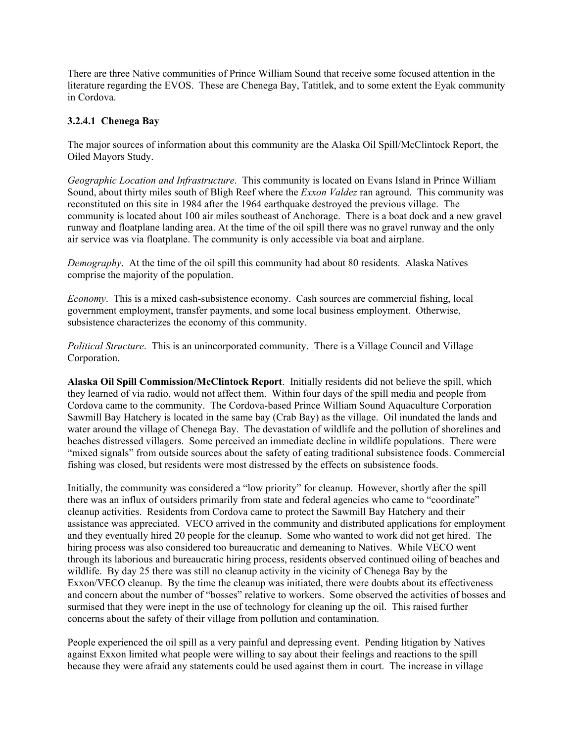There are three Native communities of Prince William Sound that receive some focused attention in the literature regarding the EVOS. These are Chenega Bay, Tatitlek, and to some extent the Eyak community in Cordova.

#### 3.2.4.1 Chenega Bay

The major sources of information about this community are the Alaska Oil Spill/McClintock Report, the Oiled Mayors Study.

*Geographic Location and Infrastructure*. This community is located on Evans Island in Prince William Sound, about thirty miles south of Bligh Reef where the *Exxon Valdez* ran aground. This community was reconstituted on this site in 1984 after the 1964 earthquake destroyed the previous village. The community is located about 100 air miles southeast of Anchorage. There is a boat dock and a new gravel runway and floatplane landing area. At the time of the oil spill there was no gravel runway and the only air service was via floatplane. The community is only accessible via boat and airplane.

*Demography*. At the time of the oil spill this community had about 80 residents. Alaska Natives comprise the majority of the population.

*Economy*. This is a mixed cash-subsistence economy. Cash sources are commercial fishing, local government employment, transfer payments, and some local business employment. Otherwise, subsistence characterizes the economy of this community.

*Political Structure*. This is an unincorporated community. There is a Village Council and Village Corporation.

**Alaska Oil Spill Commission/McClintock Report**. Initially residents did not believe the spill, which they learned of via radio, would not affect them. Within four days of the spill media and people from Cordova came to the community. The Cordova-based Prince William Sound Aquaculture Corporation Sawmill Bay Hatchery is located in the same bay (Crab Bay) as the village. Oil inundated the lands and water around the village of Chenega Bay. The devastation of wildlife and the pollution of shorelines and beaches distressed villagers. Some perceived an immediate decline in wildlife populations. There were "mixed signals" from outside sources about the safety of eating traditional subsistence foods. Commercial fishing was closed, but residents were most distressed by the effects on subsistence foods.

Initially, the community was considered a "low priority" for cleanup. However, shortly after the spill there was an influx of outsiders primarily from state and federal agencies who came to "coordinate" cleanup activities. Residents from Cordova came to protect the Sawmill Bay Hatchery and their assistance was appreciated. VECO arrived in the community and distributed applications for employment and they eventually hired 20 people for the cleanup. Some who wanted to work did not get hired. The hiring process was also considered too bureaucratic and demeaning to Natives. While VECO went through its laborious and bureaucratic hiring process, residents observed continued oiling of beaches and wildlife. By day 25 there was still no cleanup activity in the vicinity of Chenega Bay by the Exxon/VECO cleanup. By the time the cleanup was initiated, there were doubts about its effectiveness and concern about the number of "bosses" relative to workers. Some observed the activities of bosses and surmised that they were inept in the use of technology for cleaning up the oil. This raised further concerns about the safety of their village from pollution and contamination.

People experienced the oil spill as a very painful and depressing event. Pending litigation by Natives against Exxon limited what people were willing to say about their feelings and reactions to the spill because they were afraid any statements could be used against them in court. The increase in village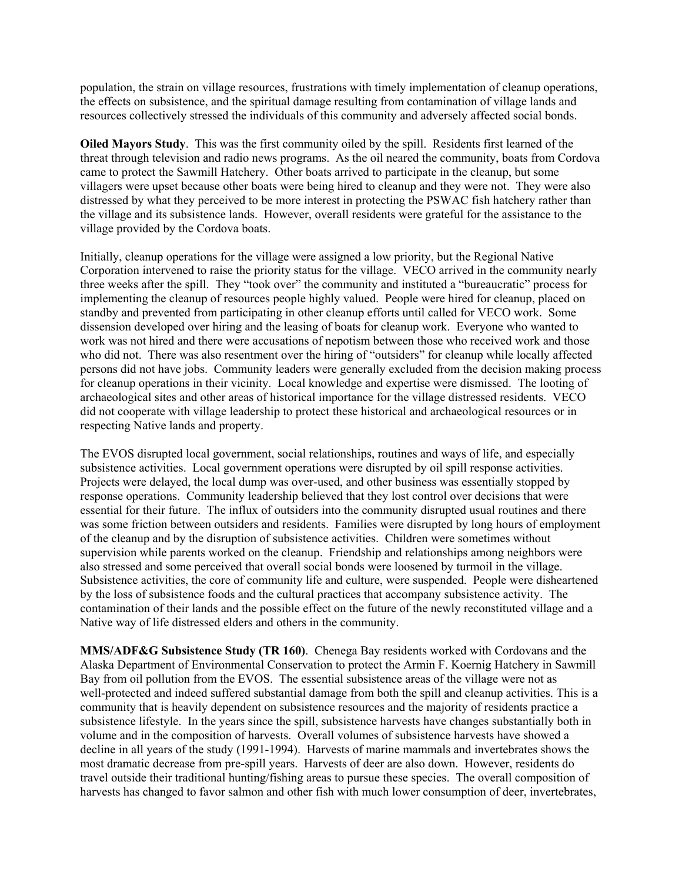population, the strain on village resources, frustrations with timely implementation of cleanup operations, the effects on subsistence, and the spiritual damage resulting from contamination of village lands and resources collectively stressed the individuals of this community and adversely affected social bonds.

**Oiled Mayors Study**. This was the first community oiled by the spill. Residents first learned of the threat through television and radio news programs. As the oil neared the community, boats from Cordova came to protect the Sawmill Hatchery. Other boats arrived to participate in the cleanup, but some villagers were upset because other boats were being hired to cleanup and they were not. They were also distressed by what they perceived to be more interest in protecting the PSWAC fish hatchery rather than the village and its subsistence lands. However, overall residents were grateful for the assistance to the village provided by the Cordova boats.

Initially, cleanup operations for the village were assigned a low priority, but the Regional Native Corporation intervened to raise the priority status for the village. VECO arrived in the community nearly three weeks after the spill. They "took over" the community and instituted a "bureaucratic" process for implementing the cleanup of resources people highly valued. People were hired for cleanup, placed on standby and prevented from participating in other cleanup efforts until called for VECO work. Some dissension developed over hiring and the leasing of boats for cleanup work. Everyone who wanted to work was not hired and there were accusations of nepotism between those who received work and those who did not. There was also resentment over the hiring of "outsiders" for cleanup while locally affected persons did not have jobs. Community leaders were generally excluded from the decision making process for cleanup operations in their vicinity. Local knowledge and expertise were dismissed. The looting of archaeological sites and other areas of historical importance for the village distressed residents. VECO did not cooperate with village leadership to protect these historical and archaeological resources or in respecting Native lands and property.

The EVOS disrupted local government, social relationships, routines and ways of life, and especially subsistence activities. Local government operations were disrupted by oil spill response activities. Projects were delayed, the local dump was over-used, and other business was essentially stopped by response operations. Community leadership believed that they lost control over decisions that were essential for their future. The influx of outsiders into the community disrupted usual routines and there was some friction between outsiders and residents. Families were disrupted by long hours of employment of the cleanup and by the disruption of subsistence activities. Children were sometimes without supervision while parents worked on the cleanup. Friendship and relationships among neighbors were also stressed and some perceived that overall social bonds were loosened by turmoil in the village. Subsistence activities, the core of community life and culture, were suspended. People were disheartened by the loss of subsistence foods and the cultural practices that accompany subsistence activity. The contamination of their lands and the possible effect on the future of the newly reconstituted village and a Native way of life distressed elders and others in the community.

**MMS/ADF&G Subsistence Study (TR 160)**. Chenega Bay residents worked with Cordovans and the Alaska Department of Environmental Conservation to protect the Armin F. Koernig Hatchery in Sawmill Bay from oil pollution from the EVOS. The essential subsistence areas of the village were not as well-protected and indeed suffered substantial damage from both the spill and cleanup activities. This is a community that is heavily dependent on subsistence resources and the majority of residents practice a subsistence lifestyle. In the years since the spill, subsistence harvests have changes substantially both in volume and in the composition of harvests. Overall volumes of subsistence harvests have showed a decline in all years of the study (1991-1994). Harvests of marine mammals and invertebrates shows the most dramatic decrease from pre-spill years. Harvests of deer are also down. However, residents do travel outside their traditional hunting/fishing areas to pursue these species. The overall composition of harvests has changed to favor salmon and other fish with much lower consumption of deer, invertebrates,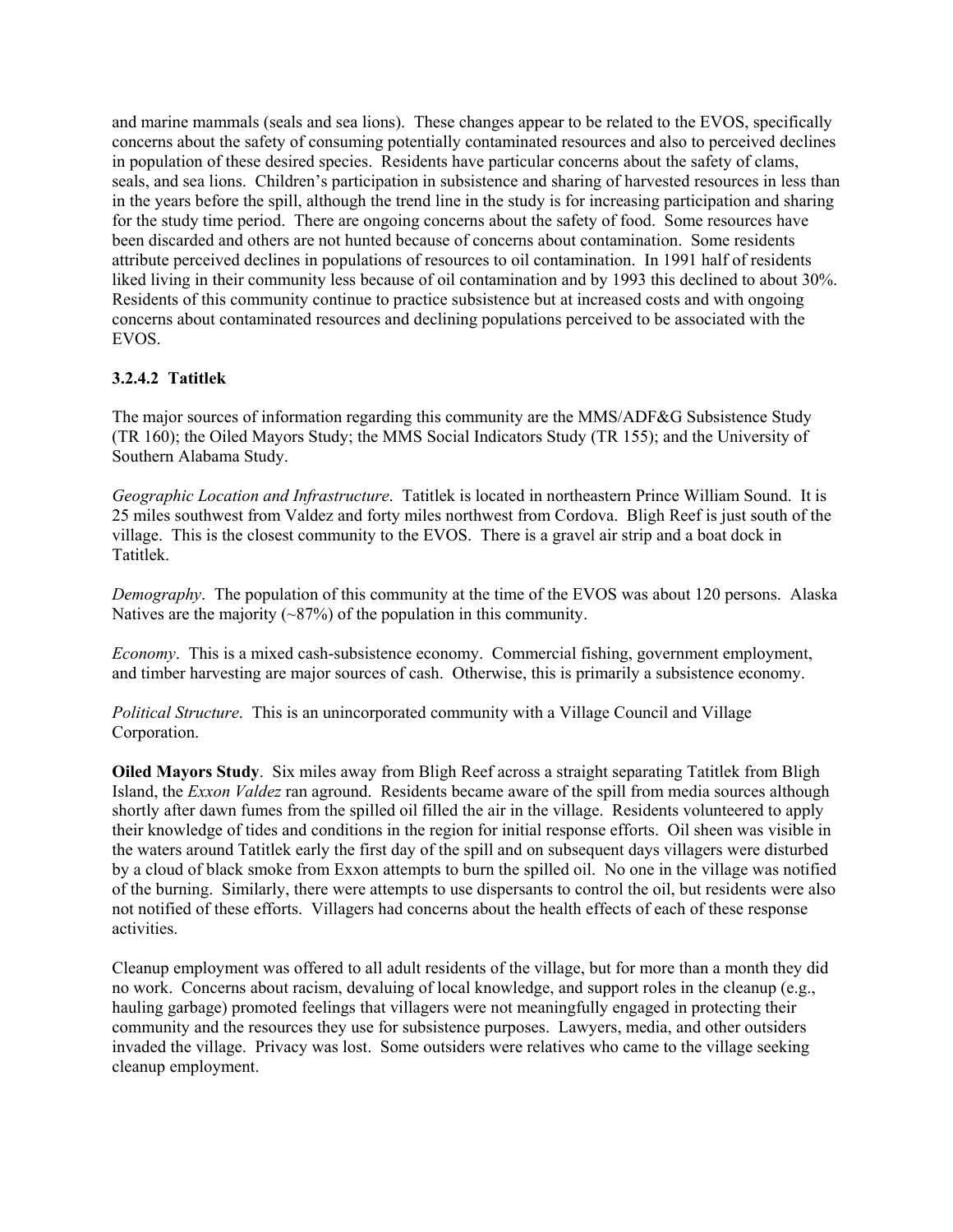and marine mammals (seals and sea lions). These changes appear to be related to the EVOS, specifically concerns about the safety of consuming potentially contaminated resources and also to perceived declines in population of these desired species. Residents have particular concerns about the safety of clams, seals, and sea lions. Children's participation in subsistence and sharing of harvested resources in less than in the years before the spill, although the trend line in the study is for increasing participation and sharing for the study time period. There are ongoing concerns about the safety of food. Some resources have been discarded and others are not hunted because of concerns about contamination. Some residents attribute perceived declines in populations of resources to oil contamination. In 1991 half of residents liked living in their community less because of oil contamination and by 1993 this declined to about 30%. Residents of this community continue to practice subsistence but at increased costs and with ongoing concerns about contaminated resources and declining populations perceived to be associated with the EVOS.

#### 3.2.4.2 Tatitlek

The major sources of information regarding this community are the MMS/ADF&G Subsistence Study (TR 160); the Oiled Mayors Study; the MMS Social Indicators Study (TR 155); and the University of Southern Alabama Study.

*Geographic Location and Infrastructure*. Tatitlek is located in northeastern Prince William Sound. It is 25 miles southwest from Valdez and forty miles northwest from Cordova. Bligh Reef is just south of the village. This is the closest community to the EVOS. There is a gravel air strip and a boat dock in Tatitlek.

*Demography*. The population of this community at the time of the EVOS was about 120 persons. Alaska Natives are the majority (~87%) of the population in this community.

*Economy*. This is a mixed cash-subsistence economy. Commercial fishing, government employment, and timber harvesting are major sources of cash. Otherwise, this is primarily a subsistence economy.

*Political Structure*. This is an unincorporated community with a Village Council and Village Corporation.

**Oiled Mayors Study**. Six miles away from Bligh Reef across a straight separating Tatitlek from Bligh Island, the *Exxon Valdez* ran aground. Residents became aware of the spill from media sources although shortly after dawn fumes from the spilled oil filled the air in the village. Residents volunteered to apply their knowledge of tides and conditions in the region for initial response efforts. Oil sheen was visible in the waters around Tatitlek early the first day of the spill and on subsequent days villagers were disturbed by a cloud of black smoke from Exxon attempts to burn the spilled oil. No one in the village was notified of the burning. Similarly, there were attempts to use dispersants to control the oil, but residents were also not notified of these efforts. Villagers had concerns about the health effects of each of these response activities.

Cleanup employment was offered to all adult residents of the village, but for more than a month they did no work. Concerns about racism, devaluing of local knowledge, and support roles in the cleanup (e.g., hauling garbage) promoted feelings that villagers were not meaningfully engaged in protecting their community and the resources they use for subsistence purposes. Lawyers, media, and other outsiders invaded the village. Privacy was lost. Some outsiders were relatives who came to the village seeking cleanup employment.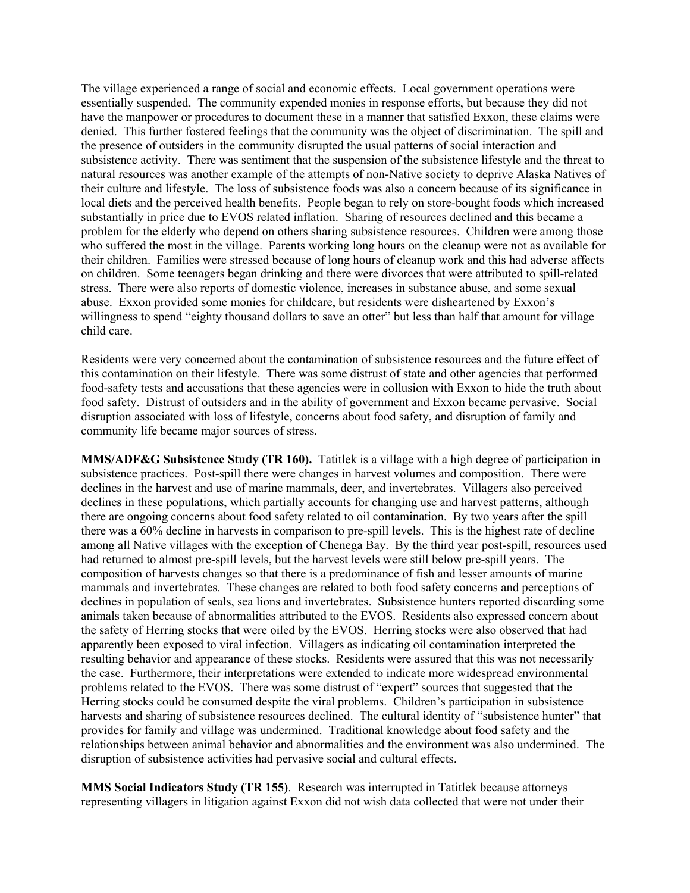The village experienced a range of social and economic effects. Local government operations were essentially suspended. The community expended monies in response efforts, but because they did not have the manpower or procedures to document these in a manner that satisfied Exxon, these claims were denied. This further fostered feelings that the community was the object of discrimination. The spill and the presence of outsiders in the community disrupted the usual patterns of social interaction and subsistence activity. There was sentiment that the suspension of the subsistence lifestyle and the threat to natural resources was another example of the attempts of non-Native society to deprive Alaska Natives of their culture and lifestyle. The loss of subsistence foods was also a concern because of its significance in local diets and the perceived health benefits. People began to rely on store-bought foods which increased substantially in price due to EVOS related inflation. Sharing of resources declined and this became a problem for the elderly who depend on others sharing subsistence resources. Children were among those who suffered the most in the village. Parents working long hours on the cleanup were not as available for their children. Families were stressed because of long hours of cleanup work and this had adverse affects on children. Some teenagers began drinking and there were divorces that were attributed to spill-related stress. There were also reports of domestic violence, increases in substance abuse, and some sexual abuse. Exxon provided some monies for childcare, but residents were disheartened by Exxon's willingness to spend "eighty thousand dollars to save an otter" but less than half that amount for village child care.

Residents were very concerned about the contamination of subsistence resources and the future effect of this contamination on their lifestyle. There was some distrust of state and other agencies that performed food-safety tests and accusations that these agencies were in collusion with Exxon to hide the truth about food safety. Distrust of outsiders and in the ability of government and Exxon became pervasive. Social disruption associated with loss of lifestyle, concerns about food safety, and disruption of family and community life became major sources of stress.

**MMS/ADF&G Subsistence Study (TR 160).** Tatitlek is a village with a high degree of participation in subsistence practices. Post-spill there were changes in harvest volumes and composition. There were declines in the harvest and use of marine mammals, deer, and invertebrates. Villagers also perceived declines in these populations, which partially accounts for changing use and harvest patterns, although there are ongoing concerns about food safety related to oil contamination. By two years after the spill there was a 60% decline in harvests in comparison to pre-spill levels. This is the highest rate of decline among all Native villages with the exception of Chenega Bay. By the third year post-spill, resources used had returned to almost pre-spill levels, but the harvest levels were still below pre-spill years. The composition of harvests changes so that there is a predominance of fish and lesser amounts of marine mammals and invertebrates. These changes are related to both food safety concerns and perceptions of declines in population of seals, sea lions and invertebrates. Subsistence hunters reported discarding some animals taken because of abnormalities attributed to the EVOS. Residents also expressed concern about the safety of Herring stocks that were oiled by the EVOS. Herring stocks were also observed that had apparently been exposed to viral infection. Villagers as indicating oil contamination interpreted the resulting behavior and appearance of these stocks. Residents were assured that this was not necessarily the case. Furthermore, their interpretations were extended to indicate more widespread environmental problems related to the EVOS. There was some distrust of "expert" sources that suggested that the Herring stocks could be consumed despite the viral problems. Children's participation in subsistence harvests and sharing of subsistence resources declined. The cultural identity of "subsistence hunter" that provides for family and village was undermined. Traditional knowledge about food safety and the relationships between animal behavior and abnormalities and the environment was also undermined. The disruption of subsistence activities had pervasive social and cultural effects.

**MMS Social Indicators Study (TR 155)**. Research was interrupted in Tatitlek because attorneys representing villagers in litigation against Exxon did not wish data collected that were not under their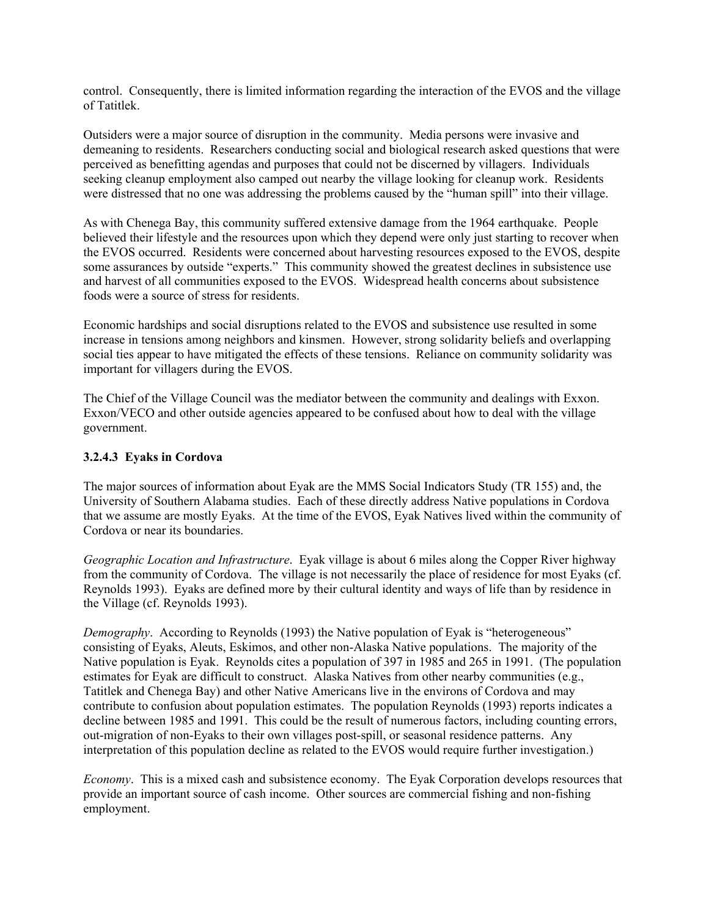control. Consequently, there is limited information regarding the interaction of the EVOS and the village of Tatitlek.

Outsiders were a major source of disruption in the community. Media persons were invasive and demeaning to residents. Researchers conducting social and biological research asked questions that were perceived as benefitting agendas and purposes that could not be discerned by villagers. Individuals seeking cleanup employment also camped out nearby the village looking for cleanup work. Residents were distressed that no one was addressing the problems caused by the "human spill" into their village.

As with Chenega Bay, this community suffered extensive damage from the 1964 earthquake. People believed their lifestyle and the resources upon which they depend were only just starting to recover when the EVOS occurred. Residents were concerned about harvesting resources exposed to the EVOS, despite some assurances by outside "experts." This community showed the greatest declines in subsistence use and harvest of all communities exposed to the EVOS. Widespread health concerns about subsistence foods were a source of stress for residents.

Economic hardships and social disruptions related to the EVOS and subsistence use resulted in some increase in tensions among neighbors and kinsmen. However, strong solidarity beliefs and overlapping social ties appear to have mitigated the effects of these tensions. Reliance on community solidarity was important for villagers during the EVOS.

The Chief of the Village Council was the mediator between the community and dealings with Exxon. Exxon/VECO and other outside agencies appeared to be confused about how to deal with the village government.

### 3.2.4.3 Eyaks in Cordova

The major sources of information about Eyak are the MMS Social Indicators Study (TR 155) and, the University of Southern Alabama studies. Each of these directly address Native populations in Cordova that we assume are mostly Eyaks. At the time of the EVOS, Eyak Natives lived within the community of Cordova or near its boundaries.

*Geographic Location and Infrastructure*. Eyak village is about 6 miles along the Copper River highway from the community of Cordova. The village is not necessarily the place of residence for most Eyaks (cf. Reynolds 1993). Eyaks are defined more by their cultural identity and ways of life than by residence in the Village (cf. Reynolds 1993).

*Demography*. According to Reynolds (1993) the Native population of Eyak is "heterogeneous" consisting of Eyaks, Aleuts, Eskimos, and other non-Alaska Native populations. The majority of the Native population is Eyak. Reynolds cites a population of 397 in 1985 and 265 in 1991. (The population estimates for Eyak are difficult to construct. Alaska Natives from other nearby communities (e.g., Tatitlek and Chenega Bay) and other Native Americans live in the environs of Cordova and may contribute to confusion about population estimates. The population Reynolds (1993) reports indicates a decline between 1985 and 1991. This could be the result of numerous factors, including counting errors, out-migration of non-Eyaks to their own villages post-spill, or seasonal residence patterns. Any interpretation of this population decline as related to the EVOS would require further investigation.)

*Economy*. This is a mixed cash and subsistence economy. The Eyak Corporation develops resources that provide an important source of cash income. Other sources are commercial fishing and non-fishing employment.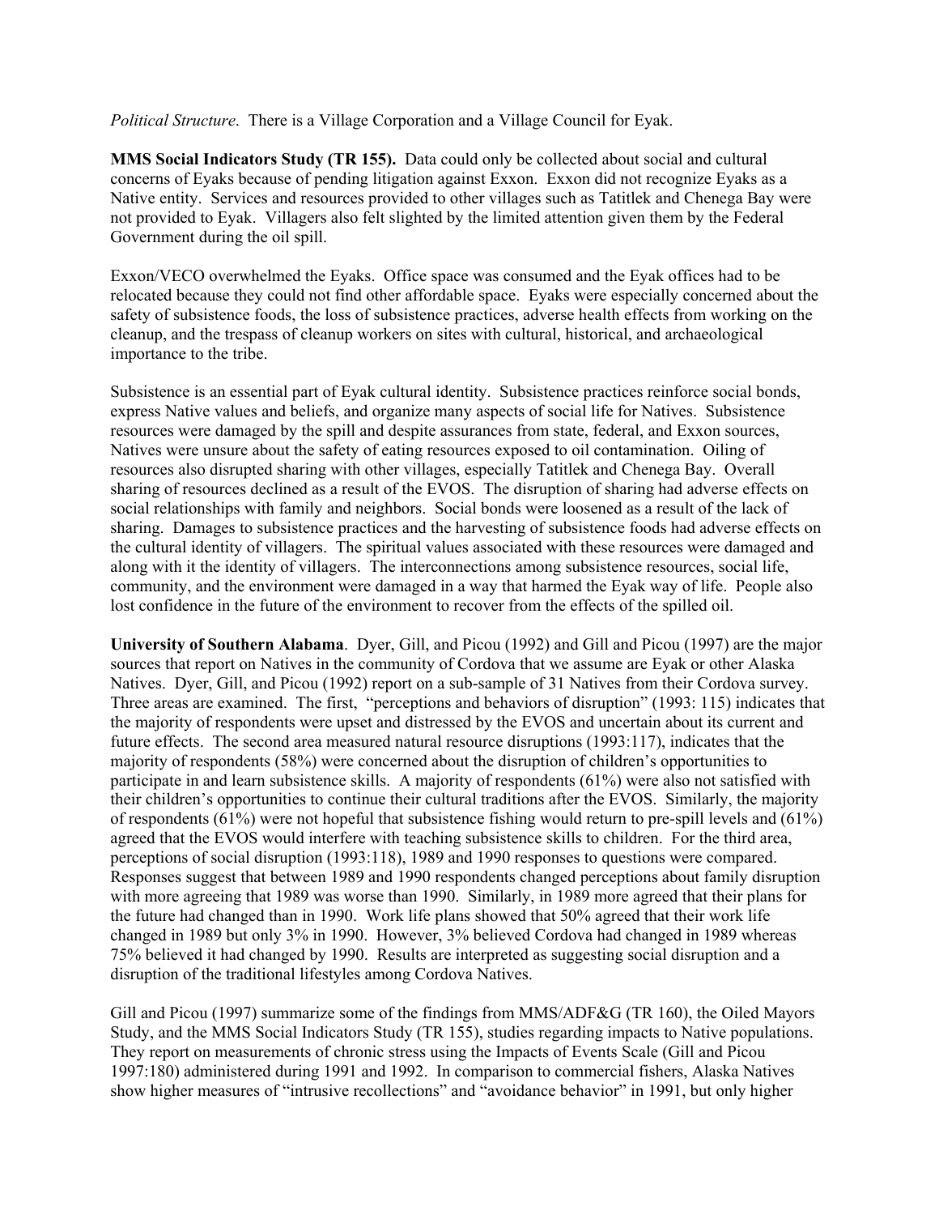*Political Structure*. There is a Village Corporation and a Village Council for Eyak.

**MMS Social Indicators Study (TR 155).** Data could only be collected about social and cultural concerns of Eyaks because of pending litigation against Exxon. Exxon did not recognize Eyaks as a Native entity. Services and resources provided to other villages such as Tatitlek and Chenega Bay were not provided to Eyak. Villagers also felt slighted by the limited attention given them by the Federal Government during the oil spill.

Exxon/VECO overwhelmed the Eyaks. Office space was consumed and the Eyak offices had to be relocated because they could not find other affordable space. Eyaks were especially concerned about the safety of subsistence foods, the loss of subsistence practices, adverse health effects from working on the cleanup, and the trespass of cleanup workers on sites with cultural, historical, and archaeological importance to the tribe.

Subsistence is an essential part of Eyak cultural identity. Subsistence practices reinforce social bonds, express Native values and beliefs, and organize many aspects of social life for Natives. Subsistence resources were damaged by the spill and despite assurances from state, federal, and Exxon sources, Natives were unsure about the safety of eating resources exposed to oil contamination. Oiling of resources also disrupted sharing with other villages, especially Tatitlek and Chenega Bay. Overall sharing of resources declined as a result of the EVOS. The disruption of sharing had adverse effects on social relationships with family and neighbors. Social bonds were loosened as a result of the lack of sharing. Damages to subsistence practices and the harvesting of subsistence foods had adverse effects on the cultural identity of villagers. The spiritual values associated with these resources were damaged and along with it the identity of villagers. The interconnections among subsistence resources, social life, community, and the environment were damaged in a way that harmed the Eyak way of life. People also lost confidence in the future of the environment to recover from the effects of the spilled oil.

**University of Southern Alabama**. Dyer, Gill, and Picou (1992) and Gill and Picou (1997) are the major sources that report on Natives in the community of Cordova that we assume are Eyak or other Alaska Natives. Dyer, Gill, and Picou (1992) report on a sub-sample of 31 Natives from their Cordova survey. Three areas are examined. The first, "perceptions and behaviors of disruption" (1993: 115) indicates that the majority of respondents were upset and distressed by the EVOS and uncertain about its current and future effects. The second area measured natural resource disruptions (1993:117), indicates that the majority of respondents (58%) were concerned about the disruption of children's opportunities to participate in and learn subsistence skills. A majority of respondents (61%) were also not satisfied with their children's opportunities to continue their cultural traditions after the EVOS. Similarly, the majority of respondents (61%) were not hopeful that subsistence fishing would return to pre-spill levels and (61%) agreed that the EVOS would interfere with teaching subsistence skills to children. For the third area, perceptions of social disruption (1993:118), 1989 and 1990 responses to questions were compared. Responses suggest that between 1989 and 1990 respondents changed perceptions about family disruption with more agreeing that 1989 was worse than 1990. Similarly, in 1989 more agreed that their plans for the future had changed than in 1990. Work life plans showed that 50% agreed that their work life changed in 1989 but only 3% in 1990. However, 3% believed Cordova had changed in 1989 whereas 75% believed it had changed by 1990. Results are interpreted as suggesting social disruption and a disruption of the traditional lifestyles among Cordova Natives.

Gill and Picou (1997) summarize some of the findings from MMS/ADF&G (TR 160), the Oiled Mayors Study, and the MMS Social Indicators Study (TR 155), studies regarding impacts to Native populations. They report on measurements of chronic stress using the Impacts of Events Scale (Gill and Picou 1997:180) administered during 1991 and 1992. In comparison to commercial fishers, Alaska Natives show higher measures of "intrusive recollections" and "avoidance behavior" in 1991, but only higher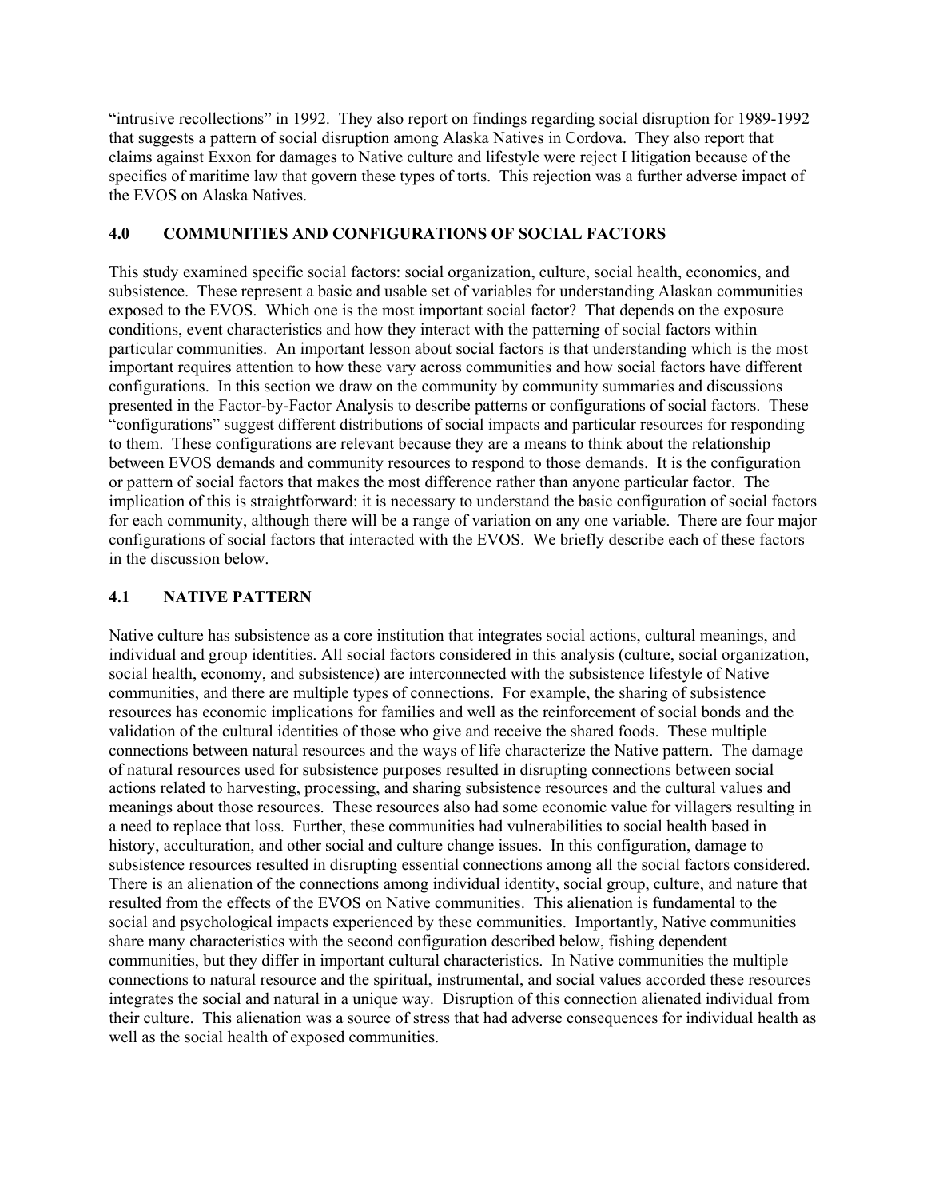"intrusive recollections" in 1992. They also report on findings regarding social disruption for 1989-1992 that suggests a pattern of social disruption among Alaska Natives in Cordova. They also report that claims against Exxon for damages to Native culture and lifestyle were reject I litigation because of the specifics of maritime law that govern these types of torts. This rejection was a further adverse impact of the EVOS on Alaska Natives.

## 4.0 COMMUNITIES AND CONFIGURATIONS OF SOCIAL FACTORS

This study examined specific social factors: social organization, culture, social health, economics, and subsistence. These represent a basic and usable set of variables for understanding Alaskan communities exposed to the EVOS. Which one is the most important social factor? That depends on the exposure conditions, event characteristics and how they interact with the patterning of social factors within particular communities. An important lesson about social factors is that understanding which is the most important requires attention to how these vary across communities and how social factors have different configurations. In this section we draw on the community by community summaries and discussions presented in the Factor-by-Factor Analysis to describe patterns or configurations of social factors. These "configurations" suggest different distributions of social impacts and particular resources for responding to them. These configurations are relevant because they are a means to think about the relationship between EVOS demands and community resources to respond to those demands. It is the configuration or pattern of social factors that makes the most difference rather than anyone particular factor. The implication of this is straightforward: it is necessary to understand the basic configuration of social factors for each community, although there will be a range of variation on any one variable. There are four major configurations of social factors that interacted with the EVOS. We briefly describe each of these factors in the discussion below.

### 4.1 NATIVE PATTERN

Native culture has subsistence as a core institution that integrates social actions, cultural meanings, and individual and group identities. All social factors considered in this analysis (culture, social organization, social health, economy, and subsistence) are interconnected with the subsistence lifestyle of Native communities, and there are multiple types of connections. For example, the sharing of subsistence resources has economic implications for families and well as the reinforcement of social bonds and the validation of the cultural identities of those who give and receive the shared foods. These multiple connections between natural resources and the ways of life characterize the Native pattern. The damage of natural resources used for subsistence purposes resulted in disrupting connections between social actions related to harvesting, processing, and sharing subsistence resources and the cultural values and meanings about those resources. These resources also had some economic value for villagers resulting in a need to replace that loss. Further, these communities had vulnerabilities to social health based in history, acculturation, and other social and culture change issues. In this configuration, damage to subsistence resources resulted in disrupting essential connections among all the social factors considered. There is an alienation of the connections among individual identity, social group, culture, and nature that resulted from the effects of the EVOS on Native communities. This alienation is fundamental to the social and psychological impacts experienced by these communities. Importantly, Native communities share many characteristics with the second configuration described below, fishing dependent communities, but they differ in important cultural characteristics. In Native communities the multiple connections to natural resource and the spiritual, instrumental, and social values accorded these resources integrates the social and natural in a unique way. Disruption of this connection alienated individual from their culture. This alienation was a source of stress that had adverse consequences for individual health as well as the social health of exposed communities.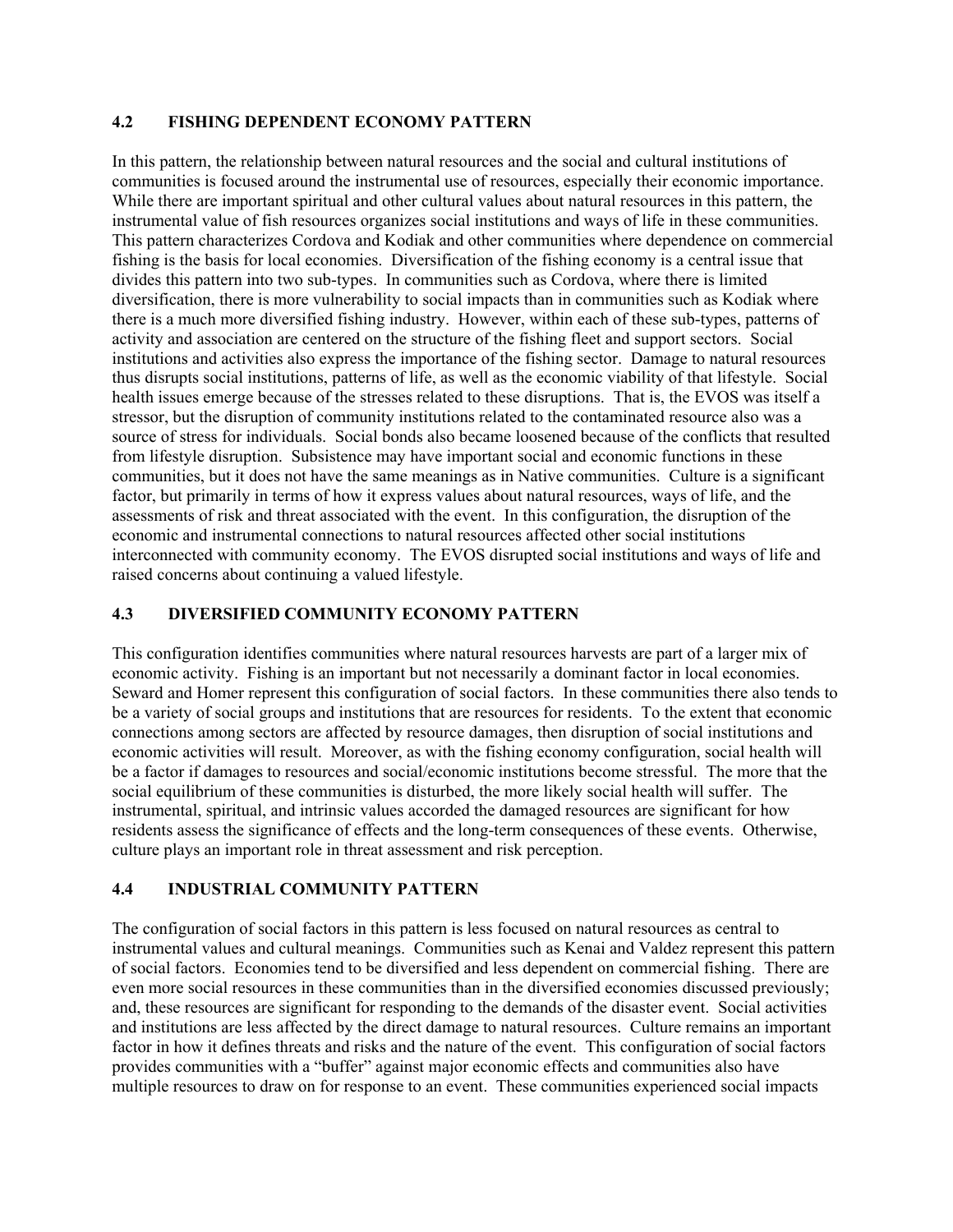### 4.2 FISHING DEPENDENT ECONOMY PATTERN

In this pattern, the relationship between natural resources and the social and cultural institutions of communities is focused around the instrumental use of resources, especially their economic importance. While there are important spiritual and other cultural values about natural resources in this pattern, the instrumental value of fish resources organizes social institutions and ways of life in these communities. This pattern characterizes Cordova and Kodiak and other communities where dependence on commercial fishing is the basis for local economies. Diversification of the fishing economy is a central issue that divides this pattern into two sub-types. In communities such as Cordova, where there is limited diversification, there is more vulnerability to social impacts than in communities such as Kodiak where there is a much more diversified fishing industry. However, within each of these sub-types, patterns of activity and association are centered on the structure of the fishing fleet and support sectors. Social institutions and activities also express the importance of the fishing sector. Damage to natural resources thus disrupts social institutions, patterns of life, as well as the economic viability of that lifestyle. Social health issues emerge because of the stresses related to these disruptions. That is, the EVOS was itself a stressor, but the disruption of community institutions related to the contaminated resource also was a source of stress for individuals. Social bonds also became loosened because of the conflicts that resulted from lifestyle disruption. Subsistence may have important social and economic functions in these communities, but it does not have the same meanings as in Native communities. Culture is a significant factor, but primarily in terms of how it express values about natural resources, ways of life, and the assessments of risk and threat associated with the event. In this configuration, the disruption of the economic and instrumental connections to natural resources affected other social institutions interconnected with community economy. The EVOS disrupted social institutions and ways of life and raised concerns about continuing a valued lifestyle.

### 4.3 DIVERSIFIED COMMUNITY ECONOMY PATTERN

This configuration identifies communities where natural resources harvests are part of a larger mix of economic activity. Fishing is an important but not necessarily a dominant factor in local economies. Seward and Homer represent this configuration of social factors. In these communities there also tends to be a variety of social groups and institutions that are resources for residents. To the extent that economic connections among sectors are affected by resource damages, then disruption of social institutions and economic activities will result. Moreover, as with the fishing economy configuration, social health will be a factor if damages to resources and social/economic institutions become stressful. The more that the social equilibrium of these communities is disturbed, the more likely social health will suffer. The instrumental, spiritual, and intrinsic values accorded the damaged resources are significant for how residents assess the significance of effects and the long-term consequences of these events. Otherwise, culture plays an important role in threat assessment and risk perception.

### 4.4 INDUSTRIAL COMMUNITY PATTERN

The configuration of social factors in this pattern is less focused on natural resources as central to instrumental values and cultural meanings. Communities such as Kenai and Valdez represent this pattern of social factors. Economies tend to be diversified and less dependent on commercial fishing. There are even more social resources in these communities than in the diversified economies discussed previously; and, these resources are significant for responding to the demands of the disaster event. Social activities and institutions are less affected by the direct damage to natural resources. Culture remains an important factor in how it defines threats and risks and the nature of the event. This configuration of social factors provides communities with a "buffer" against major economic effects and communities also have multiple resources to draw on for response to an event. These communities experienced social impacts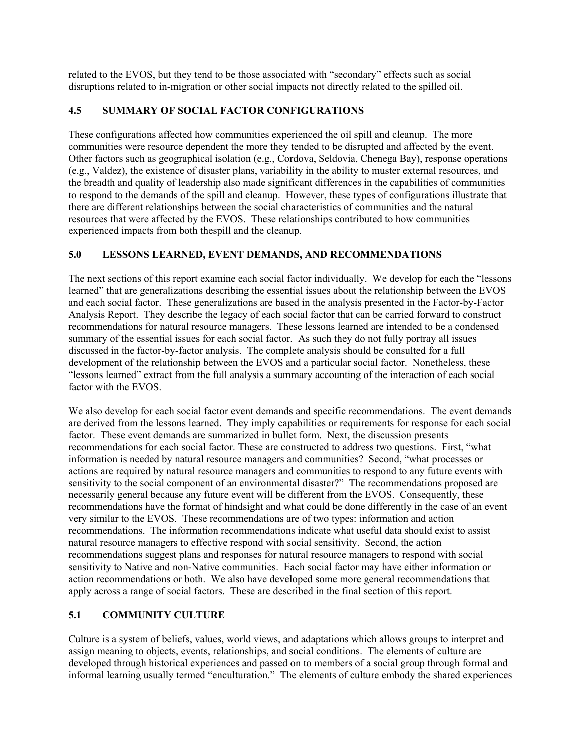related to the EVOS, but they tend to be those associated with "secondary" effects such as social disruptions related to in-migration or other social impacts not directly related to the spilled oil.

### 4.5 SUMMARY OF SOCIAL FACTOR CONFIGURATIONS

These configurations affected how communities experienced the oil spill and cleanup. The more communities were resource dependent the more they tended to be disrupted and affected by the event. Other factors such as geographical isolation (e.g., Cordova, Seldovia, Chenega Bay), response operations (e.g., Valdez), the existence of disaster plans, variability in the ability to muster external resources, and the breadth and quality of leadership also made significant differences in the capabilities of communities to respond to the demands of the spill and cleanup. However, these types of configurations illustrate that there are different relationships between the social characteristics of communities and the natural resources that were affected by the EVOS. These relationships contributed to how communities experienced impacts from both thespill and the cleanup.

## 5.0 LESSONS LEARNED, EVENT DEMANDS, AND RECOMMENDATIONS

The next sections of this report examine each social factor individually. We develop for each the "lessons learned" that are generalizations describing the essential issues about the relationship between the EVOS and each social factor. These generalizations are based in the analysis presented in the Factor-by-Factor Analysis Report. They describe the legacy of each social factor that can be carried forward to construct recommendations for natural resource managers. These lessons learned are intended to be a condensed summary of the essential issues for each social factor. As such they do not fully portray all issues discussed in the factor-by-factor analysis. The complete analysis should be consulted for a full development of the relationship between the EVOS and a particular social factor. Nonetheless, these "lessons learned" extract from the full analysis a summary accounting of the interaction of each social factor with the EVOS.

We also develop for each social factor event demands and specific recommendations. The event demands are derived from the lessons learned. They imply capabilities or requirements for response for each social factor. These event demands are summarized in bullet form. Next, the discussion presents recommendations for each social factor. These are constructed to address two questions. First, "what information is needed by natural resource managers and communities? Second, "what processes or actions are required by natural resource managers and communities to respond to any future events with sensitivity to the social component of an environmental disaster?" The recommendations proposed are necessarily general because any future event will be different from the EVOS. Consequently, these recommendations have the format of hindsight and what could be done differently in the case of an event very similar to the EVOS. These recommendations are of two types: information and action recommendations. The information recommendations indicate what useful data should exist to assist natural resource managers to effective respond with social sensitivity. Second, the action recommendations suggest plans and responses for natural resource managers to respond with social sensitivity to Native and non-Native communities. Each social factor may have either information or action recommendations or both. We also have developed some more general recommendations that apply across a range of social factors. These are described in the final section of this report.

### 5.1 COMMUNITY CULTURE

Culture is a system of beliefs, values, world views, and adaptations which allows groups to interpret and assign meaning to objects, events, relationships, and social conditions. The elements of culture are developed through historical experiences and passed on to members of a social group through formal and informal learning usually termed "enculturation." The elements of culture embody the shared experiences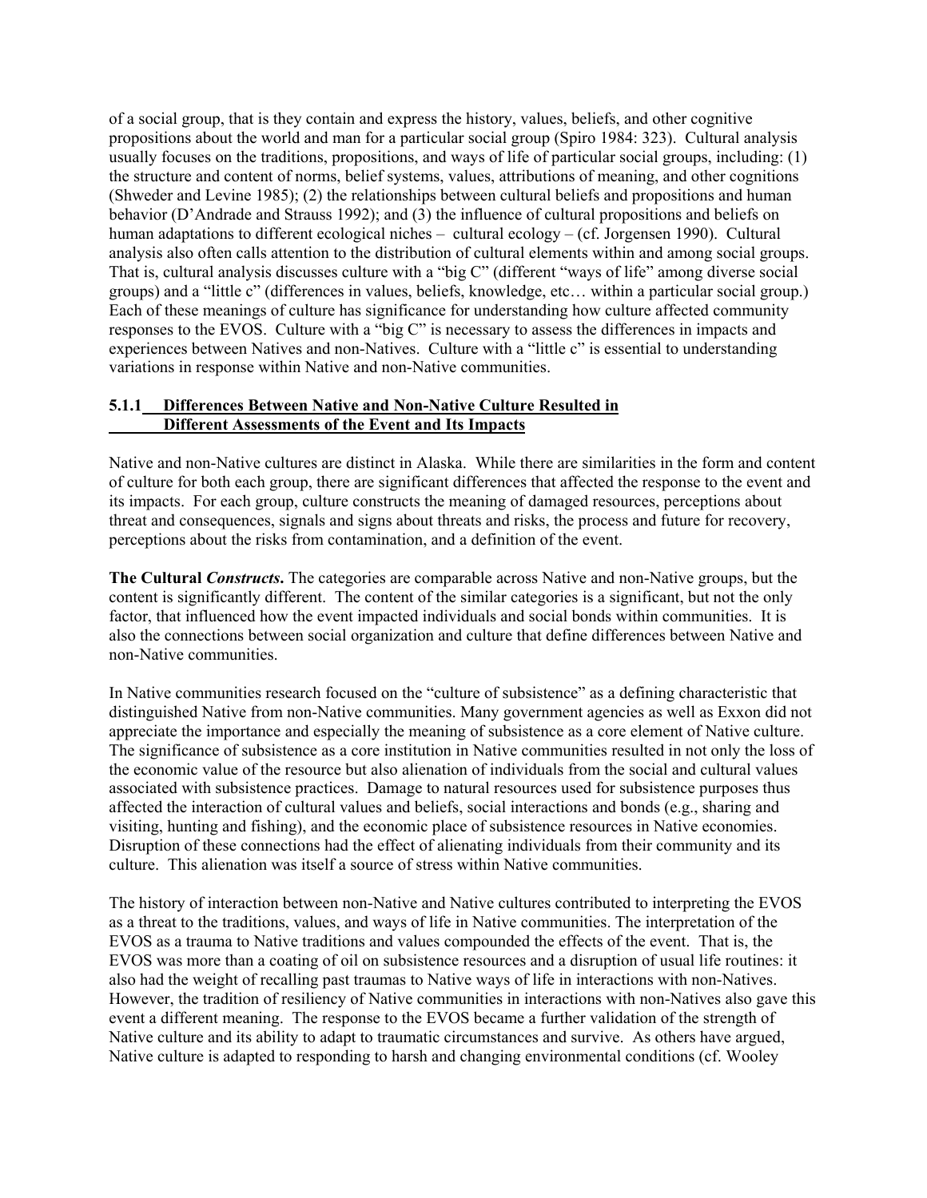of a social group, that is they contain and express the history, values, beliefs, and other cognitive propositions about the world and man for a particular social group (Spiro 1984: 323). Cultural analysis usually focuses on the traditions, propositions, and ways of life of particular social groups, including: (1) the structure and content of norms, belief systems, values, attributions of meaning, and other cognitions (Shweder and Levine 1985); (2) the relationships between cultural beliefs and propositions and human behavior (D'Andrade and Strauss 1992); and (3) the influence of cultural propositions and beliefs on human adaptations to different ecological niches – cultural ecology – (cf. Jorgensen 1990). Cultural analysis also often calls attention to the distribution of cultural elements within and among social groups. That is, cultural analysis discusses culture with a "big C" (different "ways of life" among diverse social groups) and a "little c" (differences in values, beliefs, knowledge, etc… within a particular social group.) Each of these meanings of culture has significance for understanding how culture affected community responses to the EVOS. Culture with a "big C" is necessary to assess the differences in impacts and experiences between Natives and non-Natives. Culture with a "little c" is essential to understanding variations in response within Native and non-Native communities.

### 5.1.1 Differences Between Native and Non-Native Culture Resulted in Different Assessments of the Event and Its Impacts

Native and non-Native cultures are distinct in Alaska. While there are similarities in the form and content of culture for both each group, there are significant differences that affected the response to the event and its impacts. For each group, culture constructs the meaning of damaged resources, perceptions about threat and consequences, signals and signs about threats and risks, the process and future for recovery, perceptions about the risks from contamination, and a definition of the event.

**The Cultural *Constructs*.** The categories are comparable across Native and non-Native groups, but the content is significantly different. The content of the similar categories is a significant, but not the only factor, that influenced how the event impacted individuals and social bonds within communities. It is also the connections between social organization and culture that define differences between Native and non-Native communities.

In Native communities research focused on the "culture of subsistence" as a defining characteristic that distinguished Native from non-Native communities. Many government agencies as well as Exxon did not appreciate the importance and especially the meaning of subsistence as a core element of Native culture. The significance of subsistence as a core institution in Native communities resulted in not only the loss of the economic value of the resource but also alienation of individuals from the social and cultural values associated with subsistence practices. Damage to natural resources used for subsistence purposes thus affected the interaction of cultural values and beliefs, social interactions and bonds (e.g., sharing and visiting, hunting and fishing), and the economic place of subsistence resources in Native economies. Disruption of these connections had the effect of alienating individuals from their community and its culture. This alienation was itself a source of stress within Native communities.

The history of interaction between non-Native and Native cultures contributed to interpreting the EVOS as a threat to the traditions, values, and ways of life in Native communities. The interpretation of the EVOS as a trauma to Native traditions and values compounded the effects of the event. That is, the EVOS was more than a coating of oil on subsistence resources and a disruption of usual life routines: it also had the weight of recalling past traumas to Native ways of life in interactions with non-Natives. However, the tradition of resiliency of Native communities in interactions with non-Natives also gave this event a different meaning. The response to the EVOS became a further validation of the strength of Native culture and its ability to adapt to traumatic circumstances and survive. As others have argued, Native culture is adapted to responding to harsh and changing environmental conditions (cf. Wooley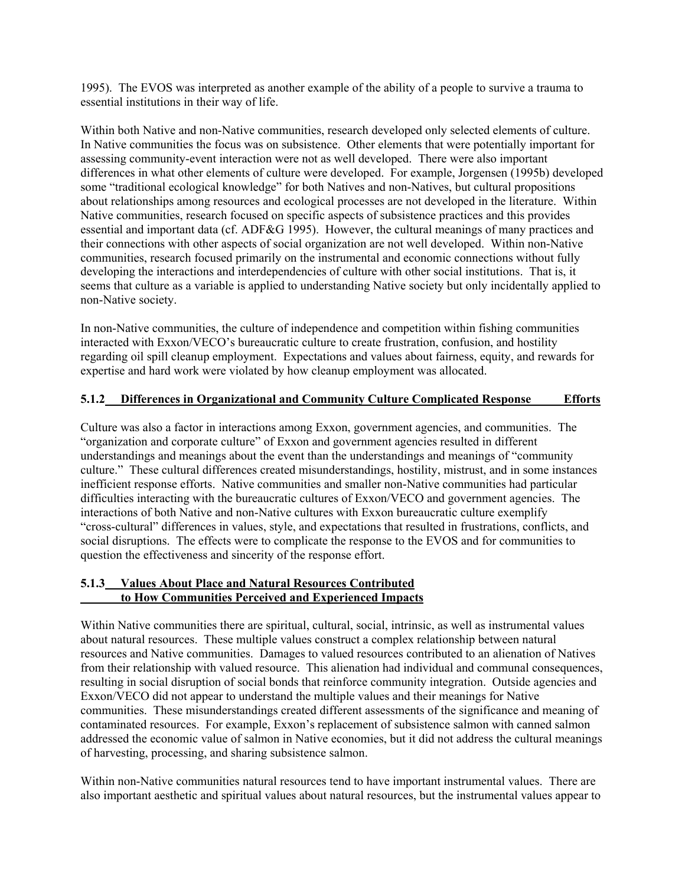1995). The EVOS was interpreted as another example of the ability of a people to survive a trauma to essential institutions in their way of life.

Within both Native and non-Native communities, research developed only selected elements of culture. In Native communities the focus was on subsistence. Other elements that were potentially important for assessing community-event interaction were not as well developed. There were also important differences in what other elements of culture were developed. For example, Jorgensen (1995b) developed some "traditional ecological knowledge" for both Natives and non-Natives, but cultural propositions about relationships among resources and ecological processes are not developed in the literature. Within Native communities, research focused on specific aspects of subsistence practices and this provides essential and important data (cf. ADF&G 1995). However, the cultural meanings of many practices and their connections with other aspects of social organization are not well developed. Within non-Native communities, research focused primarily on the instrumental and economic connections without fully developing the interactions and interdependencies of culture with other social institutions. That is, it seems that culture as a variable is applied to understanding Native society but only incidentally applied to non-Native society.

In non-Native communities, the culture of independence and competition within fishing communities interacted with Exxon/VECO's bureaucratic culture to create frustration, confusion, and hostility regarding oil spill cleanup employment. Expectations and values about fairness, equity, and rewards for expertise and hard work were violated by how cleanup employment was allocated.

### 5.1.2 Differences in Organizational and Community Culture Complicated Response Efforts

Culture was also a factor in interactions among Exxon, government agencies, and communities. The "organization and corporate culture" of Exxon and government agencies resulted in different understandings and meanings about the event than the understandings and meanings of "community culture." These cultural differences created misunderstandings, hostility, mistrust, and in some instances inefficient response efforts. Native communities and smaller non-Native communities had particular difficulties interacting with the bureaucratic cultures of Exxon/VECO and government agencies. The interactions of both Native and non-Native cultures with Exxon bureaucratic culture exemplify "cross-cultural" differences in values, style, and expectations that resulted in frustrations, conflicts, and social disruptions. The effects were to complicate the response to the EVOS and for communities to question the effectiveness and sincerity of the response effort.

### 5.1.3 Values About Place and Natural Resources Contributed to How Communities Perceived and Experienced Impacts

Within Native communities there are spiritual, cultural, social, intrinsic, as well as instrumental values about natural resources. These multiple values construct a complex relationship between natural resources and Native communities. Damages to valued resources contributed to an alienation of Natives from their relationship with valued resource. This alienation had individual and communal consequences, resulting in social disruption of social bonds that reinforce community integration. Outside agencies and Exxon/VECO did not appear to understand the multiple values and their meanings for Native communities. These misunderstandings created different assessments of the significance and meaning of contaminated resources. For example, Exxon's replacement of subsistence salmon with canned salmon addressed the economic value of salmon in Native economies, but it did not address the cultural meanings of harvesting, processing, and sharing subsistence salmon.

Within non-Native communities natural resources tend to have important instrumental values. There are also important aesthetic and spiritual values about natural resources, but the instrumental values appear to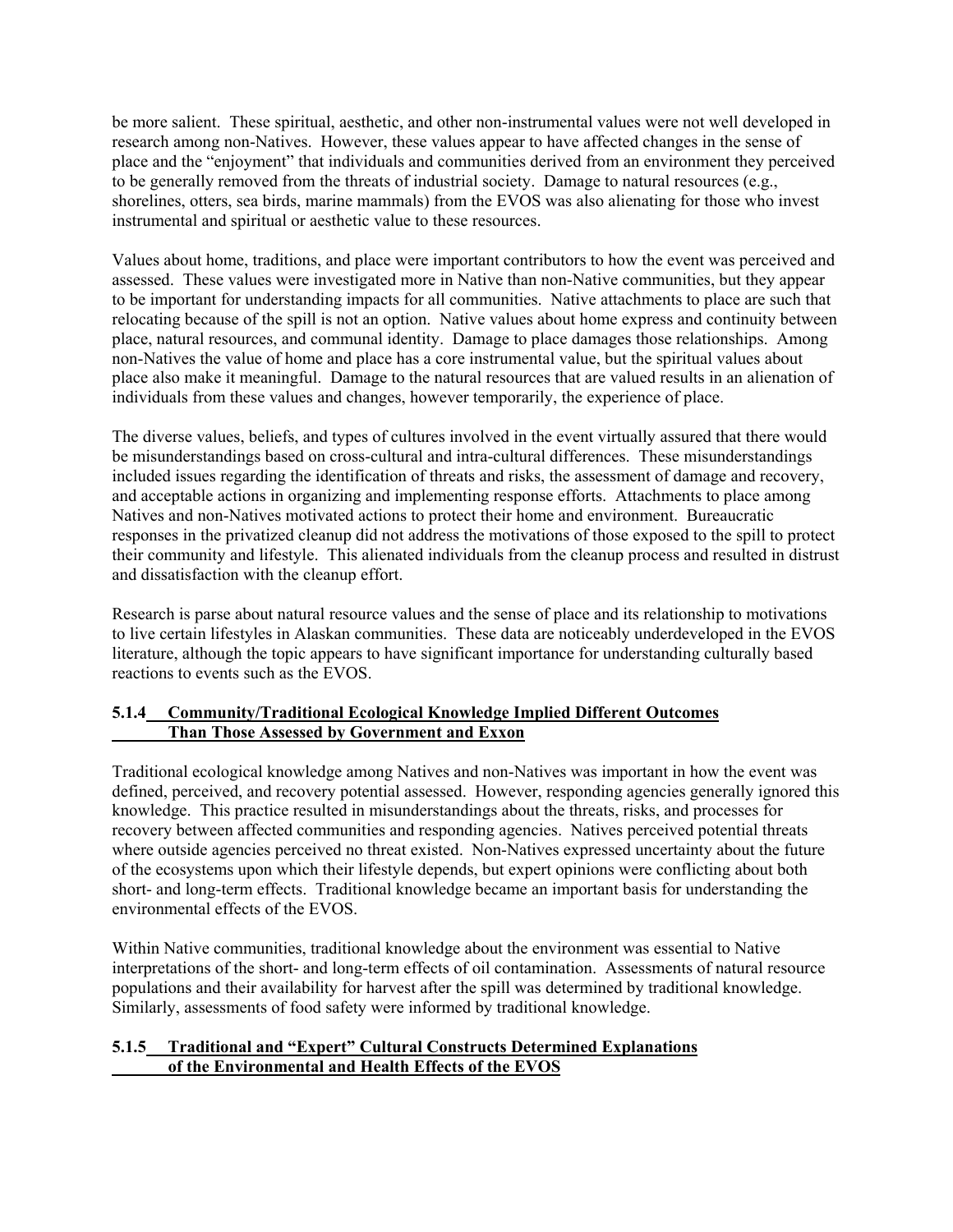be more salient. These spiritual, aesthetic, and other non-instrumental values were not well developed in research among non-Natives. However, these values appear to have affected changes in the sense of place and the "enjoyment" that individuals and communities derived from an environment they perceived to be generally removed from the threats of industrial society. Damage to natural resources (e.g., shorelines, otters, sea birds, marine mammals) from the EVOS was also alienating for those who invest instrumental and spiritual or aesthetic value to these resources.

Values about home, traditions, and place were important contributors to how the event was perceived and assessed. These values were investigated more in Native than non-Native communities, but they appear to be important for understanding impacts for all communities. Native attachments to place are such that relocating because of the spill is not an option. Native values about home express and continuity between place, natural resources, and communal identity. Damage to place damages those relationships. Among non-Natives the value of home and place has a core instrumental value, but the spiritual values about place also make it meaningful. Damage to the natural resources that are valued results in an alienation of individuals from these values and changes, however temporarily, the experience of place.

The diverse values, beliefs, and types of cultures involved in the event virtually assured that there would be misunderstandings based on cross-cultural and intra-cultural differences. These misunderstandings included issues regarding the identification of threats and risks, the assessment of damage and recovery, and acceptable actions in organizing and implementing response efforts. Attachments to place among Natives and non-Natives motivated actions to protect their home and environment. Bureaucratic responses in the privatized cleanup did not address the motivations of those exposed to the spill to protect their community and lifestyle. This alienated individuals from the cleanup process and resulted in distrust and dissatisfaction with the cleanup effort.

Research is parse about natural resource values and the sense of place and its relationship to motivations to live certain lifestyles in Alaskan communities. These data are noticeably underdeveloped in the EVOS literature, although the topic appears to have significant importance for understanding culturally based reactions to events such as the EVOS.

#### 5.1.4 Community/Traditional Ecological Knowledge Implied Different Outcomes Than Those Assessed by Government and Exxon

Traditional ecological knowledge among Natives and non-Natives was important in how the event was defined, perceived, and recovery potential assessed. However, responding agencies generally ignored this knowledge. This practice resulted in misunderstandings about the threats, risks, and processes for recovery between affected communities and responding agencies. Natives perceived potential threats where outside agencies perceived no threat existed. Non-Natives expressed uncertainty about the future of the ecosystems upon which their lifestyle depends, but expert opinions were conflicting about both short- and long-term effects. Traditional knowledge became an important basis for understanding the environmental effects of the EVOS.

Within Native communities, traditional knowledge about the environment was essential to Native interpretations of the short- and long-term effects of oil contamination. Assessments of natural resource populations and their availability for harvest after the spill was determined by traditional knowledge. Similarly, assessments of food safety were informed by traditional knowledge.

#### 5.1.5 Traditional and "Expert" Cultural Constructs Determined Explanations of the Environmental and Health Effects of the EVOS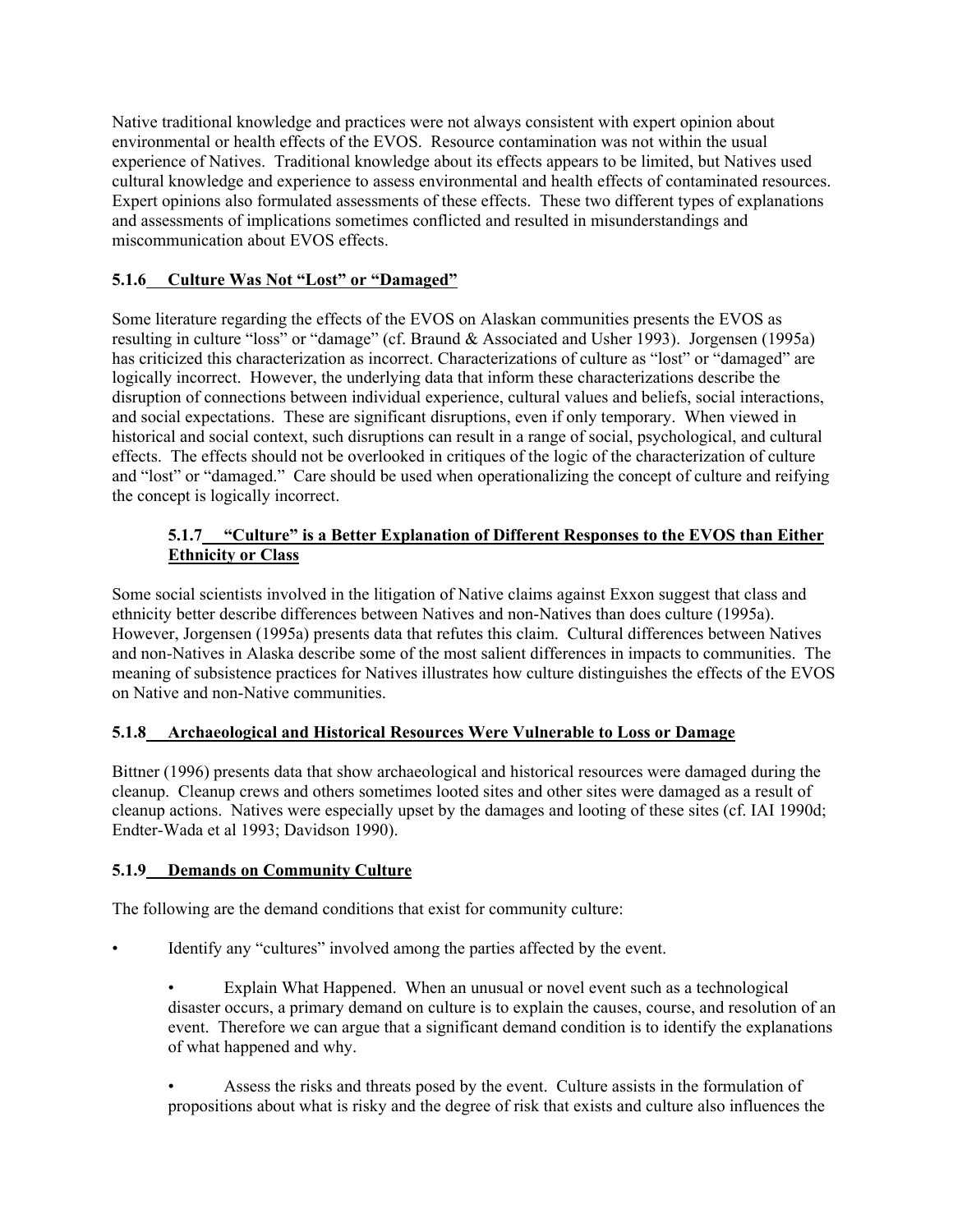Native traditional knowledge and practices were not always consistent with expert opinion about environmental or health effects of the EVOS. Resource contamination was not within the usual experience of Natives. Traditional knowledge about its effects appears to be limited, but Natives used cultural knowledge and experience to assess environmental and health effects of contaminated resources. Expert opinions also formulated assessments of these effects. These two different types of explanations and assessments of implications sometimes conflicted and resulted in misunderstandings and miscommunication about EVOS effects.

### 5.1.6 Culture Was Not "Lost" or "Damaged"

Some literature regarding the effects of the EVOS on Alaskan communities presents the EVOS as resulting in culture "loss" or "damage" (cf. Braund & Associated and Usher 1993). Jorgensen (1995a) has criticized this characterization as incorrect. Characterizations of culture as "lost" or "damaged" are logically incorrect. However, the underlying data that inform these characterizations describe the disruption of connections between individual experience, cultural values and beliefs, social interactions, and social expectations. These are significant disruptions, even if only temporary. When viewed in historical and social context, such disruptions can result in a range of social, psychological, and cultural effects. The effects should not be overlooked in critiques of the logic of the characterization of culture and "lost" or "damaged." Care should be used when operationalizing the concept of culture and reifying the concept is logically incorrect.

### 5.1.7 "Culture" is a Better Explanation of Different Responses to the EVOS than Either Ethnicity or Class

Some social scientists involved in the litigation of Native claims against Exxon suggest that class and ethnicity better describe differences between Natives and non-Natives than does culture (1995a). However, Jorgensen (1995a) presents data that refutes this claim. Cultural differences between Natives and non-Natives in Alaska describe some of the most salient differences in impacts to communities. The meaning of subsistence practices for Natives illustrates how culture distinguishes the effects of the EVOS on Native and non-Native communities.

### 5.1.8 Archaeological and Historical Resources Were Vulnerable to Loss or Damage

Bittner (1996) presents data that show archaeological and historical resources were damaged during the cleanup. Cleanup crews and others sometimes looted sites and other sites were damaged as a result of cleanup actions. Natives were especially upset by the damages and looting of these sites (cf. IAI 1990d; Endter-Wada et al 1993; Davidson 1990).

### 5.1.9 Demands on Community Culture

The following are the demand conditions that exist for community culture:

- Identify any "cultures" involved among the parties affected by the event.
  - Explain What Happened. When an unusual or novel event such as a technological disaster occurs, a primary demand on culture is to explain the causes, course, and resolution of an event. Therefore we can argue that a significant demand condition is to identify the explanations of what happened and why.
  - Assess the risks and threats posed by the event. Culture assists in the formulation of propositions about what is risky and the degree of risk that exists and culture also influences the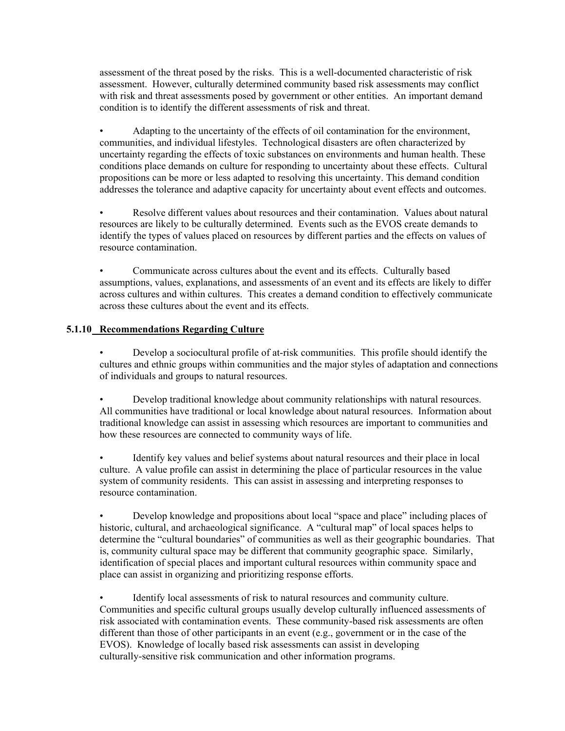assessment of the threat posed by the risks. This is a well-documented characteristic of risk assessment. However, culturally determined community based risk assessments may conflict with risk and threat assessments posed by government or other entities. An important demand condition is to identify the different assessments of risk and threat.

- Adapting to the uncertainty of the effects of oil contamination for the environment, communities, and individual lifestyles. Technological disasters are often characterized by uncertainty regarding the effects of toxic substances on environments and human health. These conditions place demands on culture for responding to uncertainty about these effects. Cultural propositions can be more or less adapted to resolving this uncertainty. This demand condition addresses the tolerance and adaptive capacity for uncertainty about event effects and outcomes.

- Resolve different values about resources and their contamination. Values about natural resources are likely to be culturally determined. Events such as the EVOS create demands to identify the types of values placed on resources by different parties and the effects on values of resource contamination.

- Communicate across cultures about the event and its effects. Culturally based assumptions, values, explanations, and assessments of an event and its effects are likely to differ across cultures and within cultures. This creates a demand condition to effectively communicate across these cultures about the event and its effects.

### 5.1.10 Recommendations Regarding Culture

- Develop a sociocultural profile of at-risk communities. This profile should identify the cultures and ethnic groups within communities and the major styles of adaptation and connections of individuals and groups to natural resources.

- Develop traditional knowledge about community relationships with natural resources. All communities have traditional or local knowledge about natural resources. Information about traditional knowledge can assist in assessing which resources are important to communities and how these resources are connected to community ways of life.

- Identify key values and belief systems about natural resources and their place in local culture. A value profile can assist in determining the place of particular resources in the value system of community residents. This can assist in assessing and interpreting responses to resource contamination.

- Develop knowledge and propositions about local "space and place" including places of historic, cultural, and archaeological significance. A "cultural map" of local spaces helps to determine the "cultural boundaries" of communities as well as their geographic boundaries. That is, community cultural space may be different that community geographic space. Similarly, identification of special places and important cultural resources within community space and place can assist in organizing and prioritizing response efforts.

- Identify local assessments of risk to natural resources and community culture. Communities and specific cultural groups usually develop culturally influenced assessments of risk associated with contamination events. These community-based risk assessments are often different than those of other participants in an event (e.g., government or in the case of the EVOS). Knowledge of locally based risk assessments can assist in developing culturally-sensitive risk communication and other information programs.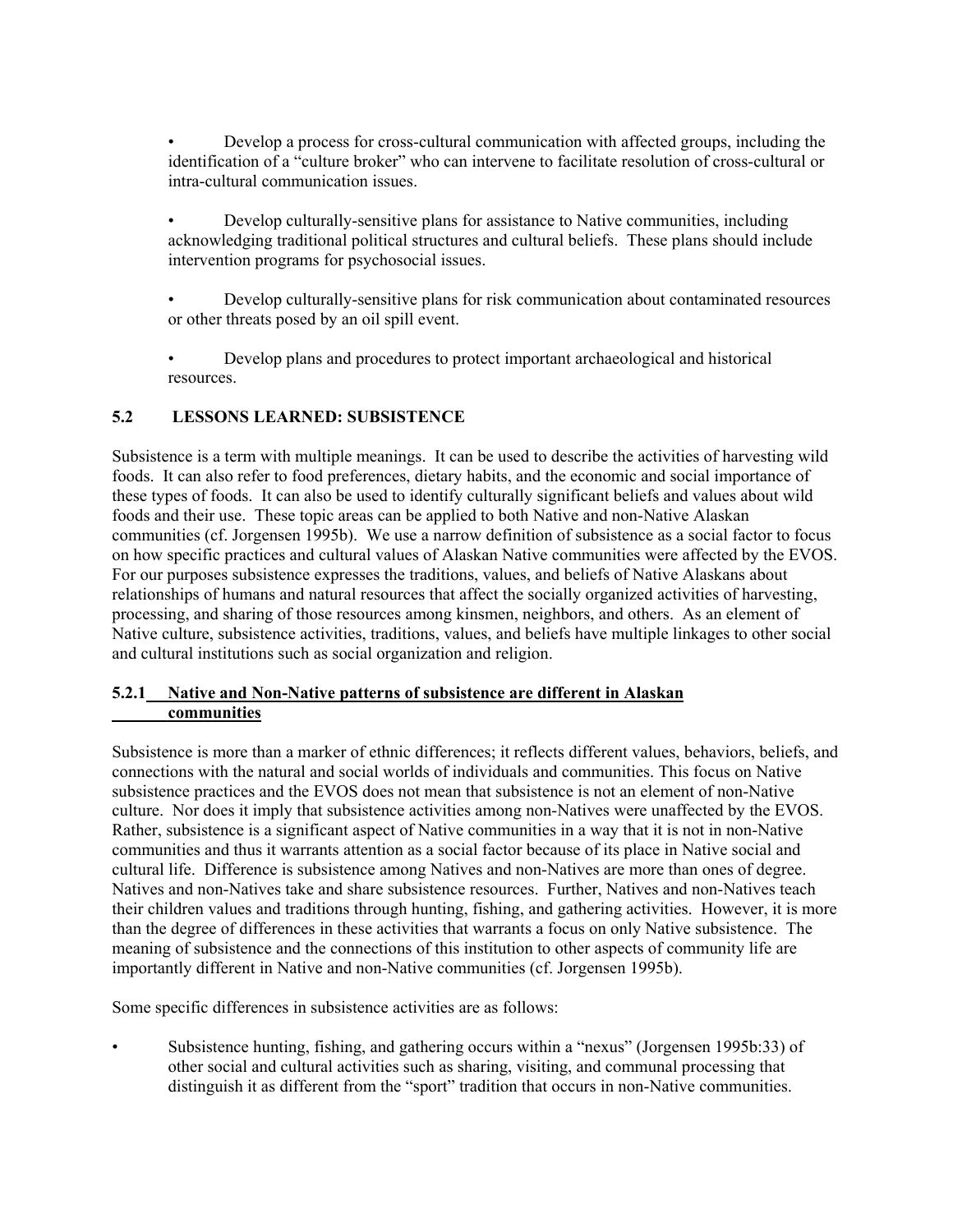- Develop a process for cross-cultural communication with affected groups, including the identification of a "culture broker" who can intervene to facilitate resolution of cross-cultural or intra-cultural communication issues.

- Develop culturally-sensitive plans for assistance to Native communities, including acknowledging traditional political structures and cultural beliefs. These plans should include intervention programs for psychosocial issues.

- Develop culturally-sensitive plans for risk communication about contaminated resources or other threats posed by an oil spill event.

- Develop plans and procedures to protect important archaeological and historical resources.

## 5.2 LESSONS LEARNED: SUBSISTENCE

Subsistence is a term with multiple meanings. It can be used to describe the activities of harvesting wild foods. It can also refer to food preferences, dietary habits, and the economic and social importance of these types of foods. It can also be used to identify culturally significant beliefs and values about wild foods and their use. These topic areas can be applied to both Native and non-Native Alaskan communities (cf. Jorgensen 1995b). We use a narrow definition of subsistence as a social factor to focus on how specific practices and cultural values of Alaskan Native communities were affected by the EVOS. For our purposes subsistence expresses the traditions, values, and beliefs of Native Alaskans about relationships of humans and natural resources that affect the socially organized activities of harvesting, processing, and sharing of those resources among kinsmen, neighbors, and others. As an element of Native culture, subsistence activities, traditions, values, and beliefs have multiple linkages to other social and cultural institutions such as social organization and religion.

### 5.2.1 Native and Non-Native patterns of subsistence are different in Alaskan communities

Subsistence is more than a marker of ethnic differences; it reflects different values, behaviors, beliefs, and connections with the natural and social worlds of individuals and communities. This focus on Native subsistence practices and the EVOS does not mean that subsistence is not an element of non-Native culture. Nor does it imply that subsistence activities among non-Natives were unaffected by the EVOS. Rather, subsistence is a significant aspect of Native communities in a way that it is not in non-Native communities and thus it warrants attention as a social factor because of its place in Native social and cultural life. Difference is subsistence among Natives and non-Natives are more than ones of degree. Natives and non-Natives take and share subsistence resources. Further, Natives and non-Natives teach their children values and traditions through hunting, fishing, and gathering activities. However, it is more than the degree of differences in these activities that warrants a focus on only Native subsistence. The meaning of subsistence and the connections of this institution to other aspects of community life are importantly different in Native and non-Native communities (cf. Jorgensen 1995b).

Some specific differences in subsistence activities are as follows:

- Subsistence hunting, fishing, and gathering occurs within a "nexus" (Jorgensen 1995b:33) of other social and cultural activities such as sharing, visiting, and communal processing that distinguish it as different from the "sport" tradition that occurs in non-Native communities.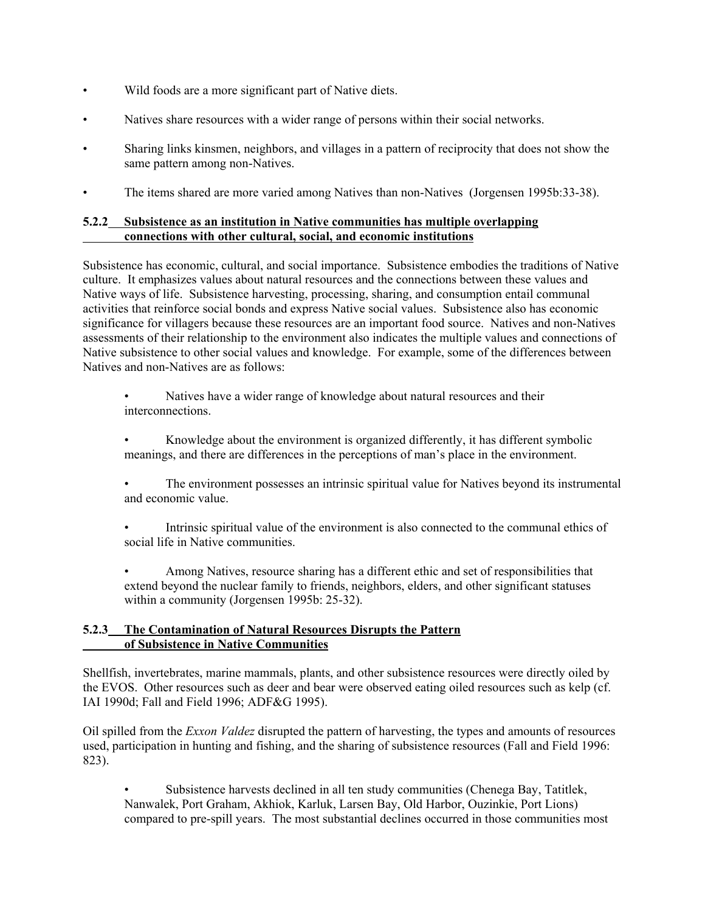- Wild foods are a more significant part of Native diets.
- Natives share resources with a wider range of persons within their social networks.
- Sharing links kinsmen, neighbors, and villages in a pattern of reciprocity that does not show the same pattern among non-Natives.
- The items shared are more varied among Natives than non-Natives (Jorgensen 1995b:33-38).

### 5.2.2 Subsistence as an institution in Native communities has multiple overlapping connections with other cultural, social, and economic institutions

Subsistence has economic, cultural, and social importance. Subsistence embodies the traditions of Native culture. It emphasizes values about natural resources and the connections between these values and Native ways of life. Subsistence harvesting, processing, sharing, and consumption entail communal activities that reinforce social bonds and express Native social values. Subsistence also has economic significance for villagers because these resources are an important food source. Natives and non-Natives assessments of their relationship to the environment also indicates the multiple values and connections of Native subsistence to other social values and knowledge. For example, some of the differences between Natives and non-Natives are as follows:

- Natives have a wider range of knowledge about natural resources and their interconnections.
- Knowledge about the environment is organized differently, it has different symbolic meanings, and there are differences in the perceptions of man's place in the environment.
- The environment possesses an intrinsic spiritual value for Natives beyond its instrumental and economic value.
- Intrinsic spiritual value of the environment is also connected to the communal ethics of social life in Native communities.
- Among Natives, resource sharing has a different ethic and set of responsibilities that extend beyond the nuclear family to friends, neighbors, elders, and other significant statuses within a community (Jorgensen 1995b: 25-32).

### 5.2.3 The Contamination of Natural Resources Disrupts the Pattern of Subsistence in Native Communities

Shellfish, invertebrates, marine mammals, plants, and other subsistence resources were directly oiled by the EVOS. Other resources such as deer and bear were observed eating oiled resources such as kelp (cf. IAI 1990d; Fall and Field 1996; ADF&G 1995).

Oil spilled from the *Exxon Valdez* disrupted the pattern of harvesting, the types and amounts of resources used, participation in hunting and fishing, and the sharing of subsistence resources (Fall and Field 1996: 823).

- Subsistence harvests declined in all ten study communities (Chenega Bay, Tatitlek, Nanwalek, Port Graham, Akhiok, Karluk, Larsen Bay, Old Harbor, Ouzinkie, Port Lions) compared to pre-spill years. The most substantial declines occurred in those communities most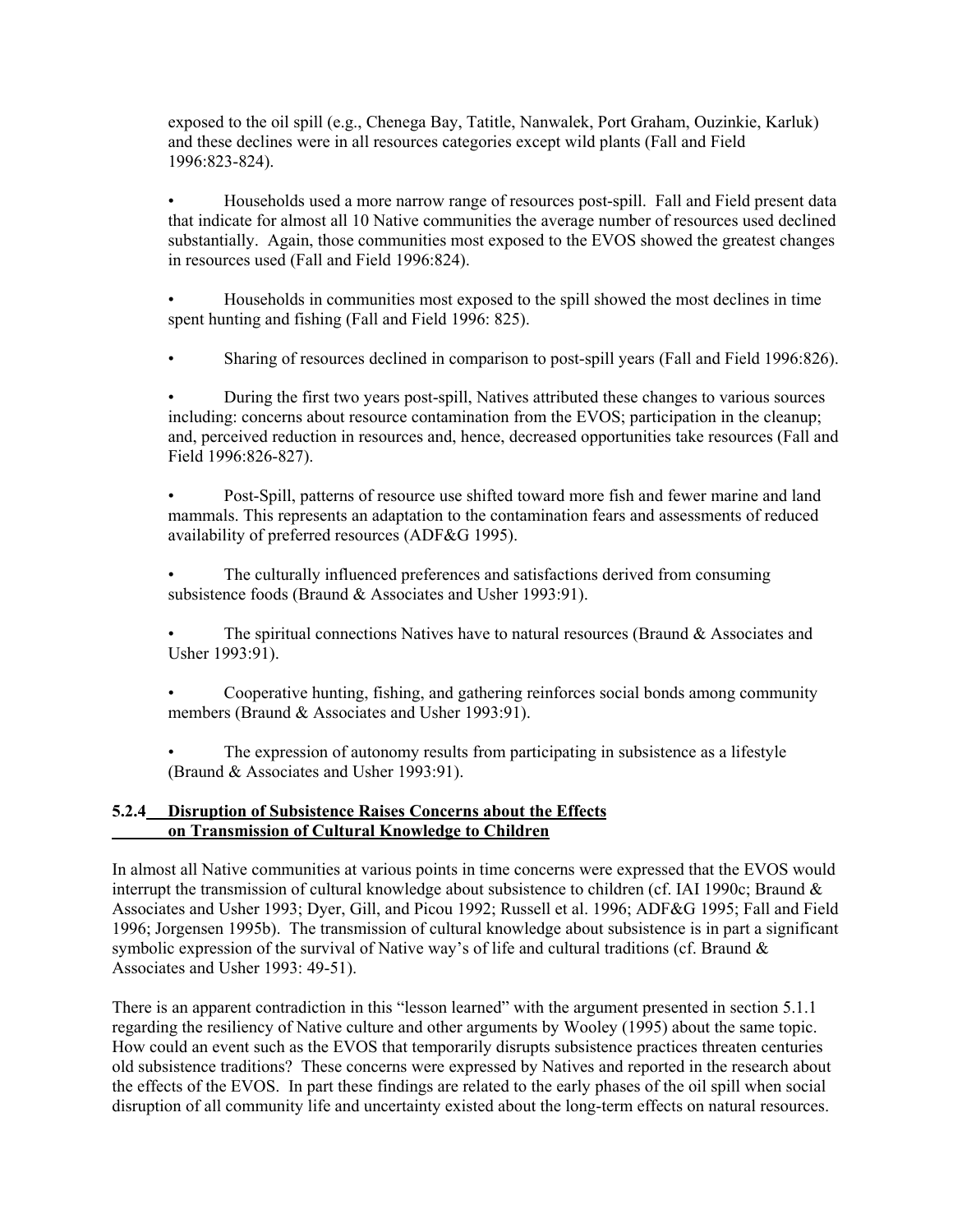exposed to the oil spill (e.g., Chenega Bay, Tatitle, Nanwalek, Port Graham, Ouzinkie, Karluk) and these declines were in all resources categories except wild plants (Fall and Field 1996:823-824).

- Households used a more narrow range of resources post-spill. Fall and Field present data that indicate for almost all 10 Native communities the average number of resources used declined substantially. Again, those communities most exposed to the EVOS showed the greatest changes in resources used (Fall and Field 1996:824).

- Households in communities most exposed to the spill showed the most declines in time spent hunting and fishing (Fall and Field 1996: 825).

- Sharing of resources declined in comparison to post-spill years (Fall and Field 1996:826).

- During the first two years post-spill, Natives attributed these changes to various sources including: concerns about resource contamination from the EVOS; participation in the cleanup; and, perceived reduction in resources and, hence, decreased opportunities take resources (Fall and Field 1996:826-827).

- Post-Spill, patterns of resource use shifted toward more fish and fewer marine and land mammals. This represents an adaptation to the contamination fears and assessments of reduced availability of preferred resources (ADF&G 1995).

- The culturally influenced preferences and satisfactions derived from consuming subsistence foods (Braund & Associates and Usher 1993:91).

- The spiritual connections Natives have to natural resources (Braund & Associates and Usher 1993:91).

- Cooperative hunting, fishing, and gathering reinforces social bonds among community members (Braund & Associates and Usher 1993:91).

- The expression of autonomy results from participating in subsistence as a lifestyle (Braund & Associates and Usher 1993:91).

### 5.2.4 Disruption of Subsistence Raises Concerns about the Effects on Transmission of Cultural Knowledge to Children

In almost all Native communities at various points in time concerns were expressed that the EVOS would interrupt the transmission of cultural knowledge about subsistence to children (cf. IAI 1990c; Braund & Associates and Usher 1993; Dyer, Gill, and Picou 1992; Russell et al. 1996; ADF&G 1995; Fall and Field 1996; Jorgensen 1995b). The transmission of cultural knowledge about subsistence is in part a significant symbolic expression of the survival of Native way's of life and cultural traditions (cf. Braund & Associates and Usher 1993: 49-51).

There is an apparent contradiction in this "lesson learned" with the argument presented in section 5.1.1 regarding the resiliency of Native culture and other arguments by Wooley (1995) about the same topic. How could an event such as the EVOS that temporarily disrupts subsistence practices threaten centuries old subsistence traditions? These concerns were expressed by Natives and reported in the research about the effects of the EVOS. In part these findings are related to the early phases of the oil spill when social disruption of all community life and uncertainty existed about the long-term effects on natural resources.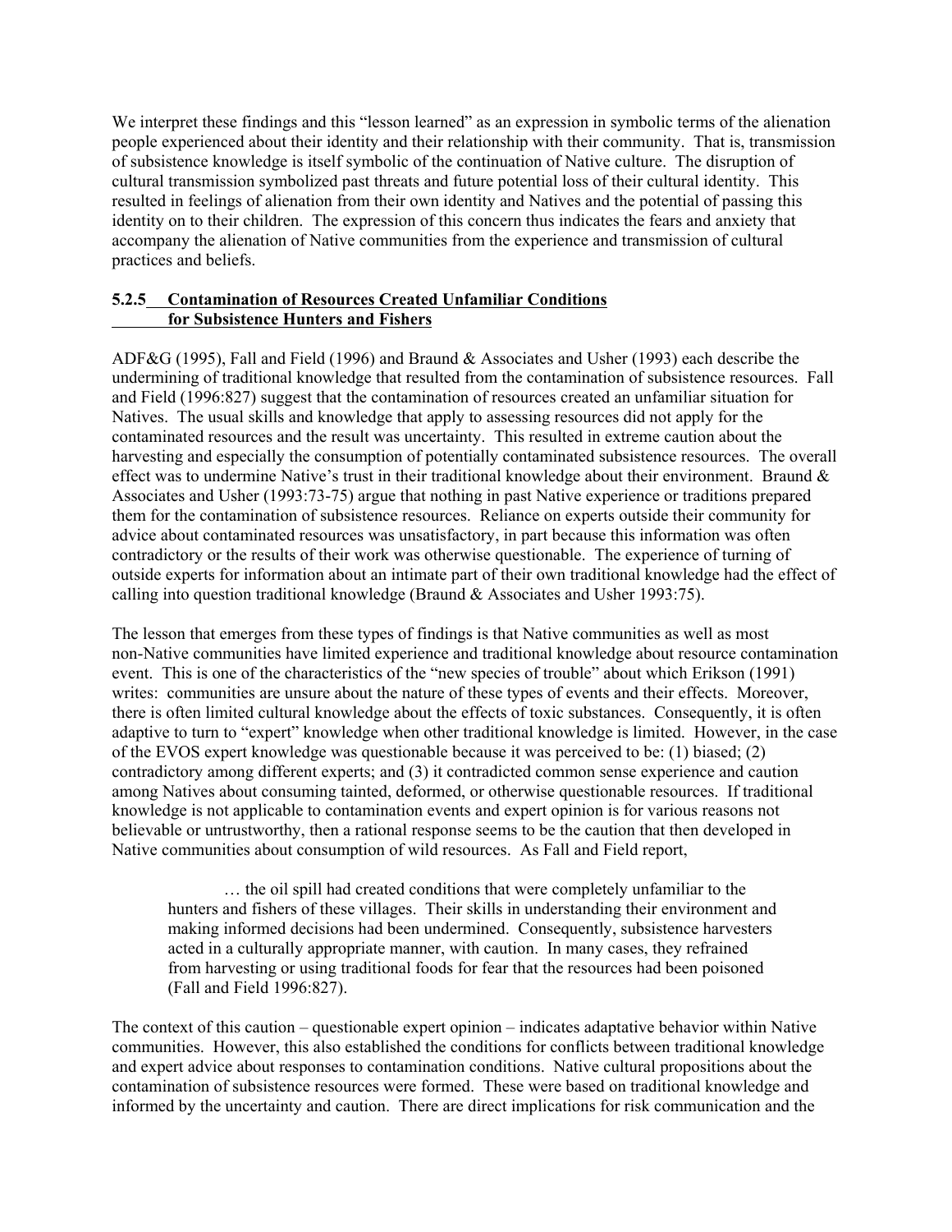We interpret these findings and this "lesson learned" as an expression in symbolic terms of the alienation people experienced about their identity and their relationship with their community. That is, transmission of subsistence knowledge is itself symbolic of the continuation of Native culture. The disruption of cultural transmission symbolized past threats and future potential loss of their cultural identity. This resulted in feelings of alienation from their own identity and Natives and the potential of passing this identity on to their children. The expression of this concern thus indicates the fears and anxiety that accompany the alienation of Native communities from the experience and transmission of cultural practices and beliefs.

### 5.2.5 Contamination of Resources Created Unfamiliar Conditions for Subsistence Hunters and Fishers

ADF&G (1995), Fall and Field (1996) and Braund & Associates and Usher (1993) each describe the undermining of traditional knowledge that resulted from the contamination of subsistence resources. Fall and Field (1996:827) suggest that the contamination of resources created an unfamiliar situation for Natives. The usual skills and knowledge that apply to assessing resources did not apply for the contaminated resources and the result was uncertainty. This resulted in extreme caution about the harvesting and especially the consumption of potentially contaminated subsistence resources. The overall effect was to undermine Native's trust in their traditional knowledge about their environment. Braund & Associates and Usher (1993:73-75) argue that nothing in past Native experience or traditions prepared them for the contamination of subsistence resources. Reliance on experts outside their community for advice about contaminated resources was unsatisfactory, in part because this information was often contradictory or the results of their work was otherwise questionable. The experience of turning of outside experts for information about an intimate part of their own traditional knowledge had the effect of calling into question traditional knowledge (Braund & Associates and Usher 1993:75).

The lesson that emerges from these types of findings is that Native communities as well as most non-Native communities have limited experience and traditional knowledge about resource contamination event. This is one of the characteristics of the "new species of trouble" about which Erikson (1991) writes: communities are unsure about the nature of these types of events and their effects. Moreover, there is often limited cultural knowledge about the effects of toxic substances. Consequently, it is often adaptive to turn to "expert" knowledge when other traditional knowledge is limited. However, in the case of the EVOS expert knowledge was questionable because it was perceived to be: (1) biased; (2) contradictory among different experts; and (3) it contradicted common sense experience and caution among Natives about consuming tainted, deformed, or otherwise questionable resources. If traditional knowledge is not applicable to contamination events and expert opinion is for various reasons not believable or untrustworthy, then a rational response seems to be the caution that then developed in Native communities about consumption of wild resources. As Fall and Field report,

> … the oil spill had created conditions that were completely unfamiliar to the hunters and fishers of these villages. Their skills in understanding their environment and making informed decisions had been undermined. Consequently, subsistence harvesters acted in a culturally appropriate manner, with caution. In many cases, they refrained from harvesting or using traditional foods for fear that the resources had been poisoned (Fall and Field 1996:827).

The context of this caution – questionable expert opinion – indicates adaptative behavior within Native communities. However, this also established the conditions for conflicts between traditional knowledge and expert advice about responses to contamination conditions. Native cultural propositions about the contamination of subsistence resources were formed. These were based on traditional knowledge and informed by the uncertainty and caution. There are direct implications for risk communication and the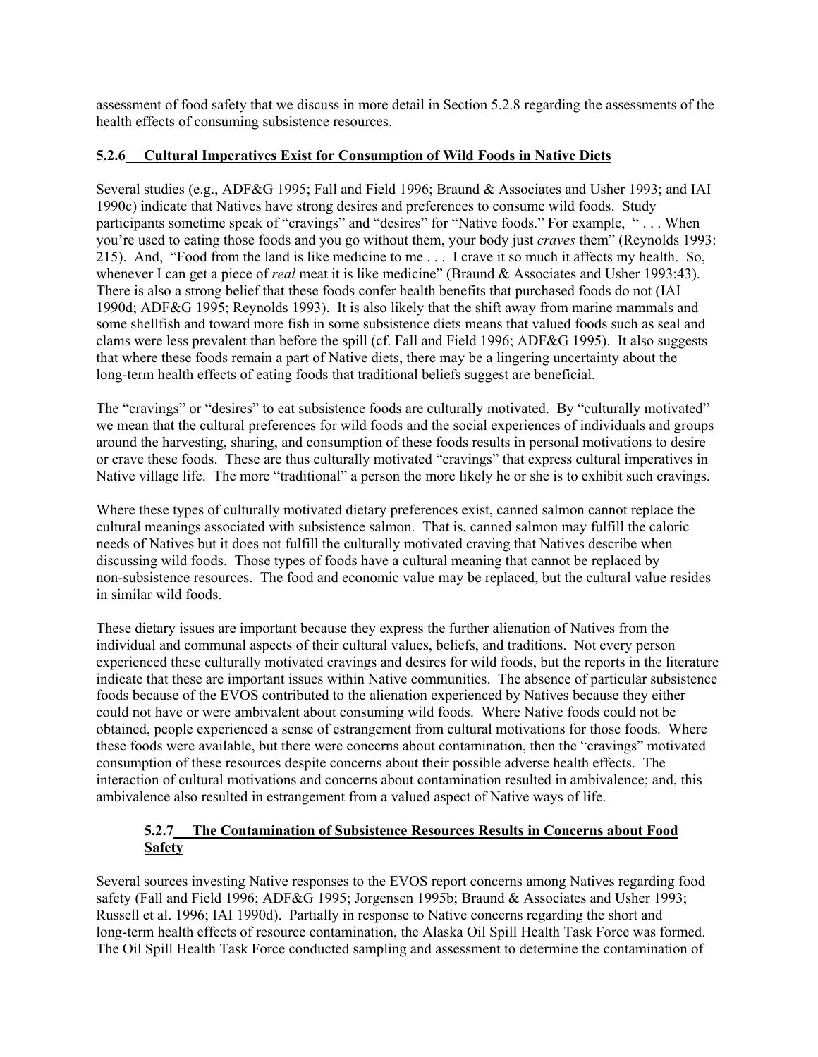assessment of food safety that we discuss in more detail in Section 5.2.8 regarding the assessments of the health effects of consuming subsistence resources.

### 5.2.6 Cultural Imperatives Exist for Consumption of Wild Foods in Native Diets

Several studies (e.g., ADF&G 1995; Fall and Field 1996; Braund & Associates and Usher 1993; and IAI 1990c) indicate that Natives have strong desires and preferences to consume wild foods. Study participants sometime speak of "cravings" and "desires" for "Native foods." For example, " . . . When you're used to eating those foods and you go without them, your body just *craves* them" (Reynolds 1993: 215). And, "Food from the land is like medicine to me . . . I crave it so much it affects my health. So, whenever I can get a piece of *real* meat it is like medicine" (Braund & Associates and Usher 1993:43). There is also a strong belief that these foods confer health benefits that purchased foods do not (IAI 1990d; ADF&G 1995; Reynolds 1993). It is also likely that the shift away from marine mammals and some shellfish and toward more fish in some subsistence diets means that valued foods such as seal and clams were less prevalent than before the spill (cf. Fall and Field 1996; ADF&G 1995). It also suggests that where these foods remain a part of Native diets, there may be a lingering uncertainty about the long-term health effects of eating foods that traditional beliefs suggest are beneficial.

The "cravings" or "desires" to eat subsistence foods are culturally motivated. By "culturally motivated" we mean that the cultural preferences for wild foods and the social experiences of individuals and groups around the harvesting, sharing, and consumption of these foods results in personal motivations to desire or crave these foods. These are thus culturally motivated "cravings" that express cultural imperatives in Native village life. The more "traditional" a person the more likely he or she is to exhibit such cravings.

Where these types of culturally motivated dietary preferences exist, canned salmon cannot replace the cultural meanings associated with subsistence salmon. That is, canned salmon may fulfill the caloric needs of Natives but it does not fulfill the culturally motivated craving that Natives describe when discussing wild foods. Those types of foods have a cultural meaning that cannot be replaced by non-subsistence resources. The food and economic value may be replaced, but the cultural value resides in similar wild foods.

These dietary issues are important because they express the further alienation of Natives from the individual and communal aspects of their cultural values, beliefs, and traditions. Not every person experienced these culturally motivated cravings and desires for wild foods, but the reports in the literature indicate that these are important issues within Native communities. The absence of particular subsistence foods because of the EVOS contributed to the alienation experienced by Natives because they either could not have or were ambivalent about consuming wild foods. Where Native foods could not be obtained, people experienced a sense of estrangement from cultural motivations for those foods. Where these foods were available, but there were concerns about contamination, then the "cravings" motivated consumption of these resources despite concerns about their possible adverse health effects. The interaction of cultural motivations and concerns about contamination resulted in ambivalence; and, this ambivalence also resulted in estrangement from a valued aspect of Native ways of life.

### 5.2.7 The Contamination of Subsistence Resources Results in Concerns about Food Safety

Several sources investing Native responses to the EVOS report concerns among Natives regarding food safety (Fall and Field 1996; ADF&G 1995; Jorgensen 1995b; Braund & Associates and Usher 1993; Russell et al. 1996; IAI 1990d). Partially in response to Native concerns regarding the short and long-term health effects of resource contamination, the Alaska Oil Spill Health Task Force was formed. The Oil Spill Health Task Force conducted sampling and assessment to determine the contamination of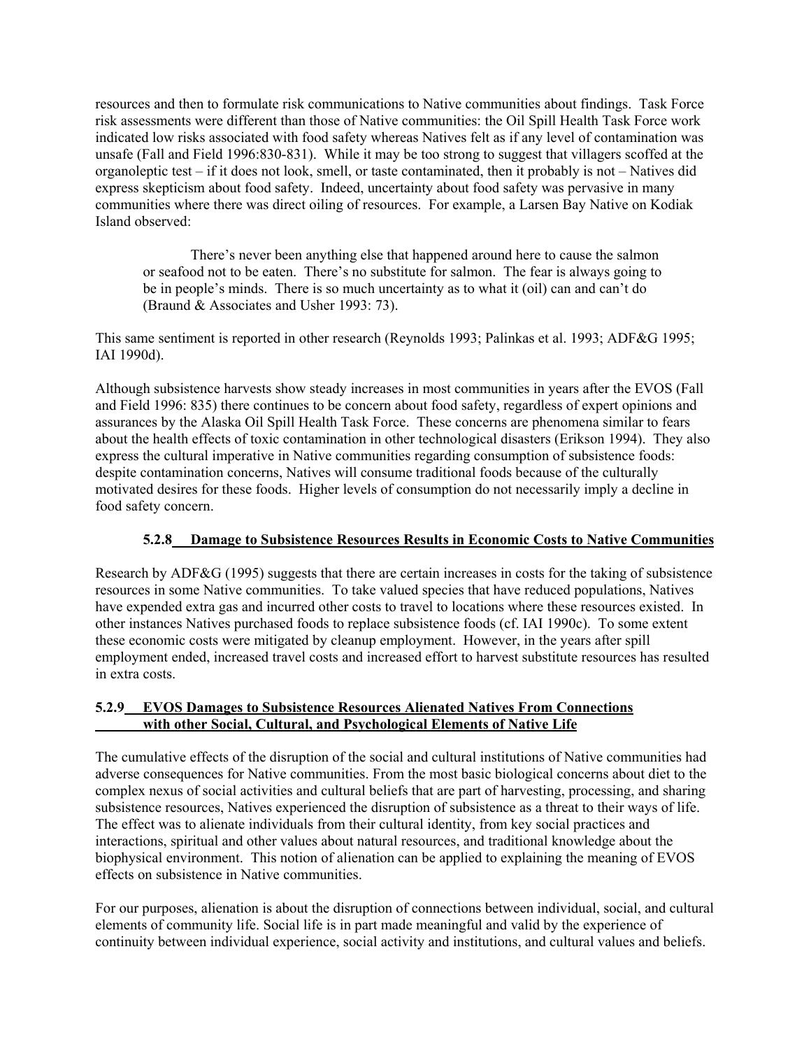resources and then to formulate risk communications to Native communities about findings. Task Force risk assessments were different than those of Native communities: the Oil Spill Health Task Force work indicated low risks associated with food safety whereas Natives felt as if any level of contamination was unsafe (Fall and Field 1996:830-831). While it may be too strong to suggest that villagers scoffed at the organoleptic test – if it does not look, smell, or taste contaminated, then it probably is not – Natives did express skepticism about food safety. Indeed, uncertainty about food safety was pervasive in many communities where there was direct oiling of resources. For example, a Larsen Bay Native on Kodiak Island observed:

> There's never been anything else that happened around here to cause the salmon or seafood not to be eaten. There's no substitute for salmon. The fear is always going to be in people's minds. There is so much uncertainty as to what it (oil) can and can't do (Braund & Associates and Usher 1993: 73).

This same sentiment is reported in other research (Reynolds 1993; Palinkas et al. 1993; ADF&G 1995; IAI 1990d).

Although subsistence harvests show steady increases in most communities in years after the EVOS (Fall and Field 1996: 835) there continues to be concern about food safety, regardless of expert opinions and assurances by the Alaska Oil Spill Health Task Force. These concerns are phenomena similar to fears about the health effects of toxic contamination in other technological disasters (Erikson 1994). They also express the cultural imperative in Native communities regarding consumption of subsistence foods: despite contamination concerns, Natives will consume traditional foods because of the culturally motivated desires for these foods. Higher levels of consumption do not necessarily imply a decline in food safety concern.

#### 5.2.8 Damage to Subsistence Resources Results in Economic Costs to Native Communities

Research by ADF&G (1995) suggests that there are certain increases in costs for the taking of subsistence resources in some Native communities. To take valued species that have reduced populations, Natives have expended extra gas and incurred other costs to travel to locations where these resources existed. In other instances Natives purchased foods to replace subsistence foods (cf. IAI 1990c). To some extent these economic costs were mitigated by cleanup employment. However, in the years after spill employment ended, increased travel costs and increased effort to harvest substitute resources has resulted in extra costs.

#### 5.2.9 EVOS Damages to Subsistence Resources Alienated Natives From Connections with other Social, Cultural, and Psychological Elements of Native Life

The cumulative effects of the disruption of the social and cultural institutions of Native communities had adverse consequences for Native communities. From the most basic biological concerns about diet to the complex nexus of social activities and cultural beliefs that are part of harvesting, processing, and sharing subsistence resources, Natives experienced the disruption of subsistence as a threat to their ways of life. The effect was to alienate individuals from their cultural identity, from key social practices and interactions, spiritual and other values about natural resources, and traditional knowledge about the biophysical environment. This notion of alienation can be applied to explaining the meaning of EVOS effects on subsistence in Native communities.

For our purposes, alienation is about the disruption of connections between individual, social, and cultural elements of community life. Social life is in part made meaningful and valid by the experience of continuity between individual experience, social activity and institutions, and cultural values and beliefs.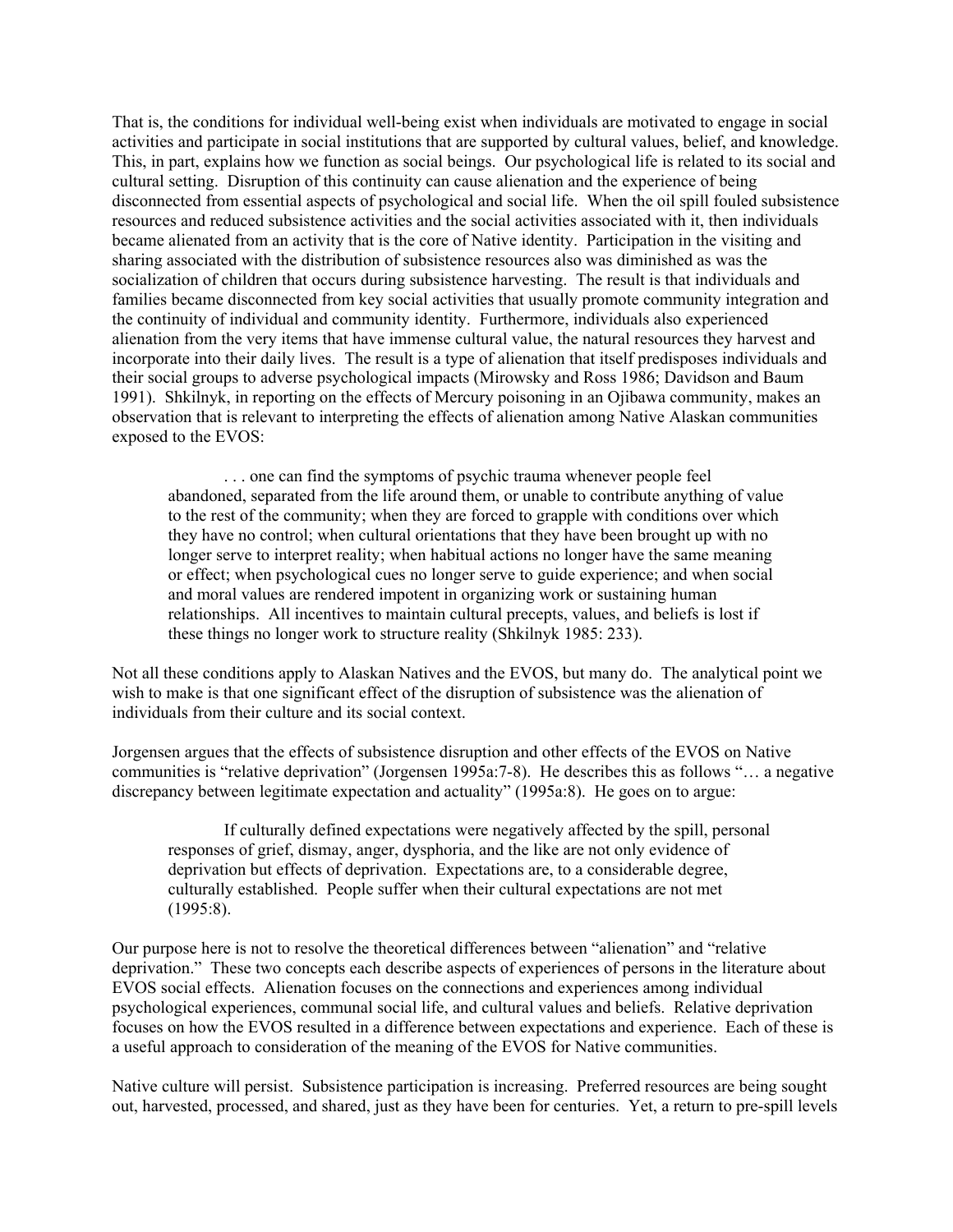That is, the conditions for individual well-being exist when individuals are motivated to engage in social activities and participate in social institutions that are supported by cultural values, belief, and knowledge. This, in part, explains how we function as social beings. Our psychological life is related to its social and cultural setting. Disruption of this continuity can cause alienation and the experience of being disconnected from essential aspects of psychological and social life. When the oil spill fouled subsistence resources and reduced subsistence activities and the social activities associated with it, then individuals became alienated from an activity that is the core of Native identity. Participation in the visiting and sharing associated with the distribution of subsistence resources also was diminished as was the socialization of children that occurs during subsistence harvesting. The result is that individuals and families became disconnected from key social activities that usually promote community integration and the continuity of individual and community identity. Furthermore, individuals also experienced alienation from the very items that have immense cultural value, the natural resources they harvest and incorporate into their daily lives. The result is a type of alienation that itself predisposes individuals and their social groups to adverse psychological impacts (Mirowsky and Ross 1986; Davidson and Baum 1991). Shkilnyk, in reporting on the effects of Mercury poisoning in an Ojibawa community, makes an observation that is relevant to interpreting the effects of alienation among Native Alaskan communities exposed to the EVOS:

> . . . one can find the symptoms of psychic trauma whenever people feel abandoned, separated from the life around them, or unable to contribute anything of value to the rest of the community; when they are forced to grapple with conditions over which they have no control; when cultural orientations that they have been brought up with no longer serve to interpret reality; when habitual actions no longer have the same meaning or effect; when psychological cues no longer serve to guide experience; and when social and moral values are rendered impotent in organizing work or sustaining human relationships. All incentives to maintain cultural precepts, values, and beliefs is lost if these things no longer work to structure reality (Shkilnyk 1985: 233).

Not all these conditions apply to Alaskan Natives and the EVOS, but many do. The analytical point we wish to make is that one significant effect of the disruption of subsistence was the alienation of individuals from their culture and its social context.

Jorgensen argues that the effects of subsistence disruption and other effects of the EVOS on Native communities is "relative deprivation" (Jorgensen 1995a:7-8). He describes this as follows "… a negative discrepancy between legitimate expectation and actuality" (1995a:8). He goes on to argue:

> If culturally defined expectations were negatively affected by the spill, personal responses of grief, dismay, anger, dysphoria, and the like are not only evidence of deprivation but effects of deprivation. Expectations are, to a considerable degree, culturally established. People suffer when their cultural expectations are not met (1995:8).

Our purpose here is not to resolve the theoretical differences between "alienation" and "relative deprivation." These two concepts each describe aspects of experiences of persons in the literature about EVOS social effects. Alienation focuses on the connections and experiences among individual psychological experiences, communal social life, and cultural values and beliefs. Relative deprivation focuses on how the EVOS resulted in a difference between expectations and experience. Each of these is a useful approach to consideration of the meaning of the EVOS for Native communities.

Native culture will persist. Subsistence participation is increasing. Preferred resources are being sought out, harvested, processed, and shared, just as they have been for centuries. Yet, a return to pre-spill levels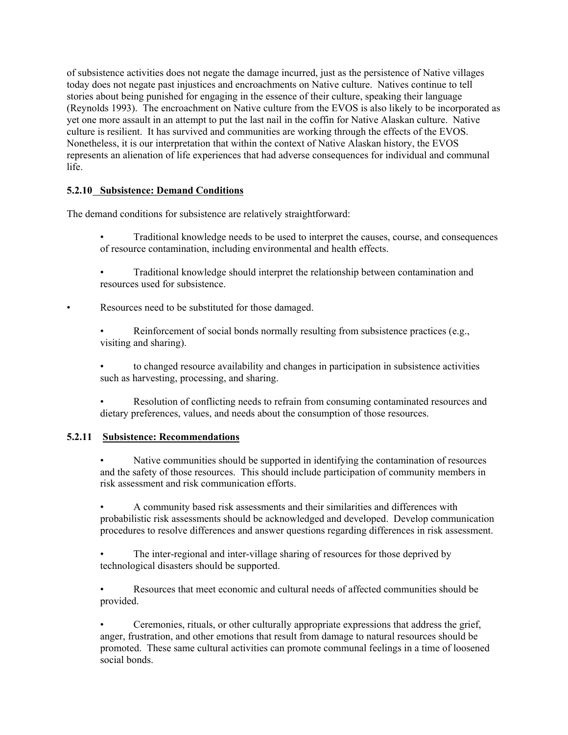of subsistence activities does not negate the damage incurred, just as the persistence of Native villages today does not negate past injustices and encroachments on Native culture. Natives continue to tell stories about being punished for engaging in the essence of their culture, speaking their language (Reynolds 1993). The encroachment on Native culture from the EVOS is also likely to be incorporated as yet one more assault in an attempt to put the last nail in the coffin for Native Alaskan culture. Native culture is resilient. It has survived and communities are working through the effects of the EVOS. Nonetheless, it is our interpretation that within the context of Native Alaskan history, the EVOS represents an alienation of life experiences that had adverse consequences for individual and communal life.

### 5.2.10 Subsistence: Demand Conditions

The demand conditions for subsistence are relatively straightforward:

- Traditional knowledge needs to be used to interpret the causes, course, and consequences of resource contamination, including environmental and health effects.
- Traditional knowledge should interpret the relationship between contamination and resources used for subsistence.
- Resources need to be substituted for those damaged.
- Reinforcement of social bonds normally resulting from subsistence practices (e.g., visiting and sharing).
- to changed resource availability and changes in participation in subsistence activities such as harvesting, processing, and sharing.
- Resolution of conflicting needs to refrain from consuming contaminated resources and dietary preferences, values, and needs about the consumption of those resources.

### 5.2.11 Subsistence: Recommendations

- Native communities should be supported in identifying the contamination of resources and the safety of those resources. This should include participation of community members in risk assessment and risk communication efforts.
- A community based risk assessments and their similarities and differences with probabilistic risk assessments should be acknowledged and developed. Develop communication procedures to resolve differences and answer questions regarding differences in risk assessment.
- The inter-regional and inter-village sharing of resources for those deprived by technological disasters should be supported.
- Resources that meet economic and cultural needs of affected communities should be provided.
- Ceremonies, rituals, or other culturally appropriate expressions that address the grief, anger, frustration, and other emotions that result from damage to natural resources should be promoted. These same cultural activities can promote communal feelings in a time of loosened social bonds.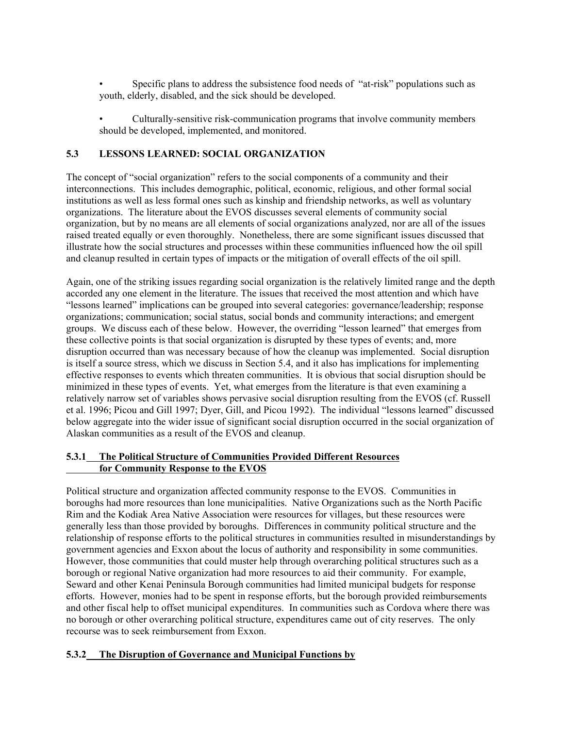- Specific plans to address the subsistence food needs of "at-risk" populations such as youth, elderly, disabled, and the sick should be developed.

- Culturally-sensitive risk-communication programs that involve community members should be developed, implemented, and monitored.

### 5.3 LESSONS LEARNED: SOCIAL ORGANIZATION

The concept of "social organization" refers to the social components of a community and their interconnections. This includes demographic, political, economic, religious, and other formal social institutions as well as less formal ones such as kinship and friendship networks, as well as voluntary organizations. The literature about the EVOS discusses several elements of community social organization, but by no means are all elements of social organizations analyzed, nor are all of the issues raised treated equally or even thoroughly. Nonetheless, there are some significant issues discussed that illustrate how the social structures and processes within these communities influenced how the oil spill and cleanup resulted in certain types of impacts or the mitigation of overall effects of the oil spill.

Again, one of the striking issues regarding social organization is the relatively limited range and the depth accorded any one element in the literature. The issues that received the most attention and which have "lessons learned" implications can be grouped into several categories: governance/leadership; response organizations; communication; social status, social bonds and community interactions; and emergent groups. We discuss each of these below. However, the overriding "lesson learned" that emerges from these collective points is that social organization is disrupted by these types of events; and, more disruption occurred than was necessary because of how the cleanup was implemented. Social disruption is itself a source stress, which we discuss in Section 5.4, and it also has implications for implementing effective responses to events which threaten communities. It is obvious that social disruption should be minimized in these types of events. Yet, what emerges from the literature is that even examining a relatively narrow set of variables shows pervasive social disruption resulting from the EVOS (cf. Russell et al. 1996; Picou and Gill 1997; Dyer, Gill, and Picou 1992). The individual "lessons learned" discussed below aggregate into the wider issue of significant social disruption occurred in the social organization of Alaskan communities as a result of the EVOS and cleanup.

#### 5.3.1 The Political Structure of Communities Provided Different Resources for Community Response to the EVOS

Political structure and organization affected community response to the EVOS. Communities in boroughs had more resources than lone municipalities. Native Organizations such as the North Pacific Rim and the Kodiak Area Native Association were resources for villages, but these resources were generally less than those provided by boroughs. Differences in community political structure and the relationship of response efforts to the political structures in communities resulted in misunderstandings by government agencies and Exxon about the locus of authority and responsibility in some communities. However, those communities that could muster help through overarching political structures such as a borough or regional Native organization had more resources to aid their community. For example, Seward and other Kenai Peninsula Borough communities had limited municipal budgets for response efforts. However, monies had to be spent in response efforts, but the borough provided reimbursements and other fiscal help to offset municipal expenditures. In communities such as Cordova where there was no borough or other overarching political structure, expenditures came out of city reserves. The only recourse was to seek reimbursement from Exxon.

#### 5.3.2 The Disruption of Governance and Municipal Functions by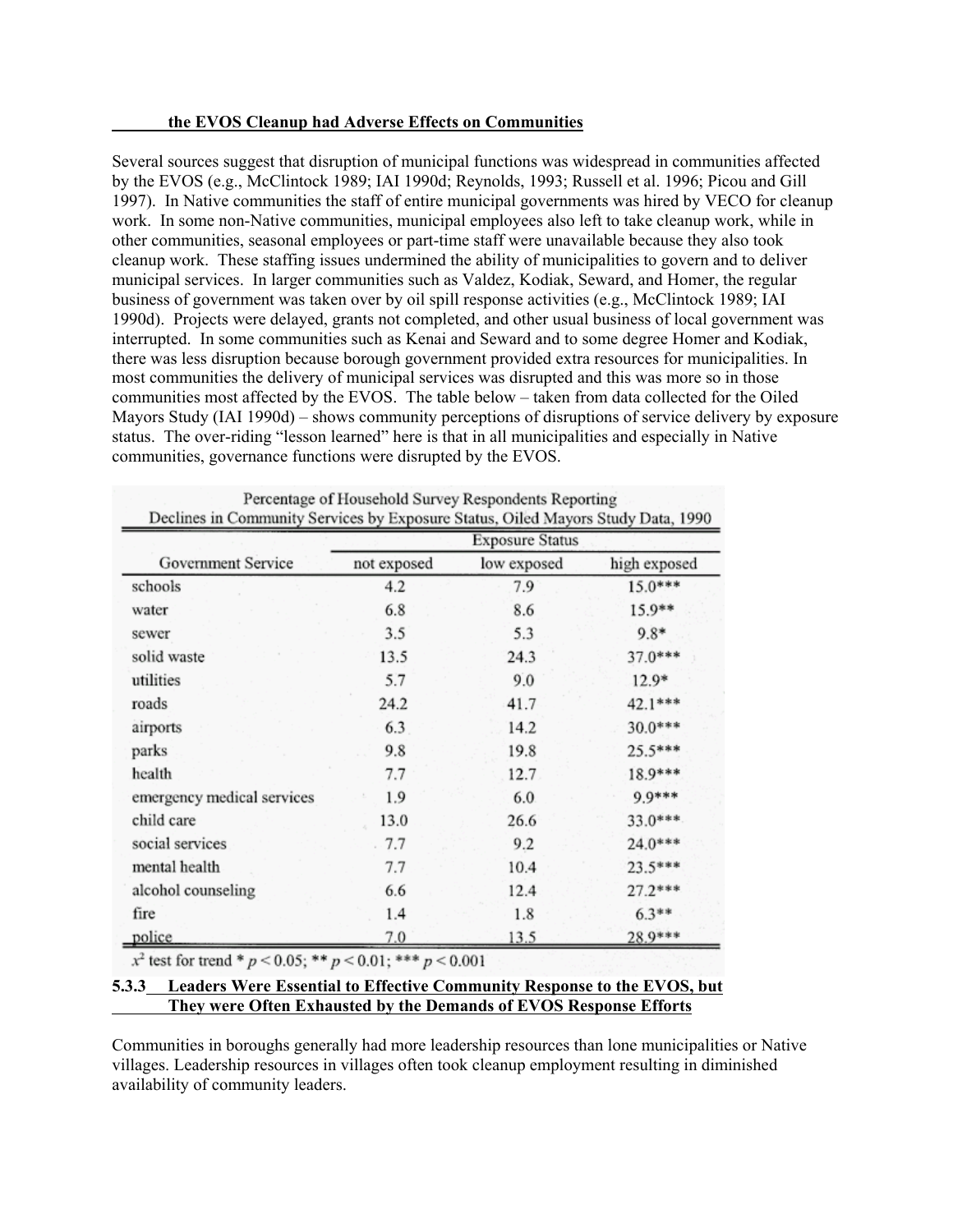**the EVOS Cleanup had Adverse Effects on Communities**

Several sources suggest that disruption of municipal functions was widespread in communities affected by the EVOS (e.g., McClintock 1989; IAI 1990d; Reynolds, 1993; Russell et al. 1996; Picou and Gill 1997). In Native communities the staff of entire municipal governments was hired by VECO for cleanup work. In some non-Native communities, municipal employees also left to take cleanup work, while in other communities, seasonal employees or part-time staff were unavailable because they also took cleanup work. These staffing issues undermined the ability of municipalities to govern and to deliver municipal services. In larger communities such as Valdez, Kodiak, Seward, and Homer, the regular business of government was taken over by oil spill response activities (e.g., McClintock 1989; IAI 1990d). Projects were delayed, grants not completed, and other usual business of local government was interrupted. In some communities such as Kenai and Seward and to some degree Homer and Kodiak, there was less disruption because borough government provided extra resources for municipalities. In most communities the delivery of municipal services was disrupted and this was more so in those communities most affected by the EVOS. The table below – taken from data collected for the Oiled Mayors Study (IAI 1990d) – shows community perceptions of disruptions of service delivery by exposure status. The over-riding "lesson learned" here is that in all municipalities and especially in Native communities, governance functions were disrupted by the EVOS.

Percentage of Household Survey Respondents Reporting Declines in Community Services by Exposure Status, Oiled Mayors Study Data, 1990

| Government Service | Exposure Status | | |
|---|---|---|---|
| | not exposed | low exposed | high exposed |
| schools | 4.2 | 7.9 | 15.0*** |
| water | 6.8 | 8.6 | 15.9** |
| sewer | 3.5 | 5.3 | 9.8* |
| solid waste | 13.5 | 24.3 | 37.0*** |
| utilities | 5.7 | 9.0 | 12.9* |
| roads | 24.2 | 41.7 | 42.1*** |
| airports | 6.3 | 14.2 | 30.0*** |
| parks | 9.8 | 19.8 | 25.5*** |
| health | 7.7 | 12.7 | 18.9*** |
| emergency medical services | 1.9 | 6.0 | 9.9*** |
| child care | 13.0 | 26.6 | 33.0*** |
| social services | 7.7 | 9.2 | 24.0*** |
| mental health | 7.7 | 10.4 | 23.5*** |
| alcohol counseling | 6.6 | 12.4 | 27.2*** |
| fire | 1.4 | 1.8 | 6.3** |
| police | 7.0 | 13.5 | 28.9*** |

$x^2$ test for trend * $p < 0.05$; ** $p < 0.01$; *** $p < 0.001$

### 5.3.3 Leaders Were Essential to Effective Community Response to the EVOS, but They were Often Exhausted by the Demands of EVOS Response Efforts

Communities in boroughs generally had more leadership resources than lone municipalities or Native villages. Leadership resources in villages often took cleanup employment resulting in diminished availability of community leaders.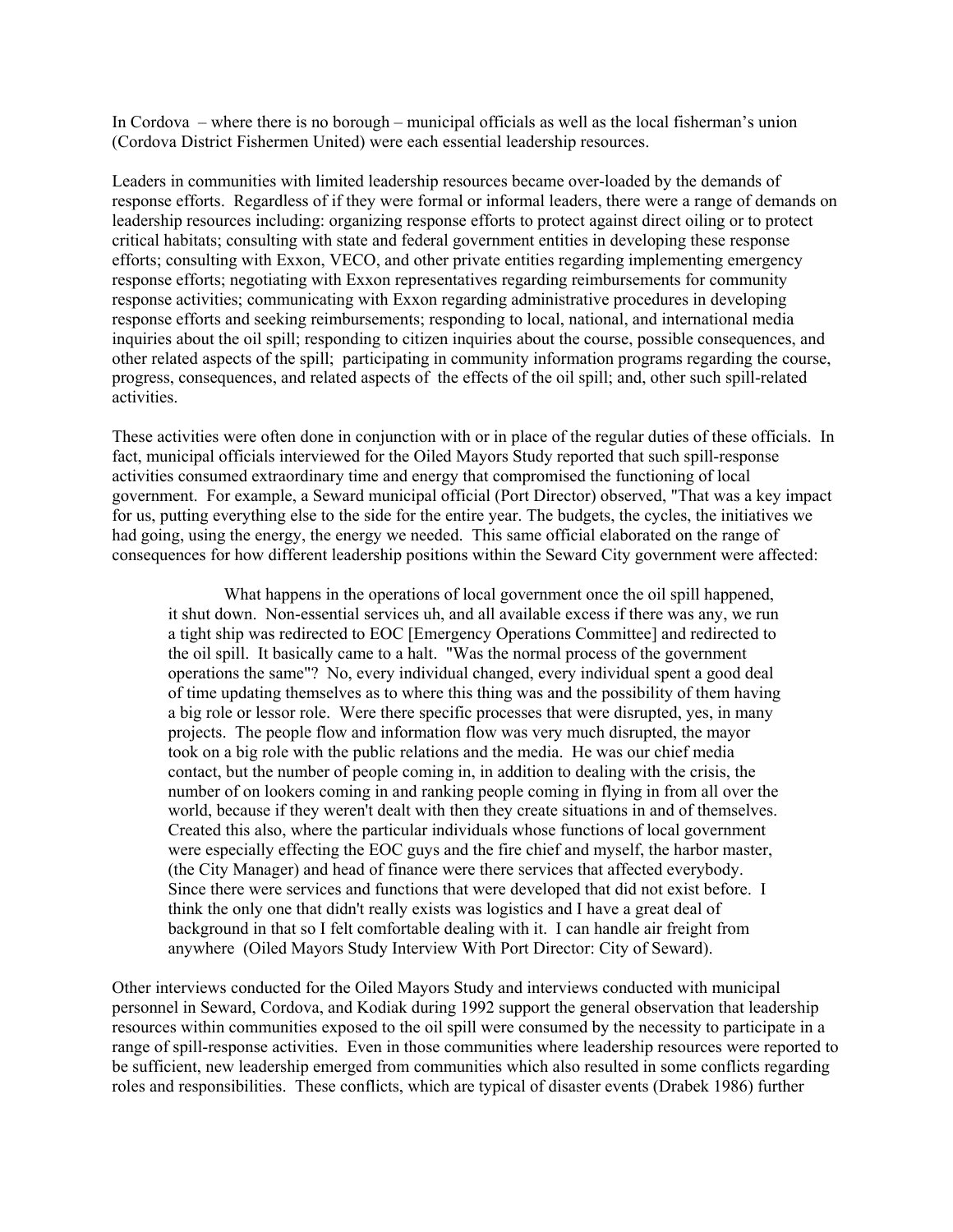In Cordova – where there is no borough – municipal officials as well as the local fisherman's union (Cordova District Fishermen United) were each essential leadership resources.

Leaders in communities with limited leadership resources became over-loaded by the demands of response efforts. Regardless of if they were formal or informal leaders, there were a range of demands on leadership resources including: organizing response efforts to protect against direct oiling or to protect critical habitats; consulting with state and federal government entities in developing these response efforts; consulting with Exxon, VECO, and other private entities regarding implementing emergency response efforts; negotiating with Exxon representatives regarding reimbursements for community response activities; communicating with Exxon regarding administrative procedures in developing response efforts and seeking reimbursements; responding to local, national, and international media inquiries about the oil spill; responding to citizen inquiries about the course, possible consequences, and other related aspects of the spill; participating in community information programs regarding the course, progress, consequences, and related aspects of the effects of the oil spill; and, other such spill-related activities.

These activities were often done in conjunction with or in place of the regular duties of these officials. In fact, municipal officials interviewed for the Oiled Mayors Study reported that such spill-response activities consumed extraordinary time and energy that compromised the functioning of local government. For example, a Seward municipal official (Port Director) observed, "That was a key impact for us, putting everything else to the side for the entire year. The budgets, the cycles, the initiatives we had going, using the energy, the energy we needed. This same official elaborated on the range of consequences for how different leadership positions within the Seward City government were affected:

> What happens in the operations of local government once the oil spill happened, it shut down. Non-essential services uh, and all available excess if there was any, we run a tight ship was redirected to EOC [Emergency Operations Committee] and redirected to the oil spill. It basically came to a halt. "Was the normal process of the government operations the same"? No, every individual changed, every individual spent a good deal of time updating themselves as to where this thing was and the possibility of them having a big role or lessor role. Were there specific processes that were disrupted, yes, in many projects. The people flow and information flow was very much disrupted, the mayor took on a big role with the public relations and the media. He was our chief media contact, but the number of people coming in, in addition to dealing with the crisis, the number of on lookers coming in and ranking people coming in flying in from all over the world, because if they weren't dealt with then they create situations in and of themselves. Created this also, where the particular individuals whose functions of local government were especially effecting the EOC guys and the fire chief and myself, the harbor master, (the City Manager) and head of finance were there services that affected everybody. Since there were services and functions that were developed that did not exist before. I think the only one that didn't really exists was logistics and I have a great deal of background in that so I felt comfortable dealing with it. I can handle air freight from anywhere (Oiled Mayors Study Interview With Port Director: City of Seward).

Other interviews conducted for the Oiled Mayors Study and interviews conducted with municipal personnel in Seward, Cordova, and Kodiak during 1992 support the general observation that leadership resources within communities exposed to the oil spill were consumed by the necessity to participate in a range of spill-response activities. Even in those communities where leadership resources were reported to be sufficient, new leadership emerged from communities which also resulted in some conflicts regarding roles and responsibilities. These conflicts, which are typical of disaster events (Drabek 1986) further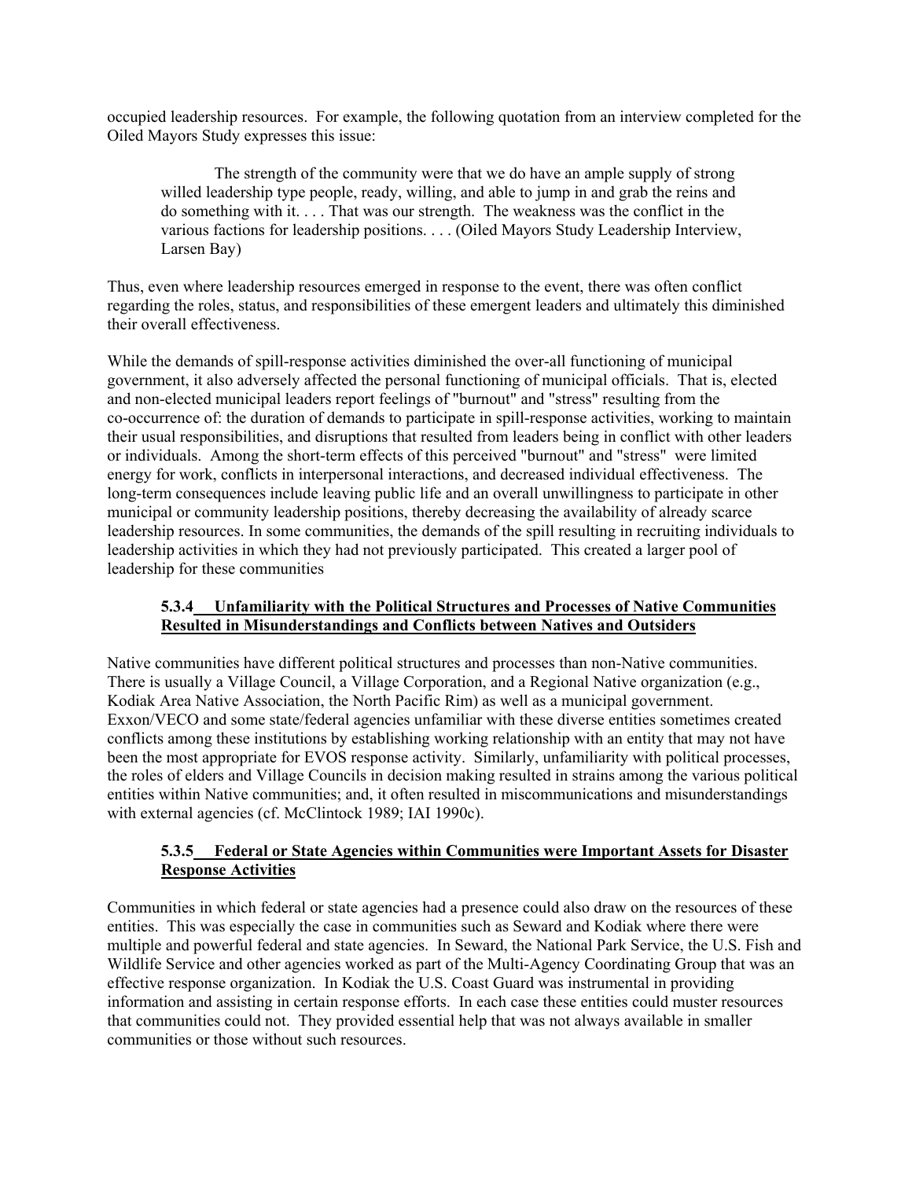occupied leadership resources. For example, the following quotation from an interview completed for the Oiled Mayors Study expresses this issue:

> The strength of the community were that we do have an ample supply of strong willed leadership type people, ready, willing, and able to jump in and grab the reins and do something with it. . . . That was our strength. The weakness was the conflict in the various factions for leadership positions. . . . (Oiled Mayors Study Leadership Interview, Larsen Bay)

Thus, even where leadership resources emerged in response to the event, there was often conflict regarding the roles, status, and responsibilities of these emergent leaders and ultimately this diminished their overall effectiveness.

While the demands of spill-response activities diminished the over-all functioning of municipal government, it also adversely affected the personal functioning of municipal officials. That is, elected and non-elected municipal leaders report feelings of "burnout" and "stress" resulting from the co-occurrence of: the duration of demands to participate in spill-response activities, working to maintain their usual responsibilities, and disruptions that resulted from leaders being in conflict with other leaders or individuals. Among the short-term effects of this perceived "burnout" and "stress" were limited energy for work, conflicts in interpersonal interactions, and decreased individual effectiveness. The long-term consequences include leaving public life and an overall unwillingness to participate in other municipal or community leadership positions, thereby decreasing the availability of already scarce leadership resources. In some communities, the demands of the spill resulting in recruiting individuals to leadership activities in which they had not previously participated. This created a larger pool of leadership for these communities

### 5.3.4 Unfamiliarity with the Political Structures and Processes of Native Communities Resulted in Misunderstandings and Conflicts between Natives and Outsiders

Native communities have different political structures and processes than non-Native communities. There is usually a Village Council, a Village Corporation, and a Regional Native organization (e.g., Kodiak Area Native Association, the North Pacific Rim) as well as a municipal government. Exxon/VECO and some state/federal agencies unfamiliar with these diverse entities sometimes created conflicts among these institutions by establishing working relationship with an entity that may not have been the most appropriate for EVOS response activity. Similarly, unfamiliarity with political processes, the roles of elders and Village Councils in decision making resulted in strains among the various political entities within Native communities; and, it often resulted in miscommunications and misunderstandings with external agencies (cf. McClintock 1989; IAI 1990c).

### 5.3.5 Federal or State Agencies within Communities were Important Assets for Disaster Response Activities

Communities in which federal or state agencies had a presence could also draw on the resources of these entities. This was especially the case in communities such as Seward and Kodiak where there were multiple and powerful federal and state agencies. In Seward, the National Park Service, the U.S. Fish and Wildlife Service and other agencies worked as part of the Multi-Agency Coordinating Group that was an effective response organization. In Kodiak the U.S. Coast Guard was instrumental in providing information and assisting in certain response efforts. In each case these entities could muster resources that communities could not. They provided essential help that was not always available in smaller communities or those without such resources.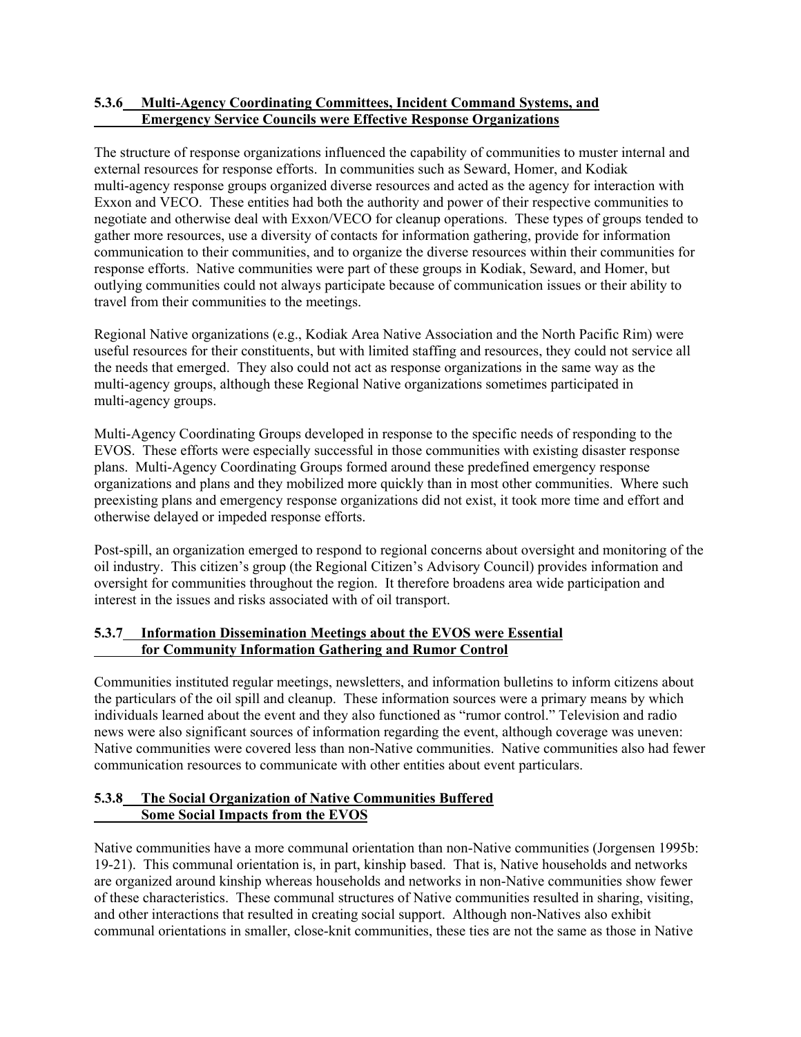### 5.3.6 Multi-Agency Coordinating Committees, Incident Command Systems, and Emergency Service Councils were Effective Response Organizations

The structure of response organizations influenced the capability of communities to muster internal and external resources for response efforts. In communities such as Seward, Homer, and Kodiak multi-agency response groups organized diverse resources and acted as the agency for interaction with Exxon and VECO. These entities had both the authority and power of their respective communities to negotiate and otherwise deal with Exxon/VECO for cleanup operations. These types of groups tended to gather more resources, use a diversity of contacts for information gathering, provide for information communication to their communities, and to organize the diverse resources within their communities for response efforts. Native communities were part of these groups in Kodiak, Seward, and Homer, but outlying communities could not always participate because of communication issues or their ability to travel from their communities to the meetings.

Regional Native organizations (e.g., Kodiak Area Native Association and the North Pacific Rim) were useful resources for their constituents, but with limited staffing and resources, they could not service all the needs that emerged. They also could not act as response organizations in the same way as the multi-agency groups, although these Regional Native organizations sometimes participated in multi-agency groups.

Multi-Agency Coordinating Groups developed in response to the specific needs of responding to the EVOS. These efforts were especially successful in those communities with existing disaster response plans. Multi-Agency Coordinating Groups formed around these predefined emergency response organizations and plans and they mobilized more quickly than in most other communities. Where such preexisting plans and emergency response organizations did not exist, it took more time and effort and otherwise delayed or impeded response efforts.

Post-spill, an organization emerged to respond to regional concerns about oversight and monitoring of the oil industry. This citizen's group (the Regional Citizen's Advisory Council) provides information and oversight for communities throughout the region. It therefore broadens area wide participation and interest in the issues and risks associated with of oil transport.

### 5.3.7 Information Dissemination Meetings about the EVOS were Essential for Community Information Gathering and Rumor Control

Communities instituted regular meetings, newsletters, and information bulletins to inform citizens about the particulars of the oil spill and cleanup. These information sources were a primary means by which individuals learned about the event and they also functioned as "rumor control." Television and radio news were also significant sources of information regarding the event, although coverage was uneven: Native communities were covered less than non-Native communities. Native communities also had fewer communication resources to communicate with other entities about event particulars.

### 5.3.8 The Social Organization of Native Communities Buffered Some Social Impacts from the EVOS

Native communities have a more communal orientation than non-Native communities (Jorgensen 1995b: 19-21). This communal orientation is, in part, kinship based. That is, Native households and networks are organized around kinship whereas households and networks in non-Native communities show fewer of these characteristics. These communal structures of Native communities resulted in sharing, visiting, and other interactions that resulted in creating social support. Although non-Natives also exhibit communal orientations in smaller, close-knit communities, these ties are not the same as those in Native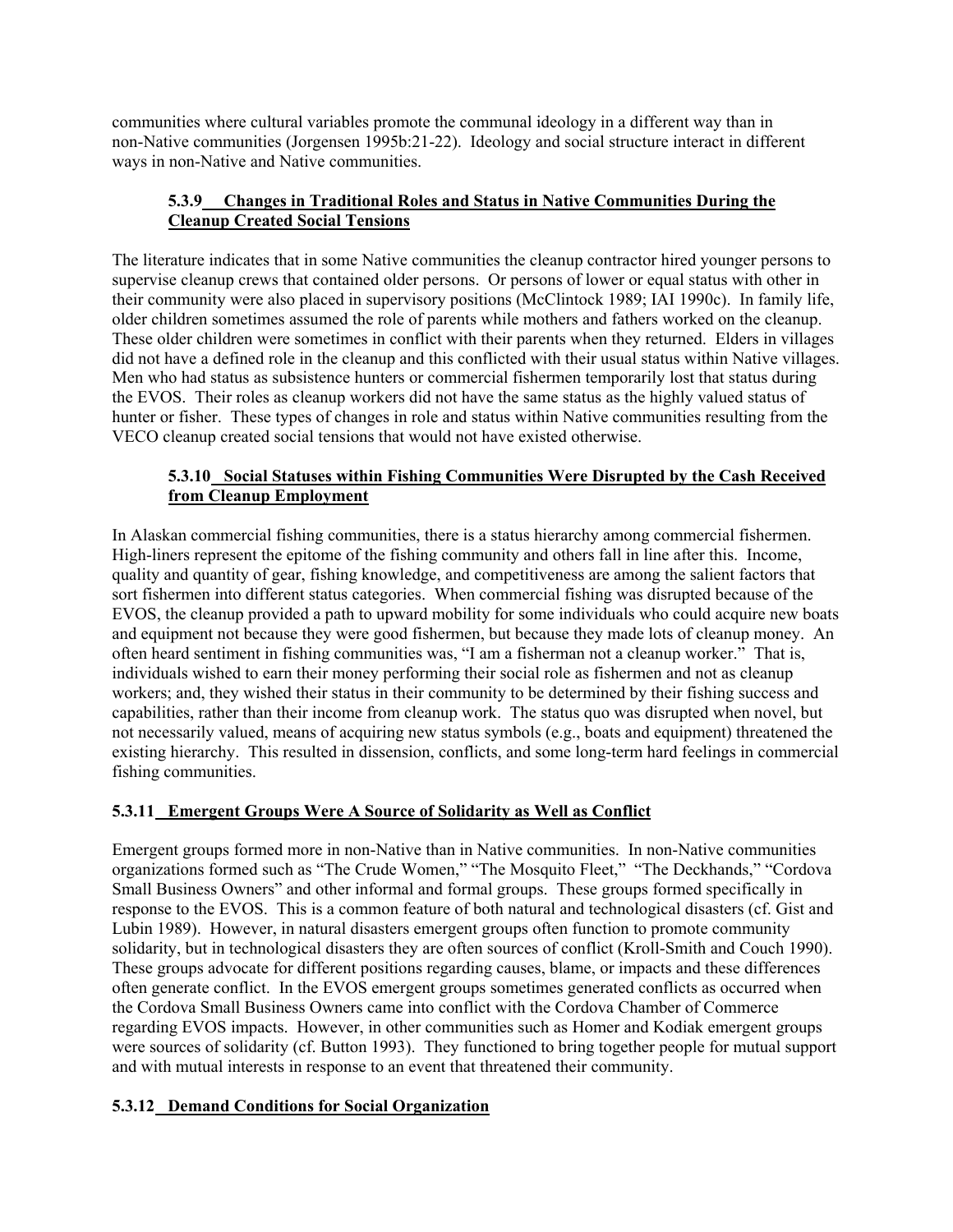communities where cultural variables promote the communal ideology in a different way than in non-Native communities (Jorgensen 1995b:21-22). Ideology and social structure interact in different ways in non-Native and Native communities.

### 5.3.9 Changes in Traditional Roles and Status in Native Communities During the Cleanup Created Social Tensions

The literature indicates that in some Native communities the cleanup contractor hired younger persons to supervise cleanup crews that contained older persons. Or persons of lower or equal status with other in their community were also placed in supervisory positions (McClintock 1989; IAI 1990c). In family life, older children sometimes assumed the role of parents while mothers and fathers worked on the cleanup. These older children were sometimes in conflict with their parents when they returned. Elders in villages did not have a defined role in the cleanup and this conflicted with their usual status within Native villages. Men who had status as subsistence hunters or commercial fishermen temporarily lost that status during the EVOS. Their roles as cleanup workers did not have the same status as the highly valued status of hunter or fisher. These types of changes in role and status within Native communities resulting from the VECO cleanup created social tensions that would not have existed otherwise.

### 5.3.10 Social Statuses within Fishing Communities Were Disrupted by the Cash Received from Cleanup Employment

In Alaskan commercial fishing communities, there is a status hierarchy among commercial fishermen. High-liners represent the epitome of the fishing community and others fall in line after this. Income, quality and quantity of gear, fishing knowledge, and competitiveness are among the salient factors that sort fishermen into different status categories. When commercial fishing was disrupted because of the EVOS, the cleanup provided a path to upward mobility for some individuals who could acquire new boats and equipment not because they were good fishermen, but because they made lots of cleanup money. An often heard sentiment in fishing communities was, "I am a fisherman not a cleanup worker." That is, individuals wished to earn their money performing their social role as fishermen and not as cleanup workers; and, they wished their status in their community to be determined by their fishing success and capabilities, rather than their income from cleanup work. The status quo was disrupted when novel, but not necessarily valued, means of acquiring new status symbols (e.g., boats and equipment) threatened the existing hierarchy. This resulted in dissension, conflicts, and some long-term hard feelings in commercial fishing communities.

### 5.3.11 Emergent Groups Were A Source of Solidarity as Well as Conflict

Emergent groups formed more in non-Native than in Native communities. In non-Native communities organizations formed such as "The Crude Women," "The Mosquito Fleet," "The Deckhands," "Cordova Small Business Owners" and other informal and formal groups. These groups formed specifically in response to the EVOS. This is a common feature of both natural and technological disasters (cf. Gist and Lubin 1989). However, in natural disasters emergent groups often function to promote community solidarity, but in technological disasters they are often sources of conflict (Kroll-Smith and Couch 1990). These groups advocate for different positions regarding causes, blame, or impacts and these differences often generate conflict. In the EVOS emergent groups sometimes generated conflicts as occurred when the Cordova Small Business Owners came into conflict with the Cordova Chamber of Commerce regarding EVOS impacts. However, in other communities such as Homer and Kodiak emergent groups were sources of solidarity (cf. Button 1993). They functioned to bring together people for mutual support and with mutual interests in response to an event that threatened their community.

### 5.3.12 Demand Conditions for Social Organization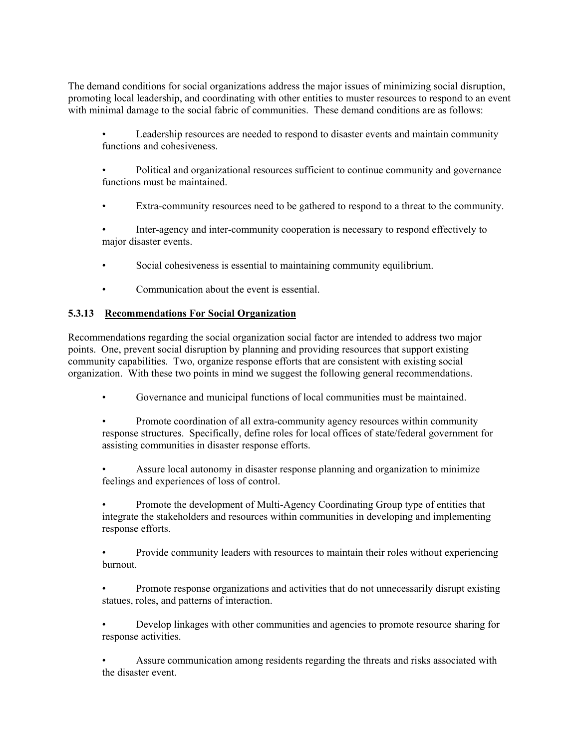The demand conditions for social organizations address the major issues of minimizing social disruption, promoting local leadership, and coordinating with other entities to muster resources to respond to an event with minimal damage to the social fabric of communities. These demand conditions are as follows:

- Leadership resources are needed to respond to disaster events and maintain community functions and cohesiveness.
- Political and organizational resources sufficient to continue community and governance functions must be maintained.
- Extra-community resources need to be gathered to respond to a threat to the community.
- Inter-agency and inter-community cooperation is necessary to respond effectively to major disaster events.
- Social cohesiveness is essential to maintaining community equilibrium.
- Communication about the event is essential.

### 5.3.13 Recommendations For Social Organization

Recommendations regarding the social organization social factor are intended to address two major points. One, prevent social disruption by planning and providing resources that support existing community capabilities. Two, organize response efforts that are consistent with existing social organization. With these two points in mind we suggest the following general recommendations.

- Governance and municipal functions of local communities must be maintained.
- Promote coordination of all extra-community agency resources within community response structures. Specifically, define roles for local offices of state/federal government for assisting communities in disaster response efforts.
- Assure local autonomy in disaster response planning and organization to minimize feelings and experiences of loss of control.
- Promote the development of Multi-Agency Coordinating Group type of entities that integrate the stakeholders and resources within communities in developing and implementing response efforts.
- Provide community leaders with resources to maintain their roles without experiencing burnout.
- Promote response organizations and activities that do not unnecessarily disrupt existing statues, roles, and patterns of interaction.
- Develop linkages with other communities and agencies to promote resource sharing for response activities.
- Assure communication among residents regarding the threats and risks associated with the disaster event.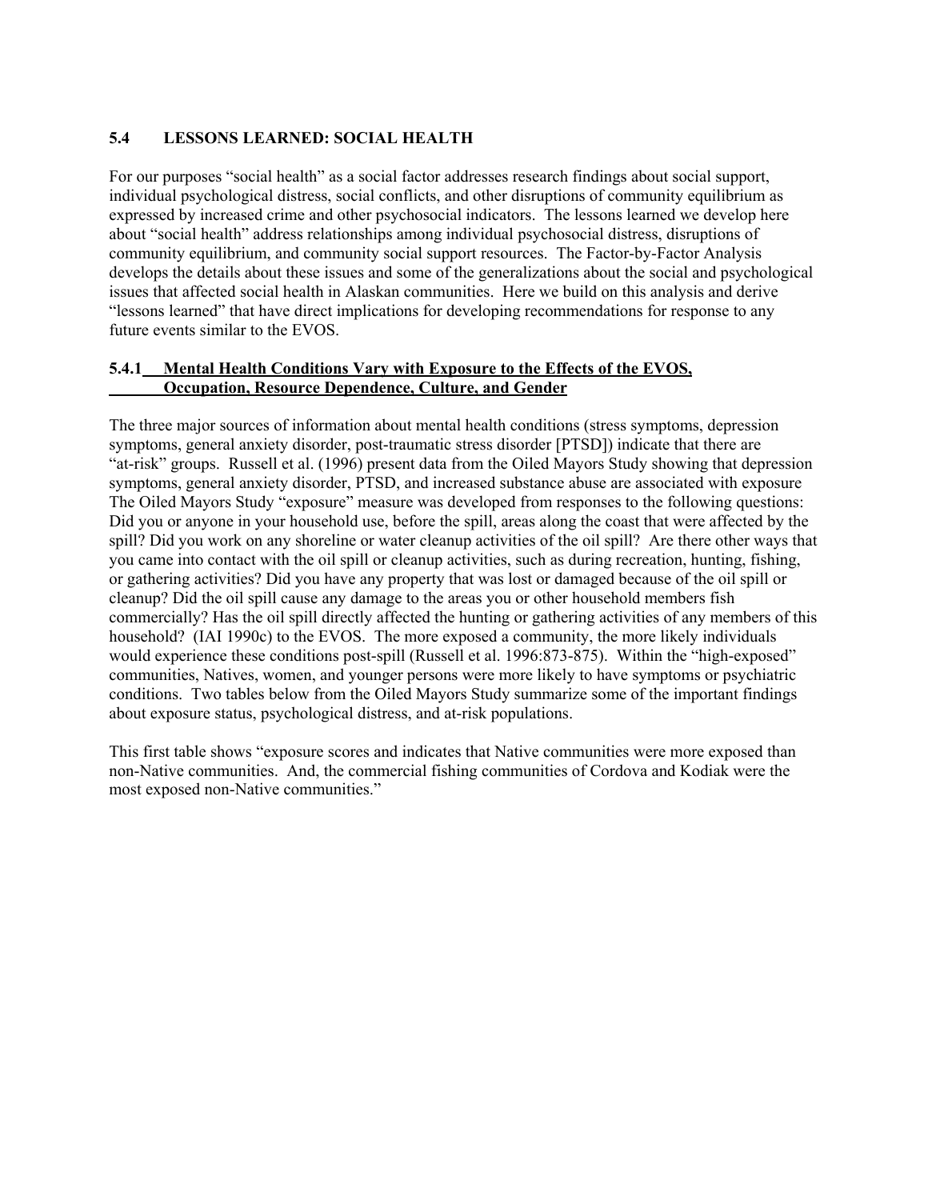### 5.4 LESSONS LEARNED: SOCIAL HEALTH

For our purposes "social health" as a social factor addresses research findings about social support, individual psychological distress, social conflicts, and other disruptions of community equilibrium as expressed by increased crime and other psychosocial indicators. The lessons learned we develop here about "social health" address relationships among individual psychosocial distress, disruptions of community equilibrium, and community social support resources. The Factor-by-Factor Analysis develops the details about these issues and some of the generalizations about the social and psychological issues that affected social health in Alaskan communities. Here we build on this analysis and derive "lessons learned" that have direct implications for developing recommendations for response to any future events similar to the EVOS.

#### 5.4.1 Mental Health Conditions Vary with Exposure to the Effects of the EVOS, Occupation, Resource Dependence, Culture, and Gender

The three major sources of information about mental health conditions (stress symptoms, depression symptoms, general anxiety disorder, post-traumatic stress disorder [PTSD]) indicate that there are "at-risk" groups. Russell et al. (1996) present data from the Oiled Mayors Study showing that depression symptoms, general anxiety disorder, PTSD, and increased substance abuse are associated with exposure The Oiled Mayors Study "exposure" measure was developed from responses to the following questions: Did you or anyone in your household use, before the spill, areas along the coast that were affected by the spill? Did you work on any shoreline or water cleanup activities of the oil spill? Are there other ways that you came into contact with the oil spill or cleanup activities, such as during recreation, hunting, fishing, or gathering activities? Did you have any property that was lost or damaged because of the oil spill or cleanup? Did the oil spill cause any damage to the areas you or other household members fish commercially? Has the oil spill directly affected the hunting or gathering activities of any members of this household? (IAI 1990c) to the EVOS. The more exposed a community, the more likely individuals would experience these conditions post-spill (Russell et al. 1996:873-875). Within the "high-exposed" communities, Natives, women, and younger persons were more likely to have symptoms or psychiatric conditions. Two tables below from the Oiled Mayors Study summarize some of the important findings about exposure status, psychological distress, and at-risk populations.

This first table shows "exposure scores and indicates that Native communities were more exposed than non-Native communities. And, the commercial fishing communities of Cordova and Kodiak were the most exposed non-Native communities."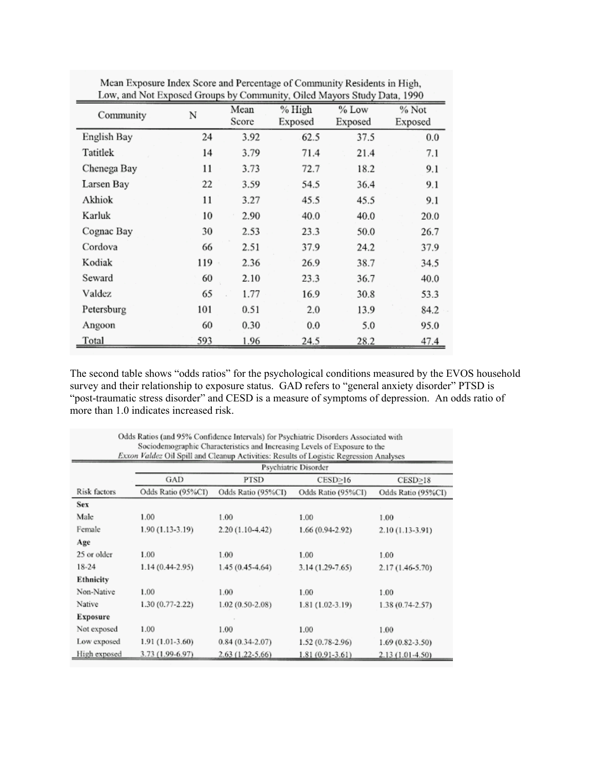Mean Exposure Index Score and Percentage of Community Residents in High, Low, and Not Exposed Groups by Community, Oiled Mayors Study Data, 1990

| Community | N | Mean Score | % High Exposed | % Low Exposed | % Not Exposed |
|---|---|---|---|---|---|
| English Bay | 24 | 3.92 | 62.5 | 37.5 | 0.0 |
| Tatitlek | 14 | 3.79 | 71.4 | 21.4 | 7.1 |
| Chenega Bay | 11 | 3.73 | 72.7 | 18.2 | 9.1 |
| Larsen Bay | 22 | 3.59 | 54.5 | 36.4 | 9.1 |
| Akhiok | 11 | 3.27 | 45.5 | 45.5 | 9.1 |
| Karluk | 10 | 2.90 | 40.0 | 40.0 | 20.0 |
| Cognac Bay | 30 | 2.53 | 23.3 | 50.0 | 26.7 |
| Cordova | 66 | 2.51 | 37.9 | 24.2 | 37.9 |
| Kodiak | 119 | 2.36 | 26.9 | 38.7 | 34.5 |
| Seward | 60 | 2.10 | 23.3 | 36.7 | 40.0 |
| Valdez | 65 | 1.77 | 16.9 | 30.8 | 53.3 |
| Petersburg | 101 | 0.51 | 2.0 | 13.9 | 84.2 |
| Angoon | 60 | 0.30 | 0.0 | 5.0 | 95.0 |
| Total | 593 | 1.96 | 24.5 | 28.2 | 47.4 |

The second table shows "odds ratios" for the psychological conditions measured by the EVOS household survey and their relationship to exposure status. GAD refers to "general anxiety disorder" PTSD is "post-traumatic stress disorder" and CESD is a measure of symptoms of depression. An odds ratio of more than 1.0 indicates increased risk.

Odds Ratios (and 95% Confidence Intervals) for Psychiatric Disorders Associated with Sociodemographic Characteristics and Increasing Levels of Exposure to the *Exxon Valdez* Oil Spill and Cleanup Activities: Results of Logistic Regression Analyses

| | Psychiatric Disorder | | | |
|---|---|---|---|---|
| | GAD | PTSD | CESD≥16 | CESD≥18 |
| Risk factors | Odds Ratio (95%CI) | Odds Ratio (95%CI) | Odds Ratio (95%CI) | Odds Ratio (95%CI) |
| **Sex** | | | | |
| Male | 1.00 | 1.00 | 1.00 | 1.00 |
| Female | 1.90 (1.13-3.19) | 2.20 (1.10-4.42) | 1.66 (0.94-2.92) | 2.10 (1.13-3.91) |
| **Age** | | | | |
| 25 or older | 1.00 | 1.00 | 1.00 | 1.00 |
| 18-24 | 1.14 (0.44-2.95) | 1.45 (0.45-4.64) | 3.14 (1.29-7.65) | 2.17 (1.46-5.70) |
| **Ethnicity** | | | | |
| Non-Native | 1.00 | 1.00 | 1.00 | 1.00 |
| Native | 1.30 (0.77-2.22) | 1.02 (0.50-2.08) | 1.81 (1.02-3.19) | 1.38 (0.74-2.57) |
| **Exposure** | | | | |
| Not exposed | 1.00 | 1.00 | 1.00 | 1.00 |
| Low exposed | 1.91 (1.01-3.60) | 0.84 (0.34-2.07) | 1.52 (0.78-2.96) | 1.69 (0.82-3.50) |
| High exposed | 3.73 (1.99-6.97) | 2.63 (1.22-5.66) | 1.81 (0.91-3.61) | 2.13 (1.01-4.50) |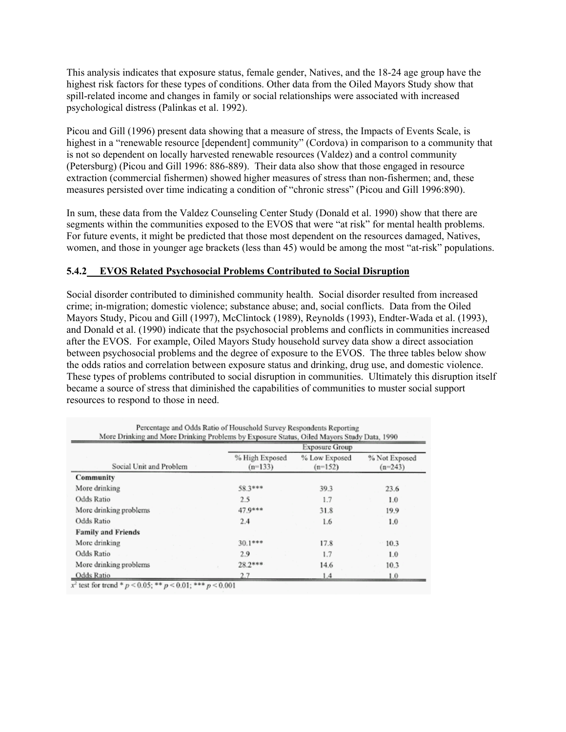This analysis indicates that exposure status, female gender, Natives, and the 18-24 age group have the highest risk factors for these types of conditions. Other data from the Oiled Mayors Study show that spill-related income and changes in family or social relationships were associated with increased psychological distress (Palinkas et al. 1992).

Picou and Gill (1996) present data showing that a measure of stress, the Impacts of Events Scale, is highest in a "renewable resource [dependent] community" (Cordova) in comparison to a community that is not so dependent on locally harvested renewable resources (Valdez) and a control community (Petersburg) (Picou and Gill 1996: 886-889). Their data also show that those engaged in resource extraction (commercial fishermen) showed higher measures of stress than non-fishermen; and, these measures persisted over time indicating a condition of "chronic stress" (Picou and Gill 1996:890).

In sum, these data from the Valdez Counseling Center Study (Donald et al. 1990) show that there are segments within the communities exposed to the EVOS that were "at risk" for mental health problems. For future events, it might be predicted that those most dependent on the resources damaged, Natives, women, and those in younger age brackets (less than 45) would be among the most "at-risk" populations.

### 5.4.2 EVOS Related Psychosocial Problems Contributed to Social Disruption

Social disorder contributed to diminished community health. Social disorder resulted from increased crime; in-migration; domestic violence; substance abuse; and, social conflicts. Data from the Oiled Mayors Study, Picou and Gill (1997), McClintock (1989), Reynolds (1993), Endter-Wada et al. (1993), and Donald et al. (1990) indicate that the psychosocial problems and conflicts in communities increased after the EVOS. For example, Oiled Mayors Study household survey data show a direct association between psychosocial problems and the degree of exposure to the EVOS. The three tables below show the odds ratios and correlation between exposure status and drinking, drug use, and domestic violence. These types of problems contributed to social disruption in communities. Ultimately this disruption itself became a source of stress that diminished the capabilities of communities to muster social support resources to respond to those in need.

Percentage and Odds Ratio of Household Survey Respondents Reporting More Drinking and More Drinking Problems by Exposure Status, Oiled Mayors Study Data, 1990

| | Exposure Group | | |
|---|---|---|---|
| Social Unit and Problem | % High Exposed (n=133) | % Low Exposed (n=152) | % Not Exposed (n=243) |
| **Community** | | | |
| More drinking | 58.3*** | 39.3 | 23.6 |
| Odds Ratio | 2.5 | 1.7 | 1.0 |
| More drinking problems | 47.9*** | 31.8 | 19.9 |
| Odds Ratio | 2.4 | 1.6 | 1.0 |
| **Family and Friends** | | | |
| More drinking | 30.1*** | 17.8 | 10.3 |
| Odds Ratio | 2.9 | 1.7 | 1.0 |
| More drinking problems | 28.2*** | 14.6 | 10.3 |
| Odds Ratio | 2.7 | 1.4 | 1.0 |

$x^2$ test for trend * $p < 0.05$; ** $p < 0.01$; *** $p < 0.001$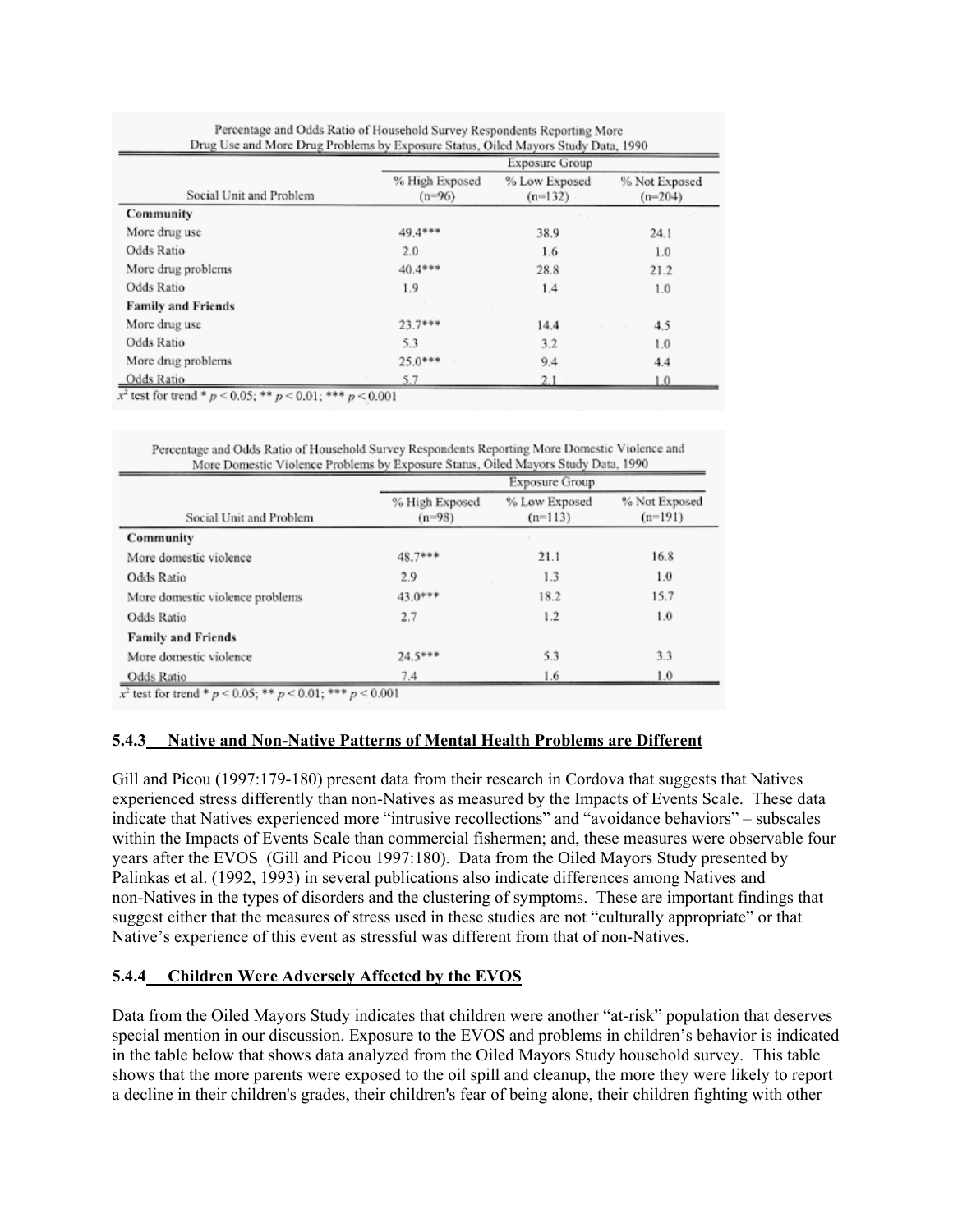Percentage and Odds Ratio of Household Survey Respondents Reporting More Drug Use and More Drug Problems by Exposure Status, Oiled Mayors Study Data, 1990

| Social Unit and Problem | Exposure Group | | |
|---|---|---|---|
| | % High Exposed (n=96) | % Low Exposed (n=132) | % Not Exposed (n=204) |
| **Community** | | | |
| More drug use | 49.4*** | 38.9 | 24.1 |
| Odds Ratio | 2.0 | 1.6 | 1.0 |
| More drug problems | 40.4*** | 28.8 | 21.2 |
| Odds Ratio | 1.9 | 1.4 | 1.0 |
| **Family and Friends** | | | |
| More drug use | 23.7*** | 14.4 | 4.5 |
| Odds Ratio | 5.3 | 3.2 | 1.0 |
| More drug problems | 25.0*** | 9.4 | 4.4 |
| Odds Ratio | 5.7 | 2.1 | 1.0 |

$x^2$ test for trend * $p < 0.05$; ** $p < 0.01$; *** $p < 0.001$

Percentage and Odds Ratio of Household Survey Respondents Reporting More Domestic Violence and More Domestic Violence Problems by Exposure Status, Oiled Mayors Study Data, 1990

| Social Unit and Problem | Exposure Group | | |
|---|---|---|---|
| | % High Exposed (n=98) | % Low Exposed (n=113) | % Not Exposed (n=191) |
| **Community** | | | |
| More domestic violence | 48.7*** | 21.1 | 16.8 |
| Odds Ratio | 2.9 | 1.3 | 1.0 |
| More domestic violence problems | 43.0*** | 18.2 | 15.7 |
| Odds Ratio | 2.7 | 1.2 | 1.0 |
| **Family and Friends** | | | |
| More domestic violence | 24.5*** | 5.3 | 3.3 |
| Odds Ratio | 7.4 | 1.6 | 1.0 |

$x^2$ test for trend * $p < 0.05$; ** $p < 0.01$; *** $p < 0.001$

### 5.4.3 Native and Non-Native Patterns of Mental Health Problems are Different

Gill and Picou (1997:179-180) present data from their research in Cordova that suggests that Natives experienced stress differently than non-Natives as measured by the Impacts of Events Scale. These data indicate that Natives experienced more "intrusive recollections" and "avoidance behaviors" – subscales within the Impacts of Events Scale than commercial fishermen; and, these measures were observable four years after the EVOS (Gill and Picou 1997:180). Data from the Oiled Mayors Study presented by Palinkas et al. (1992, 1993) in several publications also indicate differences among Natives and non-Natives in the types of disorders and the clustering of symptoms. These are important findings that suggest either that the measures of stress used in these studies are not "culturally appropriate" or that Native's experience of this event as stressful was different from that of non-Natives.

### 5.4.4 Children Were Adversely Affected by the EVOS

Data from the Oiled Mayors Study indicates that children were another "at-risk" population that deserves special mention in our discussion. Exposure to the EVOS and problems in children's behavior is indicated in the table below that shows data analyzed from the Oiled Mayors Study household survey. This table shows that the more parents were exposed to the oil spill and cleanup, the more they were likely to report a decline in their children's grades, their children's fear of being alone, their children fighting with other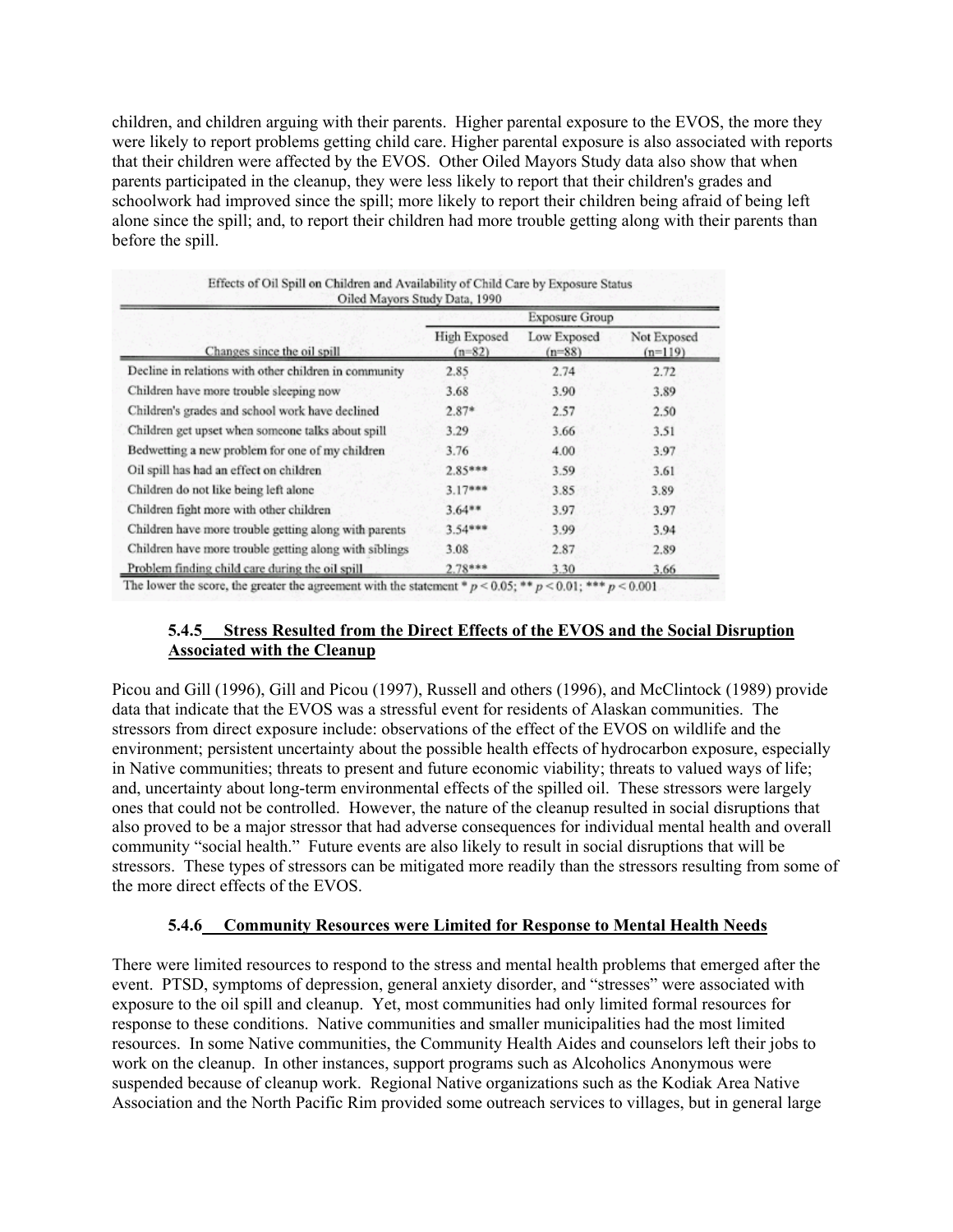children, and children arguing with their parents. Higher parental exposure to the EVOS, the more they were likely to report problems getting child care. Higher parental exposure is also associated with reports that their children were affected by the EVOS. Other Oiled Mayors Study data also show that when parents participated in the cleanup, they were less likely to report that their children's grades and schoolwork had improved since the spill; more likely to report their children being afraid of being left alone since the spill; and, to report their children had more trouble getting along with their parents than before the spill.

Effects of Oil Spill on Children and Availability of Child Care by Exposure Status
Oiled Mayors Study Data, 1990

| Changes since the oil spill | Exposure Group | | |
|---|---|---|---|
| | High Exposed (n=82) | Low Exposed (n=88) | Not Exposed (n=119) |
| Decline in relations with other children in community | 2.85 | 2.74 | 2.72 |
| Children have more trouble sleeping now | 3.68 | 3.90 | 3.89 |
| Children's grades and school work have declined | 2.87* | 2.57 | 2.50 |
| Children get upset when someone talks about spill | 3.29 | 3.66 | 3.51 |
| Bedwetting a new problem for one of my children | 3.76 | 4.00 | 3.97 |
| Oil spill has had an effect on children | 2.85*** | 3.59 | 3.61 |
| Children do not like being left alone | 3.17*** | 3.85 | 3.89 |
| Children fight more with other children | 3.64** | 3.97 | 3.97 |
| Children have more trouble getting along with parents | 3.54*** | 3.99 | 3.94 |
| Children have more trouble getting along with siblings | 3.08 | 2.87 | 2.89 |
| Problem finding child care during the oil spill | 2.78*** | 3.30 | 3.66 |

The lower the score, the greater the agreement with the statement * $p < 0.05$; ** $p < 0.01$; *** $p < 0.001$

### 5.4.5 Stress Resulted from the Direct Effects of the EVOS and the Social Disruption Associated with the Cleanup

Picou and Gill (1996), Gill and Picou (1997), Russell and others (1996), and McClintock (1989) provide data that indicate that the EVOS was a stressful event for residents of Alaskan communities. The stressors from direct exposure include: observations of the effect of the EVOS on wildlife and the environment; persistent uncertainty about the possible health effects of hydrocarbon exposure, especially in Native communities; threats to present and future economic viability; threats to valued ways of life; and, uncertainty about long-term environmental effects of the spilled oil. These stressors were largely ones that could not be controlled. However, the nature of the cleanup resulted in social disruptions that also proved to be a major stressor that had adverse consequences for individual mental health and overall community "social health." Future events are also likely to result in social disruptions that will be stressors. These types of stressors can be mitigated more readily than the stressors resulting from some of the more direct effects of the EVOS.

### 5.4.6 Community Resources were Limited for Response to Mental Health Needs

There were limited resources to respond to the stress and mental health problems that emerged after the event. PTSD, symptoms of depression, general anxiety disorder, and "stresses" were associated with exposure to the oil spill and cleanup. Yet, most communities had only limited formal resources for response to these conditions. Native communities and smaller municipalities had the most limited resources. In some Native communities, the Community Health Aides and counselors left their jobs to work on the cleanup. In other instances, support programs such as Alcoholics Anonymous were suspended because of cleanup work. Regional Native organizations such as the Kodiak Area Native Association and the North Pacific Rim provided some outreach services to villages, but in general large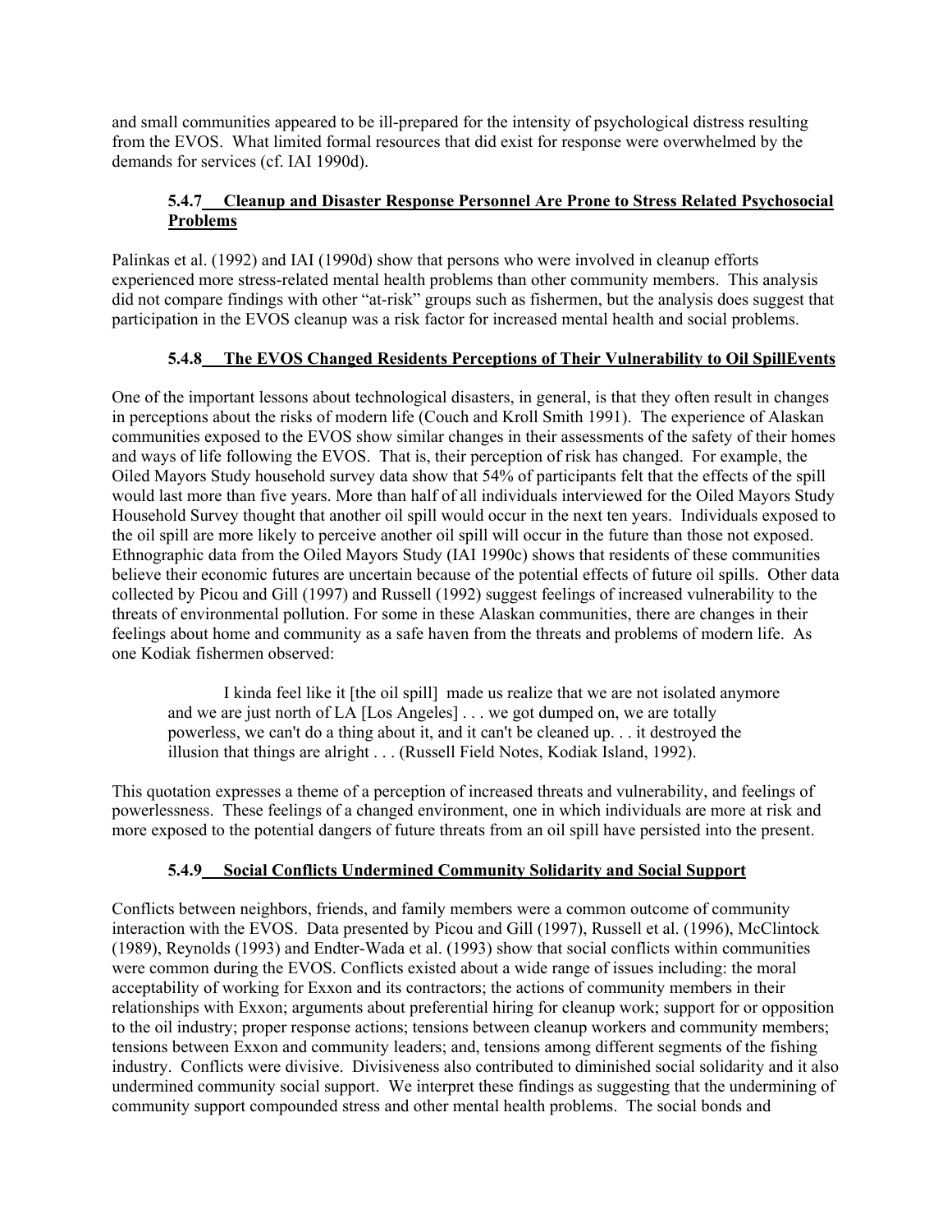and small communities appeared to be ill-prepared for the intensity of psychological distress resulting from the EVOS. What limited formal resources that did exist for response were overwhelmed by the demands for services (cf. IAI 1990d).

### 5.4.7 Cleanup and Disaster Response Personnel Are Prone to Stress Related Psychosocial Problems

Palinkas et al. (1992) and IAI (1990d) show that persons who were involved in cleanup efforts experienced more stress-related mental health problems than other community members. This analysis did not compare findings with other "at-risk" groups such as fishermen, but the analysis does suggest that participation in the EVOS cleanup was a risk factor for increased mental health and social problems.

### 5.4.8 The EVOS Changed Residents Perceptions of Their Vulnerability to Oil SpillEvents

One of the important lessons about technological disasters, in general, is that they often result in changes in perceptions about the risks of modern life (Couch and Kroll Smith 1991). The experience of Alaskan communities exposed to the EVOS show similar changes in their assessments of the safety of their homes and ways of life following the EVOS. That is, their perception of risk has changed. For example, the Oiled Mayors Study household survey data show that 54% of participants felt that the effects of the spill would last more than five years. More than half of all individuals interviewed for the Oiled Mayors Study Household Survey thought that another oil spill would occur in the next ten years. Individuals exposed to the oil spill are more likely to perceive another oil spill will occur in the future than those not exposed. Ethnographic data from the Oiled Mayors Study (IAI 1990c) shows that residents of these communities believe their economic futures are uncertain because of the potential effects of future oil spills. Other data collected by Picou and Gill (1997) and Russell (1992) suggest feelings of increased vulnerability to the threats of environmental pollution. For some in these Alaskan communities, there are changes in their feelings about home and community as a safe haven from the threats and problems of modern life. As one Kodiak fishermen observed:

> I kinda feel like it [the oil spill] made us realize that we are not isolated anymore and we are just north of LA [Los Angeles] . . . we got dumped on, we are totally powerless, we can't do a thing about it, and it can't be cleaned up. . . it destroyed the illusion that things are alright . . . (Russell Field Notes, Kodiak Island, 1992).

This quotation expresses a theme of a perception of increased threats and vulnerability, and feelings of powerlessness. These feelings of a changed environment, one in which individuals are more at risk and more exposed to the potential dangers of future threats from an oil spill have persisted into the present.

### 5.4.9 Social Conflicts Undermined Community Solidarity and Social Support

Conflicts between neighbors, friends, and family members were a common outcome of community interaction with the EVOS. Data presented by Picou and Gill (1997), Russell et al. (1996), McClintock (1989), Reynolds (1993) and Endter-Wada et al. (1993) show that social conflicts within communities were common during the EVOS. Conflicts existed about a wide range of issues including: the moral acceptability of working for Exxon and its contractors; the actions of community members in their relationships with Exxon; arguments about preferential hiring for cleanup work; support for or opposition to the oil industry; proper response actions; tensions between cleanup workers and community members; tensions between Exxon and community leaders; and, tensions among different segments of the fishing industry. Conflicts were divisive. Divisiveness also contributed to diminished social solidarity and it also undermined community social support. We interpret these findings as suggesting that the undermining of community support compounded stress and other mental health problems. The social bonds and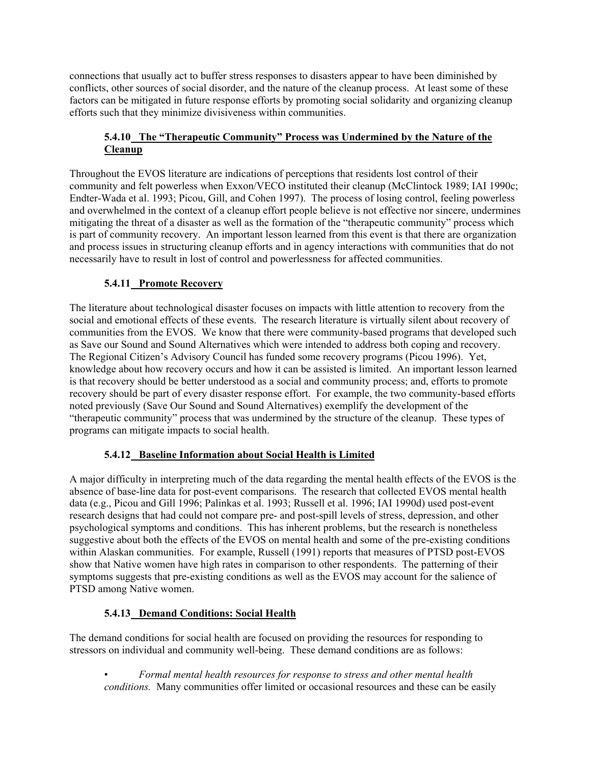connections that usually act to buffer stress responses to disasters appear to have been diminished by conflicts, other sources of social disorder, and the nature of the cleanup process. At least some of these factors can be mitigated in future response efforts by promoting social solidarity and organizing cleanup efforts such that they minimize divisiveness within communities.

### 5.4.10 The "Therapeutic Community" Process was Undermined by the Nature of the Cleanup

Throughout the EVOS literature are indications of perceptions that residents lost control of their community and felt powerless when Exxon/VECO instituted their cleanup (McClintock 1989; IAI 1990c; Endter-Wada et al. 1993; Picou, Gill, and Cohen 1997). The process of losing control, feeling powerless and overwhelmed in the context of a cleanup effort people believe is not effective nor sincere, undermines mitigating the threat of a disaster as well as the formation of the "therapeutic community" process which is part of community recovery. An important lesson learned from this event is that there are organization and process issues in structuring cleanup efforts and in agency interactions with communities that do not necessarily have to result in lost of control and powerlessness for affected communities.

### 5.4.11 Promote Recovery

The literature about technological disaster focuses on impacts with little attention to recovery from the social and emotional effects of these events. The research literature is virtually silent about recovery of communities from the EVOS. We know that there were community-based programs that developed such as Save our Sound and Sound Alternatives which were intended to address both coping and recovery. The Regional Citizen's Advisory Council has funded some recovery programs (Picou 1996). Yet, knowledge about how recovery occurs and how it can be assisted is limited. An important lesson learned is that recovery should be better understood as a social and community process; and, efforts to promote recovery should be part of every disaster response effort. For example, the two community-based efforts noted previously (Save Our Sound and Sound Alternatives) exemplify the development of the "therapeutic community" process that was undermined by the structure of the cleanup. These types of programs can mitigate impacts to social health.

### 5.4.12 Baseline Information about Social Health is Limited

A major difficulty in interpreting much of the data regarding the mental health effects of the EVOS is the absence of base-line data for post-event comparisons. The research that collected EVOS mental health data (e.g., Picou and Gill 1996; Palinkas et al. 1993; Russell et al. 1996; IAI 1990d) used post-event research designs that had could not compare pre- and post-spill levels of stress, depression, and other psychological symptoms and conditions. This has inherent problems, but the research is nonetheless suggestive about both the effects of the EVOS on mental health and some of the pre-existing conditions within Alaskan communities. For example, Russell (1991) reports that measures of PTSD post-EVOS show that Native women have high rates in comparison to other respondents. The patterning of their symptoms suggests that pre-existing conditions as well as the EVOS may account for the salience of PTSD among Native women.

### 5.4.13 Demand Conditions: Social Health

The demand conditions for social health are focused on providing the resources for responding to stressors on individual and community well-being. These demand conditions are as follows:

- *Formal mental health resources for response to stress and other mental health conditions.* Many communities offer limited or occasional resources and these can be easily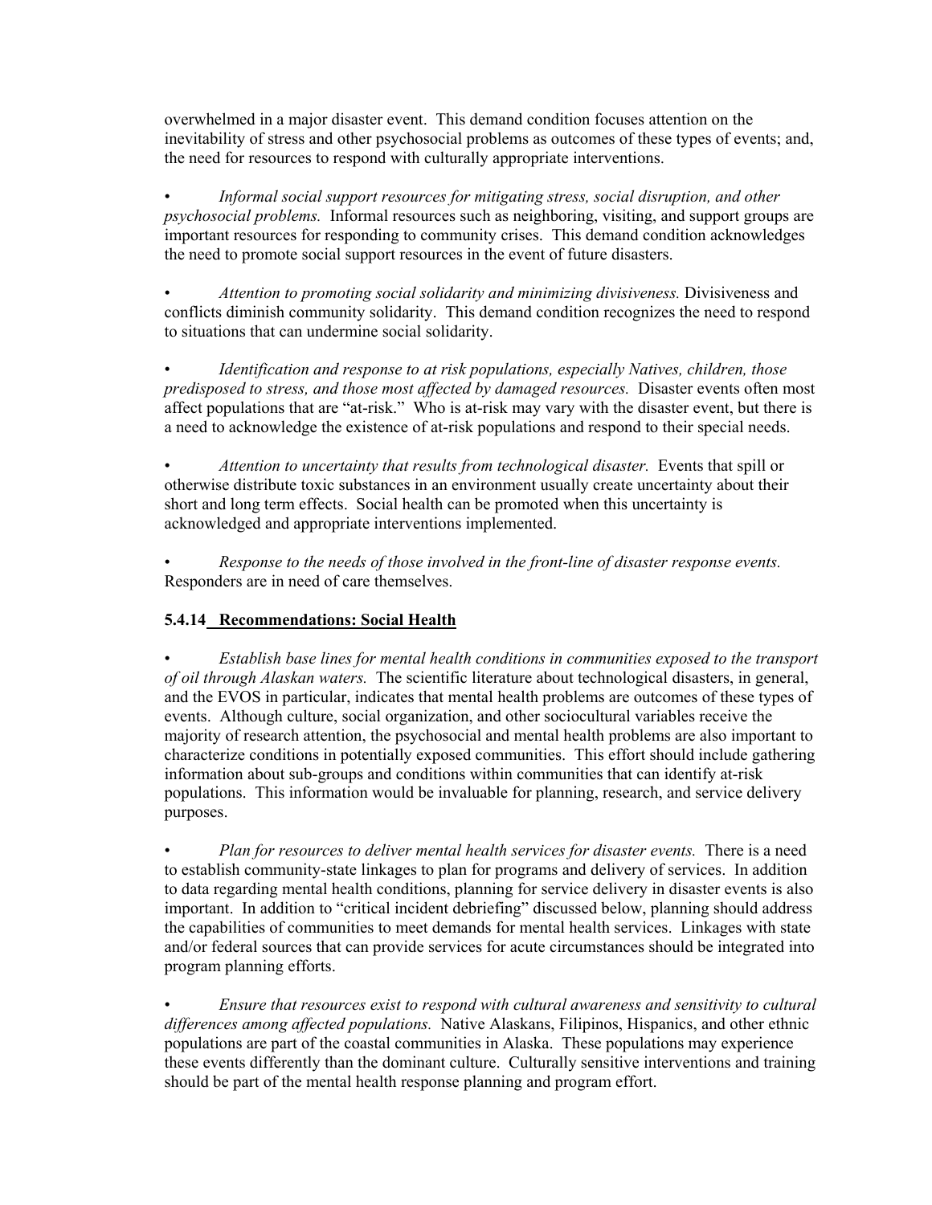overwhelmed in a major disaster event. This demand condition focuses attention on the inevitability of stress and other psychosocial problems as outcomes of these types of events; and, the need for resources to respond with culturally appropriate interventions.

- *Informal social support resources for mitigating stress, social disruption, and other psychosocial problems.* Informal resources such as neighboring, visiting, and support groups are important resources for responding to community crises. This demand condition acknowledges the need to promote social support resources in the event of future disasters.

- *Attention to promoting social solidarity and minimizing divisiveness.* Divisiveness and conflicts diminish community solidarity. This demand condition recognizes the need to respond to situations that can undermine social solidarity.

- *Identification and response to at risk populations, especially Natives, children, those predisposed to stress, and those most affected by damaged resources.* Disaster events often most affect populations that are "at-risk." Who is at-risk may vary with the disaster event, but there is a need to acknowledge the existence of at-risk populations and respond to their special needs.

- *Attention to uncertainty that results from technological disaster.* Events that spill or otherwise distribute toxic substances in an environment usually create uncertainty about their short and long term effects. Social health can be promoted when this uncertainty is acknowledged and appropriate interventions implemented.

- *Response to the needs of those involved in the front-line of disaster response events.* Responders are in need of care themselves.

### 5.4.14 Recommendations: Social Health

- *Establish base lines for mental health conditions in communities exposed to the transport of oil through Alaskan waters.* The scientific literature about technological disasters, in general, and the EVOS in particular, indicates that mental health problems are outcomes of these types of events. Although culture, social organization, and other sociocultural variables receive the majority of research attention, the psychosocial and mental health problems are also important to characterize conditions in potentially exposed communities. This effort should include gathering information about sub-groups and conditions within communities that can identify at-risk populations. This information would be invaluable for planning, research, and service delivery purposes.

- *Plan for resources to deliver mental health services for disaster events.* There is a need to establish community-state linkages to plan for programs and delivery of services. In addition to data regarding mental health conditions, planning for service delivery in disaster events is also important. In addition to "critical incident debriefing" discussed below, planning should address the capabilities of communities to meet demands for mental health services. Linkages with state and/or federal sources that can provide services for acute circumstances should be integrated into program planning efforts.

- *Ensure that resources exist to respond with cultural awareness and sensitivity to cultural differences among affected populations.* Native Alaskans, Filipinos, Hispanics, and other ethnic populations are part of the coastal communities in Alaska. These populations may experience these events differently than the dominant culture. Culturally sensitive interventions and training should be part of the mental health response planning and program effort.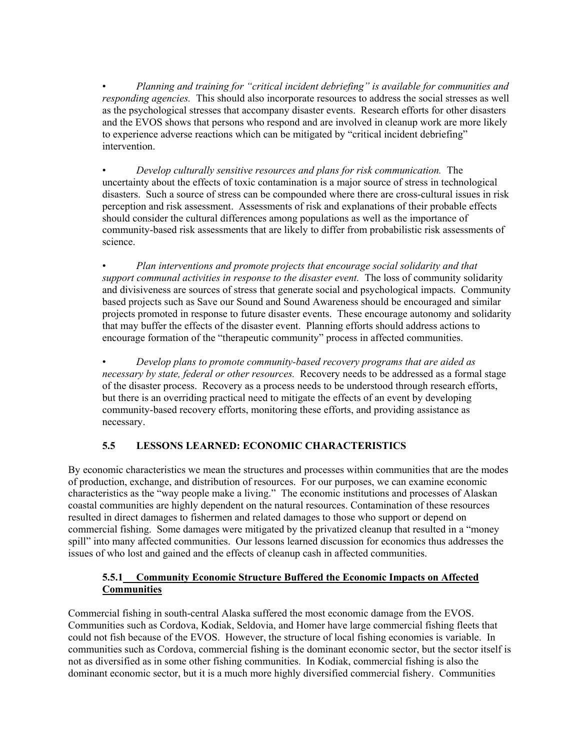- *Planning and training for "critical incident debriefing" is available for communities and responding agencies.* This should also incorporate resources to address the social stresses as well as the psychological stresses that accompany disaster events. Research efforts for other disasters and the EVOS shows that persons who respond and are involved in cleanup work are more likely to experience adverse reactions which can be mitigated by "critical incident debriefing" intervention.

- *Develop culturally sensitive resources and plans for risk communication.* The uncertainty about the effects of toxic contamination is a major source of stress in technological disasters. Such a source of stress can be compounded where there are cross-cultural issues in risk perception and risk assessment. Assessments of risk and explanations of their probable effects should consider the cultural differences among populations as well as the importance of community-based risk assessments that are likely to differ from probabilistic risk assessments of science.

- *Plan interventions and promote projects that encourage social solidarity and that support communal activities in response to the disaster event.* The loss of community solidarity and divisiveness are sources of stress that generate social and psychological impacts. Community based projects such as Save our Sound and Sound Awareness should be encouraged and similar projects promoted in response to future disaster events. These encourage autonomy and solidarity that may buffer the effects of the disaster event. Planning efforts should address actions to encourage formation of the "therapeutic community" process in affected communities.

- *Develop plans to promote community-based recovery programs that are aided as necessary by state, federal or other resources.* Recovery needs to be addressed as a formal stage of the disaster process. Recovery as a process needs to be understood through research efforts, but there is an overriding practical need to mitigate the effects of an event by developing community-based recovery efforts, monitoring these efforts, and providing assistance as necessary.

## 5.5 LESSONS LEARNED: ECONOMIC CHARACTERISTICS

By economic characteristics we mean the structures and processes within communities that are the modes of production, exchange, and distribution of resources. For our purposes, we can examine economic characteristics as the "way people make a living." The economic institutions and processes of Alaskan coastal communities are highly dependent on the natural resources. Contamination of these resources resulted in direct damages to fishermen and related damages to those who support or depend on commercial fishing. Some damages were mitigated by the privatized cleanup that resulted in a "money spill" into many affected communities. Our lessons learned discussion for economics thus addresses the issues of who lost and gained and the effects of cleanup cash in affected communities.

### 5.5.1 Community Economic Structure Buffered the Economic Impacts on Affected Communities

Commercial fishing in south-central Alaska suffered the most economic damage from the EVOS. Communities such as Cordova, Kodiak, Seldovia, and Homer have large commercial fishing fleets that could not fish because of the EVOS. However, the structure of local fishing economies is variable. In communities such as Cordova, commercial fishing is the dominant economic sector, but the sector itself is not as diversified as in some other fishing communities. In Kodiak, commercial fishing is also the dominant economic sector, but it is a much more highly diversified commercial fishery. Communities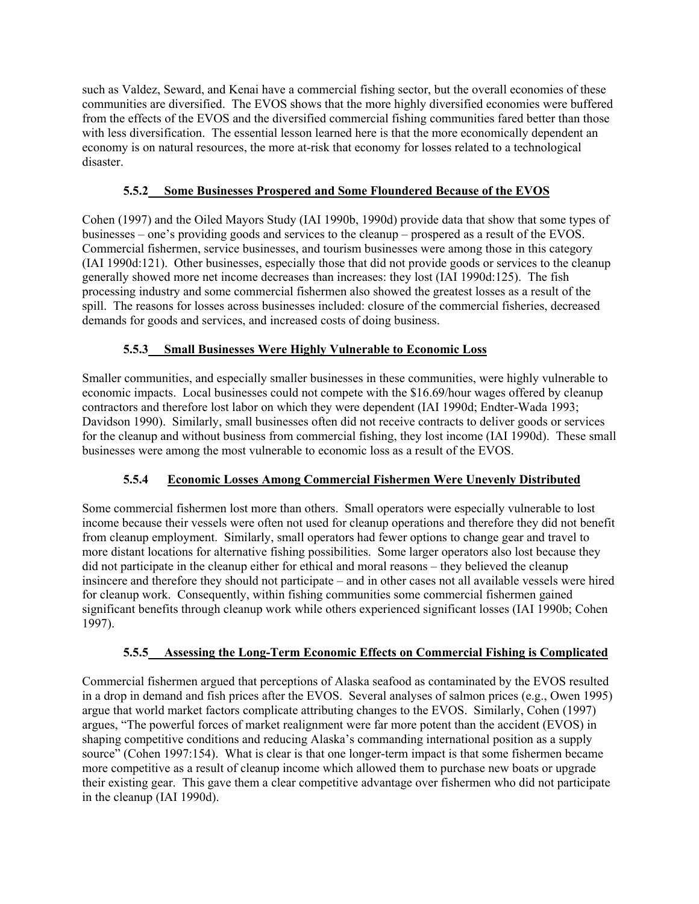such as Valdez, Seward, and Kenai have a commercial fishing sector, but the overall economies of these communities are diversified. The EVOS shows that the more highly diversified economies were buffered from the effects of the EVOS and the diversified commercial fishing communities fared better than those with less diversification. The essential lesson learned here is that the more economically dependent an economy is on natural resources, the more at-risk that economy for losses related to a technological disaster.

### 5.5.2 Some Businesses Prospered and Some Floundered Because of the EVOS

Cohen (1997) and the Oiled Mayors Study (IAI 1990b, 1990d) provide data that show that some types of businesses – one's providing goods and services to the cleanup – prospered as a result of the EVOS. Commercial fishermen, service businesses, and tourism businesses were among those in this category (IAI 1990d:121). Other businesses, especially those that did not provide goods or services to the cleanup generally showed more net income decreases than increases: they lost (IAI 1990d:125). The fish processing industry and some commercial fishermen also showed the greatest losses as a result of the spill. The reasons for losses across businesses included: closure of the commercial fisheries, decreased demands for goods and services, and increased costs of doing business.

### 5.5.3 Small Businesses Were Highly Vulnerable to Economic Loss

Smaller communities, and especially smaller businesses in these communities, were highly vulnerable to economic impacts. Local businesses could not compete with the $16.69/hour wages offered by cleanup contractors and therefore lost labor on which they were dependent (IAI 1990d; Endter-Wada 1993; Davidson 1990). Similarly, small businesses often did not receive contracts to deliver goods or services for the cleanup and without business from commercial fishing, they lost income (IAI 1990d). These small businesses were among the most vulnerable to economic loss as a result of the EVOS.

### 5.5.4 Economic Losses Among Commercial Fishermen Were Unevenly Distributed

Some commercial fishermen lost more than others. Small operators were especially vulnerable to lost income because their vessels were often not used for cleanup operations and therefore they did not benefit from cleanup employment. Similarly, small operators had fewer options to change gear and travel to more distant locations for alternative fishing possibilities. Some larger operators also lost because they did not participate in the cleanup either for ethical and moral reasons – they believed the cleanup insincere and therefore they should not participate – and in other cases not all available vessels were hired for cleanup work. Consequently, within fishing communities some commercial fishermen gained significant benefits through cleanup work while others experienced significant losses (IAI 1990b; Cohen 1997).

### 5.5.5 Assessing the Long-Term Economic Effects on Commercial Fishing is Complicated

Commercial fishermen argued that perceptions of Alaska seafood as contaminated by the EVOS resulted in a drop in demand and fish prices after the EVOS. Several analyses of salmon prices (e.g., Owen 1995) argue that world market factors complicate attributing changes to the EVOS. Similarly, Cohen (1997) argues, "The powerful forces of market realignment were far more potent than the accident (EVOS) in shaping competitive conditions and reducing Alaska's commanding international position as a supply source" (Cohen 1997:154). What is clear is that one longer-term impact is that some fishermen became more competitive as a result of cleanup income which allowed them to purchase new boats or upgrade their existing gear. This gave them a clear competitive advantage over fishermen who did not participate in the cleanup (IAI 1990d).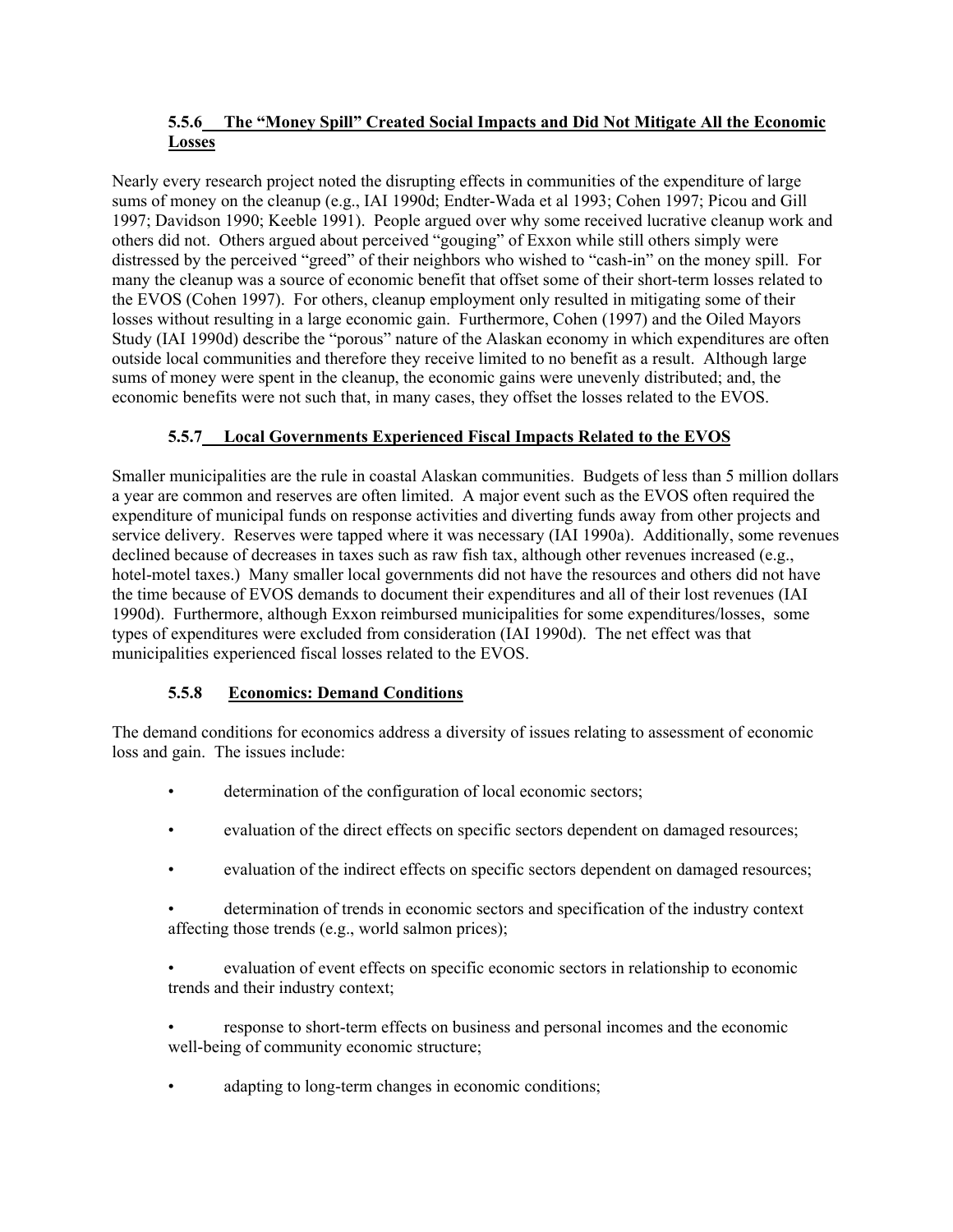### 5.5.6 The "Money Spill" Created Social Impacts and Did Not Mitigate All the Economic Losses

Nearly every research project noted the disrupting effects in communities of the expenditure of large sums of money on the cleanup (e.g., IAI 1990d; Endter-Wada et al 1993; Cohen 1997; Picou and Gill 1997; Davidson 1990; Keeble 1991). People argued over why some received lucrative cleanup work and others did not. Others argued about perceived "gouging" of Exxon while still others simply were distressed by the perceived "greed" of their neighbors who wished to "cash-in" on the money spill. For many the cleanup was a source of economic benefit that offset some of their short-term losses related to the EVOS (Cohen 1997). For others, cleanup employment only resulted in mitigating some of their losses without resulting in a large economic gain. Furthermore, Cohen (1997) and the Oiled Mayors Study (IAI 1990d) describe the "porous" nature of the Alaskan economy in which expenditures are often outside local communities and therefore they receive limited to no benefit as a result. Although large sums of money were spent in the cleanup, the economic gains were unevenly distributed; and, the economic benefits were not such that, in many cases, they offset the losses related to the EVOS.

### 5.5.7 Local Governments Experienced Fiscal Impacts Related to the EVOS

Smaller municipalities are the rule in coastal Alaskan communities. Budgets of less than 5 million dollars a year are common and reserves are often limited. A major event such as the EVOS often required the expenditure of municipal funds on response activities and diverting funds away from other projects and service delivery. Reserves were tapped where it was necessary (IAI 1990a). Additionally, some revenues declined because of decreases in taxes such as raw fish tax, although other revenues increased (e.g., hotel-motel taxes.) Many smaller local governments did not have the resources and others did not have the time because of EVOS demands to document their expenditures and all of their lost revenues (IAI 1990d). Furthermore, although Exxon reimbursed municipalities for some expenditures/losses, some types of expenditures were excluded from consideration (IAI 1990d). The net effect was that municipalities experienced fiscal losses related to the EVOS.

### 5.5.8 Economics: Demand Conditions

The demand conditions for economics address a diversity of issues relating to assessment of economic loss and gain. The issues include:

- determination of the configuration of local economic sectors;
- evaluation of the direct effects on specific sectors dependent on damaged resources;
- evaluation of the indirect effects on specific sectors dependent on damaged resources;
- determination of trends in economic sectors and specification of the industry context affecting those trends (e.g., world salmon prices);
- evaluation of event effects on specific economic sectors in relationship to economic trends and their industry context;
- response to short-term effects on business and personal incomes and the economic well-being of community economic structure;
- adapting to long-term changes in economic conditions;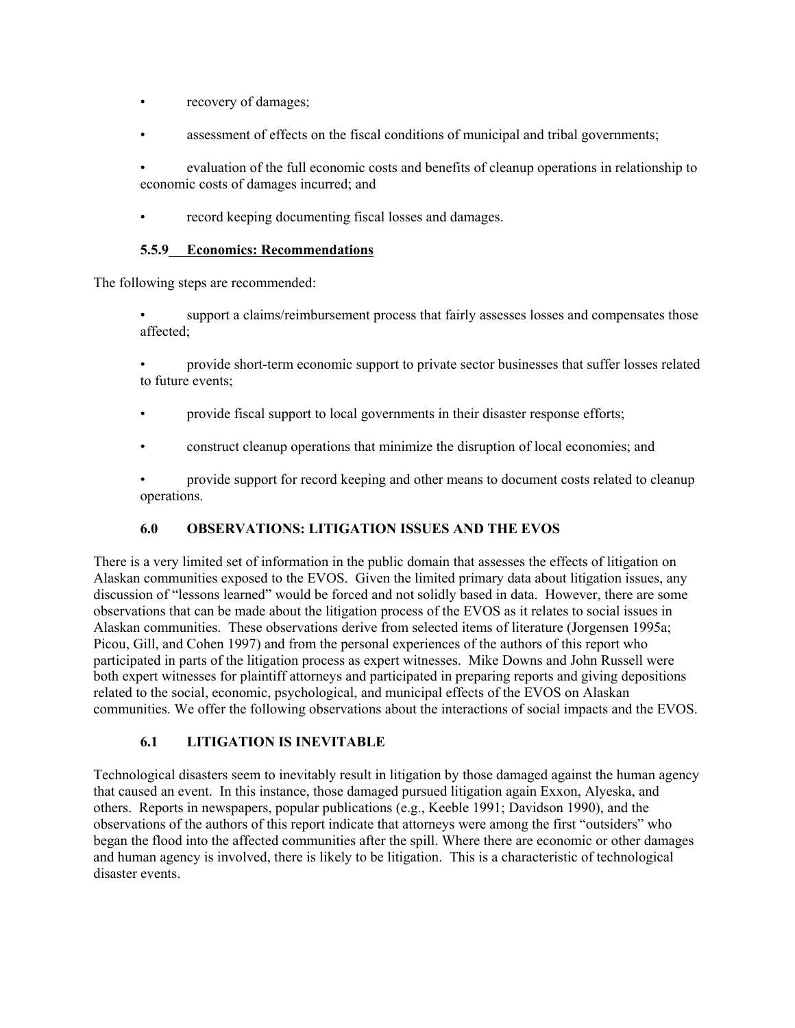- recovery of damages;
- assessment of effects on the fiscal conditions of municipal and tribal governments;
- evaluation of the full economic costs and benefits of cleanup operations in relationship to economic costs of damages incurred; and
- record keeping documenting fiscal losses and damages.

### 5.5.9 Economics: Recommendations

The following steps are recommended:

- support a claims/reimbursement process that fairly assesses losses and compensates those affected;
- provide short-term economic support to private sector businesses that suffer losses related to future events;
- provide fiscal support to local governments in their disaster response efforts;
- construct cleanup operations that minimize the disruption of local economies; and
- provide support for record keeping and other means to document costs related to cleanup operations.

## 6.0 OBSERVATIONS: LITIGATION ISSUES AND THE EVOS

There is a very limited set of information in the public domain that assesses the effects of litigation on Alaskan communities exposed to the EVOS. Given the limited primary data about litigation issues, any discussion of "lessons learned" would be forced and not solidly based in data. However, there are some observations that can be made about the litigation process of the EVOS as it relates to social issues in Alaskan communities. These observations derive from selected items of literature (Jorgensen 1995a; Picou, Gill, and Cohen 1997) and from the personal experiences of the authors of this report who participated in parts of the litigation process as expert witnesses. Mike Downs and John Russell were both expert witnesses for plaintiff attorneys and participated in preparing reports and giving depositions related to the social, economic, psychological, and municipal effects of the EVOS on Alaskan communities. We offer the following observations about the interactions of social impacts and the EVOS.

### 6.1 LITIGATION IS INEVITABLE

Technological disasters seem to inevitably result in litigation by those damaged against the human agency that caused an event. In this instance, those damaged pursued litigation again Exxon, Alyeska, and others. Reports in newspapers, popular publications (e.g., Keeble 1991; Davidson 1990), and the observations of the authors of this report indicate that attorneys were among the first "outsiders" who began the flood into the affected communities after the spill. Where there are economic or other damages and human agency is involved, there is likely to be litigation. This is a characteristic of technological disaster events.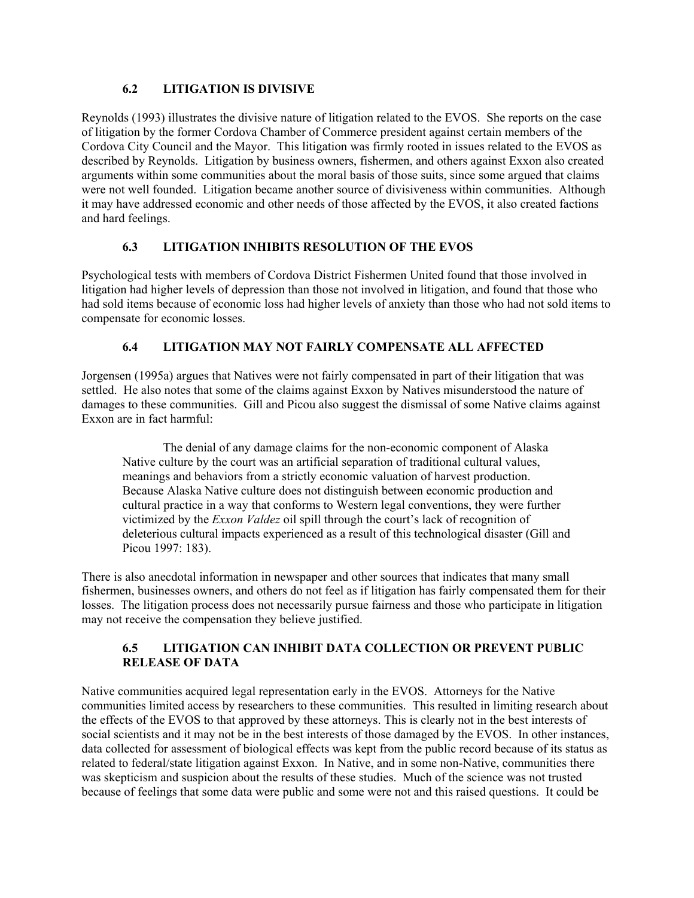### 6.2 LITIGATION IS DIVISIVE

Reynolds (1993) illustrates the divisive nature of litigation related to the EVOS. She reports on the case of litigation by the former Cordova Chamber of Commerce president against certain members of the Cordova City Council and the Mayor. This litigation was firmly rooted in issues related to the EVOS as described by Reynolds. Litigation by business owners, fishermen, and others against Exxon also created arguments within some communities about the moral basis of those suits, since some argued that claims were not well founded. Litigation became another source of divisiveness within communities. Although it may have addressed economic and other needs of those affected by the EVOS, it also created factions and hard feelings.

### 6.3 LITIGATION INHIBITS RESOLUTION OF THE EVOS

Psychological tests with members of Cordova District Fishermen United found that those involved in litigation had higher levels of depression than those not involved in litigation, and found that those who had sold items because of economic loss had higher levels of anxiety than those who had not sold items to compensate for economic losses.

### 6.4 LITIGATION MAY NOT FAIRLY COMPENSATE ALL AFFECTED

Jorgensen (1995a) argues that Natives were not fairly compensated in part of their litigation that was settled. He also notes that some of the claims against Exxon by Natives misunderstood the nature of damages to these communities. Gill and Picou also suggest the dismissal of some Native claims against Exxon are in fact harmful:

> The denial of any damage claims for the non-economic component of Alaska Native culture by the court was an artificial separation of traditional cultural values, meanings and behaviors from a strictly economic valuation of harvest production. Because Alaska Native culture does not distinguish between economic production and cultural practice in a way that conforms to Western legal conventions, they were further victimized by the *Exxon Valdez* oil spill through the court's lack of recognition of deleterious cultural impacts experienced as a result of this technological disaster (Gill and Picou 1997: 183).

There is also anecdotal information in newspaper and other sources that indicates that many small fishermen, businesses owners, and others do not feel as if litigation has fairly compensated them for their losses. The litigation process does not necessarily pursue fairness and those who participate in litigation may not receive the compensation they believe justified.

### 6.5 LITIGATION CAN INHIBIT DATA COLLECTION OR PREVENT PUBLIC RELEASE OF DATA

Native communities acquired legal representation early in the EVOS. Attorneys for the Native communities limited access by researchers to these communities. This resulted in limiting research about the effects of the EVOS to that approved by these attorneys. This is clearly not in the best interests of social scientists and it may not be in the best interests of those damaged by the EVOS. In other instances, data collected for assessment of biological effects was kept from the public record because of its status as related to federal/state litigation against Exxon. In Native, and in some non-Native, communities there was skepticism and suspicion about the results of these studies. Much of the science was not trusted because of feelings that some data were public and some were not and this raised questions. It could be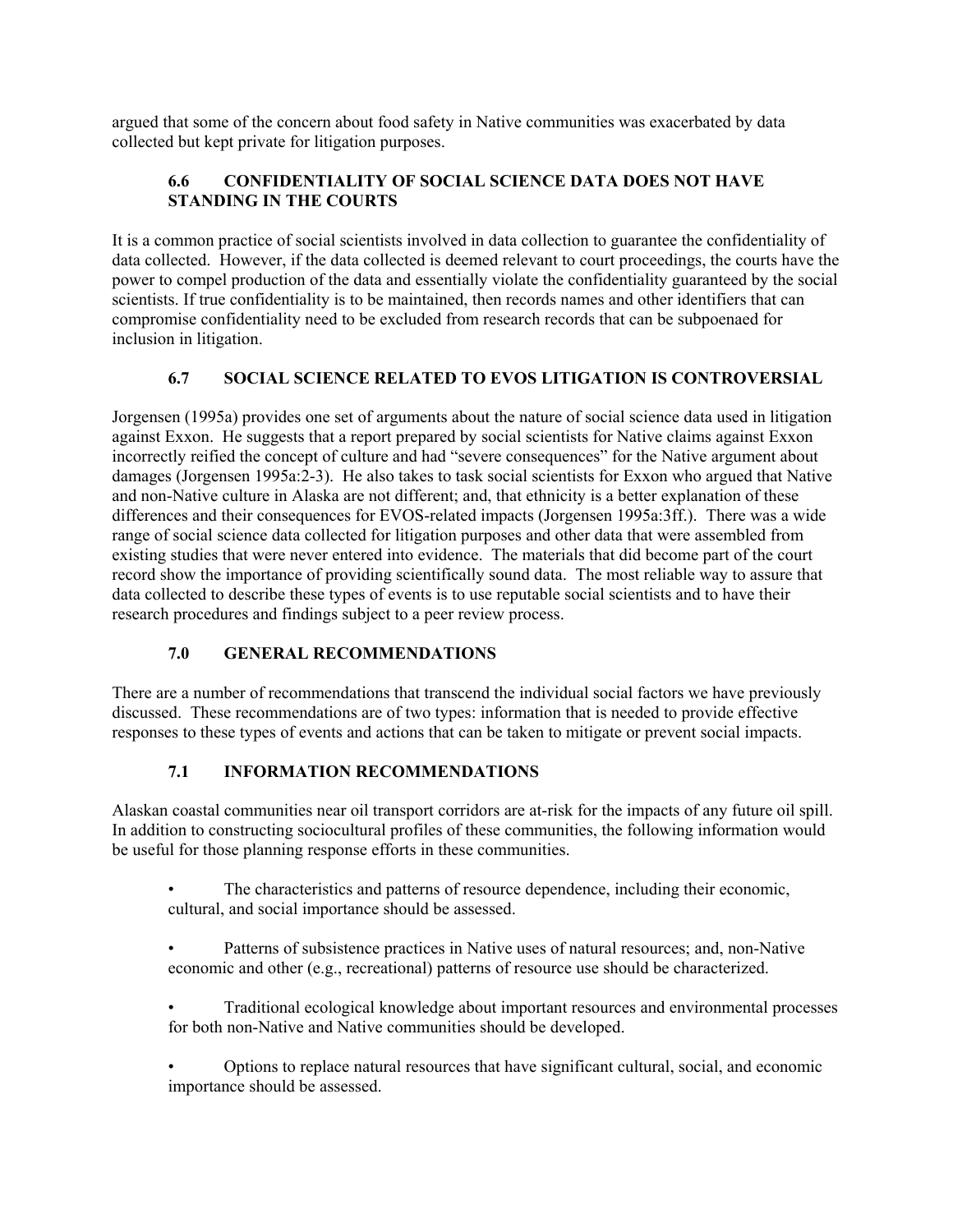argued that some of the concern about food safety in Native communities was exacerbated by data collected but kept private for litigation purposes.

## 6.6 CONFIDENTIALITY OF SOCIAL SCIENCE DATA DOES NOT HAVE STANDING IN THE COURTS

It is a common practice of social scientists involved in data collection to guarantee the confidentiality of data collected. However, if the data collected is deemed relevant to court proceedings, the courts have the power to compel production of the data and essentially violate the confidentiality guaranteed by the social scientists. If true confidentiality is to be maintained, then records names and other identifiers that can compromise confidentiality need to be excluded from research records that can be subpoenaed for inclusion in litigation.

## 6.7 SOCIAL SCIENCE RELATED TO EVOS LITIGATION IS CONTROVERSIAL

Jorgensen (1995a) provides one set of arguments about the nature of social science data used in litigation against Exxon. He suggests that a report prepared by social scientists for Native claims against Exxon incorrectly reified the concept of culture and had "severe consequences" for the Native argument about damages (Jorgensen 1995a:2-3). He also takes to task social scientists for Exxon who argued that Native and non-Native culture in Alaska are not different; and, that ethnicity is a better explanation of these differences and their consequences for EVOS-related impacts (Jorgensen 1995a:3ff.). There was a wide range of social science data collected for litigation purposes and other data that were assembled from existing studies that were never entered into evidence. The materials that did become part of the court record show the importance of providing scientifically sound data. The most reliable way to assure that data collected to describe these types of events is to use reputable social scientists and to have their research procedures and findings subject to a peer review process.

# 7.0 GENERAL RECOMMENDATIONS

There are a number of recommendations that transcend the individual social factors we have previously discussed. These recommendations are of two types: information that is needed to provide effective responses to these types of events and actions that can be taken to mitigate or prevent social impacts.

## 7.1 INFORMATION RECOMMENDATIONS

Alaskan coastal communities near oil transport corridors are at-risk for the impacts of any future oil spill. In addition to constructing sociocultural profiles of these communities, the following information would be useful for those planning response efforts in these communities.

- The characteristics and patterns of resource dependence, including their economic, cultural, and social importance should be assessed.
- Patterns of subsistence practices in Native uses of natural resources; and, non-Native economic and other (e.g., recreational) patterns of resource use should be characterized.
- Traditional ecological knowledge about important resources and environmental processes for both non-Native and Native communities should be developed.
- Options to replace natural resources that have significant cultural, social, and economic importance should be assessed.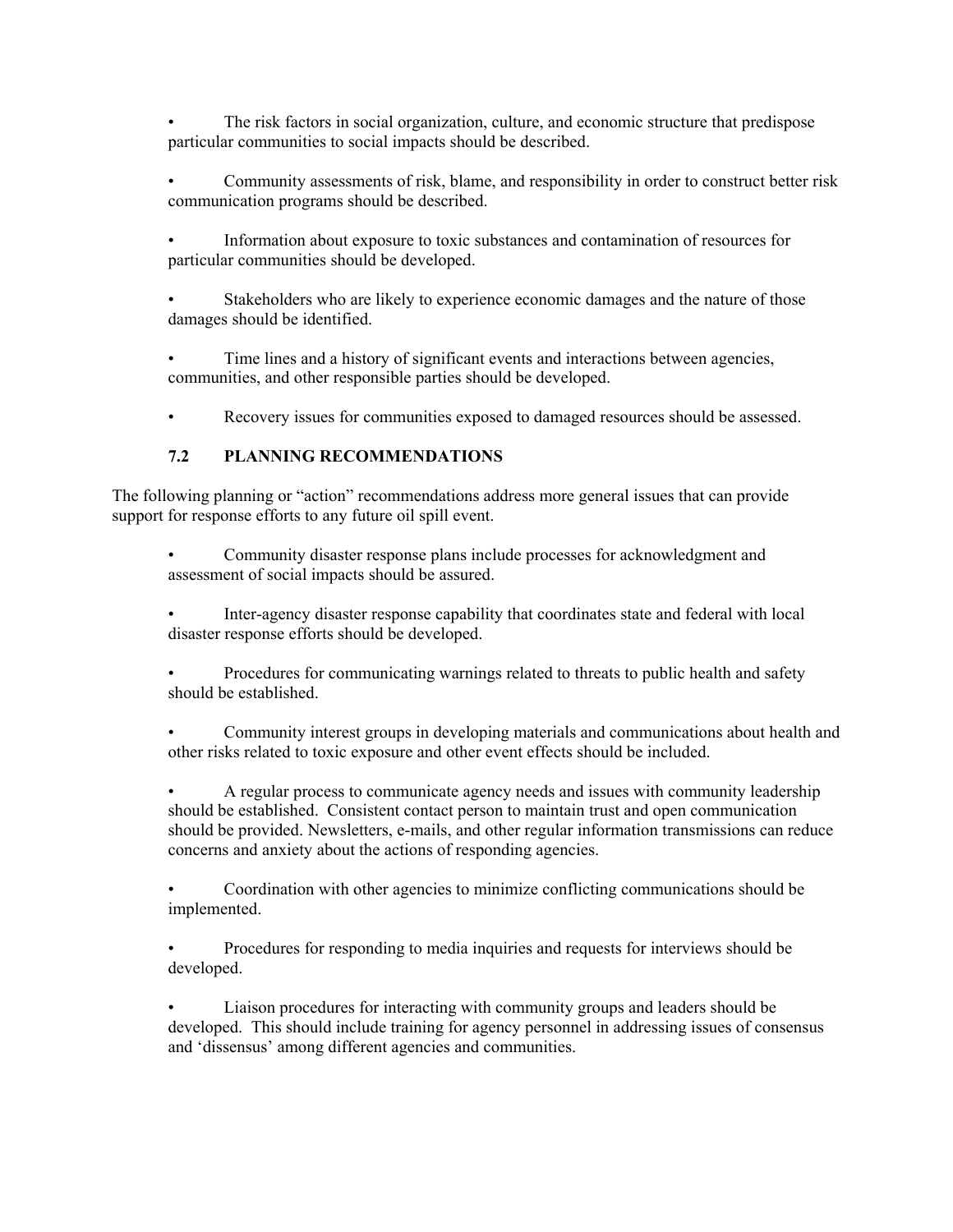- The risk factors in social organization, culture, and economic structure that predispose particular communities to social impacts should be described.

- Community assessments of risk, blame, and responsibility in order to construct better risk communication programs should be described.

- Information about exposure to toxic substances and contamination of resources for particular communities should be developed.

- Stakeholders who are likely to experience economic damages and the nature of those damages should be identified.

- Time lines and a history of significant events and interactions between agencies, communities, and other responsible parties should be developed.

- Recovery issues for communities exposed to damaged resources should be assessed.

### 7.2 PLANNING RECOMMENDATIONS

The following planning or "action" recommendations address more general issues that can provide support for response efforts to any future oil spill event.

- Community disaster response plans include processes for acknowledgment and assessment of social impacts should be assured.

- Inter-agency disaster response capability that coordinates state and federal with local disaster response efforts should be developed.

- Procedures for communicating warnings related to threats to public health and safety should be established.

- Community interest groups in developing materials and communications about health and other risks related to toxic exposure and other event effects should be included.

- A regular process to communicate agency needs and issues with community leadership should be established. Consistent contact person to maintain trust and open communication should be provided. Newsletters, e-mails, and other regular information transmissions can reduce concerns and anxiety about the actions of responding agencies.

- Coordination with other agencies to minimize conflicting communications should be implemented.

- Procedures for responding to media inquiries and requests for interviews should be developed.

- Liaison procedures for interacting with community groups and leaders should be developed. This should include training for agency personnel in addressing issues of consensus and 'dissensus' among different agencies and communities.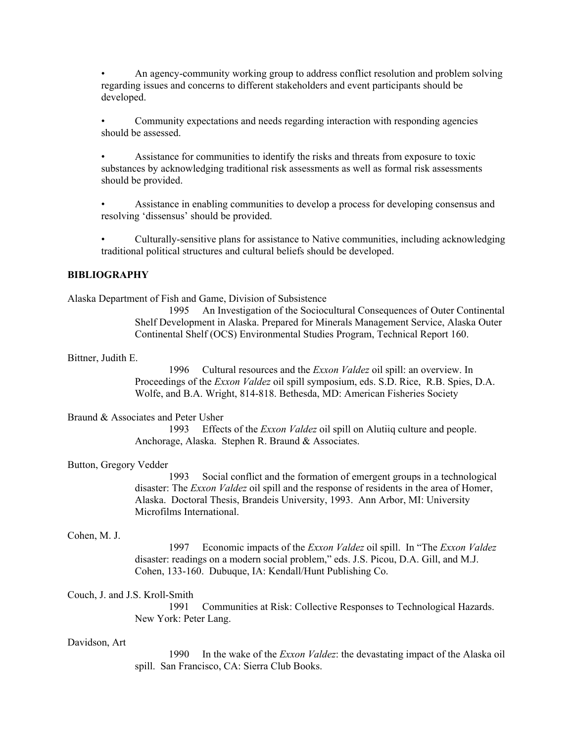- An agency-community working group to address conflict resolution and problem solving regarding issues and concerns to different stakeholders and event participants should be developed.

- Community expectations and needs regarding interaction with responding agencies should be assessed.

- Assistance for communities to identify the risks and threats from exposure to toxic substances by acknowledging traditional risk assessments as well as formal risk assessments should be provided.

- Assistance in enabling communities to develop a process for developing consensus and resolving 'dissensus' should be provided.

- Culturally-sensitive plans for assistance to Native communities, including acknowledging traditional political structures and cultural beliefs should be developed.

**BIBLIOGRAPHY**

Alaska Department of Fish and Game, Division of Subsistence

1995 An Investigation of the Sociocultural Consequences of Outer Continental Shelf Development in Alaska. Prepared for Minerals Management Service, Alaska Outer Continental Shelf (OCS) Environmental Studies Program, Technical Report 160.

Bittner, Judith E.

1996 Cultural resources and the *Exxon Valdez* oil spill: an overview. In Proceedings of the *Exxon Valdez* oil spill symposium, eds. S.D. Rice, R.B. Spies, D.A. Wolfe, and B.A. Wright, 814-818. Bethesda, MD: American Fisheries Society

Braund & Associates and Peter Usher

1993 Effects of the *Exxon Valdez* oil spill on Alutiiq culture and people. Anchorage, Alaska. Stephen R. Braund & Associates.

Button, Gregory Vedder

1993 Social conflict and the formation of emergent groups in a technological disaster: The *Exxon Valdez* oil spill and the response of residents in the area of Homer, Alaska. Doctoral Thesis, Brandeis University, 1993. Ann Arbor, MI: University Microfilms International.

Cohen, M. J.

1997 Economic impacts of the *Exxon Valdez* oil spill. In "The *Exxon Valdez* disaster: readings on a modern social problem," eds. J.S. Picou, D.A. Gill, and M.J. Cohen, 133-160. Dubuque, IA: Kendall/Hunt Publishing Co.

Couch, J. and J.S. Kroll-Smith

1991 Communities at Risk: Collective Responses to Technological Hazards. New York: Peter Lang.

Davidson, Art

1990 In the wake of the *Exxon Valdez*: the devastating impact of the Alaska oil spill. San Francisco, CA: Sierra Club Books.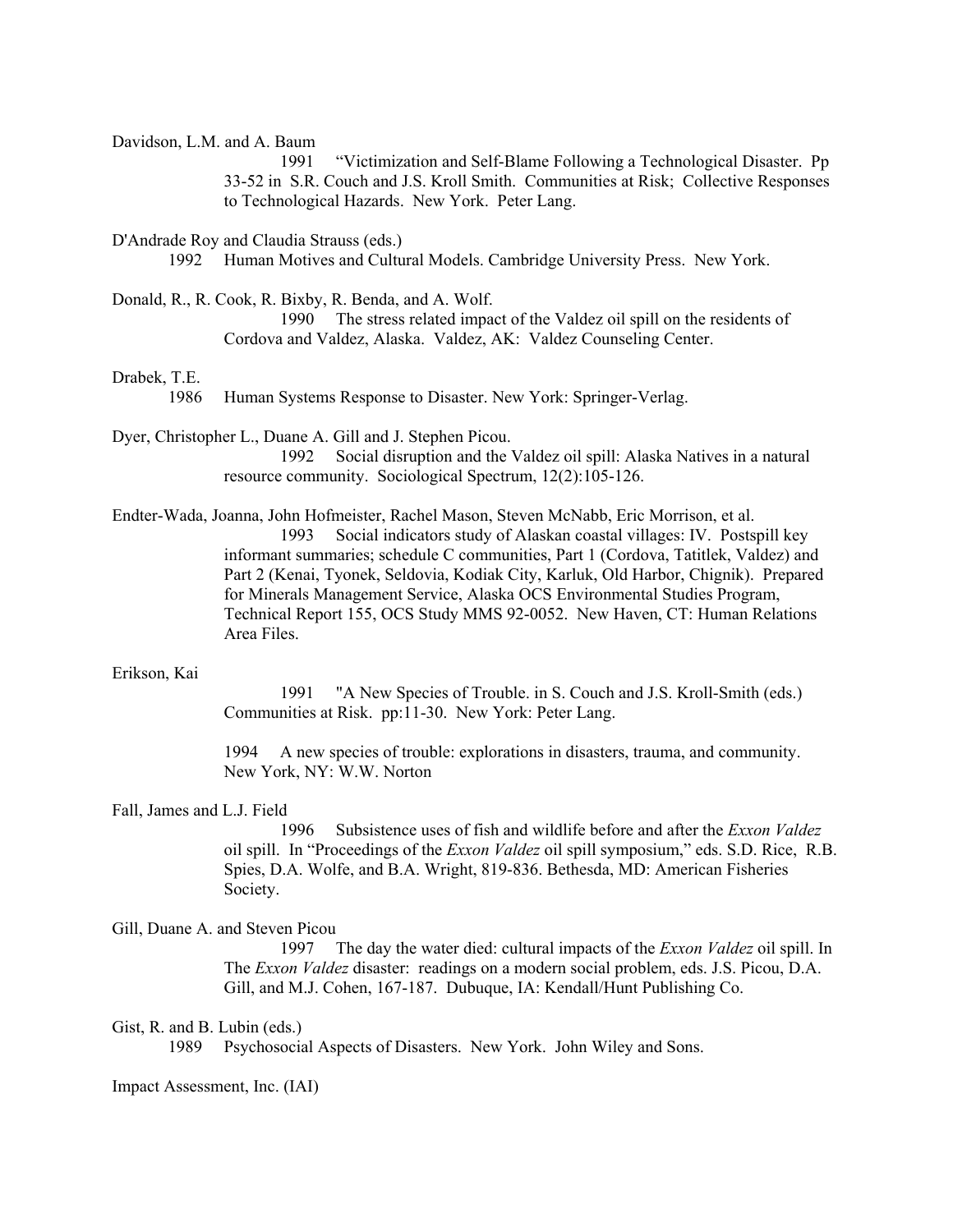Davidson, L.M. and A. Baum

1991 "Victimization and Self-Blame Following a Technological Disaster. Pp 33-52 in S.R. Couch and J.S. Kroll Smith. Communities at Risk; Collective Responses to Technological Hazards. New York. Peter Lang.

D'Andrade Roy and Claudia Strauss (eds.)

1992 Human Motives and Cultural Models. Cambridge University Press. New York.

Donald, R., R. Cook, R. Bixby, R. Benda, and A. Wolf.

1990 The stress related impact of the Valdez oil spill on the residents of Cordova and Valdez, Alaska. Valdez, AK: Valdez Counseling Center.

Drabek, T.E.

1986 Human Systems Response to Disaster. New York: Springer-Verlag.

Dyer, Christopher L., Duane A. Gill and J. Stephen Picou.

1992 Social disruption and the Valdez oil spill: Alaska Natives in a natural resource community. Sociological Spectrum, 12(2):105-126.

Endter-Wada, Joanna, John Hofmeister, Rachel Mason, Steven McNabb, Eric Morrison, et al.

1993 Social indicators study of Alaskan coastal villages: IV. Postspill key informant summaries; schedule C communities, Part 1 (Cordova, Tatitlek, Valdez) and Part 2 (Kenai, Tyonek, Seldovia, Kodiak City, Karluk, Old Harbor, Chignik). Prepared for Minerals Management Service, Alaska OCS Environmental Studies Program, Technical Report 155, OCS Study MMS 92-0052. New Haven, CT: Human Relations Area Files.

Erikson, Kai

1991 "A New Species of Trouble. in S. Couch and J.S. Kroll-Smith (eds.) Communities at Risk. pp:11-30. New York: Peter Lang.

1994 A new species of trouble: explorations in disasters, trauma, and community. New York, NY: W.W. Norton

Fall, James and L.J. Field

1996 Subsistence uses of fish and wildlife before and after the *Exxon Valdez* oil spill. In "Proceedings of the *Exxon Valdez* oil spill symposium," eds. S.D. Rice, R.B. Spies, D.A. Wolfe, and B.A. Wright, 819-836. Bethesda, MD: American Fisheries Society.

Gill, Duane A. and Steven Picou

1997 The day the water died: cultural impacts of the *Exxon Valdez* oil spill. In The *Exxon Valdez* disaster: readings on a modern social problem, eds. J.S. Picou, D.A. Gill, and M.J. Cohen, 167-187. Dubuque, IA: Kendall/Hunt Publishing Co.

Gist, R. and B. Lubin (eds.)

1989 Psychosocial Aspects of Disasters. New York. John Wiley and Sons.

Impact Assessment, Inc. (IAI)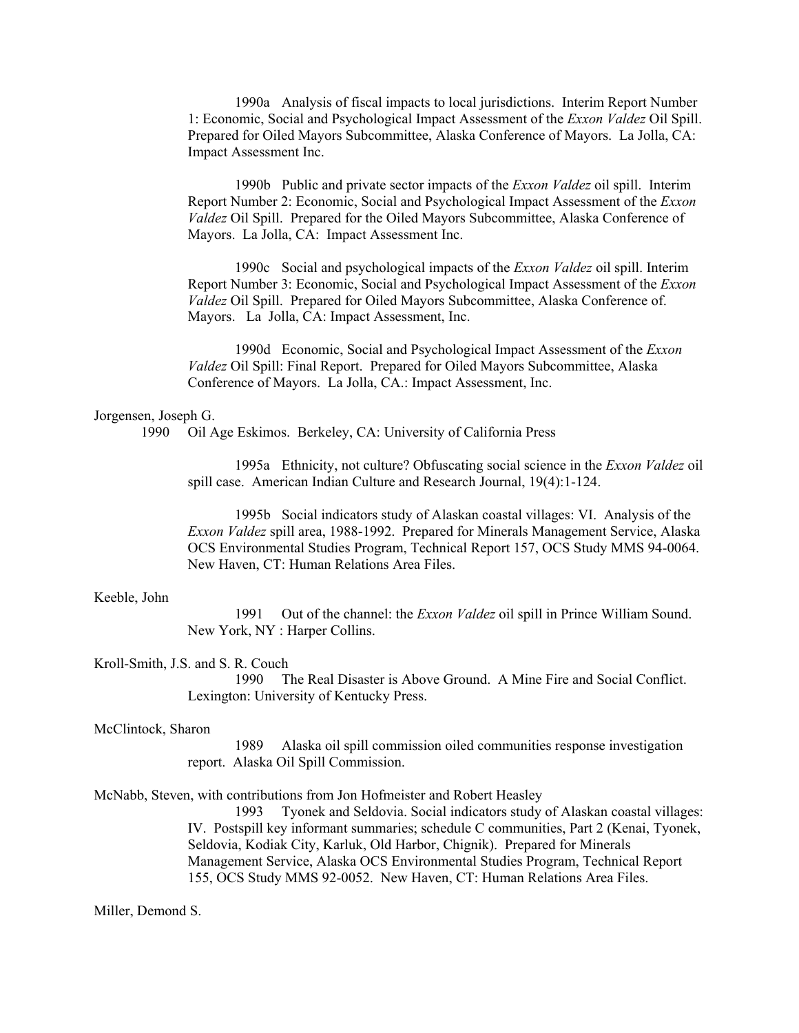1990a Analysis of fiscal impacts to local jurisdictions. Interim Report Number 1: Economic, Social and Psychological Impact Assessment of the *Exxon Valdez* Oil Spill. Prepared for Oiled Mayors Subcommittee, Alaska Conference of Mayors. La Jolla, CA: Impact Assessment Inc.

1990b Public and private sector impacts of the *Exxon Valdez* oil spill. Interim Report Number 2: Economic, Social and Psychological Impact Assessment of the *Exxon Valdez* Oil Spill. Prepared for the Oiled Mayors Subcommittee, Alaska Conference of Mayors. La Jolla, CA: Impact Assessment Inc.

1990c Social and psychological impacts of the *Exxon Valdez* oil spill. Interim Report Number 3: Economic, Social and Psychological Impact Assessment of the *Exxon Valdez* Oil Spill. Prepared for Oiled Mayors Subcommittee, Alaska Conference of. Mayors. La Jolla, CA: Impact Assessment, Inc.

1990d Economic, Social and Psychological Impact Assessment of the *Exxon Valdez* Oil Spill: Final Report. Prepared for Oiled Mayors Subcommittee, Alaska Conference of Mayors. La Jolla, CA.: Impact Assessment, Inc.

Jorgensen, Joseph G.

1990 Oil Age Eskimos. Berkeley, CA: University of California Press

1995a Ethnicity, not culture? Obfuscating social science in the *Exxon Valdez* oil spill case. American Indian Culture and Research Journal, 19(4):1-124.

1995b Social indicators study of Alaskan coastal villages: VI. Analysis of the *Exxon Valdez* spill area, 1988-1992. Prepared for Minerals Management Service, Alaska OCS Environmental Studies Program, Technical Report 157, OCS Study MMS 94-0064. New Haven, CT: Human Relations Area Files.

Keeble, John

1991 Out of the channel: the *Exxon Valdez* oil spill in Prince William Sound. New York, NY : Harper Collins.

Kroll-Smith, J.S. and S. R. Couch

1990 The Real Disaster is Above Ground. A Mine Fire and Social Conflict. Lexington: University of Kentucky Press.

McClintock, Sharon

1989 Alaska oil spill commission oiled communities response investigation report. Alaska Oil Spill Commission.

McNabb, Steven, with contributions from Jon Hofmeister and Robert Heasley

1993 Tyonek and Seldovia. Social indicators study of Alaskan coastal villages: IV. Postspill key informant summaries; schedule C communities, Part 2 (Kenai, Tyonek, Seldovia, Kodiak City, Karluk, Old Harbor, Chignik). Prepared for Minerals Management Service, Alaska OCS Environmental Studies Program, Technical Report 155, OCS Study MMS 92-0052. New Haven, CT: Human Relations Area Files.

Miller, Demond S.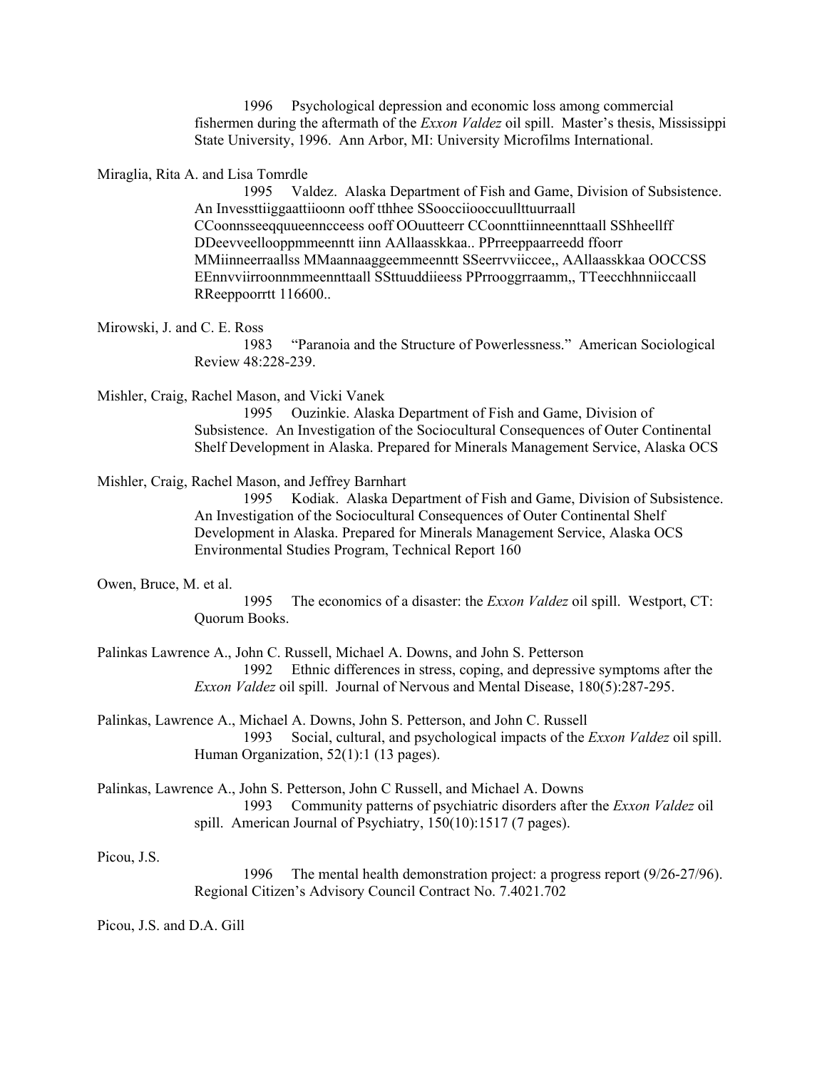1996 Psychological depression and economic loss among commercial fishermen during the aftermath of the *Exxon Valdez* oil spill. Master's thesis, Mississippi State University, 1996. Ann Arbor, MI: University Microfilms International.

Miraglia, Rita A. and Lisa Tomrdle

1995 Valdez. Alaska Department of Fish and Game, Division of Subsistence. An Invessttiiggaattiioonn ooff tthhee SSoocciiooccuullttuurraall CCoonnsseeqquueenncceess ooff OOuutteerr CCoonnttiinneennttaall SShheellff DDeevveellooppmmeenntt iinn AAllaasskkaa.. PPrreeppaarreedd ffoorr MMiinneerraallss MMaannaaggeemmeenntt SSeerrvviiccee,, AAllaasskkaa OOCCSS EEnnvviirroonnmmeenntaall SSttuuddiieess PPrrooggrraamm,, TTeecchhnniiccaall RReeppoorrtt 116600..

Mirowski, J. and C. E. Ross

1983 "Paranoia and the Structure of Powerlessness." American Sociological Review 48:228-239.

Mishler, Craig, Rachel Mason, and Vicki Vanek

1995 Ouzinkie. Alaska Department of Fish and Game, Division of Subsistence. An Investigation of the Sociocultural Consequences of Outer Continental Shelf Development in Alaska. Prepared for Minerals Management Service, Alaska OCS

Mishler, Craig, Rachel Mason, and Jeffrey Barnhart

1995 Kodiak. Alaska Department of Fish and Game, Division of Subsistence. An Investigation of the Sociocultural Consequences of Outer Continental Shelf Development in Alaska. Prepared for Minerals Management Service, Alaska OCS Environmental Studies Program, Technical Report 160

Owen, Bruce, M. et al.

1995 The economics of a disaster: the *Exxon Valdez* oil spill. Westport, CT: Quorum Books.

Palinkas Lawrence A., John C. Russell, Michael A. Downs, and John S. Petterson

1992 Ethnic differences in stress, coping, and depressive symptoms after the *Exxon Valdez* oil spill. Journal of Nervous and Mental Disease, 180(5):287-295.

Palinkas, Lawrence A., Michael A. Downs, John S. Petterson, and John C. Russell

1993 Social, cultural, and psychological impacts of the *Exxon Valdez* oil spill. Human Organization, 52(1):1 (13 pages).

Palinkas, Lawrence A., John S. Petterson, John C Russell, and Michael A. Downs

1993 Community patterns of psychiatric disorders after the *Exxon Valdez* oil spill. American Journal of Psychiatry, 150(10):1517 (7 pages).

Picou, J.S.

1996 The mental health demonstration project: a progress report (9/26-27/96). Regional Citizen's Advisory Council Contract No. 7.4021.702

Picou, J.S. and D.A. Gill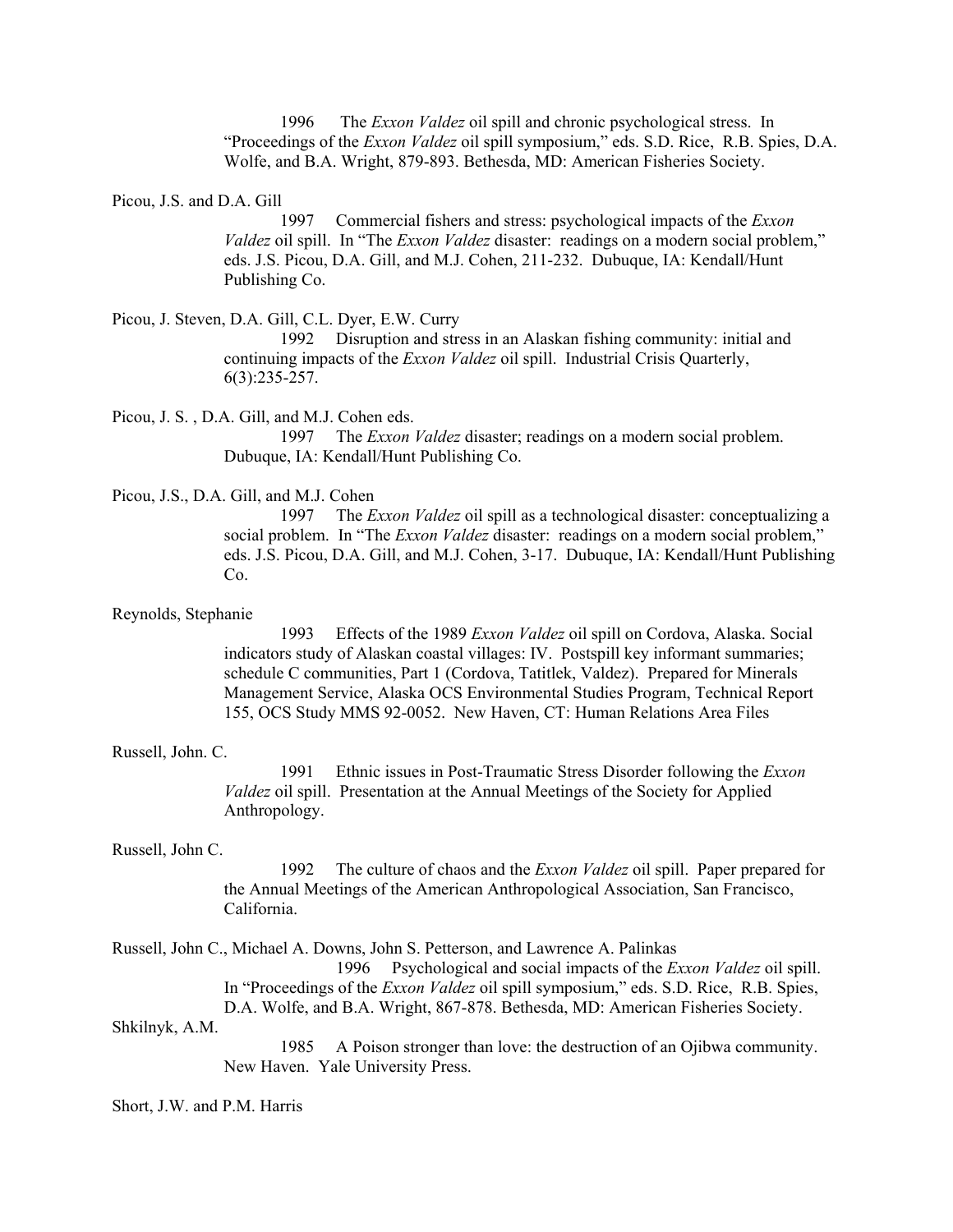1996 The *Exxon Valdez* oil spill and chronic psychological stress. In "Proceedings of the *Exxon Valdez* oil spill symposium," eds. S.D. Rice, R.B. Spies, D.A. Wolfe, and B.A. Wright, 879-893. Bethesda, MD: American Fisheries Society.

Picou, J.S. and D.A. Gill

1997 Commercial fishers and stress: psychological impacts of the *Exxon Valdez* oil spill. In "The *Exxon Valdez* disaster: readings on a modern social problem," eds. J.S. Picou, D.A. Gill, and M.J. Cohen, 211-232. Dubuque, IA: Kendall/Hunt Publishing Co.

Picou, J. Steven, D.A. Gill, C.L. Dyer, E.W. Curry

1992 Disruption and stress in an Alaskan fishing community: initial and continuing impacts of the *Exxon Valdez* oil spill. Industrial Crisis Quarterly, 6(3):235-257.

Picou, J. S. , D.A. Gill, and M.J. Cohen eds.

1997 The *Exxon Valdez* disaster; readings on a modern social problem. Dubuque, IA: Kendall/Hunt Publishing Co.

Picou, J.S., D.A. Gill, and M.J. Cohen

1997 The *Exxon Valdez* oil spill as a technological disaster: conceptualizing a social problem. In "The *Exxon Valdez* disaster: readings on a modern social problem," eds. J.S. Picou, D.A. Gill, and M.J. Cohen, 3-17. Dubuque, IA: Kendall/Hunt Publishing Co.

Reynolds, Stephanie

1993 Effects of the 1989 *Exxon Valdez* oil spill on Cordova, Alaska. Social indicators study of Alaskan coastal villages: IV. Postspill key informant summaries; schedule C communities, Part 1 (Cordova, Tatitlek, Valdez). Prepared for Minerals Management Service, Alaska OCS Environmental Studies Program, Technical Report 155, OCS Study MMS 92-0052. New Haven, CT: Human Relations Area Files

Russell, John. C.

1991 Ethnic issues in Post-Traumatic Stress Disorder following the *Exxon Valdez* oil spill. Presentation at the Annual Meetings of the Society for Applied Anthropology.

Russell, John C.

1992 The culture of chaos and the *Exxon Valdez* oil spill. Paper prepared for the Annual Meetings of the American Anthropological Association, San Francisco, California.

Russell, John C., Michael A. Downs, John S. Petterson, and Lawrence A. Palinkas

1996 Psychological and social impacts of the *Exxon Valdez* oil spill. In "Proceedings of the *Exxon Valdez* oil spill symposium," eds. S.D. Rice, R.B. Spies, D.A. Wolfe, and B.A. Wright, 867-878. Bethesda, MD: American Fisheries Society.

Shkilnyk, A.M.

1985 A Poison stronger than love: the destruction of an Ojibwa community. New Haven. Yale University Press.

Short, J.W. and P.M. Harris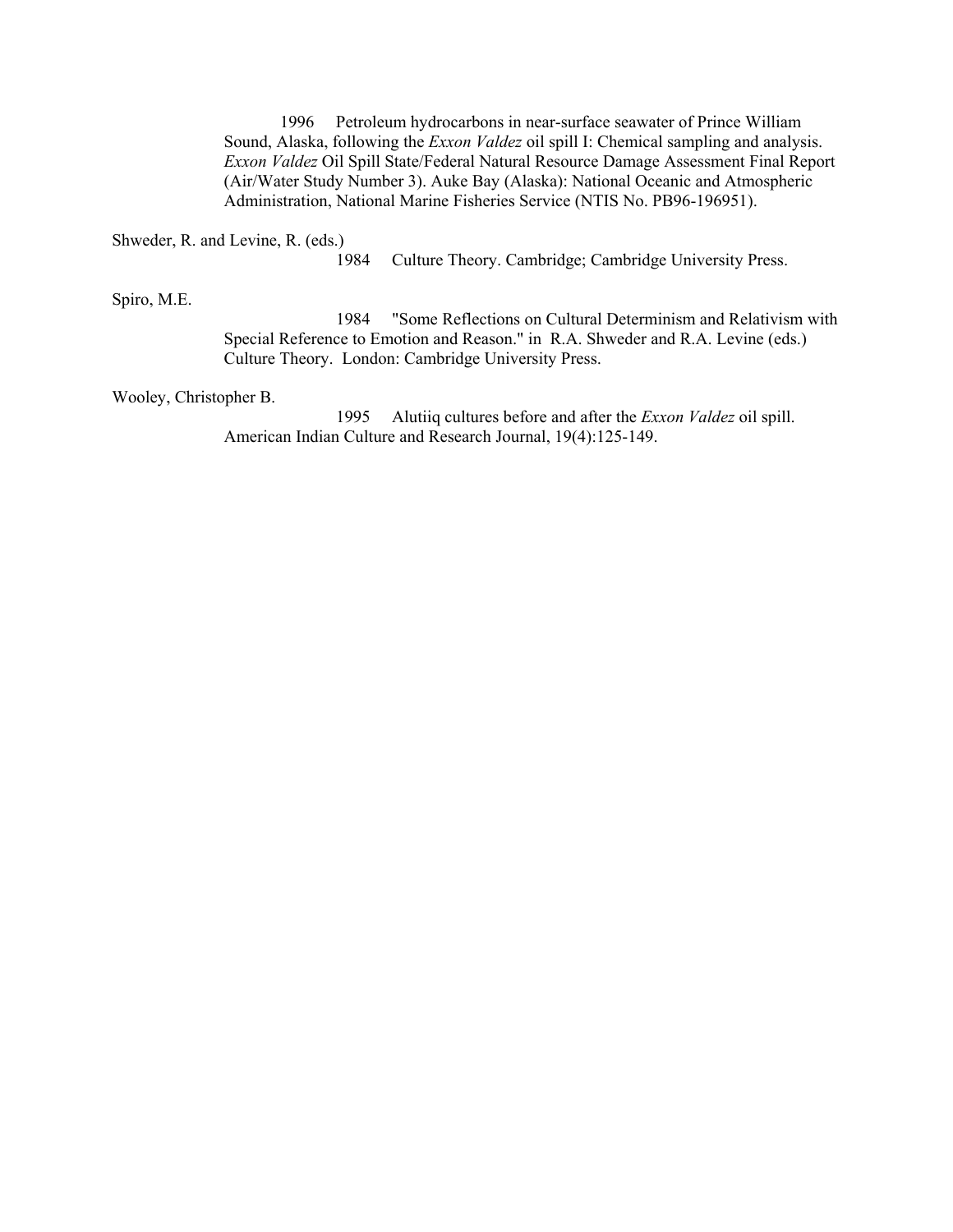1996 Petroleum hydrocarbons in near-surface seawater of Prince William Sound, Alaska, following the *Exxon Valdez* oil spill I: Chemical sampling and analysis. *Exxon Valdez* Oil Spill State/Federal Natural Resource Damage Assessment Final Report (Air/Water Study Number 3). Auke Bay (Alaska): National Oceanic and Atmospheric Administration, National Marine Fisheries Service (NTIS No. PB96-196951).

Shweder, R. and Levine, R. (eds.)

1984 Culture Theory. Cambridge; Cambridge University Press.

Spiro, M.E.

1984 "Some Reflections on Cultural Determinism and Relativism with Special Reference to Emotion and Reason." in R.A. Shweder and R.A. Levine (eds.) Culture Theory. London: Cambridge University Press.

Wooley, Christopher B.

1995 Alutiiq cultures before and after the *Exxon Valdez* oil spill. American Indian Culture and Research Journal, 19(4):125-149.